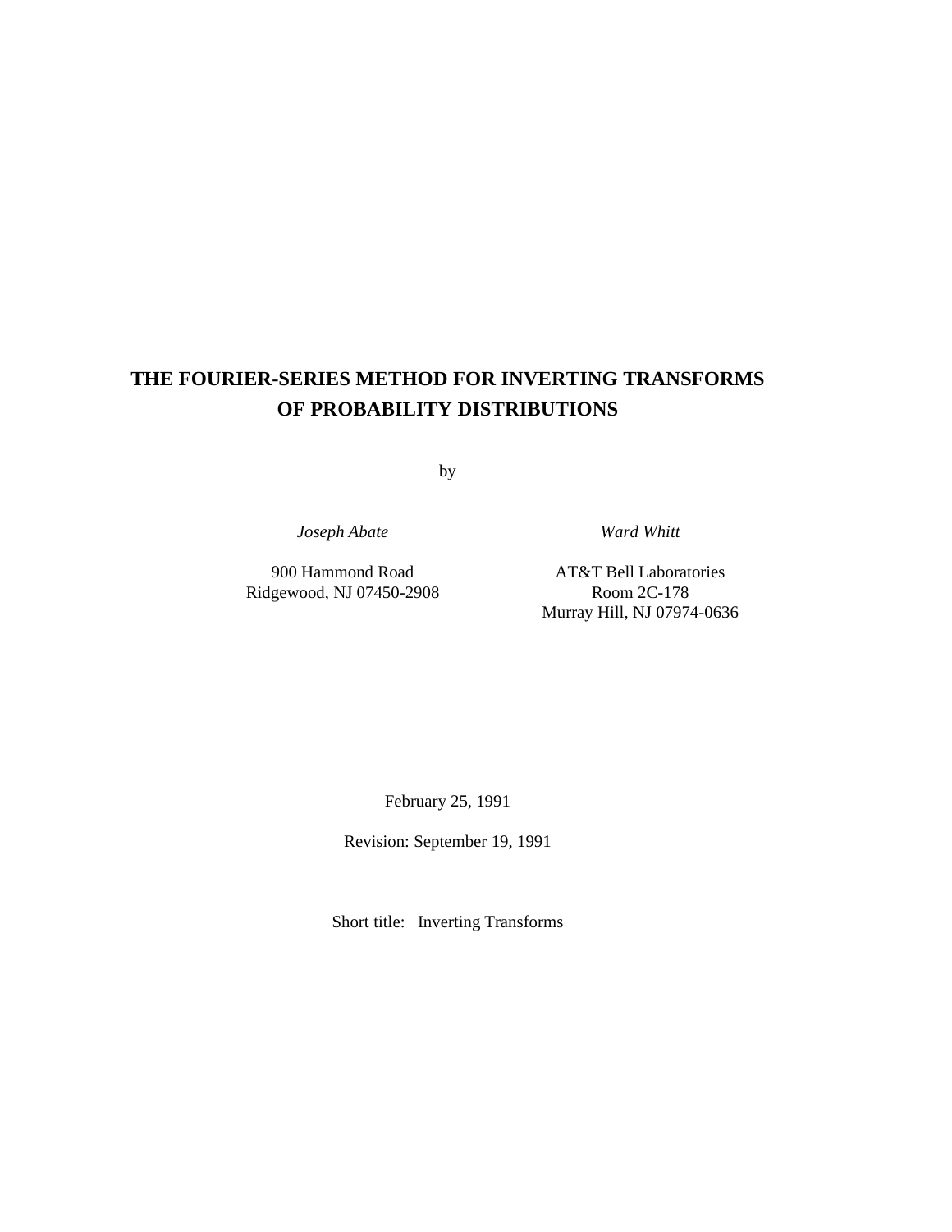# THE FOURIER-SERIES METHOD FOR INVERTING TRANSFORMS OF PROBABILITY DISTRIBUTIONS

by

*Joseph Abate*

900 Hammond Road
Ridgewood, NJ 07450-2908

*Ward Whitt*

AT&T Bell Laboratories
Room 2C-178
Murray Hill, NJ 07974-0636

February 25, 1991

Revision: September 19, 1991

Short title: Inverting Transforms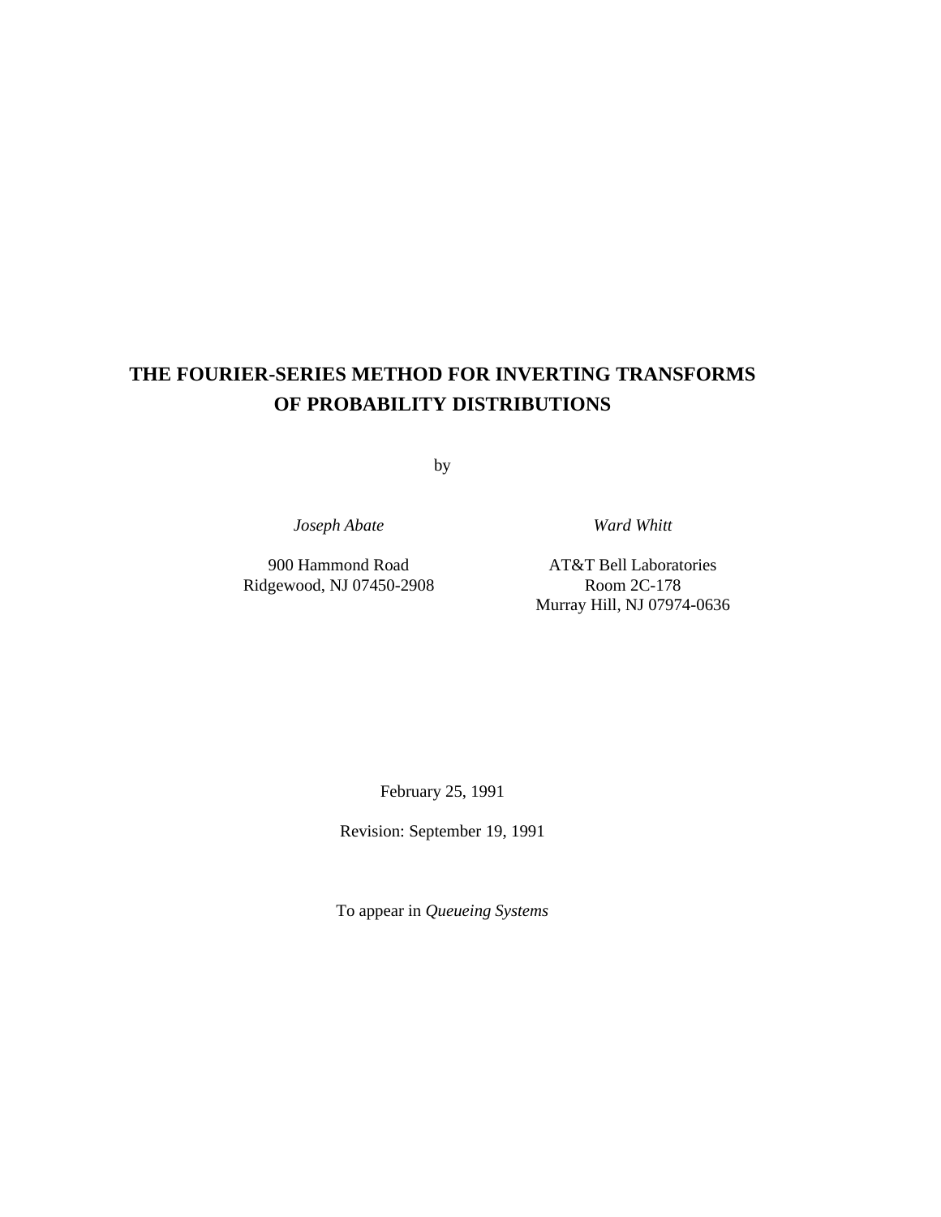# THE FOURIER-SERIES METHOD FOR INVERTING TRANSFORMS OF PROBABILITY DISTRIBUTIONS

by

*Joseph Abate*

900 Hammond Road
Ridgewood, NJ 07450-2908

*Ward Whitt*

AT&T Bell Laboratories
Room 2C-178
Murray Hill, NJ 07974-0636

February 25, 1991

Revision: September 19, 1991

To appear in *Queueing Systems*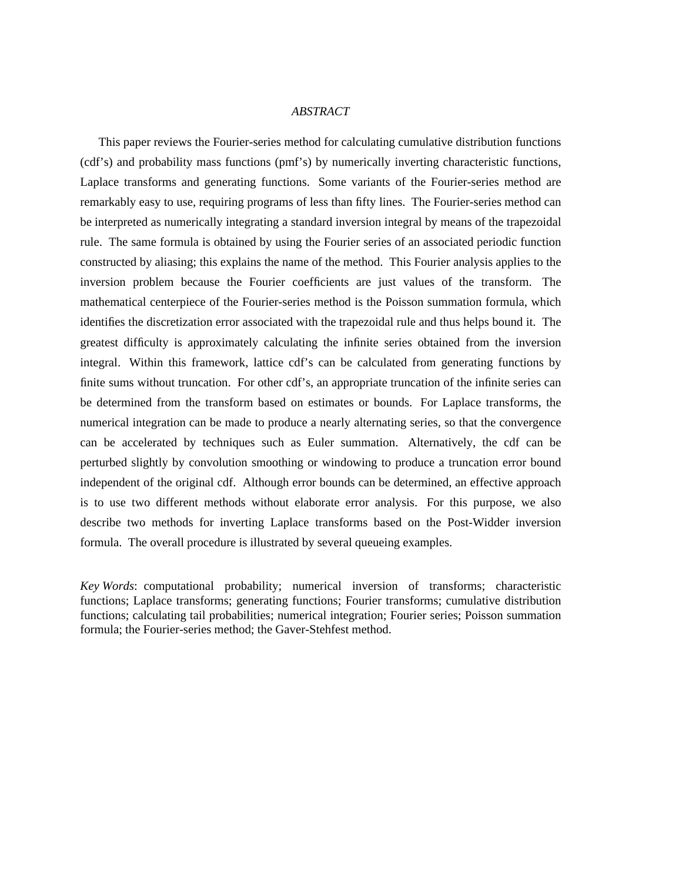## *ABSTRACT*

This paper reviews the Fourier-series method for calculating cumulative distribution functions (cdf's) and probability mass functions (pmf's) by numerically inverting characteristic functions, Laplace transforms and generating functions. Some variants of the Fourier-series method are remarkably easy to use, requiring programs of less than fifty lines. The Fourier-series method can be interpreted as numerically integrating a standard inversion integral by means of the trapezoidal rule. The same formula is obtained by using the Fourier series of an associated periodic function constructed by aliasing; this explains the name of the method. This Fourier analysis applies to the inversion problem because the Fourier coefficients are just values of the transform. The mathematical centerpiece of the Fourier-series method is the Poisson summation formula, which identifies the discretization error associated with the trapezoidal rule and thus helps bound it. The greatest difficulty is approximately calculating the infinite series obtained from the inversion integral. Within this framework, lattice cdf's can be calculated from generating functions by finite sums without truncation. For other cdf's, an appropriate truncation of the infinite series can be determined from the transform based on estimates or bounds. For Laplace transforms, the numerical integration can be made to produce a nearly alternating series, so that the convergence can be accelerated by techniques such as Euler summation. Alternatively, the cdf can be perturbed slightly by convolution smoothing or windowing to produce a truncation error bound independent of the original cdf. Although error bounds can be determined, an effective approach is to use two different methods without elaborate error analysis. For this purpose, we also describe two methods for inverting Laplace transforms based on the Post-Widder inversion formula. The overall procedure is illustrated by several queueing examples.

*Key Words*: computational probability; numerical inversion of transforms; characteristic functions; Laplace transforms; generating functions; Fourier transforms; cumulative distribution functions; calculating tail probabilities; numerical integration; Fourier series; Poisson summation formula; the Fourier-series method; the Gaver-Stehfest method.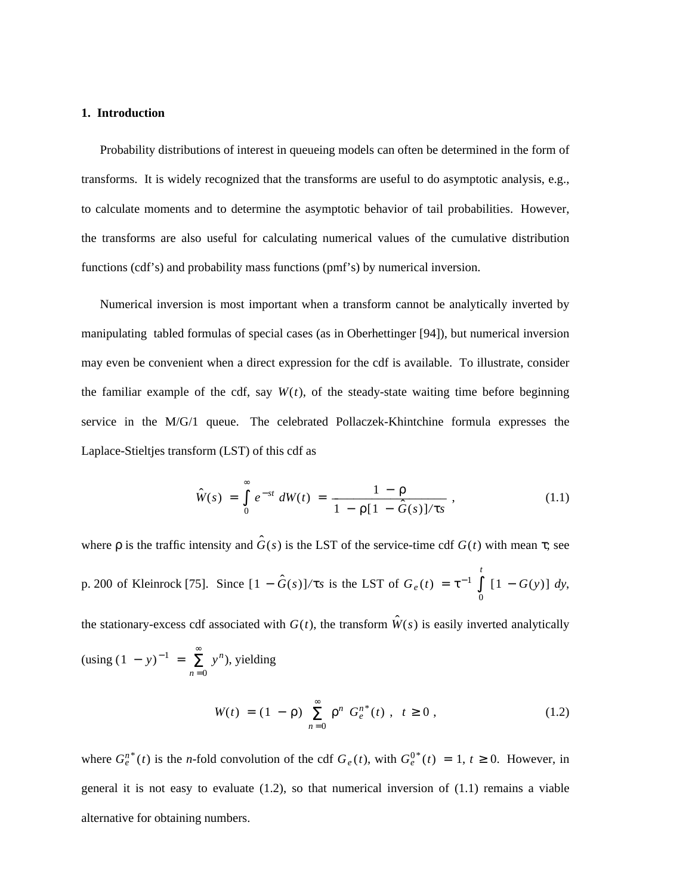## 1. Introduction

Probability distributions of interest in queueing models can often be determined in the form of transforms. It is widely recognized that the transforms are useful to do asymptotic analysis, e.g., to calculate moments and to determine the asymptotic behavior of tail probabilities. However, the transforms are also useful for calculating numerical values of the cumulative distribution functions (cdf's) and probability mass functions (pmf's) by numerical inversion.

Numerical inversion is most important when a transform cannot be analytically inverted by manipulating tabled formulas of special cases (as in Oberhettinger [94]), but numerical inversion may even be convenient when a direct expression for the cdf is available. To illustrate, consider the familiar example of the cdf, say $W(t)$, of the steady-state waiting time before beginning service in the M/G/1 queue. The celebrated Pollaczek-Khintchine formula expresses the Laplace-Stieltjes transform (LST) of this cdf as

$$\hat{W}(s) = \int_0^\infty e^{-st}\, dW(t) = \frac{1-\rho}{1-\rho[1-\hat{G}(s)]/\tau s} , \tag{1.1}$$

where $\rho$ is the traffic intensity and $\hat{G}(s)$ is the LST of the service-time cdf $G(t)$ with mean $\tau$; see p. 200 of Kleinrock [75]. Since $[1-\hat{G}(s)]/\tau s$ is the LST of $G_e(t) = \tau^{-1} \int_0^t [1-G(y)]\, dy$, the stationary-excess cdf associated with $G(t)$, the transform $\hat{W}(s)$ is easily inverted analytically (using $(1-y)^{-1} = \sum_{n=0}^{\infty} y^n$), yielding

$$W(t) = (1-\rho) \sum_{n=0}^{\infty} \rho^n\, G_e^{n*}(t) , \quad t \geq 0 , \tag{1.2}$$

where $G_e^{n*}(t)$ is the $n$-fold convolution of the cdf $G_e(t)$, with $G_e^{0*}(t) = 1$, $t \geq 0$. However, in general it is not easy to evaluate (1.2), so that numerical inversion of (1.1) remains a viable alternative for obtaining numbers.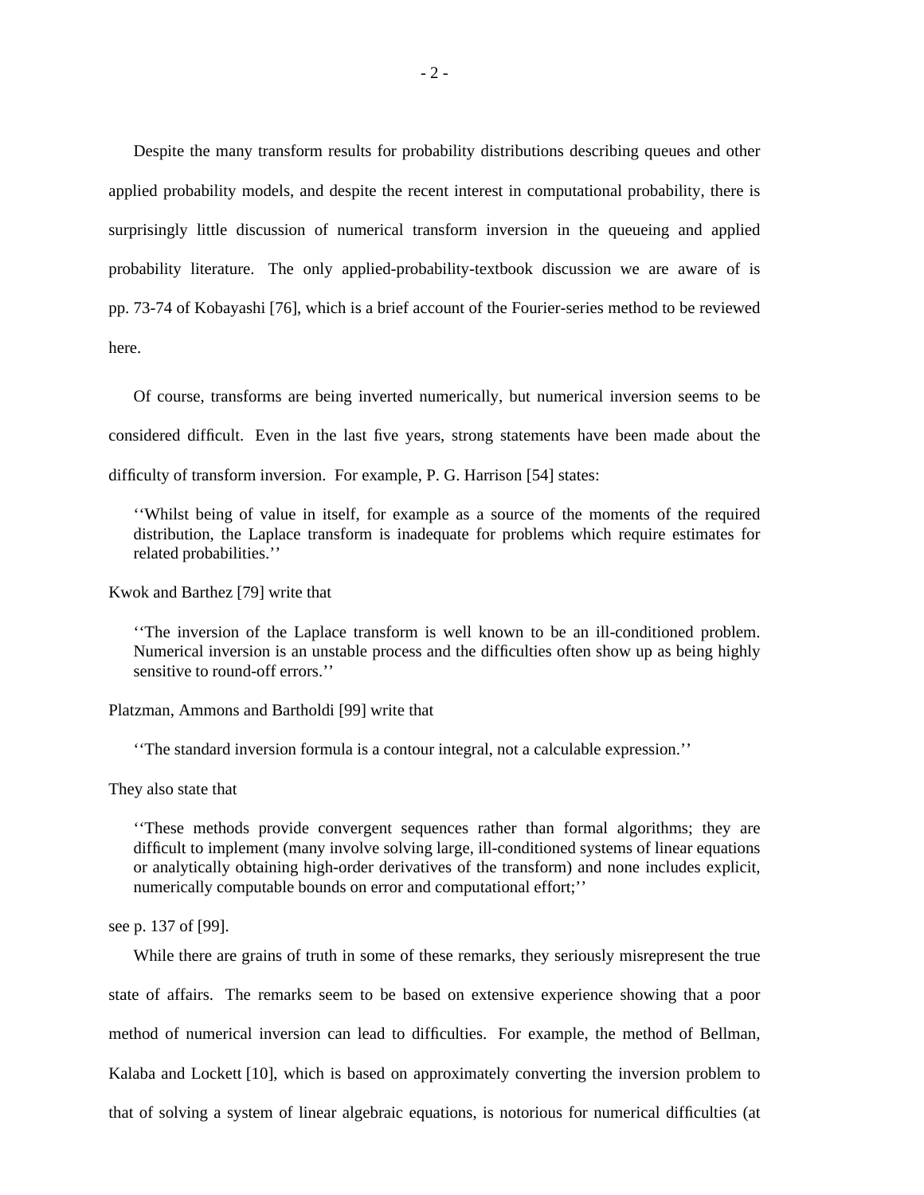Despite the many transform results for probability distributions describing queues and other applied probability models, and despite the recent interest in computational probability, there is surprisingly little discussion of numerical transform inversion in the queueing and applied probability literature. The only applied-probability-textbook discussion we are aware of is pp. 73-74 of Kobayashi [76], which is a brief account of the Fourier-series method to be reviewed here.

Of course, transforms are being inverted numerically, but numerical inversion seems to be considered difficult. Even in the last five years, strong statements have been made about the difficulty of transform inversion. For example, P. G. Harrison [54] states:

> ‘‘Whilst being of value in itself, for example as a source of the moments of the required distribution, the Laplace transform is inadequate for problems which require estimates for related probabilities.’’

Kwok and Barthez [79] write that

> ‘‘The inversion of the Laplace transform is well known to be an ill-conditioned problem. Numerical inversion is an unstable process and the difficulties often show up as being highly sensitive to round-off errors.’’

Platzman, Ammons and Bartholdi [99] write that

> ‘‘The standard inversion formula is a contour integral, not a calculable expression.’’

They also state that

> ‘‘These methods provide convergent sequences rather than formal algorithms; they are difficult to implement (many involve solving large, ill-conditioned systems of linear equations or analytically obtaining high-order derivatives of the transform) and none includes explicit, numerically computable bounds on error and computational effort;’’

see p. 137 of [99].

While there are grains of truth in some of these remarks, they seriously misrepresent the true state of affairs. The remarks seem to be based on extensive experience showing that a poor method of numerical inversion can lead to difficulties. For example, the method of Bellman, Kalaba and Lockett [10], which is based on approximately converting the inversion problem to that of solving a system of linear algebraic equations, is notorious for numerical difficulties (at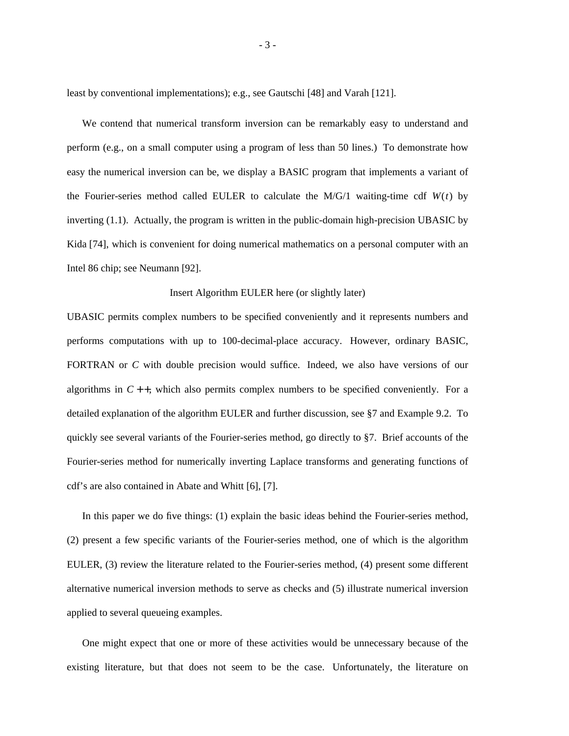least by conventional implementations); e.g., see Gautschi [48] and Varah [121].

We contend that numerical transform inversion can be remarkably easy to understand and perform (e.g., on a small computer using a program of less than 50 lines.) To demonstrate how easy the numerical inversion can be, we display a BASIC program that implements a variant of the Fourier-series method called EULER to calculate the M/G/1 waiting-time cdf $W(t)$ by inverting (1.1). Actually, the program is written in the public-domain high-precision UBASIC by Kida [74], which is convenient for doing numerical mathematics on a personal computer with an Intel 86 chip; see Neumann [92].

Insert Algorithm EULER here (or slightly later)

UBASIC permits complex numbers to be specified conveniently and it represents numbers and performs computations with up to 100-decimal-place accuracy. However, ordinary BASIC, FORTRAN or *C* with double precision would suffice. Indeed, we also have versions of our algorithms in $C++$, which also permits complex numbers to be specified conveniently. For a detailed explanation of the algorithm EULER and further discussion, see §7 and Example 9.2. To quickly see several variants of the Fourier-series method, go directly to §7. Brief accounts of the Fourier-series method for numerically inverting Laplace transforms and generating functions of cdf's are also contained in Abate and Whitt [6], [7].

In this paper we do five things: (1) explain the basic ideas behind the Fourier-series method, (2) present a few specific variants of the Fourier-series method, one of which is the algorithm EULER, (3) review the literature related to the Fourier-series method, (4) present some different alternative numerical inversion methods to serve as checks and (5) illustrate numerical inversion applied to several queueing examples.

One might expect that one or more of these activities would be unnecessary because of the existing literature, but that does not seem to be the case. Unfortunately, the literature on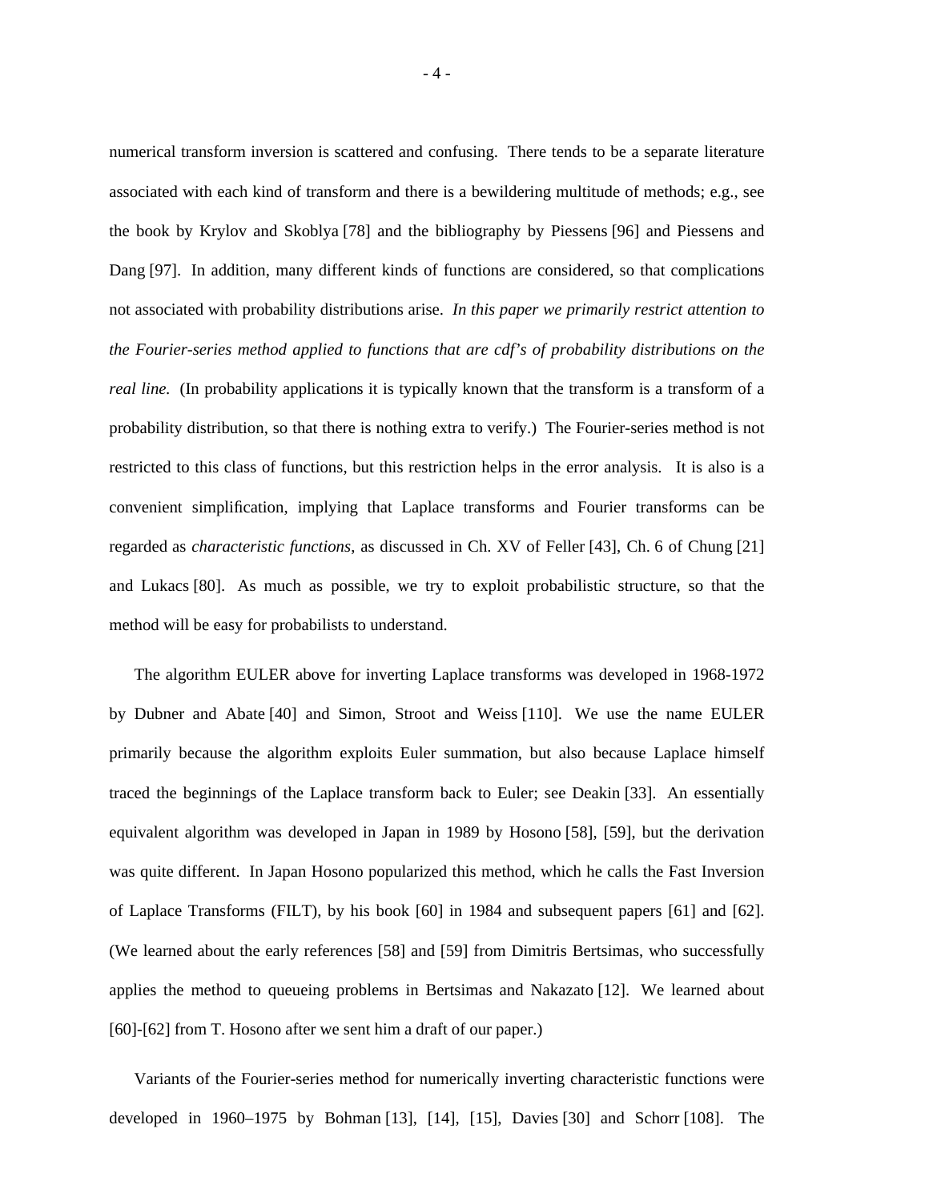numerical transform inversion is scattered and confusing. There tends to be a separate literature associated with each kind of transform and there is a bewildering multitude of methods; e.g., see the book by Krylov and Skoblya [78] and the bibliography by Piessens [96] and Piessens and Dang [97]. In addition, many different kinds of functions are considered, so that complications not associated with probability distributions arise. *In this paper we primarily restrict attention to the Fourier-series method applied to functions that are cdf's of probability distributions on the real line.* (In probability applications it is typically known that the transform is a transform of a probability distribution, so that there is nothing extra to verify.) The Fourier-series method is not restricted to this class of functions, but this restriction helps in the error analysis. It is also is a convenient simplification, implying that Laplace transforms and Fourier transforms can be regarded as *characteristic functions*, as discussed in Ch. XV of Feller [43], Ch. 6 of Chung [21] and Lukacs [80]. As much as possible, we try to exploit probabilistic structure, so that the method will be easy for probabilists to understand.

The algorithm EULER above for inverting Laplace transforms was developed in 1968-1972 by Dubner and Abate [40] and Simon, Stroot and Weiss [110]. We use the name EULER primarily because the algorithm exploits Euler summation, but also because Laplace himself traced the beginnings of the Laplace transform back to Euler; see Deakin [33]. An essentially equivalent algorithm was developed in Japan in 1989 by Hosono [58], [59], but the derivation was quite different. In Japan Hosono popularized this method, which he calls the Fast Inversion of Laplace Transforms (FILT), by his book [60] in 1984 and subsequent papers [61] and [62]. (We learned about the early references [58] and [59] from Dimitris Bertsimas, who successfully applies the method to queueing problems in Bertsimas and Nakazato [12]. We learned about [60]-[62] from T. Hosono after we sent him a draft of our paper.)

Variants of the Fourier-series method for numerically inverting characteristic functions were developed in 1960–1975 by Bohman [13], [14], [15], Davies [30] and Schorr [108]. The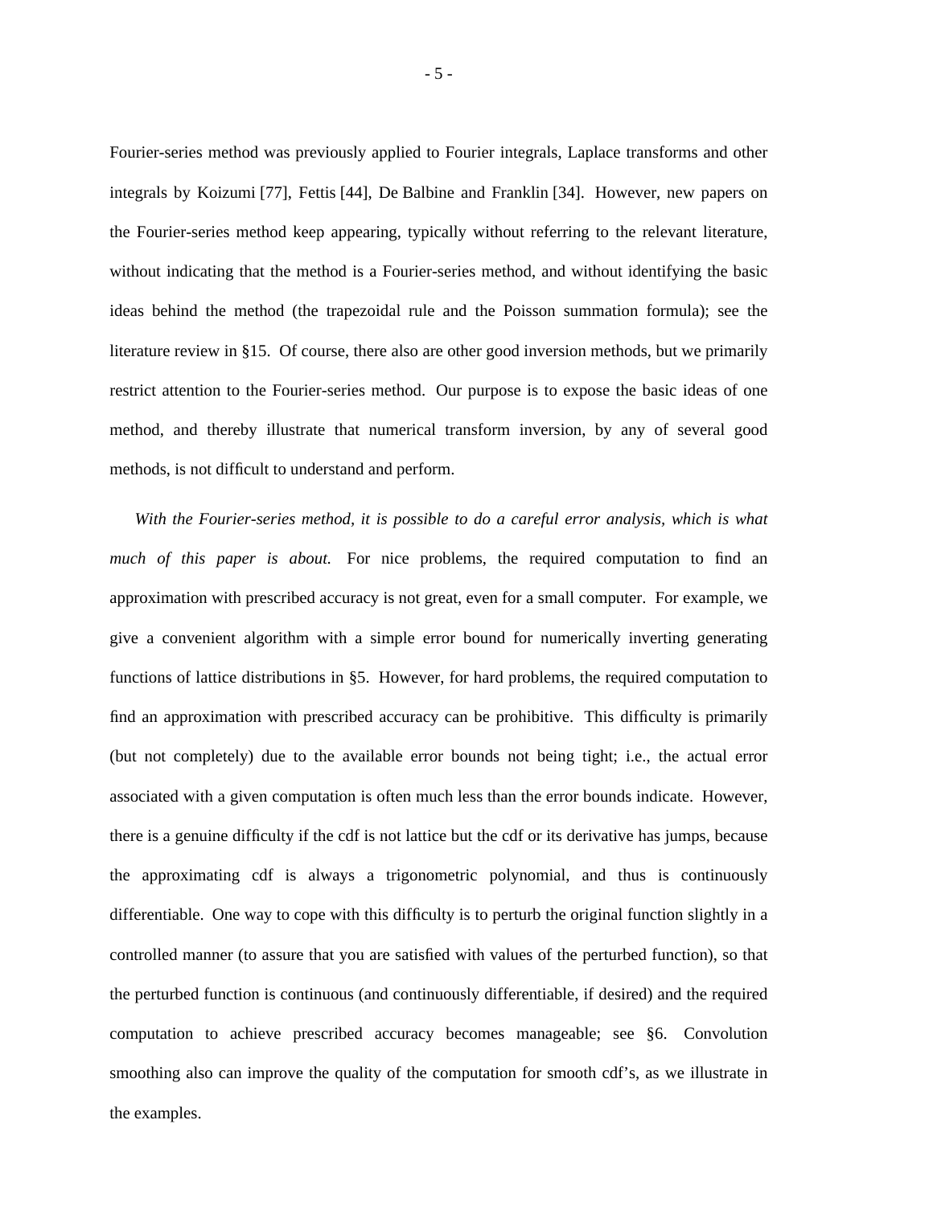Fourier-series method was previously applied to Fourier integrals, Laplace transforms and other integrals by Koizumi [77], Fettis [44], De Balbine and Franklin [34]. However, new papers on the Fourier-series method keep appearing, typically without referring to the relevant literature, without indicating that the method is a Fourier-series method, and without identifying the basic ideas behind the method (the trapezoidal rule and the Poisson summation formula); see the literature review in §15. Of course, there also are other good inversion methods, but we primarily restrict attention to the Fourier-series method. Our purpose is to expose the basic ideas of one method, and thereby illustrate that numerical transform inversion, by any of several good methods, is not difficult to understand and perform.

*With the Fourier-series method, it is possible to do a careful error analysis, which is what much of this paper is about.* For nice problems, the required computation to find an approximation with prescribed accuracy is not great, even for a small computer. For example, we give a convenient algorithm with a simple error bound for numerically inverting generating functions of lattice distributions in §5. However, for hard problems, the required computation to find an approximation with prescribed accuracy can be prohibitive. This difficulty is primarily (but not completely) due to the available error bounds not being tight; i.e., the actual error associated with a given computation is often much less than the error bounds indicate. However, there is a genuine difficulty if the cdf is not lattice but the cdf or its derivative has jumps, because the approximating cdf is always a trigonometric polynomial, and thus is continuously differentiable. One way to cope with this difficulty is to perturb the original function slightly in a controlled manner (to assure that you are satisfied with values of the perturbed function), so that the perturbed function is continuous (and continuously differentiable, if desired) and the required computation to achieve prescribed accuracy becomes manageable; see §6. Convolution smoothing also can improve the quality of the computation for smooth cdf's, as we illustrate in the examples.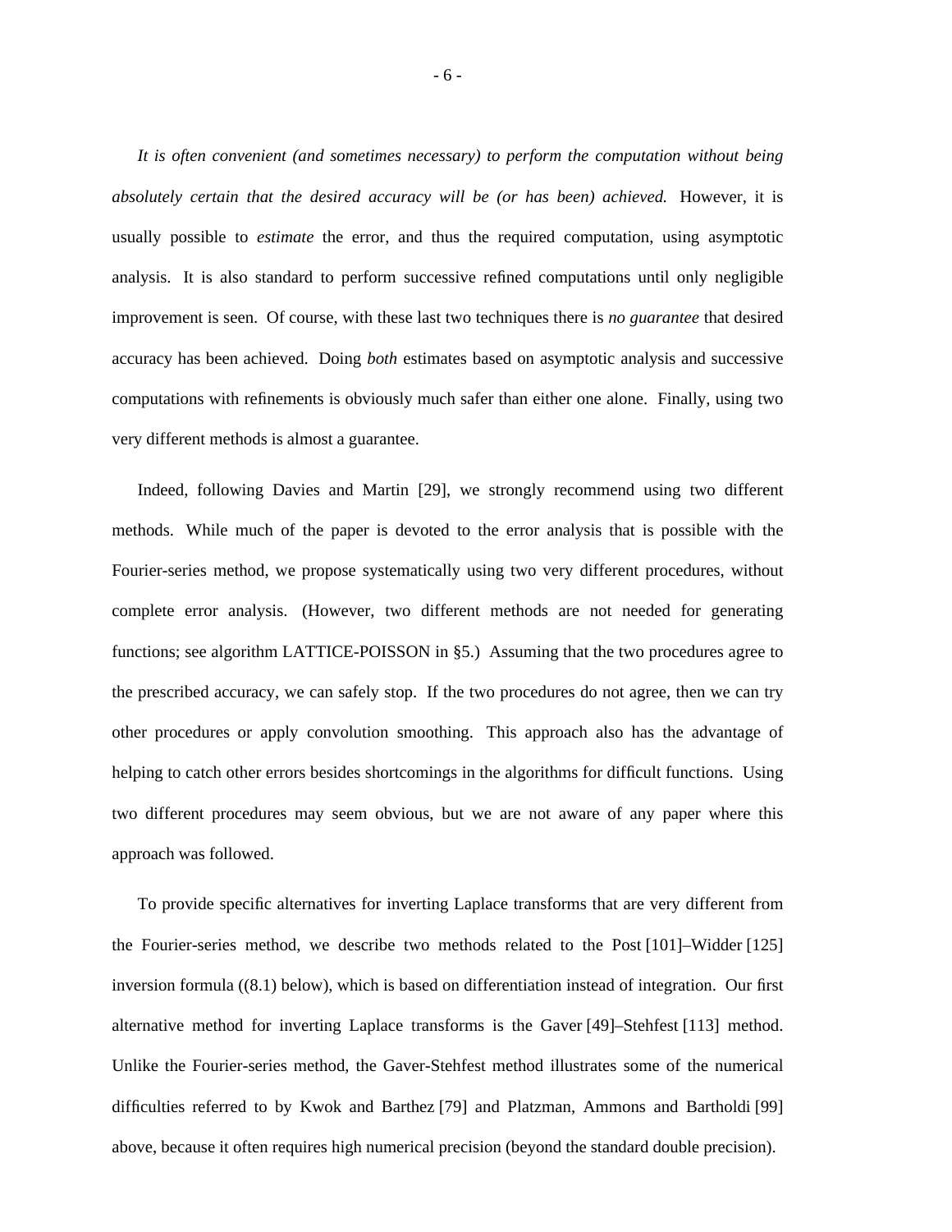*It is often convenient (and sometimes necessary) to perform the computation without being absolutely certain that the desired accuracy will be (or has been) achieved.* However, it is usually possible to *estimate* the error, and thus the required computation, using asymptotic analysis. It is also standard to perform successive refined computations until only negligible improvement is seen. Of course, with these last two techniques there is *no guarantee* that desired accuracy has been achieved. Doing *both* estimates based on asymptotic analysis and successive computations with refinements is obviously much safer than either one alone. Finally, using two very different methods is almost a guarantee.

Indeed, following Davies and Martin [29], we strongly recommend using two different methods. While much of the paper is devoted to the error analysis that is possible with the Fourier-series method, we propose systematically using two very different procedures, without complete error analysis. (However, two different methods are not needed for generating functions; see algorithm LATTICE-POISSON in §5.) Assuming that the two procedures agree to the prescribed accuracy, we can safely stop. If the two procedures do not agree, then we can try other procedures or apply convolution smoothing. This approach also has the advantage of helping to catch other errors besides shortcomings in the algorithms for difficult functions. Using two different procedures may seem obvious, but we are not aware of any paper where this approach was followed.

To provide specific alternatives for inverting Laplace transforms that are very different from the Fourier-series method, we describe two methods related to the Post [101]–Widder [125] inversion formula ((8.1) below), which is based on differentiation instead of integration. Our first alternative method for inverting Laplace transforms is the Gaver [49]–Stehfest [113] method. Unlike the Fourier-series method, the Gaver-Stehfest method illustrates some of the numerical difficulties referred to by Kwok and Barthez [79] and Platzman, Ammons and Bartholdi [99] above, because it often requires high numerical precision (beyond the standard double precision).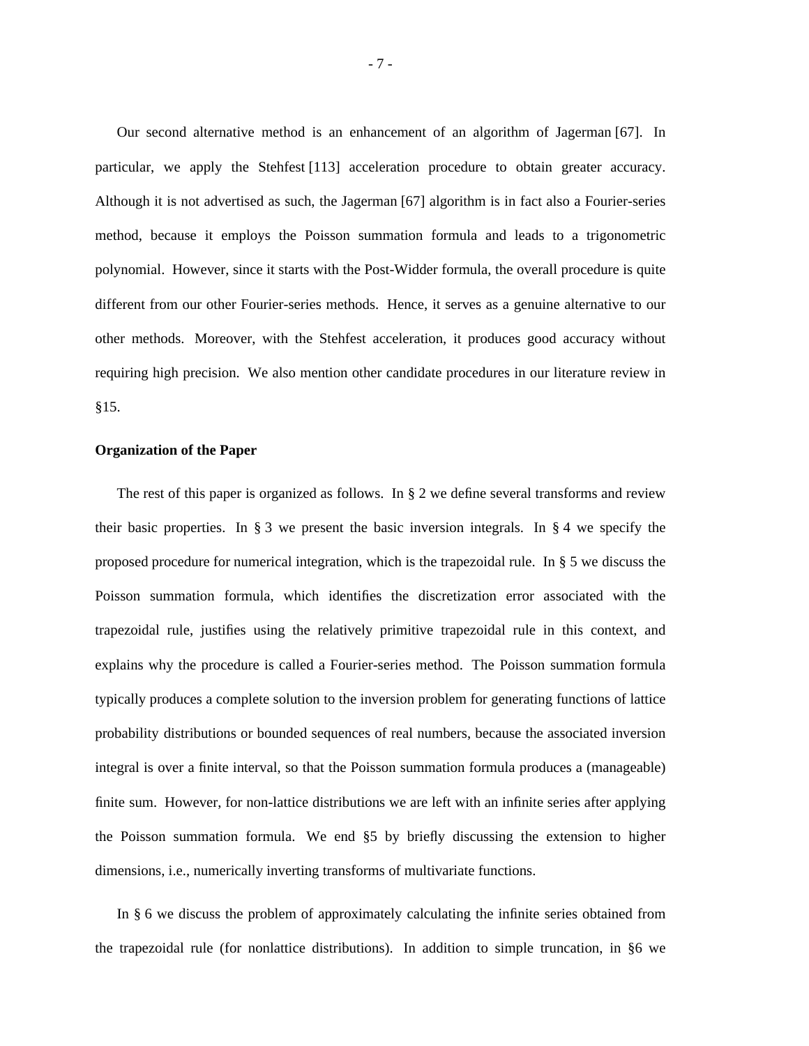Our second alternative method is an enhancement of an algorithm of Jagerman [67]. In particular, we apply the Stehfest [113] acceleration procedure to obtain greater accuracy. Although it is not advertised as such, the Jagerman [67] algorithm is in fact also a Fourier-series method, because it employs the Poisson summation formula and leads to a trigonometric polynomial. However, since it starts with the Post-Widder formula, the overall procedure is quite different from our other Fourier-series methods. Hence, it serves as a genuine alternative to our other methods. Moreover, with the Stehfest acceleration, it produces good accuracy without requiring high precision. We also mention other candidate procedures in our literature review in §15.

**Organization of the Paper**

The rest of this paper is organized as follows. In § 2 we define several transforms and review their basic properties. In § 3 we present the basic inversion integrals. In § 4 we specify the proposed procedure for numerical integration, which is the trapezoidal rule. In § 5 we discuss the Poisson summation formula, which identifies the discretization error associated with the trapezoidal rule, justifies using the relatively primitive trapezoidal rule in this context, and explains why the procedure is called a Fourier-series method. The Poisson summation formula typically produces a complete solution to the inversion problem for generating functions of lattice probability distributions or bounded sequences of real numbers, because the associated inversion integral is over a finite interval, so that the Poisson summation formula produces a (manageable) finite sum. However, for non-lattice distributions we are left with an infinite series after applying the Poisson summation formula. We end §5 by briefly discussing the extension to higher dimensions, i.e., numerically inverting transforms of multivariate functions.

In § 6 we discuss the problem of approximately calculating the infinite series obtained from the trapezoidal rule (for nonlattice distributions). In addition to simple truncation, in §6 we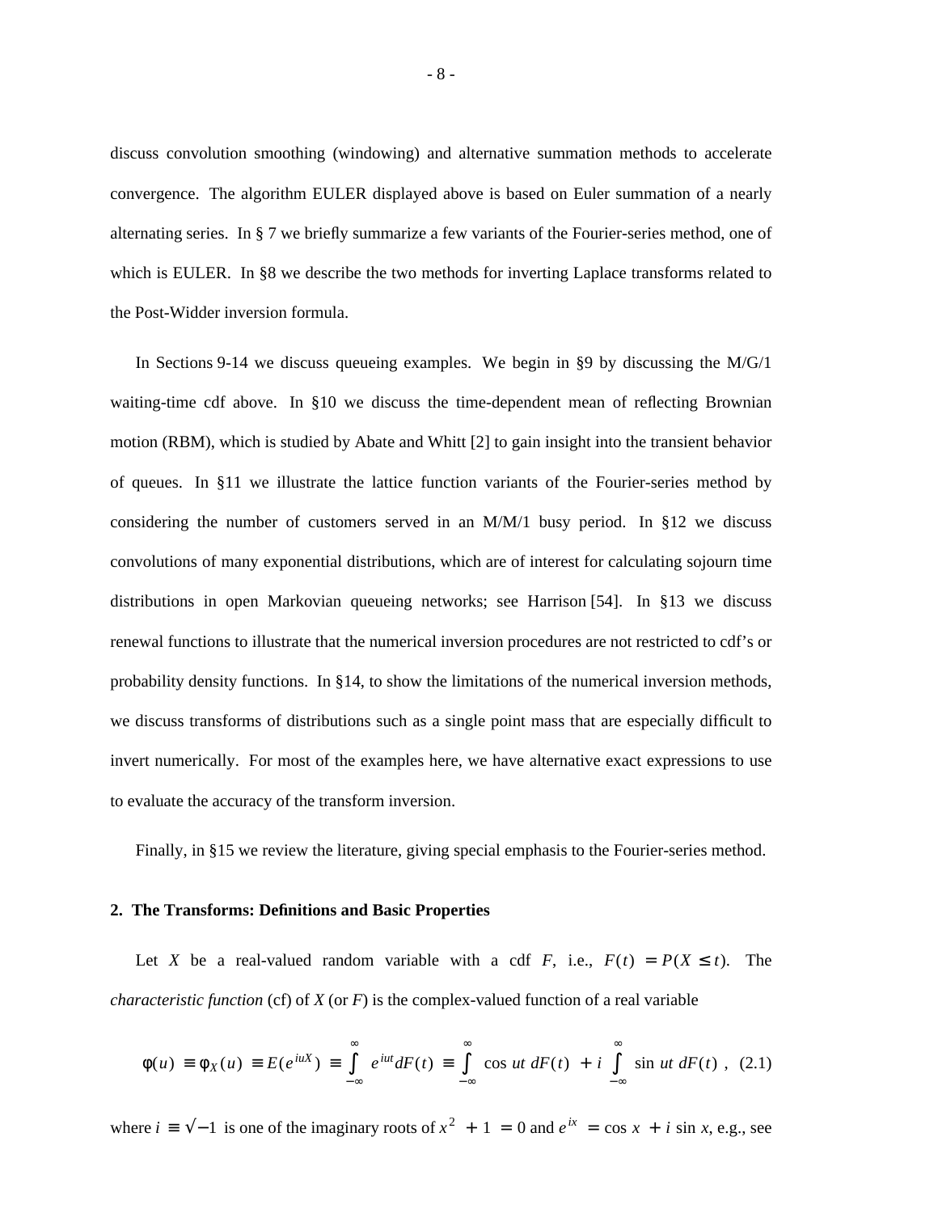discuss convolution smoothing (windowing) and alternative summation methods to accelerate convergence. The algorithm EULER displayed above is based on Euler summation of a nearly alternating series. In § 7 we briefly summarize a few variants of the Fourier-series method, one of which is EULER. In §8 we describe the two methods for inverting Laplace transforms related to the Post-Widder inversion formula.

In Sections 9-14 we discuss queueing examples. We begin in §9 by discussing the M/G/1 waiting-time cdf above. In §10 we discuss the time-dependent mean of reflecting Brownian motion (RBM), which is studied by Abate and Whitt [2] to gain insight into the transient behavior of queues. In §11 we illustrate the lattice function variants of the Fourier-series method by considering the number of customers served in an M/M/1 busy period. In §12 we discuss convolutions of many exponential distributions, which are of interest for calculating sojourn time distributions in open Markovian queueing networks; see Harrison [54]. In §13 we discuss renewal functions to illustrate that the numerical inversion procedures are not restricted to cdf's or probability density functions. In §14, to show the limitations of the numerical inversion methods, we discuss transforms of distributions such as a single point mass that are especially difficult to invert numerically. For most of the examples here, we have alternative exact expressions to use to evaluate the accuracy of the transform inversion.

Finally, in §15 we review the literature, giving special emphasis to the Fourier-series method.

## 2. The Transforms: Definitions and Basic Properties

Let $X$ be a real-valued random variable with a cdf $F$, i.e., $F(t) = P(X \leq t)$. The *characteristic function* (cf) of $X$ (or $F$) is the complex-valued function of a real variable

$$\phi(u) \equiv \phi_X(u) \equiv E(e^{iuX}) \equiv \int_{-\infty}^{\infty} e^{iut} dF(t) \equiv \int_{-\infty}^{\infty} \cos ut \, dF(t) + i \int_{-\infty}^{\infty} \sin ut \, dF(t) \; , \quad (2.1)$$

where $i \equiv \sqrt{-1}$ is one of the imaginary roots of $x^2 + 1 = 0$ and $e^{ix} = \cos x + i \sin x$, e.g., see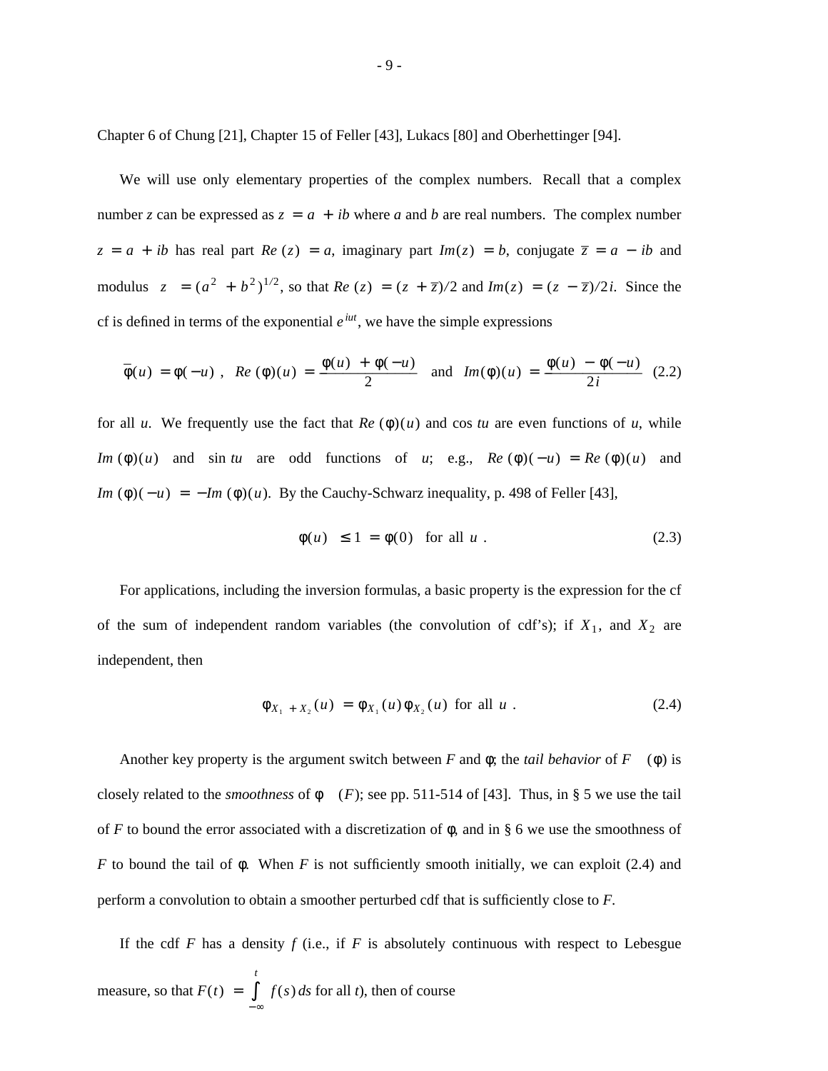Chapter 6 of Chung [21], Chapter 15 of Feller [43], Lukacs [80] and Oberhettinger [94].

We will use only elementary properties of the complex numbers. Recall that a complex number $z$ can be expressed as $z = a + ib$ where $a$ and $b$ are real numbers. The complex number $z = a + ib$ has real part $Re\,(z) = a$, imaginary part $Im(z) = b$, conjugate $\bar{z} = a - ib$ and modulus $|z| = (a^2 + b^2)^{1/2}$, so that $Re\,(z) = (z + \bar{z})/2$ and $Im(z) = (z - \bar{z})/2i$. Since the cf is defined in terms of the exponential $e^{iut}$, we have the simple expressions

$$\bar{\phi}(u) = \phi(-u)\ , \quad Re\,(\phi)(u) = \frac{\phi(u) + \phi(-u)}{2} \quad \text{and} \quad Im(\phi)(u) = \frac{\phi(u) - \phi(-u)}{2i} \tag{2.2}$$

for all $u$. We frequently use the fact that $Re\,(\phi)(u)$ and $\cos tu$ are even functions of $u$, while $Im\,(\phi)(u)$ and $\sin tu$ are odd functions of $u$; e.g., $Re\,(\phi)(-u) = Re\,(\phi)(u)$ and $Im\,(\phi)(-u) = -Im\,(\phi)(u)$. By the Cauchy-Schwarz inequality, p. 498 of Feller [43],

$$|\phi(u)| \le 1 = \phi(0) \quad \text{for all } u\ . \tag{2.3}$$

For applications, including the inversion formulas, a basic property is the expression for the cf of the sum of independent random variables (the convolution of cdf's); if $X_1$, and $X_2$ are independent, then

$$\phi_{X_1 + X_2}(u) = \phi_{X_1}(u)\,\phi_{X_2}(u) \ \text{ for all } u\ . \tag{2.4}$$

Another key property is the argument switch between $F$ and $\phi$; the *tail behavior* of $F$ $(\phi)$ is closely related to the *smoothness* of $\phi$ $(F)$; see pp. 511-514 of [43]. Thus, in § 5 we use the tail of $F$ to bound the error associated with a discretization of $\phi$, and in § 6 we use the smoothness of $F$ to bound the tail of $\phi$. When $F$ is not sufficiently smooth initially, we can exploit (2.4) and perform a convolution to obtain a smoother perturbed cdf that is sufficiently close to $F$.

If the cdf $F$ has a density $f$ (i.e., if $F$ is absolutely continuous with respect to Lebesgue measure, so that $F(t) = \int_{-\infty}^{t} f(s)\,ds$ for all $t$), then of course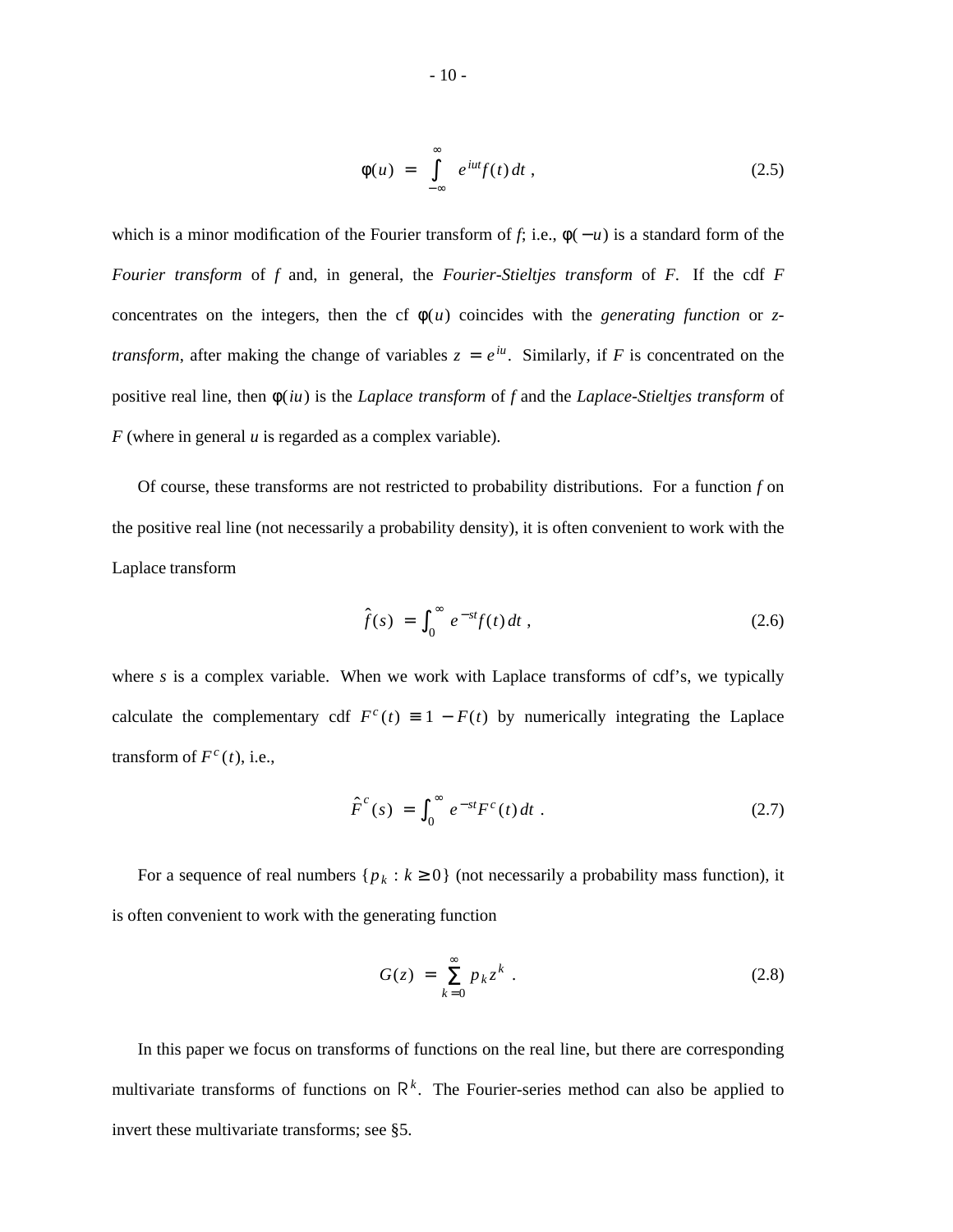$$\phi(u) = \int_{-\infty}^{\infty} e^{iut} f(t)\, dt \ , \tag{2.5}$$

which is a minor modification of the Fourier transform of *f*; i.e., $\phi(-u)$ is a standard form of the *Fourier transform* of *f* and, in general, the *Fourier-Stieltjes transform* of *F*. If the cdf *F* concentrates on the integers, then the cf $\phi(u)$ coincides with the *generating function* or *z-transform*, after making the change of variables $z = e^{iu}$. Similarly, if *F* is concentrated on the positive real line, then $\phi(iu)$ is the *Laplace transform* of *f* and the *Laplace-Stieltjes transform* of *F* (where in general *u* is regarded as a complex variable).

Of course, these transforms are not restricted to probability distributions. For a function *f* on the positive real line (not necessarily a probability density), it is often convenient to work with the Laplace transform

$$\hat{f}(s) = \int_0^{\infty} e^{-st} f(t)\, dt \ , \tag{2.6}$$

where *s* is a complex variable. When we work with Laplace transforms of cdf's, we typically calculate the complementary cdf $F^c(t) \equiv 1 - F(t)$ by numerically integrating the Laplace transform of $F^c(t)$, i.e.,

$$\hat{F}^c(s) = \int_0^{\infty} e^{-st} F^c(t)\, dt \ . \tag{2.7}$$

For a sequence of real numbers $\{p_k : k \geq 0\}$ (not necessarily a probability mass function), it is often convenient to work with the generating function

$$G(z) = \sum_{k=0}^{\infty} p_k z^k \ . \tag{2.8}$$

In this paper we focus on transforms of functions on the real line, but there are corresponding multivariate transforms of functions on $\mathbb{R}^k$. The Fourier-series method can also be applied to invert these multivariate transforms; see §5.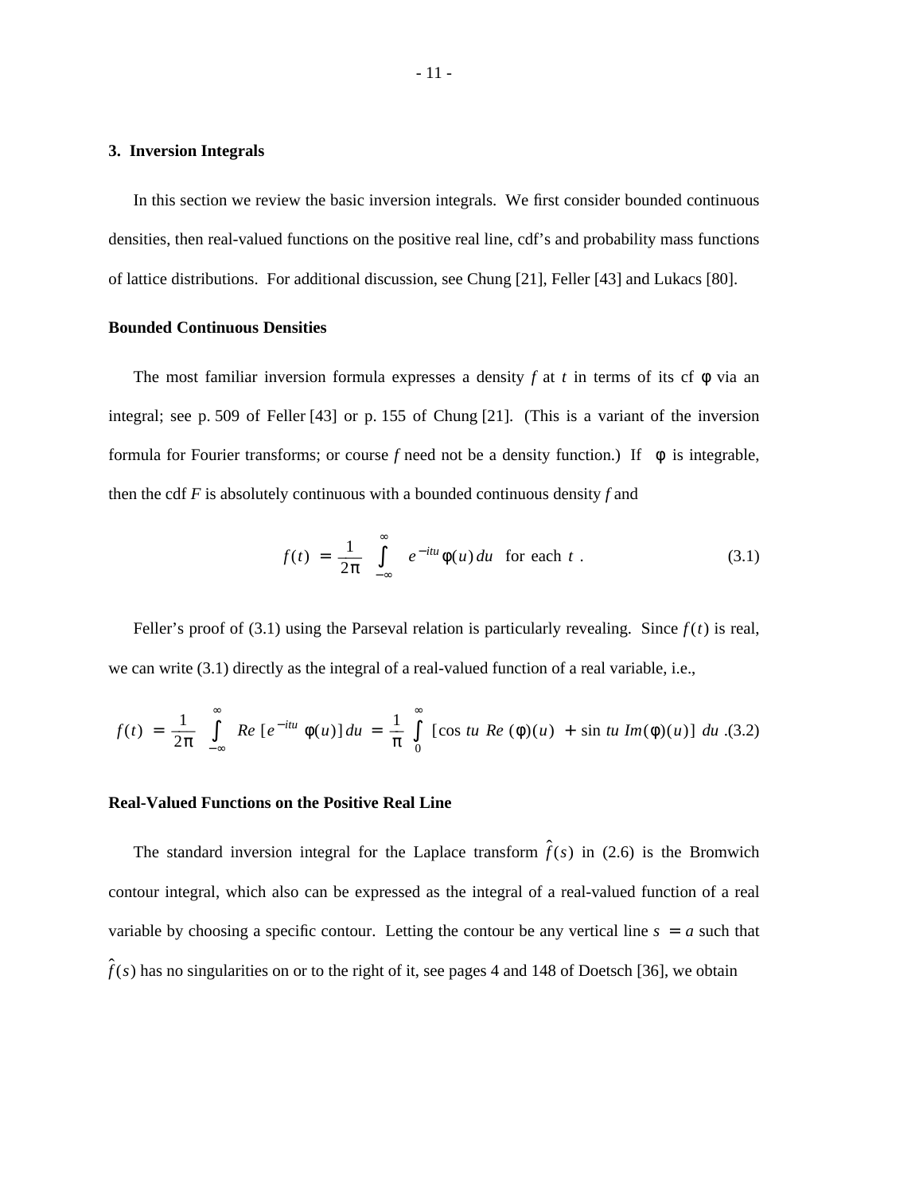## 3. Inversion Integrals

In this section we review the basic inversion integrals. We first consider bounded continuous densities, then real-valued functions on the positive real line, cdf's and probability mass functions of lattice distributions. For additional discussion, see Chung [21], Feller [43] and Lukacs [80].

### Bounded Continuous Densities

The most familiar inversion formula expresses a density $f$ at $t$ in terms of its cf $\phi$ via an integral; see p. 509 of Feller [43] or p. 155 of Chung [21]. (This is a variant of the inversion formula for Fourier transforms; or course $f$ need not be a density function.) If $\phi$ is integrable, then the cdf $F$ is absolutely continuous with a bounded continuous density $f$ and

$$f(t) = \frac{1}{2\pi} \int_{-\infty}^{\infty} e^{-itu} \phi(u)\, du \quad \text{for each } t . \tag{3.1}$$

Feller's proof of (3.1) using the Parseval relation is particularly revealing. Since $f(t)$ is real, we can write (3.1) directly as the integral of a real-valued function of a real variable, i.e.,

$$f(t) = \frac{1}{2\pi} \int_{-\infty}^{\infty} Re\,[e^{-itu}\, \phi(u)]\, du = \frac{1}{\pi} \int_{0}^{\infty} [\cos tu\; Re\,(\phi)(u) + \sin tu\; Im(\phi)(u)]\; du . \tag{3.2}$$

### Real-Valued Functions on the Positive Real Line

The standard inversion integral for the Laplace transform $\hat{f}(s)$ in (2.6) is the Bromwich contour integral, which also can be expressed as the integral of a real-valued function of a real variable by choosing a specific contour. Letting the contour be any vertical line $s = a$ such that $\hat{f}(s)$ has no singularities on or to the right of it, see pages 4 and 148 of Doetsch [36], we obtain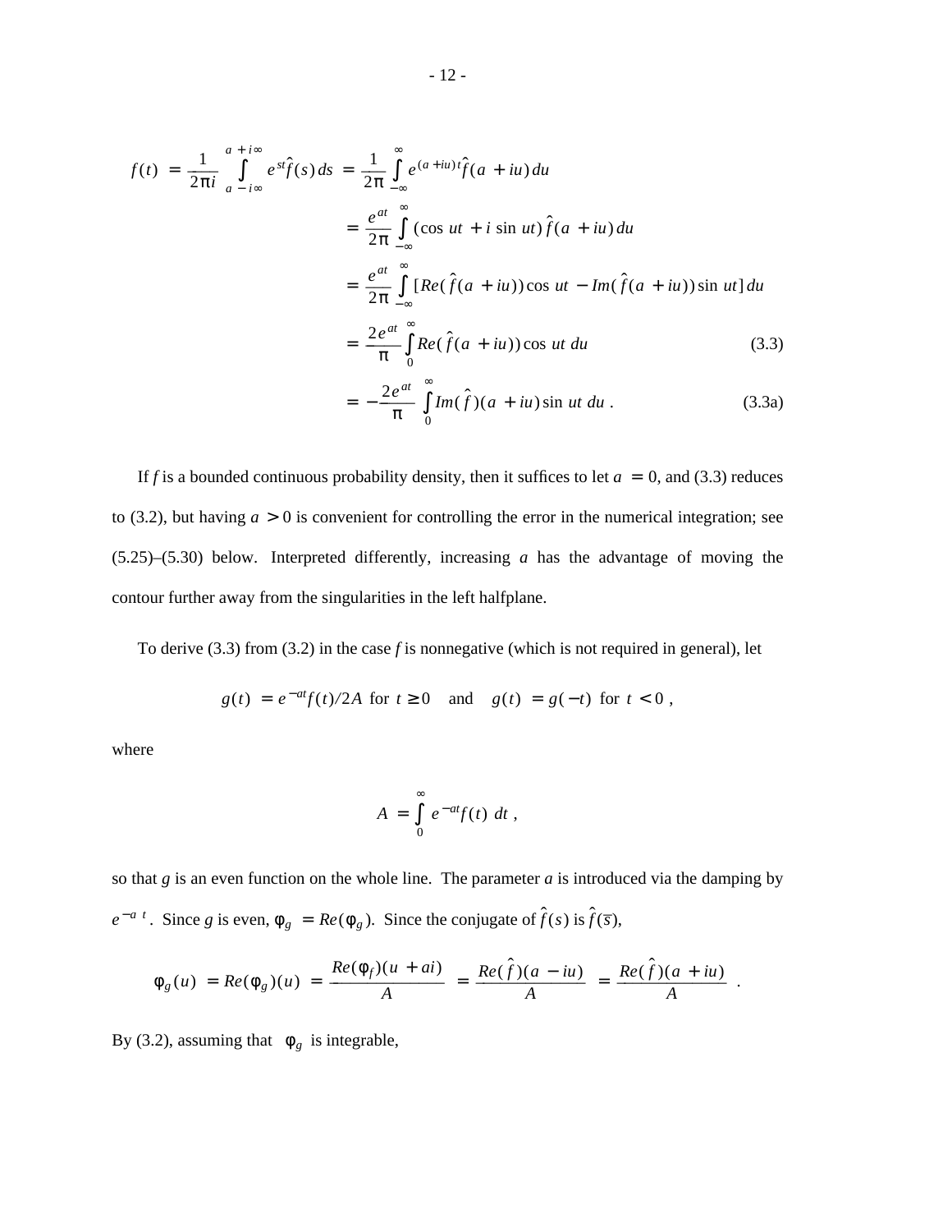$$
\begin{aligned}
f(t) = \frac{1}{2\pi i} \int_{a - i\infty}^{a + i\infty} e^{st} \hat{f}(s)\, ds &= \frac{1}{2\pi} \int_{-\infty}^{\infty} e^{(a+iu)t} \hat{f}(a + iu)\, du \\
&= \frac{e^{at}}{2\pi} \int_{-\infty}^{\infty} (\cos ut + i \sin ut)\, \hat{f}(a + iu)\, du \\
&= \frac{e^{at}}{2\pi} \int_{-\infty}^{\infty} [Re(\hat{f}(a + iu)) \cos ut - Im(\hat{f}(a + iu)) \sin ut]\, du \\
&= \frac{2e^{at}}{\pi} \int_{0}^{\infty} Re(\hat{f}(a + iu)) \cos ut\, du \qquad (3.3) \\
&= -\frac{2e^{at}}{\pi} \int_{0}^{\infty} Im(\hat{f})(a + iu) \sin ut\, du\, . \qquad (3.3a)
\end{aligned}
$$

If $f$ is a bounded continuous probability density, then it suffices to let $a = 0$, and (3.3) reduces to (3.2), but having $a > 0$ is convenient for controlling the error in the numerical integration; see (5.25)–(5.30) below. Interpreted differently, increasing $a$ has the advantage of moving the contour further away from the singularities in the left halfplane.

To derive (3.3) from (3.2) in the case $f$ is nonnegative (which is not required in general), let

$$
g(t) = e^{-at} f(t)/2A \ \text{ for } t \geq 0 \quad \text{and} \quad g(t) = g(-t) \ \text{ for } t < 0\, ,
$$

where

$$
A = \int_{0}^{\infty} e^{-at} f(t)\, dt\, ,
$$

so that $g$ is an even function on the whole line. The parameter $a$ is introduced via the damping by $e^{-a\,t}$. Since $g$ is even, $\phi_g = Re(\phi_g)$. Since the conjugate of $\hat{f}(s)$ is $\hat{f}(\bar{s})$,

$$
\phi_g(u) = Re(\phi_g)(u) = \frac{Re(\phi_f)(u + ai)}{A} = \frac{Re(\hat{f})(a - iu)}{A} = \frac{Re(\hat{f})(a + iu)}{A}\, .
$$

By (3.2), assuming that $\phi_g$ is integrable,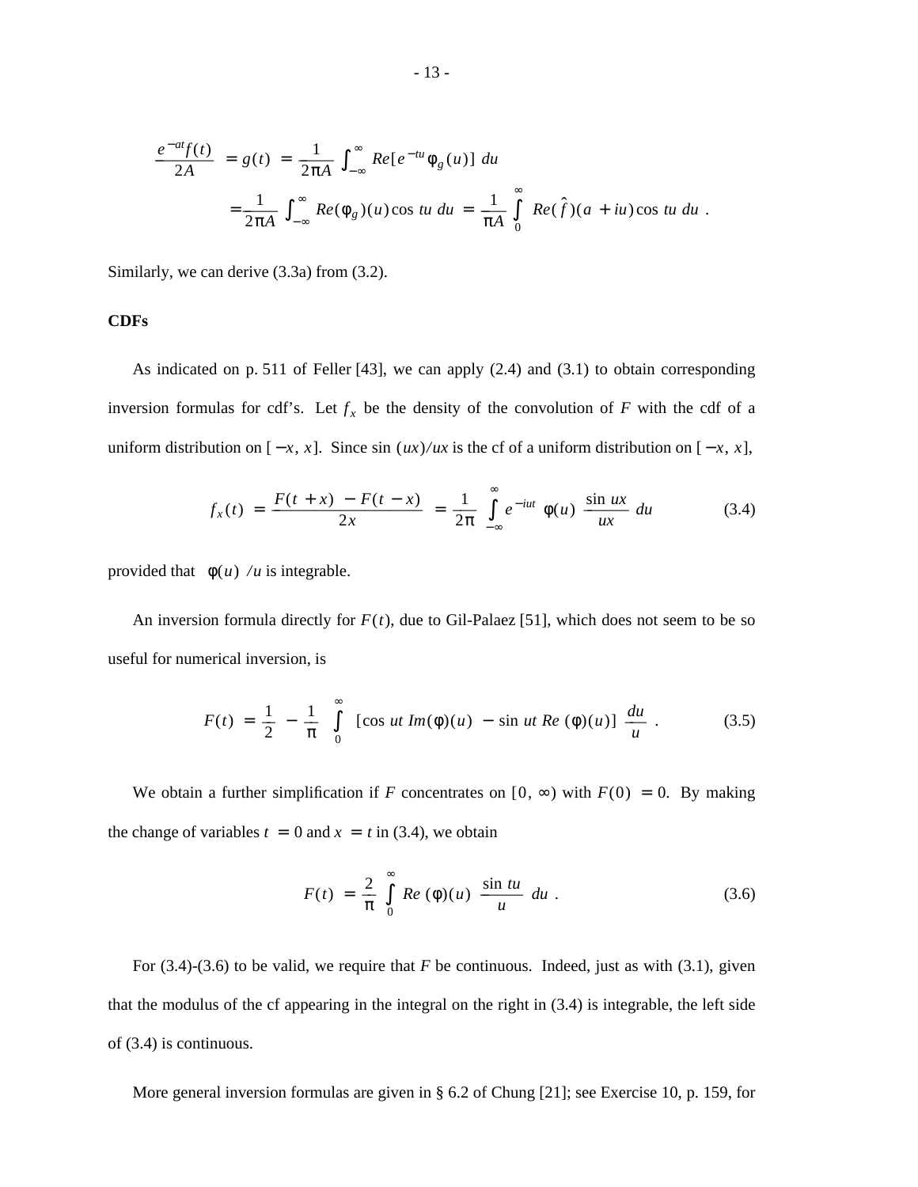$$\frac{e^{-at} f(t)}{2A} = g(t) = \frac{1}{2\pi A} \int_{-\infty}^{\infty} Re[e^{-tu} \phi_g(u)] \, du$$

$$= \frac{1}{2\pi A} \int_{-\infty}^{\infty} Re(\phi_g)(u) \cos tu \, du = \frac{1}{\pi A} \int_0^{\infty} Re(\hat{f})(a + iu) \cos tu \, du \ .$$

Similarly, we can derive (3.3a) from (3.2).

**CDFs**

As indicated on p. 511 of Feller [43], we can apply (2.4) and (3.1) to obtain corresponding inversion formulas for cdf's. Let $f_x$ be the density of the convolution of $F$ with the cdf of a uniform distribution on $[-x, x]$. Since $\sin (ux)/ux$ is the cf of a uniform distribution on $[-x, x]$,

$$f_x(t) = \frac{F(t + x) - F(t - x)}{2x} = \frac{1}{2\pi} \int_{-\infty}^{\infty} e^{-iut} \phi(u) \frac{\sin ux}{ux} \, du \tag{3.4}$$

provided that $\phi(u)/u$ is integrable.

An inversion formula directly for $F(t)$, due to Gil-Palaez [51], which does not seem to be so useful for numerical inversion, is

$$F(t) = \frac{1}{2} - \frac{1}{\pi} \int_0^{\infty} [\cos ut \, Im(\phi)(u) - \sin ut \, Re(\phi)(u)] \frac{du}{u} \ . \tag{3.5}$$

We obtain a further simplification if $F$ concentrates on $[0, \infty)$ with $F(0) = 0$. By making the change of variables $t = 0$ and $x = t$ in (3.4), we obtain

$$F(t) = \frac{2}{\pi} \int_0^{\infty} Re(\phi)(u) \frac{\sin tu}{u} \, du \ . \tag{3.6}$$

For (3.4)-(3.6) to be valid, we require that $F$ be continuous. Indeed, just as with (3.1), given that the modulus of the cf appearing in the integral on the right in (3.4) is integrable, the left side of (3.4) is continuous.

More general inversion formulas are given in § 6.2 of Chung [21]; see Exercise 10, p. 159, for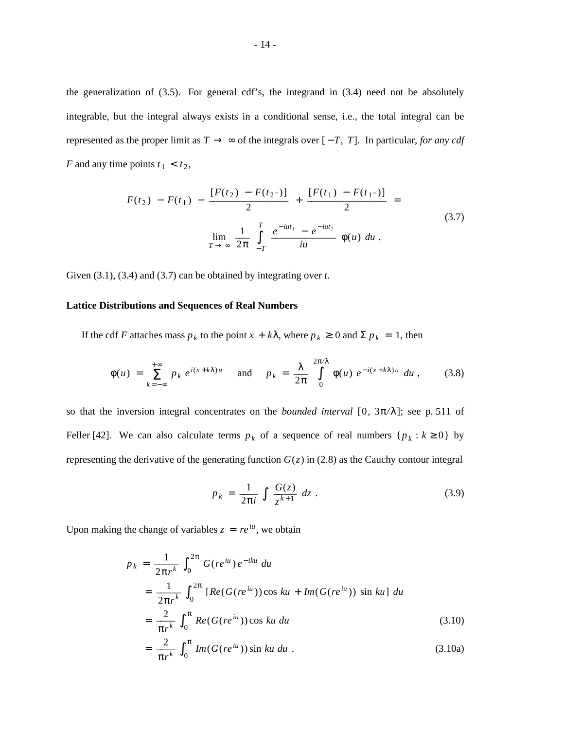the generalization of (3.5). For general cdf's, the integrand in (3.4) need not be absolutely integrable, but the integral always exists in a conditional sense, i.e., the total integral can be represented as the proper limit as $T \to \infty$ of the integrals over $[-T, T]$. In particular, *for any cdf* $F$ and any time points $t_1 < t_2$,

$$F(t_2) - F(t_1) - \frac{[F(t_2) - F(t_2-)]}{2} + \frac{[F(t_1) - F(t_1-)]}{2} = \lim_{T \to \infty} \frac{1}{2\pi} \int_{-T}^{T} \frac{e^{-iut_1} - e^{-iut_2}}{iu} \phi(u)\, du \, . \tag{3.7}$$

Given (3.1), (3.4) and (3.7) can be obtained by integrating over $t$.

**Lattice Distributions and Sequences of Real Numbers**

If the cdf $F$ attaches mass $p_k$ to the point $x + k\lambda$, where $p_k \geq 0$ and $\Sigma\, p_k = 1$, then

$$\phi(u) = \sum_{k=-\infty}^{+\infty} p_k\, e^{i(x+k\lambda)u} \quad \text{and} \quad p_k = \frac{\lambda}{2\pi} \int_{0}^{2\pi/\lambda} \phi(u)\, e^{-i(x+k\lambda)u}\, du \, , \tag{3.8}$$

so that the inversion integral concentrates on the *bounded interval* $[0, 3\pi/\lambda]$; see p. 511 of Feller [42]. We can also calculate terms $p_k$ of a sequence of real numbers $\{p_k : k \geq 0\}$ by representing the derivative of the generating function $G(z)$ in (2.8) as the Cauchy contour integral

$$p_k = \frac{1}{2\pi i} \int \frac{G(z)}{z^{k+1}}\, dz \, . \tag{3.9}$$

Upon making the change of variables $z = re^{iu}$, we obtain

$$\begin{aligned}
p_k &= \frac{1}{2\pi r^k} \int_0^{2\pi} G(re^{iu})\, e^{-iku}\, du \\
&= \frac{1}{2\pi r^k} \int_0^{2\pi} [Re(G(re^{iu})) \cos ku + Im(G(re^{iu})) \sin ku]\, du \\
&= \frac{2}{\pi r^k} \int_0^{\pi} Re(G(re^{iu})) \cos ku\, du && (3.10) \\
&= \frac{2}{\pi r^k} \int_0^{\pi} Im(G(re^{iu})) \sin ku\, du \, . && (3.10a)
\end{aligned}$$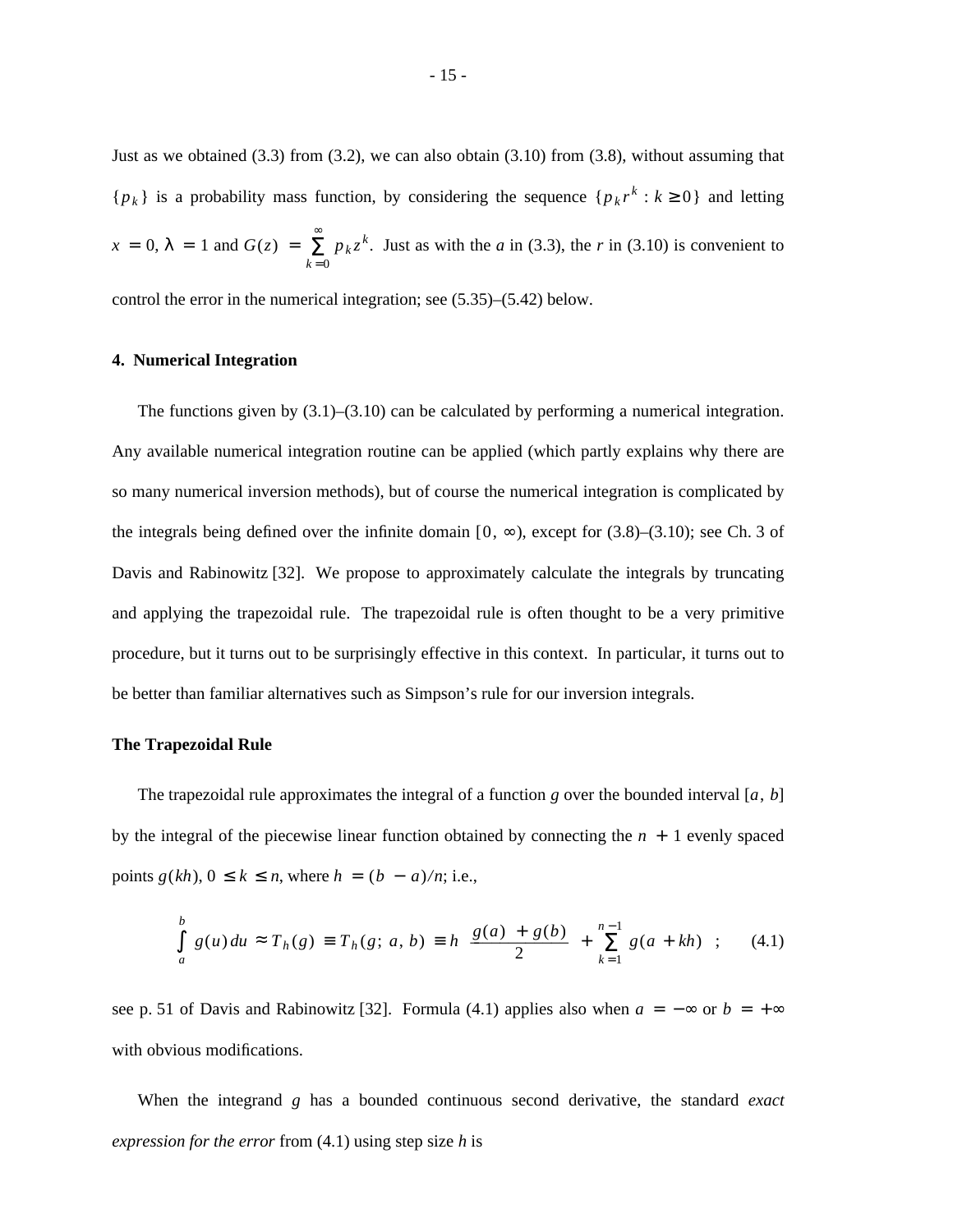Just as we obtained (3.3) from (3.2), we can also obtain (3.10) from (3.8), without assuming that $\{p_k\}$ is a probability mass function, by considering the sequence $\{p_k r^k : k \geq 0\}$ and letting $x = 0$, $\lambda = 1$ and $G(z) = \sum_{k=0}^{\infty} p_k z^k$. Just as with the $a$ in (3.3), the $r$ in (3.10) is convenient to control the error in the numerical integration; see (5.35)–(5.42) below.

## 4. Numerical Integration

The functions given by (3.1)–(3.10) can be calculated by performing a numerical integration. Any available numerical integration routine can be applied (which partly explains why there are so many numerical inversion methods), but of course the numerical integration is complicated by the integrals being defined over the infinite domain $[0, \infty)$, except for (3.8)–(3.10); see Ch. 3 of Davis and Rabinowitz [32]. We propose to approximately calculate the integrals by truncating and applying the trapezoidal rule. The trapezoidal rule is often thought to be a very primitive procedure, but it turns out to be surprisingly effective in this context. In particular, it turns out to be better than familiar alternatives such as Simpson's rule for our inversion integrals.

### The Trapezoidal Rule

The trapezoidal rule approximates the integral of a function $g$ over the bounded interval $[a, b]$ by the integral of the piecewise linear function obtained by connecting the $n + 1$ evenly spaced points $g(kh)$, $0 \leq k \leq n$, where $h = (b - a)/n$; i.e.,

$$\int_a^b g(u)\,du \approx T_h(g) \equiv T_h(g;\, a,\, b) \equiv h\left(\frac{g(a) + g(b)}{2} + \sum_{k=1}^{n-1} g(a + kh)\right) ; \qquad (4.1)$$

see p. 51 of Davis and Rabinowitz [32]. Formula (4.1) applies also when $a = -\infty$ or $b = +\infty$ with obvious modifications.

When the integrand $g$ has a bounded continuous second derivative, the standard *exact expression for the error* from (4.1) using step size $h$ is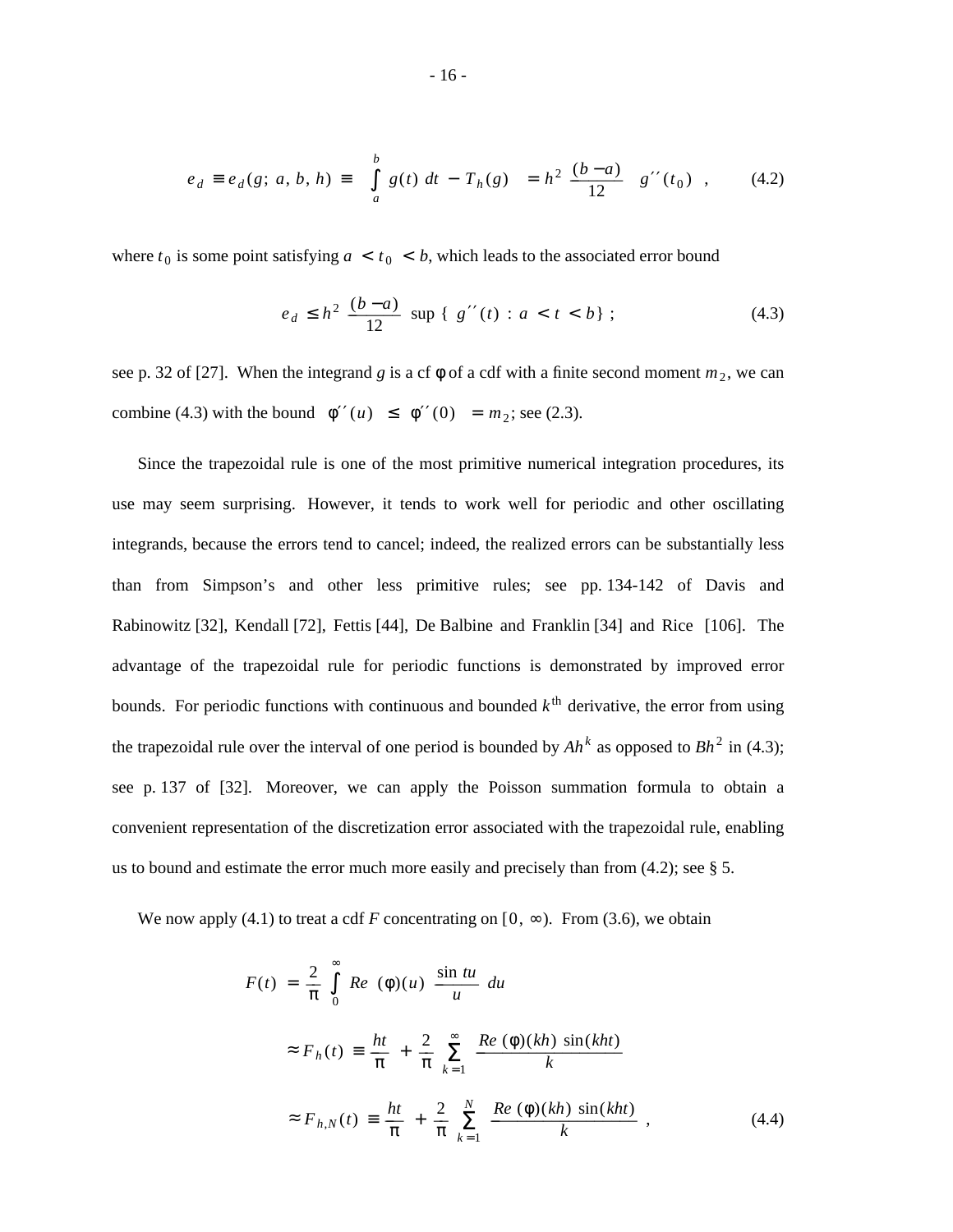$$e_d \equiv e_d(g;\ a, b, h) \equiv \left| \int_a^b g(t)\, dt - T_h(g) \right| = h^2 \, \frac{(b-a)}{12} \, |\, g''(t_0) \,| \ , \tag{4.2}$$

where $t_0$ is some point satisfying $a < t_0 < b$, which leads to the associated error bound

$$e_d \le h^2 \, \frac{(b-a)}{12} \, \sup \{ \, |\, g''(t) \,| : a < t < b \} \ ; \tag{4.3}$$

see p. 32 of [27]. When the integrand $g$ is a cf $\phi$ of a cdf with a finite second moment $m_2$, we can combine (4.3) with the bound $|\phi''(u)| \le |\phi''(0)| = m_2$; see (2.3).

Since the trapezoidal rule is one of the most primitive numerical integration procedures, its use may seem surprising. However, it tends to work well for periodic and other oscillating integrands, because the errors tend to cancel; indeed, the realized errors can be substantially less than from Simpson's and other less primitive rules; see pp. 134-142 of Davis and Rabinowitz [32], Kendall [72], Fettis [44], De Balbine and Franklin [34] and Rice [106]. The advantage of the trapezoidal rule for periodic functions is demonstrated by improved error bounds. For periodic functions with continuous and bounded $k^{\text{th}}$ derivative, the error from using the trapezoidal rule over the interval of one period is bounded by $Ah^k$ as opposed to $Bh^2$ in (4.3); see p. 137 of [32]. Moreover, we can apply the Poisson summation formula to obtain a convenient representation of the discretization error associated with the trapezoidal rule, enabling us to bound and estimate the error much more easily and precisely than from (4.2); see § 5.

We now apply (4.1) to treat a cdf $F$ concentrating on $[0, \infty)$. From (3.6), we obtain

$$\begin{aligned}
F(t) &= \frac{2}{\pi} \int_0^\infty Re\,(\phi)(u)\, \frac{\sin tu}{u}\, du \\
&\approx F_h(t) \equiv \frac{ht}{\pi} + \frac{2}{\pi} \sum_{k=1}^{\infty} \frac{Re\,(\phi)(kh)\, \sin(kht)}{k} \\
&\approx F_{h,N}(t) \equiv \frac{ht}{\pi} + \frac{2}{\pi} \sum_{k=1}^{N} \frac{Re\,(\phi)(kh)\, \sin(kht)}{k} \ ,
\end{aligned} \tag{4.4}$$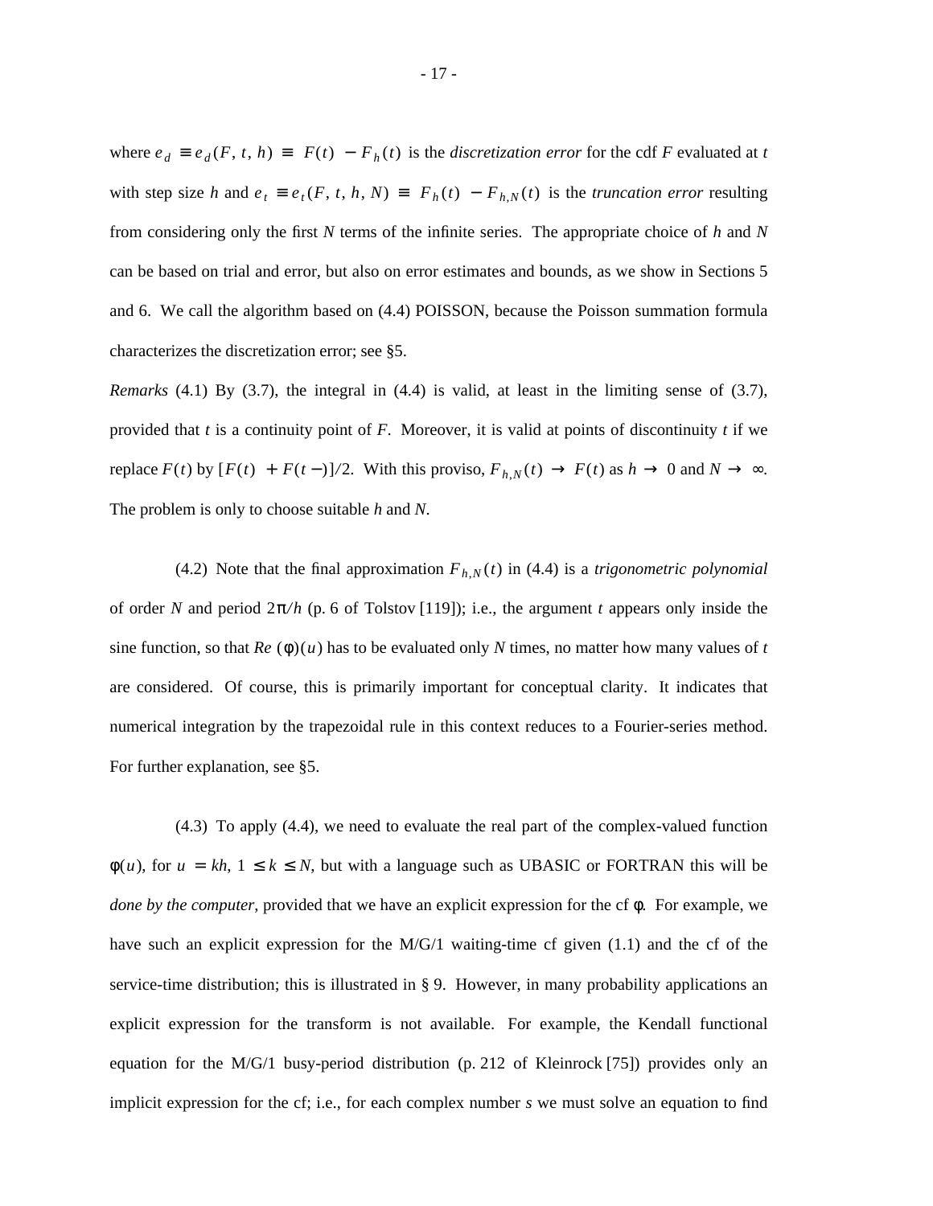where $e_d \equiv e_d(F, t, h) \equiv F(t) - F_h(t)$ is the *discretization error* for the cdf $F$ evaluated at $t$ with step size $h$ and $e_t \equiv e_t(F, t, h, N) \equiv F_h(t) - F_{h,N}(t)$ is the *truncation error* resulting from considering only the first $N$ terms of the infinite series. The appropriate choice of $h$ and $N$ can be based on trial and error, but also on error estimates and bounds, as we show in Sections 5 and 6. We call the algorithm based on (4.4) POISSON, because the Poisson summation formula characterizes the discretization error; see §5.

*Remarks* (4.1) By (3.7), the integral in (4.4) is valid, at least in the limiting sense of (3.7), provided that $t$ is a continuity point of $F$. Moreover, it is valid at points of discontinuity $t$ if we replace $F(t)$ by $[F(t) + F(t-)]/2$. With this proviso, $F_{h,N}(t) \rightarrow F(t)$ as $h \rightarrow 0$ and $N \rightarrow \infty$. The problem is only to choose suitable $h$ and $N$.

(4.2) Note that the final approximation $F_{h,N}(t)$ in (4.4) is a *trigonometric polynomial* of order $N$ and period $2\pi/h$ (p. 6 of Tolstov [119]); i.e., the argument $t$ appears only inside the sine function, so that $Re\,(\phi)(u)$ has to be evaluated only $N$ times, no matter how many values of $t$ are considered. Of course, this is primarily important for conceptual clarity. It indicates that numerical integration by the trapezoidal rule in this context reduces to a Fourier-series method. For further explanation, see §5.

(4.3) To apply (4.4), we need to evaluate the real part of the complex-valued function $\phi(u)$, for $u = kh$, $1 \leq k \leq N$, but with a language such as UBASIC or FORTRAN this will be *done by the computer*, provided that we have an explicit expression for the cf $\phi$. For example, we have such an explicit expression for the M/G/1 waiting-time cf given (1.1) and the cf of the service-time distribution; this is illustrated in § 9. However, in many probability applications an explicit expression for the transform is not available. For example, the Kendall functional equation for the M/G/1 busy-period distribution (p. 212 of Kleinrock [75]) provides only an implicit expression for the cf; i.e., for each complex number $s$ we must solve an equation to find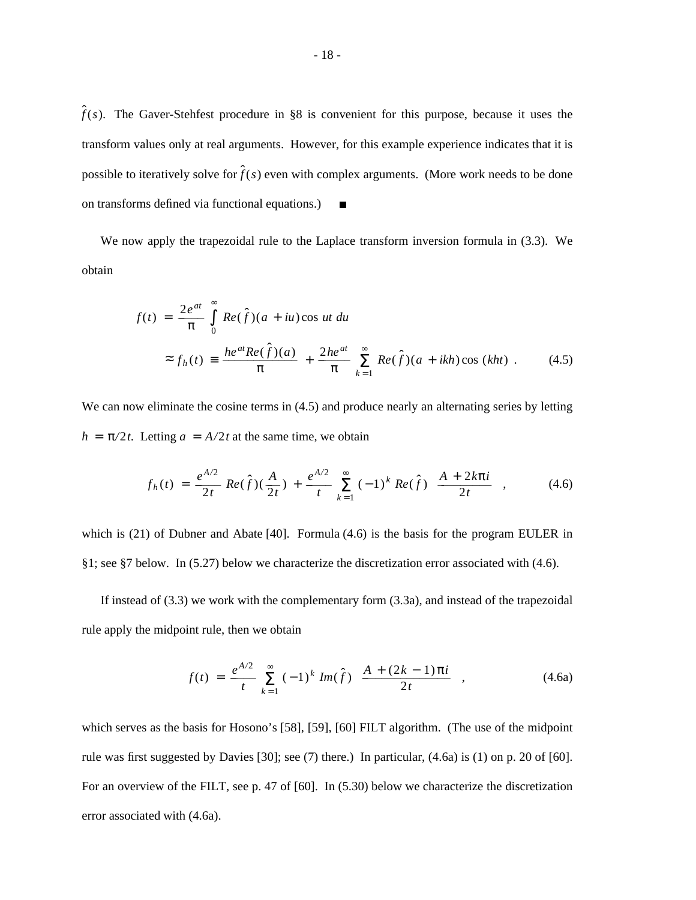$\hat{f}(s)$. The Gaver-Stehfest procedure in §8 is convenient for this purpose, because it uses the transform values only at real arguments. However, for this example experience indicates that it is possible to iteratively solve for $\hat{f}(s)$ even with complex arguments. (More work needs to be done on transforms defined via functional equations.) ■

We now apply the trapezoidal rule to the Laplace transform inversion formula in (3.3). We obtain

$$f(t) = \frac{2e^{at}}{\pi} \int_0^\infty Re(\hat{f})(a + iu) \cos ut \, du$$

$$\approx f_h(t) \equiv \frac{he^{at} Re(\hat{f})(a)}{\pi} + \frac{2he^{at}}{\pi} \sum_{k=1}^{\infty} Re(\hat{f})(a + ikh) \cos (kht) \ . \tag{4.5}$$

We can now eliminate the cosine terms in (4.5) and produce nearly an alternating series by letting $h = \pi/2t$. Letting $a = A/2t$ at the same time, we obtain

$$f_h(t) = \frac{e^{A/2}}{2t} Re(\hat{f})(\frac{A}{2t}) + \frac{e^{A/2}}{t} \sum_{k=1}^{\infty} (-1)^k Re(\hat{f}) \left( \frac{A + 2k\pi i}{2t} \right) , \tag{4.6}$$

which is (21) of Dubner and Abate [40]. Formula (4.6) is the basis for the program EULER in §1; see §7 below. In (5.27) below we characterize the discretization error associated with (4.6).

If instead of (3.3) we work with the complementary form (3.3a), and instead of the trapezoidal rule apply the midpoint rule, then we obtain

$$f(t) = \frac{e^{A/2}}{t} \sum_{k=1}^{\infty} (-1)^k Im(\hat{f}) \left( \frac{A + (2k-1)\pi i}{2t} \right) , \tag{4.6a}$$

which serves as the basis for Hosono's [58], [59], [60] FILT algorithm. (The use of the midpoint rule was first suggested by Davies [30]; see (7) there.) In particular, (4.6a) is (1) on p. 20 of [60]. For an overview of the FILT, see p. 47 of [60]. In (5.30) below we characterize the discretization error associated with (4.6a).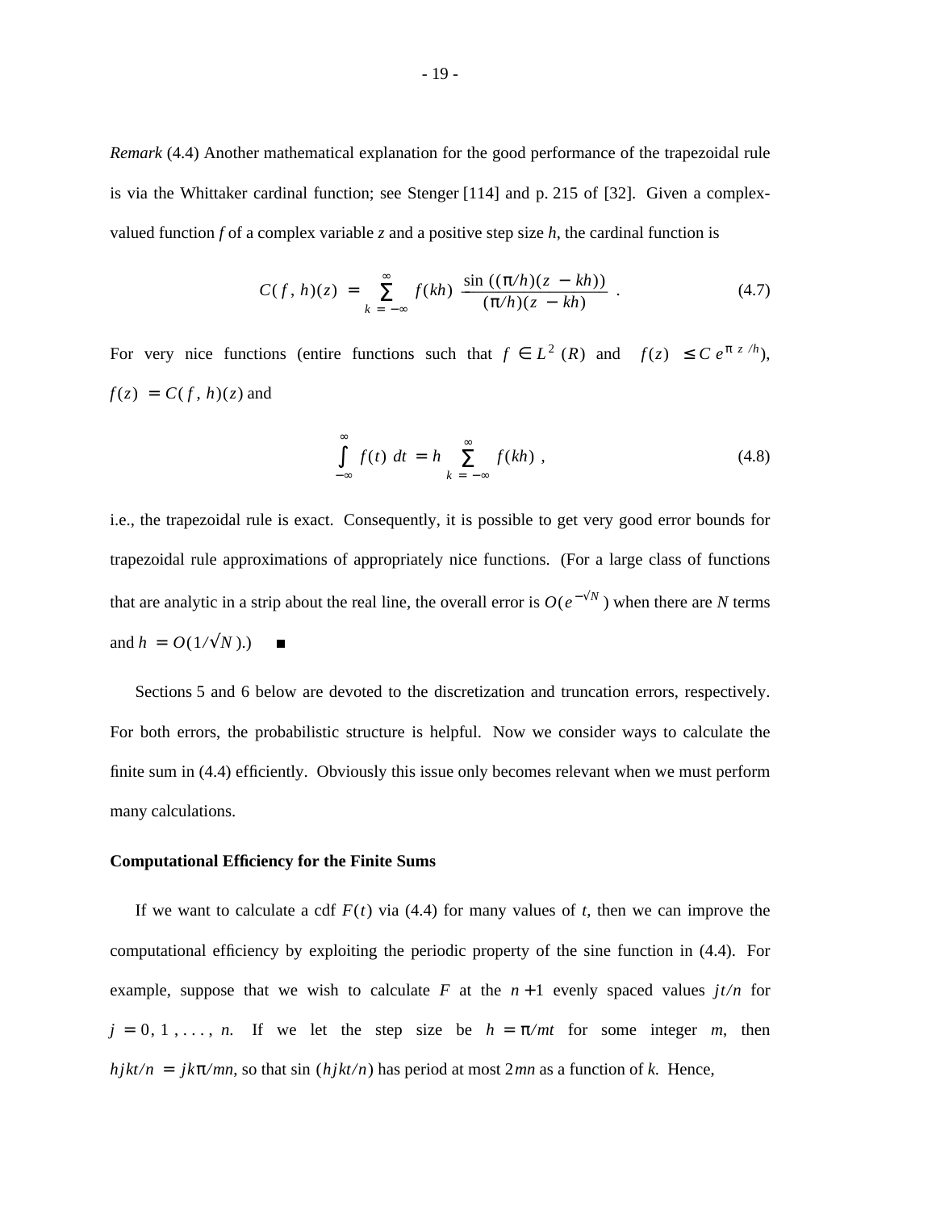*Remark* (4.4) Another mathematical explanation for the good performance of the trapezoidal rule is via the Whittaker cardinal function; see Stenger [114] and p. 215 of [32]. Given a complex-valued function $f$ of a complex variable $z$ and a positive step size $h$, the cardinal function is

$$C(f, h)(z) = \sum_{k=-\infty}^{\infty} f(kh) \frac{\sin((\pi/h)(z - kh))}{(\pi/h)(z - kh)} . \tag{4.7}$$

For very nice functions (entire functions such that $f \in L^2(R)$ and $|f(z)| \le C e^{\pi |z|/h}$), $f(z) = C(f, h)(z)$ and

$$\int_{-\infty}^{\infty} f(t)\, dt = h \sum_{k=-\infty}^{\infty} f(kh) , \tag{4.8}$$

i.e., the trapezoidal rule is exact. Consequently, it is possible to get very good error bounds for trapezoidal rule approximations of appropriately nice functions. (For a large class of functions that are analytic in a strip about the real line, the overall error is $O(e^{-\sqrt{N}})$ when there are $N$ terms and $h = O(1/\sqrt{N})$.) ■

Sections 5 and 6 below are devoted to the discretization and truncation errors, respectively. For both errors, the probabilistic structure is helpful. Now we consider ways to calculate the finite sum in (4.4) efficiently. Obviously this issue only becomes relevant when we must perform many calculations.

**Computational Efficiency for the Finite Sums**

If we want to calculate a cdf $F(t)$ via (4.4) for many values of $t$, then we can improve the computational efficiency by exploiting the periodic property of the sine function in (4.4). For example, suppose that we wish to calculate $F$ at the $n+1$ evenly spaced values $jt/n$ for $j = 0, 1, \ldots, n$. If we let the step size be $h = \pi/mt$ for some integer $m$, then $hjkt/n = jk\pi/mn$, so that $\sin(hjkt/n)$ has period at most $2mn$ as a function of $k$. Hence,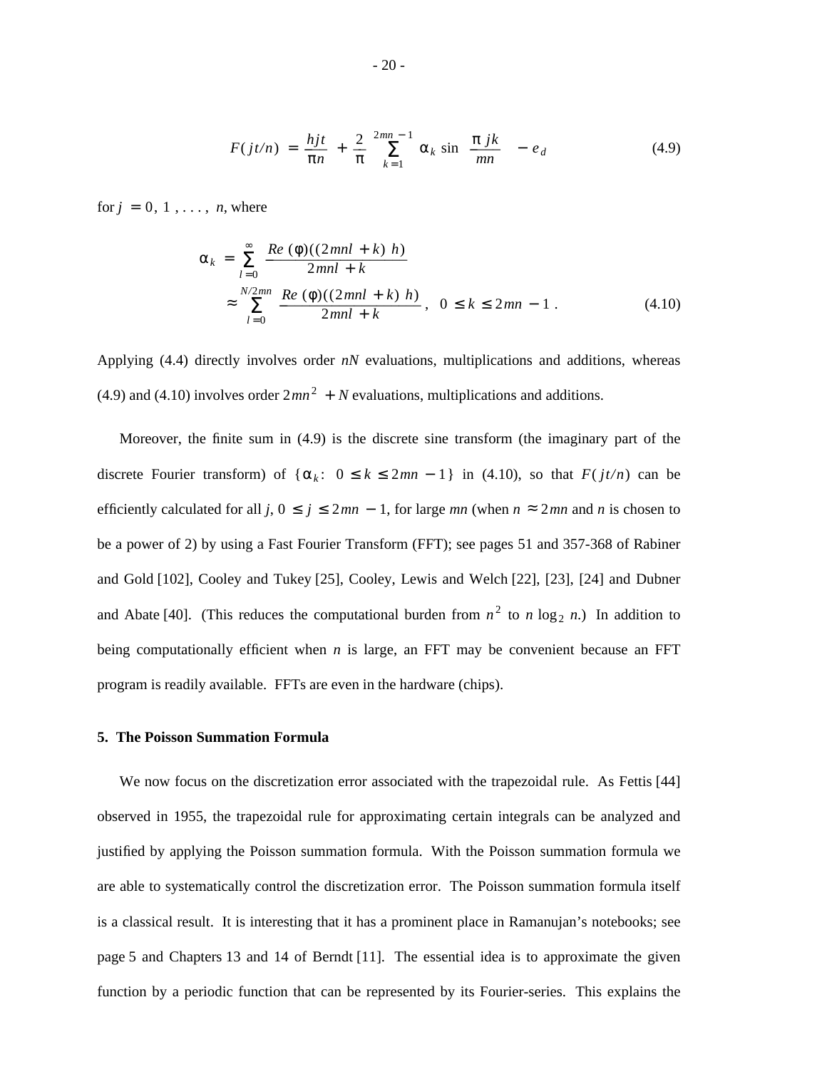$$F(jt/n) = \frac{hjt}{\pi n} + \frac{2}{\pi} \sum_{k=1}^{2mn-1} \alpha_k \sin\left(\frac{\pi jk}{mn}\right) - e_d \tag{4.9}$$

for $j = 0, 1, \ldots, n$, where

$$\alpha_k = \sum_{l=0}^{\infty} \frac{Re(\phi)((2mnl + k)h)}{2mnl + k}$$
$$\approx \sum_{l=0}^{N/2mn} \frac{Re(\phi)((2mnl + k)h)}{2mnl + k}, \quad 0 \le k \le 2mn - 1 . \tag{4.10}$$

Applying (4.4) directly involves order $nN$ evaluations, multiplications and additions, whereas (4.9) and (4.10) involves order $2mn^2 + N$ evaluations, multiplications and additions.

Moreover, the finite sum in (4.9) is the discrete sine transform (the imaginary part of the discrete Fourier transform) of $\{\alpha_k : 0 \le k \le 2mn - 1\}$ in (4.10), so that $F(jt/n)$ can be efficiently calculated for all $j$, $0 \le j \le 2mn - 1$, for large $mn$ (when $n \approx 2mn$ and $n$ is chosen to be a power of 2) by using a Fast Fourier Transform (FFT); see pages 51 and 357-368 of Rabiner and Gold [102], Cooley and Tukey [25], Cooley, Lewis and Welch [22], [23], [24] and Dubner and Abate [40]. (This reduces the computational burden from $n^2$ to $n \log_2 n$.) In addition to being computationally efficient when $n$ is large, an FFT may be convenient because an FFT program is readily available. FFTs are even in the hardware (chips).

## 5. The Poisson Summation Formula

We now focus on the discretization error associated with the trapezoidal rule. As Fettis [44] observed in 1955, the trapezoidal rule for approximating certain integrals can be analyzed and justified by applying the Poisson summation formula. With the Poisson summation formula we are able to systematically control the discretization error. The Poisson summation formula itself is a classical result. It is interesting that it has a prominent place in Ramanujan's notebooks; see page 5 and Chapters 13 and 14 of Berndt [11]. The essential idea is to approximate the given function by a periodic function that can be represented by its Fourier-series. This explains the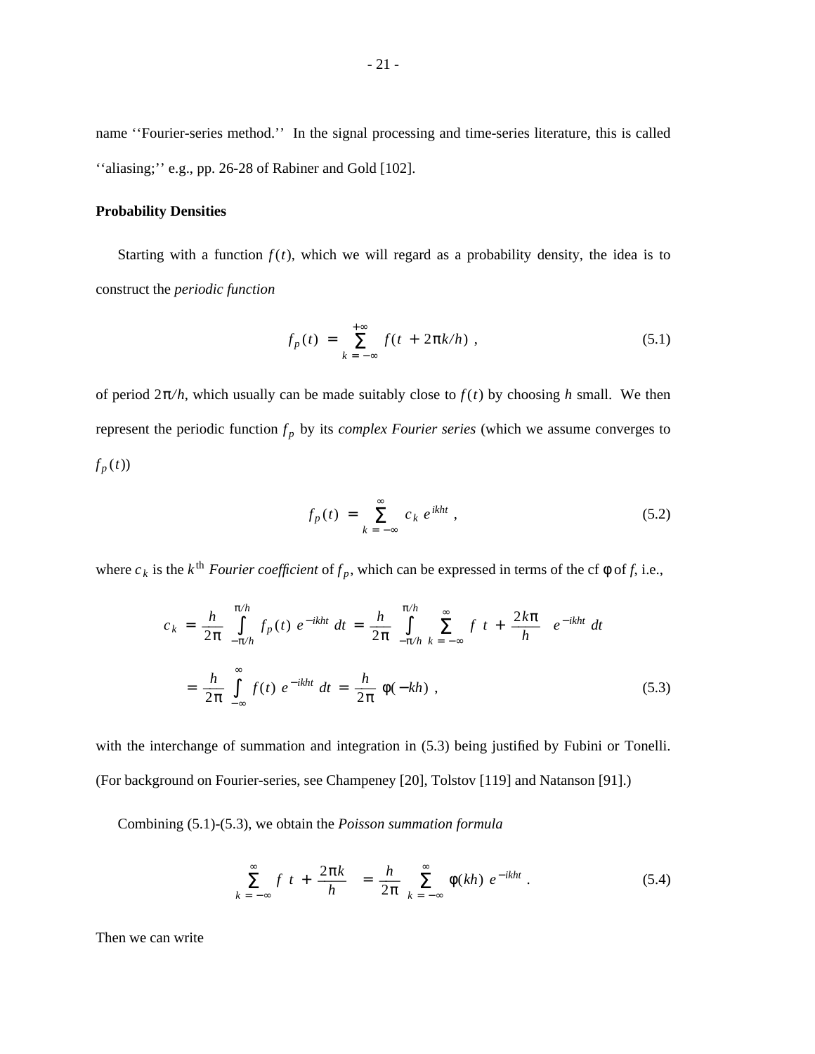name ''Fourier-series method.'' In the signal processing and time-series literature, this is called ''aliasing;'' e.g., pp. 26-28 of Rabiner and Gold [102].

**Probability Densities**

Starting with a function $f(t)$, which we will regard as a probability density, the idea is to construct the *periodic function*

$$f_p(t) = \sum_{k=-\infty}^{+\infty} f(t + 2\pi k/h) , \tag{5.1}$$

of period $2\pi/h$, which usually can be made suitably close to $f(t)$ by choosing $h$ small. We then represent the periodic function $f_p$ by its *complex Fourier series* (which we assume converges to $f_p(t)$)

$$f_p(t) = \sum_{k=-\infty}^{\infty} c_k \, e^{ikht} , \tag{5.2}$$

where $c_k$ is the $k^{\text{th}}$ *Fourier coefficient* of $f_p$, which can be expressed in terms of the cf $\phi$ of $f$, i.e.,

$$\begin{aligned} c_k &= \frac{h}{2\pi} \int_{-\pi/h}^{\pi/h} f_p(t) \, e^{-ikht} \, dt = \frac{h}{2\pi} \int_{-\pi/h}^{\pi/h} \sum_{k=-\infty}^{\infty} f\left(t + \frac{2k\pi}{h}\right) e^{-ikht} \, dt \\ &= \frac{h}{2\pi} \int_{-\infty}^{\infty} f(t) \, e^{-ikht} \, dt = \frac{h}{2\pi} \, \phi(-kh) , \end{aligned} \tag{5.3}$$

with the interchange of summation and integration in (5.3) being justified by Fubini or Tonelli. (For background on Fourier-series, see Champeney [20], Tolstov [119] and Natanson [91].)

Combining (5.1)-(5.3), we obtain the *Poisson summation formula*

$$\sum_{k=-\infty}^{\infty} f\left(t + \frac{2\pi k}{h}\right) = \frac{h}{2\pi} \sum_{k=-\infty}^{\infty} \phi(kh) \, e^{-ikht} . \tag{5.4}$$

Then we can write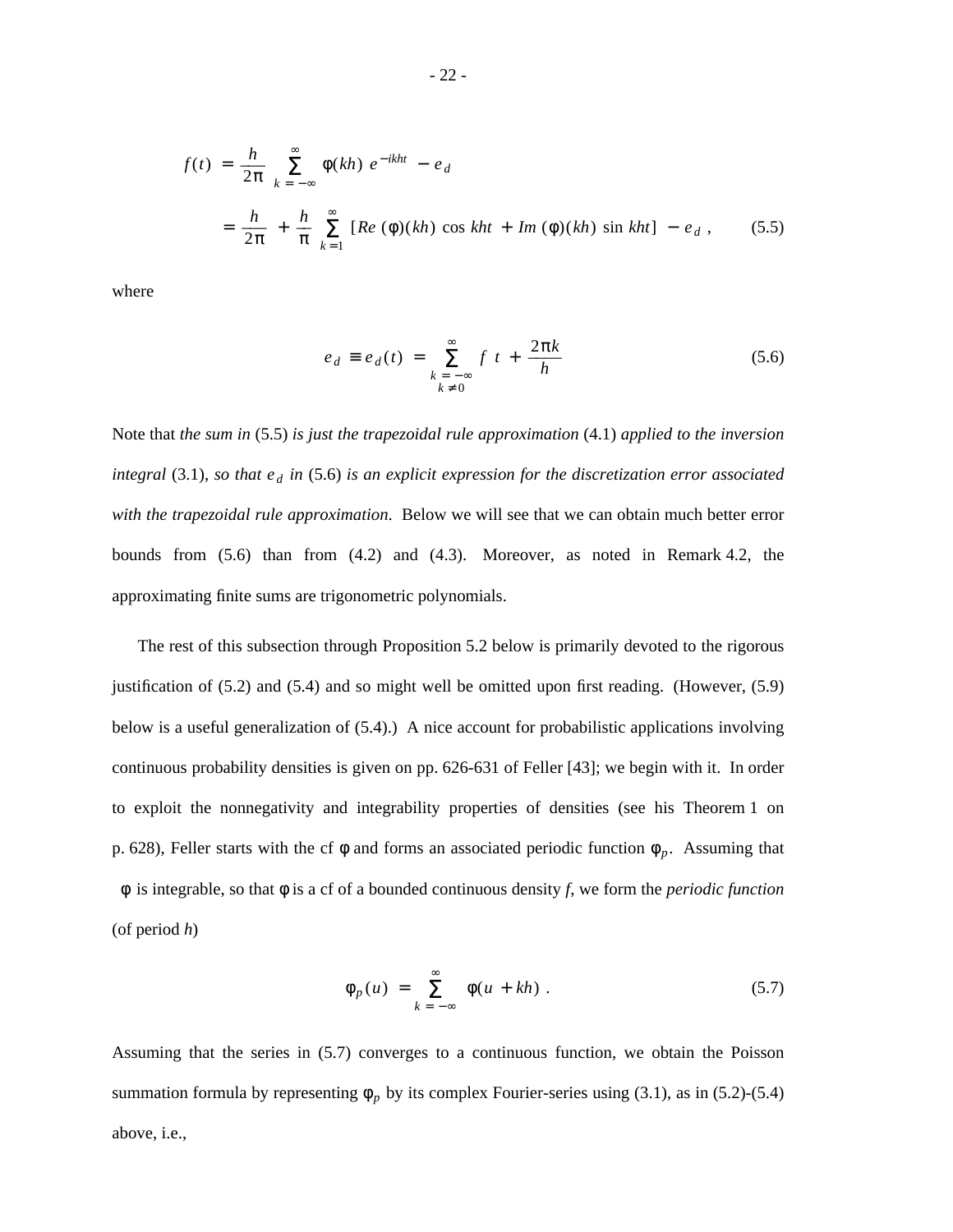$$
\begin{aligned}
f(t) &= \frac{h}{2\pi} \sum_{k=-\infty}^{\infty} \phi(kh)\, e^{-ikht} - e_d \\
&= \frac{h}{2\pi} + \frac{h}{\pi} \sum_{k=1}^{\infty} [Re\,(\phi)(kh)\, \cos kht + Im\,(\phi)(kh)\, \sin kht] - e_d \,, \qquad (5.5)
\end{aligned}
$$

where

$$
e_d \equiv e_d(t) = \sum_{\substack{k=-\infty \\ k \neq 0}}^{\infty} f\left(t + \frac{2\pi k}{h}\right) \qquad (5.6)
$$

Note that *the sum in* (5.5) *is just the trapezoidal rule approximation* (4.1) *applied to the inversion integral* (3.1), *so that* $e_d$ *in* (5.6) *is an explicit expression for the discretization error associated with the trapezoidal rule approximation.* Below we will see that we can obtain much better error bounds from (5.6) than from (4.2) and (4.3). Moreover, as noted in Remark 4.2, the approximating finite sums are trigonometric polynomials.

The rest of this subsection through Proposition 5.2 below is primarily devoted to the rigorous justification of (5.2) and (5.4) and so might well be omitted upon first reading. (However, (5.9) below is a useful generalization of (5.4).) A nice account for probabilistic applications involving continuous probability densities is given on pp. 626-631 of Feller [43]; we begin with it. In order to exploit the nonnegativity and integrability properties of densities (see his Theorem 1 on p. 628), Feller starts with the cf $\phi$ and forms an associated periodic function $\phi_p$. Assuming that $\phi$ is integrable, so that $\phi$ is a cf of a bounded continuous density *f*, we form the *periodic function* (of period *h*)

$$
\phi_p(u) = \sum_{k=-\infty}^{\infty} \phi(u + kh) \,. \qquad (5.7)
$$

Assuming that the series in (5.7) converges to a continuous function, we obtain the Poisson summation formula by representing $\phi_p$ by its complex Fourier-series using (3.1), as in (5.2)-(5.4) above, i.e.,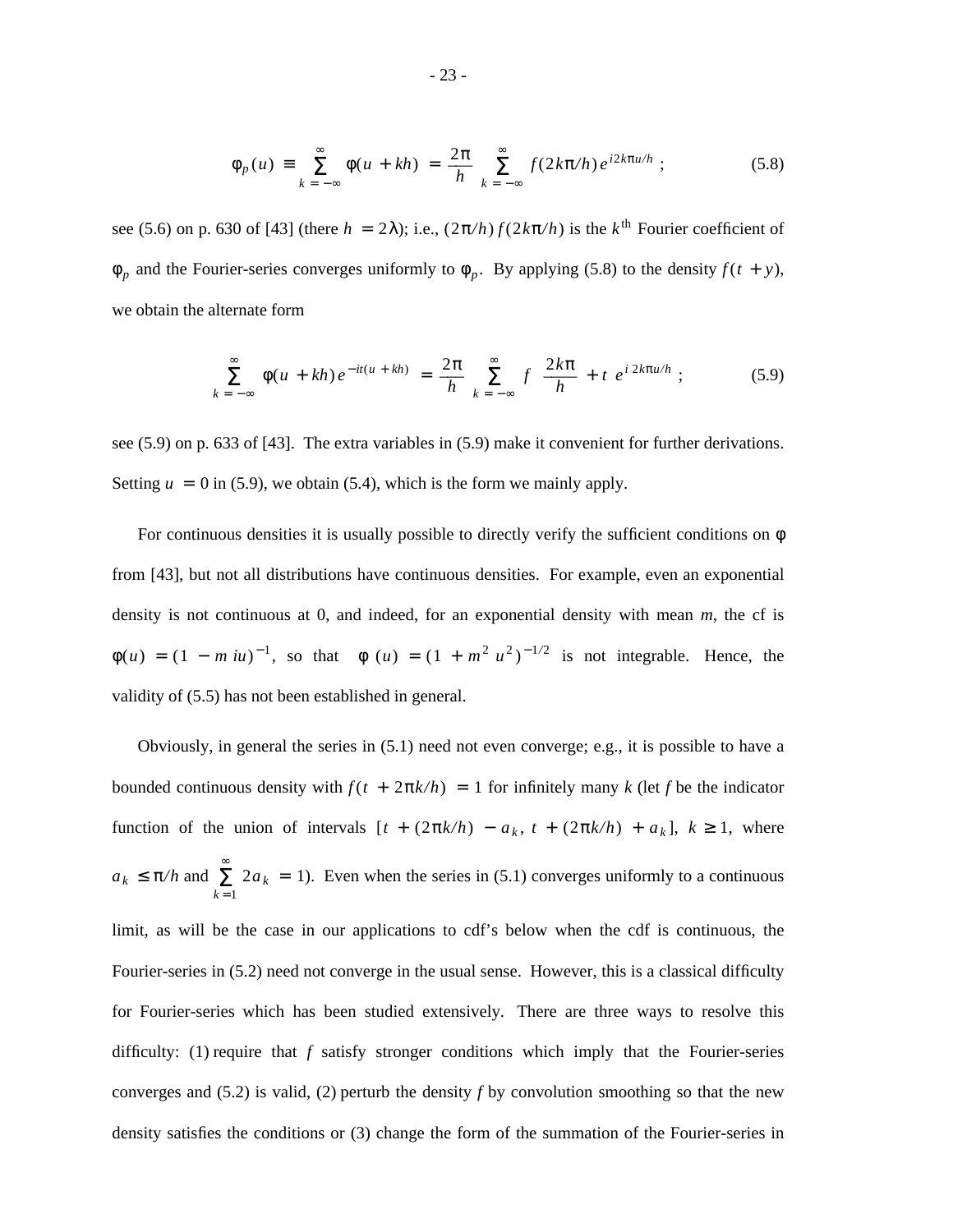$$\phi_p(u) \equiv \sum_{k=-\infty}^{\infty} \phi(u + kh) = \frac{2\pi}{h} \sum_{k=-\infty}^{\infty} f(2k\pi/h) e^{i2k\pi u/h} ; \tag{5.8}$$

see (5.6) on p. 630 of [43] (there $h = 2\lambda$); i.e., $(2\pi/h) f(2k\pi/h)$ is the $k^{\text{th}}$ Fourier coefficient of $\phi_p$ and the Fourier-series converges uniformly to $\phi_p$. By applying (5.8) to the density $f(t + y)$, we obtain the alternate form

$$\sum_{k=-\infty}^{\infty} \phi(u + kh) e^{-it(u + kh)} = \frac{2\pi}{h} \sum_{k=-\infty}^{\infty} f\left(\frac{2k\pi}{h} + t\right) e^{i\,2k\pi u/h} ; \tag{5.9}$$

see (5.9) on p. 633 of [43]. The extra variables in (5.9) make it convenient for further derivations. Setting $u = 0$ in (5.9), we obtain (5.4), which is the form we mainly apply.

For continuous densities it is usually possible to directly verify the sufficient conditions on $\phi$ from [43], but not all distributions have continuous densities. For example, even an exponential density is not continuous at 0, and indeed, for an exponential density with mean $m$, the cf is $\phi(u) = (1 - m\,iu)^{-1}$, so that $|\phi(u)| = (1 + m^2 u^2)^{-1/2}$ is not integrable. Hence, the validity of (5.5) has not been established in general.

Obviously, in general the series in (5.1) need not even converge; e.g., it is possible to have a bounded continuous density with $f(t + 2\pi k/h) = 1$ for infinitely many $k$ (let $f$ be the indicator function of the union of intervals $[t + (2\pi k/h) - a_k,\ t + (2\pi k/h) + a_k]$, $k \geq 1$, where $a_k \leq \pi/h$ and $\sum_{k=1}^{\infty} 2a_k = 1$). Even when the series in (5.1) converges uniformly to a continuous limit, as will be the case in our applications to cdf's below when the cdf is continuous, the Fourier-series in (5.2) need not converge in the usual sense. However, this is a classical difficulty for Fourier-series which has been studied extensively. There are three ways to resolve this difficulty: (1) require that $f$ satisfy stronger conditions which imply that the Fourier-series converges and (5.2) is valid, (2) perturb the density $f$ by convolution smoothing so that the new density satisfies the conditions or (3) change the form of the summation of the Fourier-series in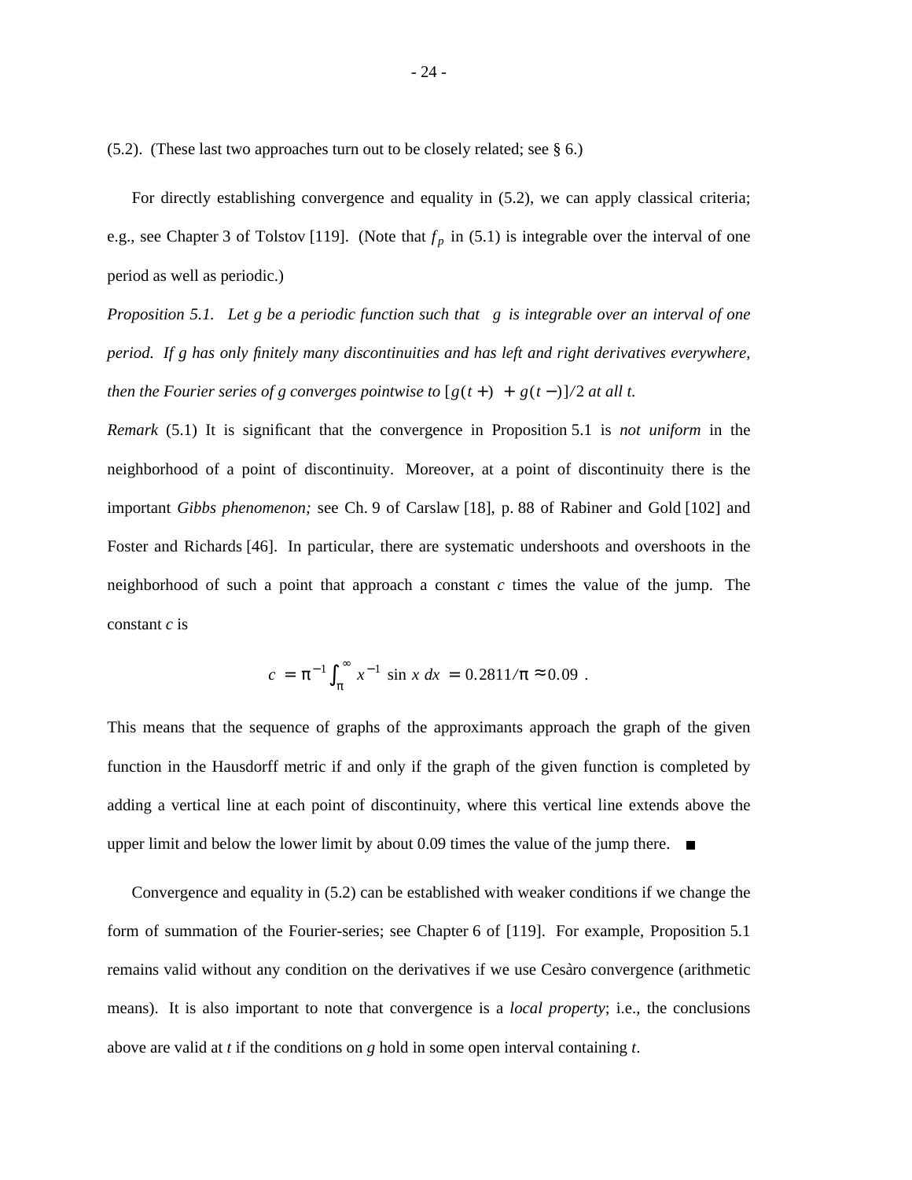(5.2). (These last two approaches turn out to be closely related; see § 6.)

For directly establishing convergence and equality in (5.2), we can apply classical criteria; e.g., see Chapter 3 of Tolstov [119]. (Note that $f_p$ in (5.1) is integrable over the interval of one period as well as periodic.)

*Proposition 5.1. Let g be a periodic function such that g is integrable over an interval of one period. If g has only finitely many discontinuities and has left and right derivatives everywhere, then the Fourier series of g converges pointwise to* $[g(t+) + g(t-)]/2$ *at all t.*

*Remark* (5.1) It is significant that the convergence in Proposition 5.1 is *not uniform* in the neighborhood of a point of discontinuity. Moreover, at a point of discontinuity there is the important *Gibbs phenomenon;* see Ch. 9 of Carslaw [18], p. 88 of Rabiner and Gold [102] and Foster and Richards [46]. In particular, there are systematic undershoots and overshoots in the neighborhood of such a point that approach a constant *c* times the value of the jump. The constant *c* is

$$c = \pi^{-1} \int_{\pi}^{\infty} x^{-1} \sin x \, dx = 0.2811/\pi \approx 0.09 \; .$$

This means that the sequence of graphs of the approximants approach the graph of the given function in the Hausdorff metric if and only if the graph of the given function is completed by adding a vertical line at each point of discontinuity, where this vertical line extends above the upper limit and below the lower limit by about 0.09 times the value of the jump there. ∎

Convergence and equality in (5.2) can be established with weaker conditions if we change the form of summation of the Fourier-series; see Chapter 6 of [119]. For example, Proposition 5.1 remains valid without any condition on the derivatives if we use Cesàro convergence (arithmetic means). It is also important to note that convergence is a *local property*; i.e., the conclusions above are valid at *t* if the conditions on *g* hold in some open interval containing *t*.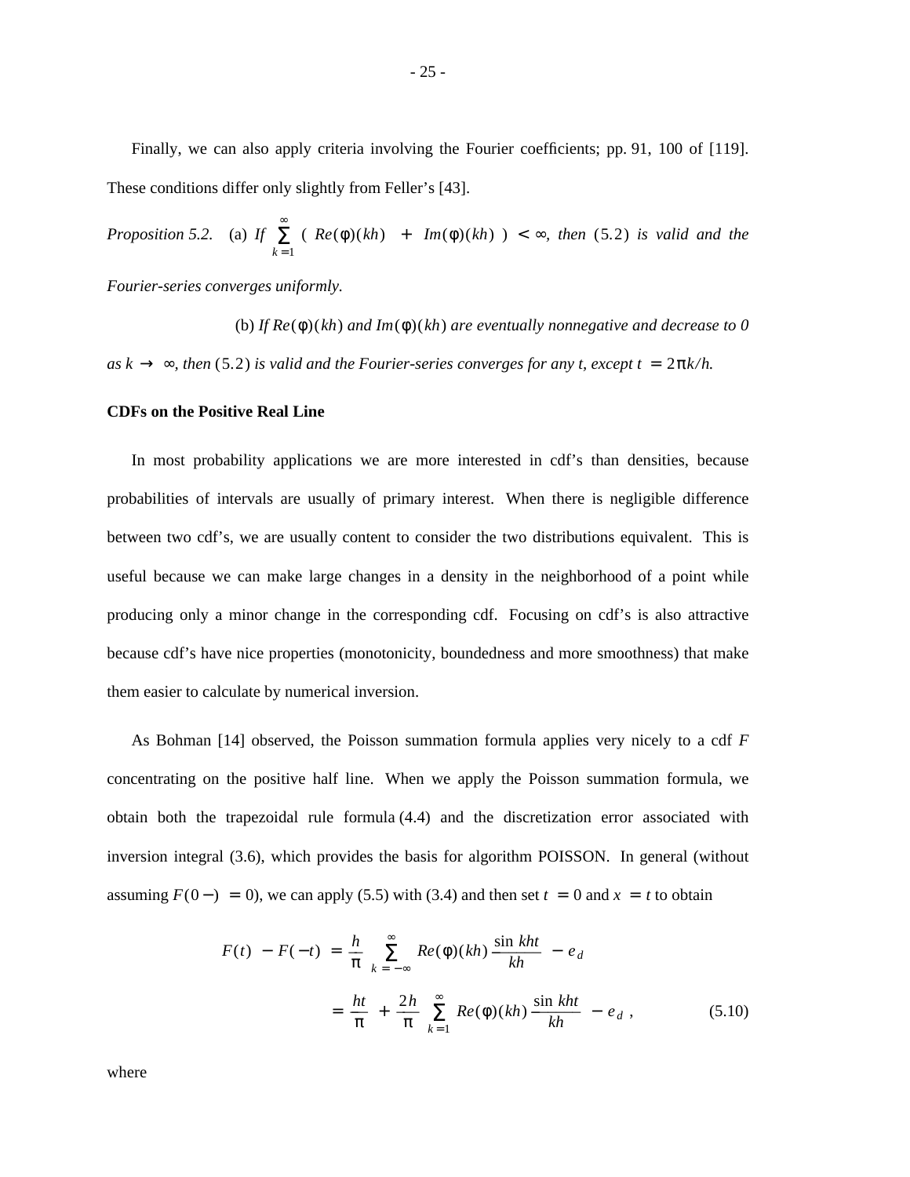Finally, we can also apply criteria involving the Fourier coefficients; pp. 91, 100 of [119]. These conditions differ only slightly from Feller's [43].

*Proposition 5.2.* (a) *If* $\sum_{k=1}^{\infty} ( | Re(\phi)(kh) | + | Im(\phi)(kh) | ) < \infty$, *then* $(5.2)$ *is valid and the Fourier-series converges uniformly.*

(b) *If* $Re(\phi)(kh)$ *and* $Im(\phi)(kh)$ *are eventually nonnegative and decrease to 0 as* $k \to \infty$, *then* $(5.2)$ *is valid and the Fourier-series converges for any t, except* $t = 2\pi k/h$.

**CDFs on the Positive Real Line**

In most probability applications we are more interested in cdf's than densities, because probabilities of intervals are usually of primary interest. When there is negligible difference between two cdf's, we are usually content to consider the two distributions equivalent. This is useful because we can make large changes in a density in the neighborhood of a point while producing only a minor change in the corresponding cdf. Focusing on cdf's is also attractive because cdf's have nice properties (monotonicity, boundedness and more smoothness) that make them easier to calculate by numerical inversion.

As Bohman [14] observed, the Poisson summation formula applies very nicely to a cdf $F$ concentrating on the positive half line. When we apply the Poisson summation formula, we obtain both the trapezoidal rule formula (4.4) and the discretization error associated with inversion integral (3.6), which provides the basis for algorithm POISSON. In general (without assuming $F(0-) = 0$), we can apply (5.5) with (3.4) and then set $t = 0$ and $x = t$ to obtain

$$
\begin{aligned}
F(t) - F(-t) &= \frac{h}{\pi} \sum_{k=-\infty}^{\infty} Re(\phi)(kh) \frac{\sin kht}{kh} - e_d \\
&= \frac{ht}{\pi} + \frac{2h}{\pi} \sum_{k=1}^{\infty} Re(\phi)(kh) \frac{\sin kht}{kh} - e_d \ , \qquad (5.10)
\end{aligned}
$$

where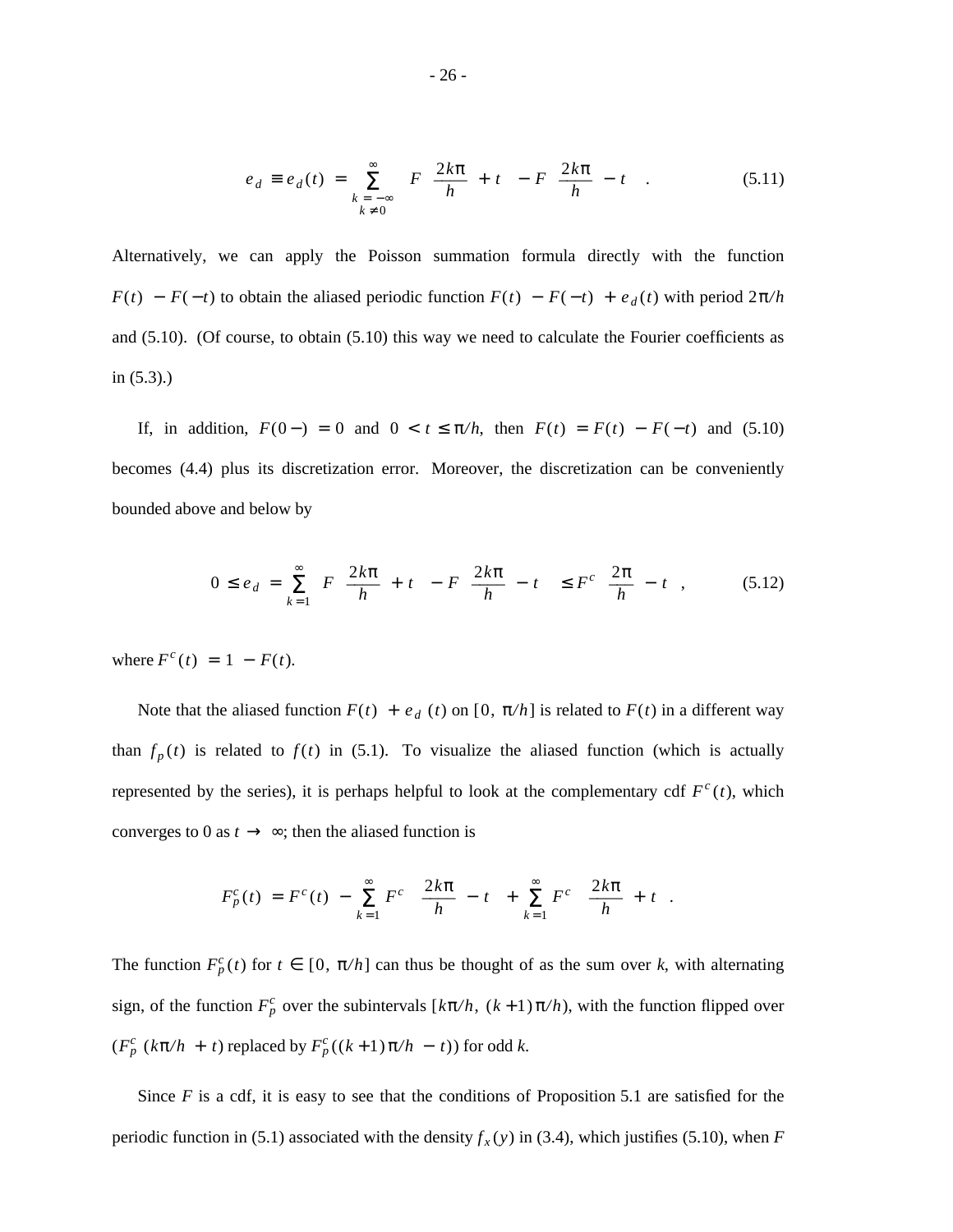$$e_d \equiv e_d(t) = \sum_{\substack{k=-\infty \\ k \neq 0}}^{\infty} \left[ F\left(\frac{2k\pi}{h} + t\right) - F\left(\frac{2k\pi}{h} - t\right) \right] . \tag{5.11}$$

Alternatively, we can apply the Poisson summation formula directly with the function $F(t) - F(-t)$ to obtain the aliased periodic function $F(t) - F(-t) + e_d(t)$ with period $2\pi/h$ and (5.10). (Of course, to obtain (5.10) this way we need to calculate the Fourier coefficients as in (5.3).)

If, in addition, $F(0-) = 0$ and $0 < t \leq \pi/h$, then $F(t) = F(t) - F(-t)$ and (5.10) becomes (4.4) plus its discretization error. Moreover, the discretization can be conveniently bounded above and below by

$$0 \leq e_d = \sum_{k=1}^{\infty} \left[ F\left(\frac{2k\pi}{h} + t\right) - F\left(\frac{2k\pi}{h} - t\right) \right] \leq F^c\left(\frac{2\pi}{h} - t\right) , \tag{5.12}$$

where $F^c(t) = 1 - F(t)$.

Note that the aliased function $F(t) + e_d(t)$ on $[0, \pi/h]$ is related to $F(t)$ in a different way than $f_p(t)$ is related to $f(t)$ in (5.1). To visualize the aliased function (which is actually represented by the series), it is perhaps helpful to look at the complementary cdf $F^c(t)$, which converges to 0 as $t \to \infty$; then the aliased function is

$$F_p^c(t) = F^c(t) - \sum_{k=1}^{\infty} F^c\left(\frac{2k\pi}{h} - t\right) + \sum_{k=1}^{\infty} F^c\left(\frac{2k\pi}{h} + t\right) .$$

The function $F_p^c(t)$ for $t \in [0, \pi/h]$ can thus be thought of as the sum over $k$, with alternating sign, of the function $F_p^c$ over the subintervals $[k\pi/h, (k+1)\pi/h)$, with the function flipped over ($F_p^c(k\pi/h + t)$ replaced by $F_p^c((k+1)\pi/h - t)$) for odd $k$.

Since $F$ is a cdf, it is easy to see that the conditions of Proposition 5.1 are satisfied for the periodic function in (5.1) associated with the density $f_x(y)$ in (3.4), which justifies (5.10), when $F$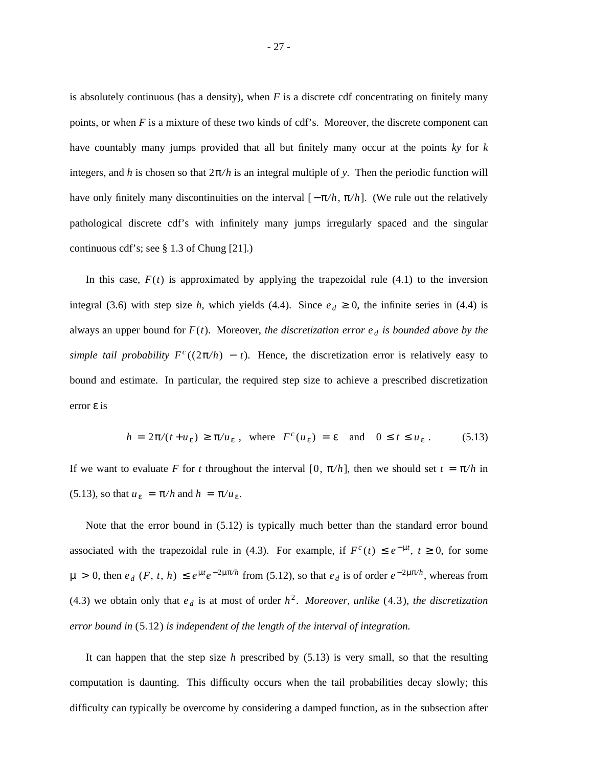is absolutely continuous (has a density), when $F$ is a discrete cdf concentrating on finitely many points, or when $F$ is a mixture of these two kinds of cdf's. Moreover, the discrete component can have countably many jumps provided that all but finitely many occur at the points $ky$ for $k$ integers, and $h$ is chosen so that $2\pi/h$ is an integral multiple of $y$. Then the periodic function will have only finitely many discontinuities on the interval $[-\pi/h, \pi/h]$. (We rule out the relatively pathological discrete cdf's with infinitely many jumps irregularly spaced and the singular continuous cdf's; see § 1.3 of Chung [21].)

In this case, $F(t)$ is approximated by applying the trapezoidal rule (4.1) to the inversion integral (3.6) with step size $h$, which yields (4.4). Since $e_d \geq 0$, the infinite series in (4.4) is always an upper bound for $F(t)$. Moreover, *the discretization error $e_d$ is bounded above by the simple tail probability $F^c((2\pi/h) - t)$*. Hence, the discretization error is relatively easy to bound and estimate. In particular, the required step size to achieve a prescribed discretization error $\varepsilon$ is

$$h = 2\pi/(t + u_\varepsilon) \geq \pi/u_\varepsilon \ , \quad \text{where} \quad F^c(u_\varepsilon) = \varepsilon \quad \text{and} \quad 0 \leq t \leq u_\varepsilon \ . \tag{5.13}$$

If we want to evaluate $F$ for $t$ throughout the interval $[0, \pi/h]$, then we should set $t = \pi/h$ in (5.13), so that $u_\varepsilon = \pi/h$ and $h = \pi/u_\varepsilon$.

Note that the error bound in (5.12) is typically much better than the standard error bound associated with the trapezoidal rule in (4.3). For example, if $F^c(t) \leq e^{-\mu t}$, $t \geq 0$, for some $\mu > 0$, then $e_d\ (F, t, h) \leq e^{\mu t} e^{-2\mu\pi/h}$ from (5.12), so that $e_d$ is of order $e^{-2\mu\pi/h}$, whereas from (4.3) we obtain only that $e_d$ is at most of order $h^2$. *Moreover, unlike* (4.3), *the discretization error bound in* (5.12) *is independent of the length of the interval of integration.*

It can happen that the step size $h$ prescribed by (5.13) is very small, so that the resulting computation is daunting. This difficulty occurs when the tail probabilities decay slowly; this difficulty can typically be overcome by considering a damped function, as in the subsection after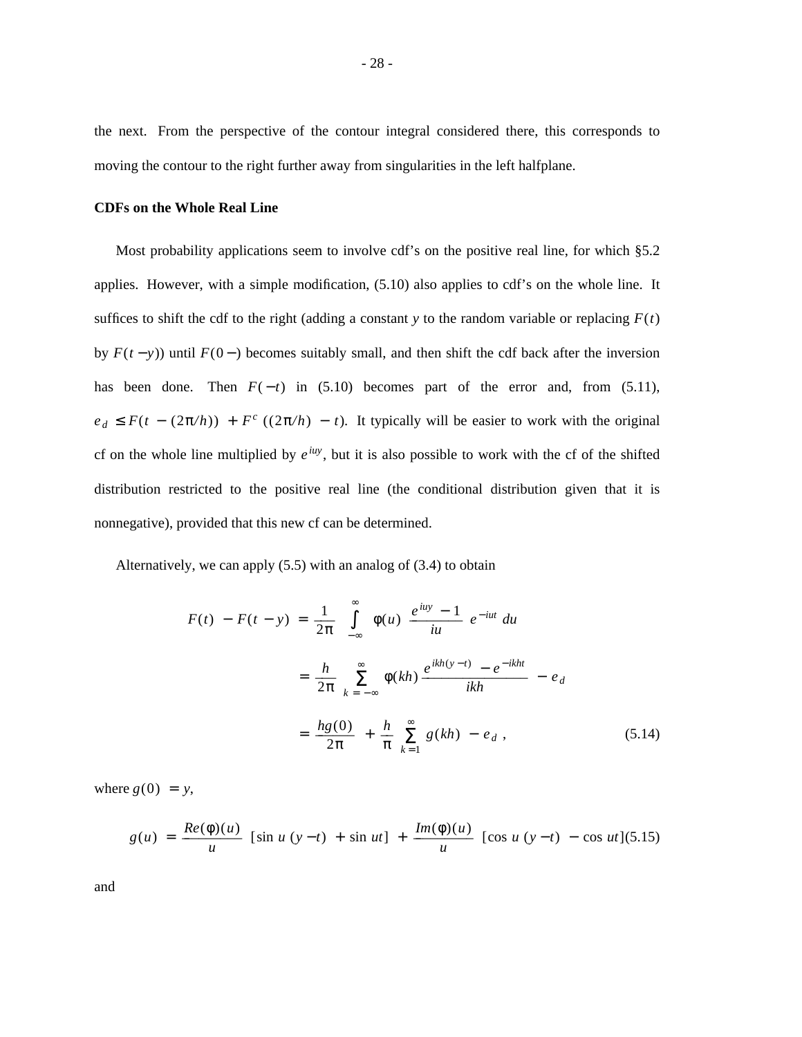the next. From the perspective of the contour integral considered there, this corresponds to moving the contour to the right further away from singularities in the left halfplane.

**CDFs on the Whole Real Line**

Most probability applications seem to involve cdf's on the positive real line, for which §5.2 applies. However, with a simple modification, (5.10) also applies to cdf's on the whole line. It suffices to shift the cdf to the right (adding a constant $y$ to the random variable or replacing $F(t)$ by $F(t-y)$) until $F(0-)$ becomes suitably small, and then shift the cdf back after the inversion has been done. Then $F(-t)$ in (5.10) becomes part of the error and, from (5.11), $e_d \le F(t-(2\pi/h)) + F^c((2\pi/h) - t)$. It typically will be easier to work with the original cf on the whole line multiplied by $e^{iuy}$, but it is also possible to work with the cf of the shifted distribution restricted to the positive real line (the conditional distribution given that it is nonnegative), provided that this new cf can be determined.

Alternatively, we can apply (5.5) with an analog of (3.4) to obtain

$$
\begin{aligned}
F(t) - F(t-y) &= \frac{1}{2\pi} \int_{-\infty}^{\infty} \phi(u) \, \frac{e^{iuy} - 1}{iu} \, e^{-iut} \, du \\
&= \frac{h}{2\pi} \sum_{k=-\infty}^{\infty} \phi(kh) \, \frac{e^{ikh(y-t)} - e^{-ikht}}{ikh} - e_d \\
&= \frac{hg(0)}{2\pi} + \frac{h}{\pi} \sum_{k=1}^{\infty} g(kh) - e_d \, , \qquad (5.14)
\end{aligned}
$$

where $g(0) = y$,

$$
g(u) = \frac{Re(\phi)(u)}{u} \, [\sin u\,(y-t) + \sin ut] + \frac{Im(\phi)(u)}{u} \, [\cos u\,(y-t) - \cos ut] \qquad (5.15)
$$

and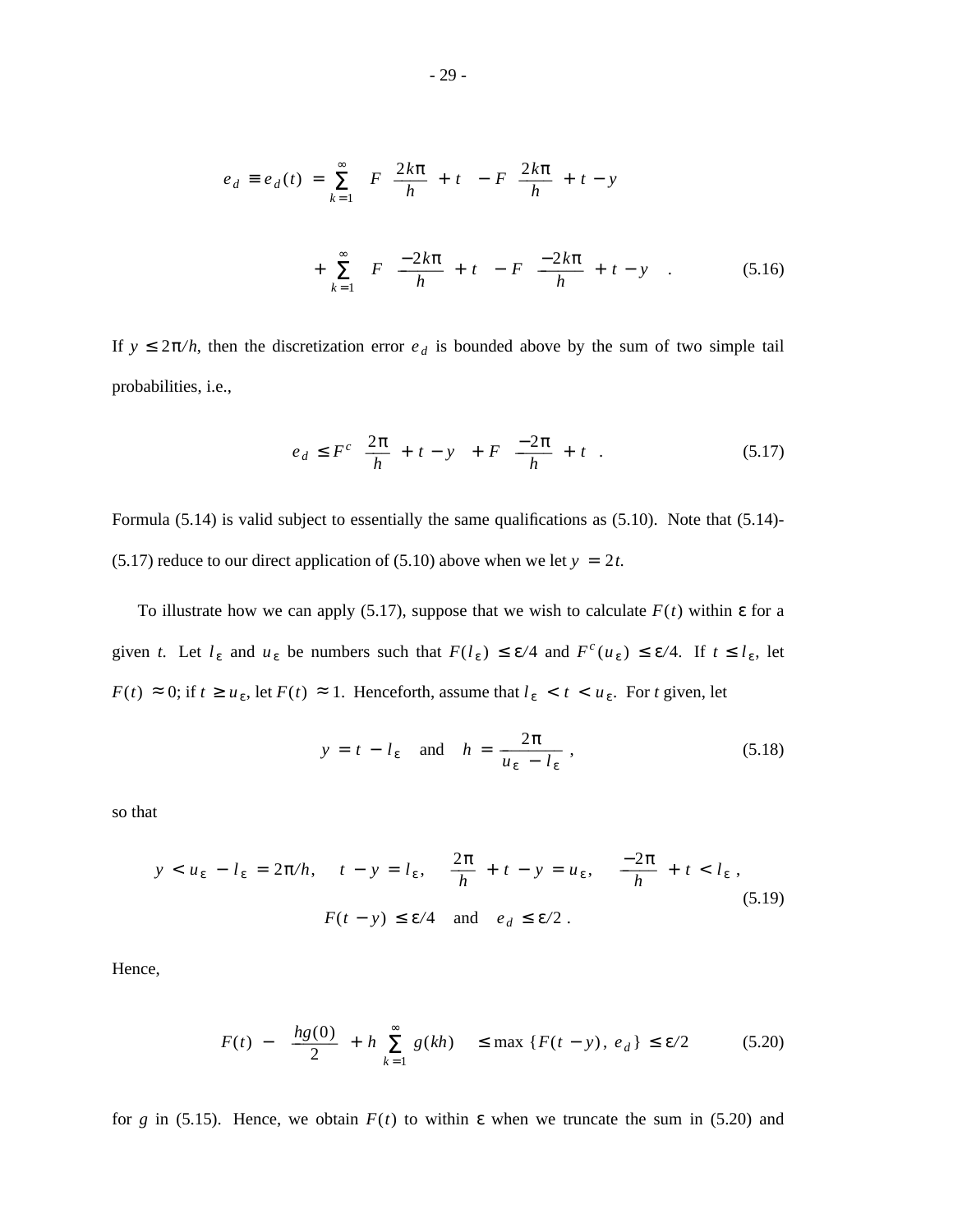$$e_d \equiv e_d(t) = \sum_{k=1}^{\infty} \left[ F\left(\frac{2k\pi}{h} + t\right) - F\left(\frac{2k\pi}{h} + t - y\right) \right]$$

$$+ \sum_{k=1}^{\infty} \left[ F\left(\frac{-2k\pi}{h} + t\right) - F\left(\frac{-2k\pi}{h} + t - y\right) \right] . \tag{5.16}$$

If $y \leq 2\pi/h$, then the discretization error $e_d$ is bounded above by the sum of two simple tail probabilities, i.e.,

$$e_d \leq F^c\left(\frac{2\pi}{h} + t - y\right) + F\left(\frac{-2\pi}{h} + t\right) . \tag{5.17}$$

Formula (5.14) is valid subject to essentially the same qualifications as (5.10). Note that (5.14)-(5.17) reduce to our direct application of (5.10) above when we let $y = 2t$.

To illustrate how we can apply (5.17), suppose that we wish to calculate $F(t)$ within $\varepsilon$ for a given $t$. Let $l_\varepsilon$ and $u_\varepsilon$ be numbers such that $F(l_\varepsilon) \leq \varepsilon/4$ and $F^c(u_\varepsilon) \leq \varepsilon/4$. If $t \leq l_\varepsilon$, let $F(t) \approx 0$; if $t \geq u_\varepsilon$, let $F(t) \approx 1$. Henceforth, assume that $l_\varepsilon < t < u_\varepsilon$. For $t$ given, let

$$y = t - l_\varepsilon \quad \text{and} \quad h = \frac{2\pi}{u_\varepsilon - l_\varepsilon} , \tag{5.18}$$

so that

$$y < u_\varepsilon - l_\varepsilon = 2\pi/h, \quad t - y = l_\varepsilon, \quad \frac{2\pi}{h} + t - y = u_\varepsilon, \quad \frac{-2\pi}{h} + t < l_\varepsilon ,$$
$$F(t - y) \leq \varepsilon/4 \quad \text{and} \quad e_d \leq \varepsilon/2 . \tag{5.19}$$

Hence,

$$\left| F(t) - \left( \frac{hg(0)}{2} + h \sum_{k=1}^{\infty} g(kh) \right) \right| \leq \max\{F(t - y), e_d\} \leq \varepsilon/2 \tag{5.20}$$

for $g$ in (5.15). Hence, we obtain $F(t)$ to within $\varepsilon$ when we truncate the sum in (5.20) and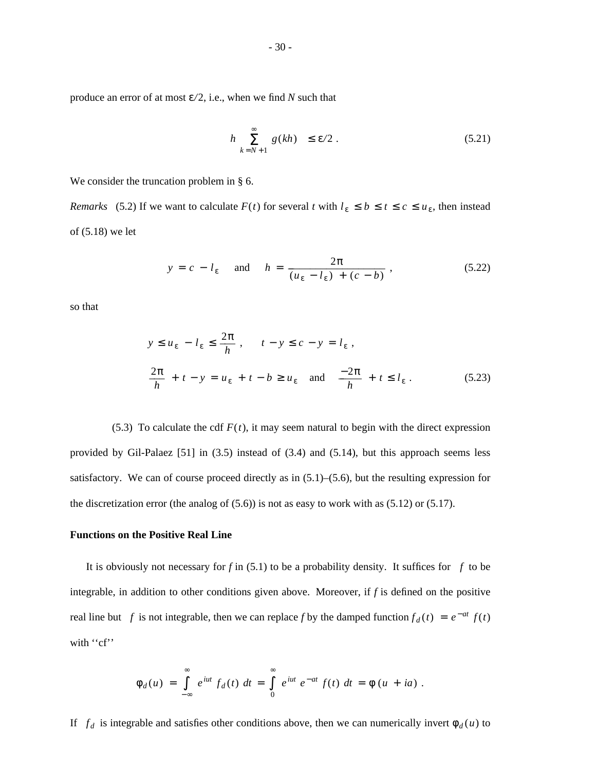produce an error of at most $\varepsilon/2$, i.e., when we find $N$ such that

$$h \sum_{k=N+1}^{\infty} g(kh) \quad \leq \varepsilon/2 \ . \tag{5.21}$$

We consider the truncation problem in § 6.

*Remarks* (5.2) If we want to calculate $F(t)$ for several $t$ with $l_\varepsilon \leq b \leq t \leq c \leq u_\varepsilon$, then instead of (5.18) we let

$$y = c - l_\varepsilon \quad \text{and} \quad h = \frac{2\pi}{(u_\varepsilon - l_\varepsilon) + (c - b)} \ , \tag{5.22}$$

so that

$$y \leq u_\varepsilon - l_\varepsilon \leq \frac{2\pi}{h} \ , \qquad t - y \leq c - y = l_\varepsilon \ ,$$

$$\frac{2\pi}{h} + t - y = u_\varepsilon + t - b \geq u_\varepsilon \quad \text{and} \quad \frac{-2\pi}{h} + t \leq l_\varepsilon \ . \tag{5.23}$$

(5.3) To calculate the cdf $F(t)$, it may seem natural to begin with the direct expression provided by Gil-Palaez [51] in (3.5) instead of (3.4) and (5.14), but this approach seems less satisfactory. We can of course proceed directly as in (5.1)–(5.6), but the resulting expression for the discretization error (the analog of (5.6)) is not as easy to work with as (5.12) or (5.17).

**Functions on the Positive Real Line**

It is obviously not necessary for $f$ in (5.1) to be a probability density. It suffices for $|f|$ to be integrable, in addition to other conditions given above. Moreover, if $f$ is defined on the positive real line but $|f|$ is not integrable, then we can replace $f$ by the damped function $f_d(t) = e^{-at} f(t)$ with ''cf''

$$\phi_d(u) = \int_{-\infty}^{\infty} e^{iut} f_d(t)\, dt = \int_{0}^{\infty} e^{iut} e^{-at} f(t)\, dt = \phi(u + ia) \ .$$

If $|f_d|$ is integrable and satisfies other conditions above, then we can numerically invert $\phi_d(u)$ to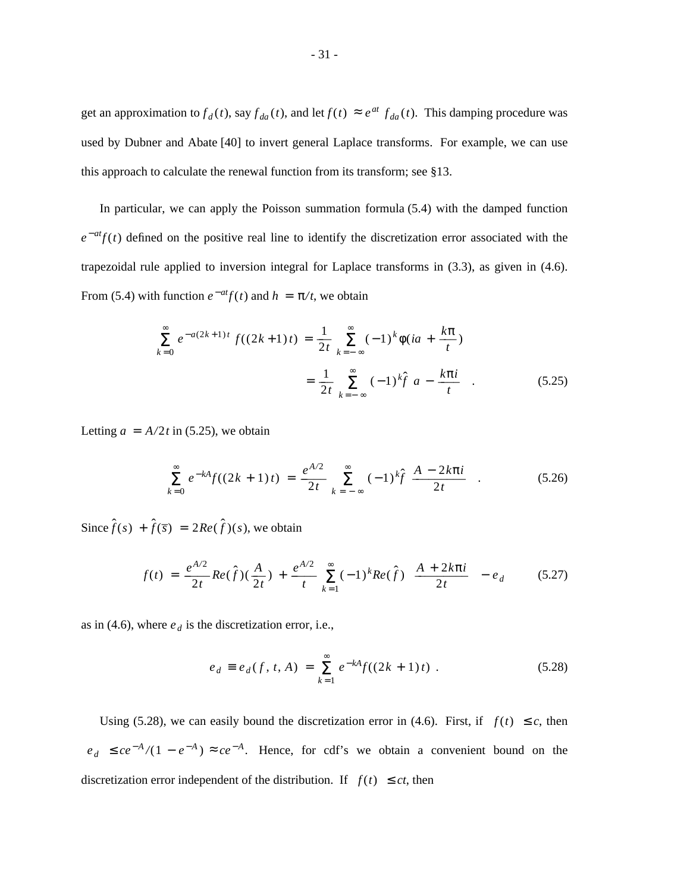get an approximation to $f_d(t)$, say $f_{da}(t)$, and let $f(t) \approx e^{at} f_{da}(t)$. This damping procedure was used by Dubner and Abate [40] to invert general Laplace transforms. For example, we can use this approach to calculate the renewal function from its transform; see §13.

In particular, we can apply the Poisson summation formula (5.4) with the damped function $e^{-at}f(t)$ defined on the positive real line to identify the discretization error associated with the trapezoidal rule applied to inversion integral for Laplace transforms in (3.3), as given in (4.6). From (5.4) with function $e^{-at}f(t)$ and $h = \pi/t$, we obtain

$$\sum_{k=0}^{\infty} e^{-a(2k+1)t} f((2k+1)t) = \frac{1}{2t} \sum_{k=-\infty}^{\infty} (-1)^k \phi(ia + \frac{k\pi}{t})$$

$$= \frac{1}{2t} \sum_{k=-\infty}^{\infty} (-1)^k \hat{f}\left(a - \frac{k\pi i}{t}\right) . \quad (5.25)$$

Letting $a = A/2t$ in (5.25), we obtain

$$\sum_{k=0}^{\infty} e^{-kA} f((2k+1)t) = \frac{e^{A/2}}{2t} \sum_{k=-\infty}^{\infty} (-1)^k \hat{f}\left(\frac{A - 2k\pi i}{2t}\right) . \quad (5.26)$$

Since $\hat{f}(s) + \hat{f}(\bar{s}) = 2Re(\hat{f})(s)$, we obtain

$$f(t) = \frac{e^{A/2}}{2t} Re(\hat{f})(\frac{A}{2t}) + \frac{e^{A/2}}{t} \sum_{k=1}^{\infty} (-1)^k Re(\hat{f})\left(\frac{A + 2k\pi i}{2t}\right) - e_d \quad (5.27)$$

as in (4.6), where $e_d$ is the discretization error, i.e.,

$$e_d \equiv e_d(f, t, A) = \sum_{k=1}^{\infty} e^{-kA} f((2k+1)t) . \quad (5.28)$$

Using (5.28), we can easily bound the discretization error in (4.6). First, if $|f(t)| \le c$, then $|e_d| \le ce^{-A}/(1 - e^{-A}) \approx ce^{-A}$. Hence, for cdf's we obtain a convenient bound on the discretization error independent of the distribution. If $|f(t)| \le ct$, then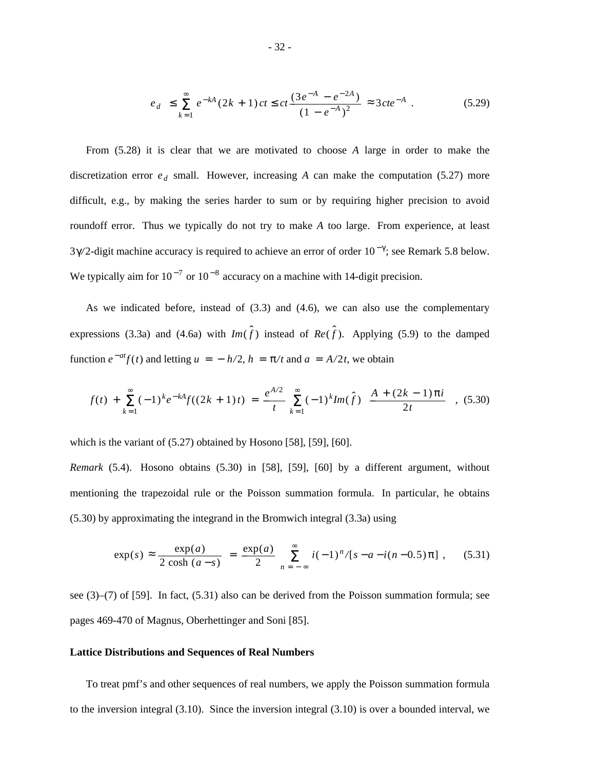$$e_d \leq \sum_{k=1}^{\infty} e^{-kA}(2k+1)ct \leq ct \frac{(3e^{-A} - e^{-2A})}{(1-e^{-A})^2} \approx 3cte^{-A} \ . \tag{5.29}$$

From (5.28) it is clear that we are motivated to choose $A$ large in order to make the discretization error $e_d$ small. However, increasing $A$ can make the computation (5.27) more difficult, e.g., by making the series harder to sum or by requiring higher precision to avoid roundoff error. Thus we typically do not try to make $A$ too large. From experience, at least $3\gamma/2$-digit machine accuracy is required to achieve an error of order $10^{-\gamma}$; see Remark 5.8 below. We typically aim for $10^{-7}$ or $10^{-8}$ accuracy on a machine with 14-digit precision.

As we indicated before, instead of (3.3) and (4.6), we can also use the complementary expressions (3.3a) and (4.6a) with $Im(\hat{f})$ instead of $Re(\hat{f})$. Applying (5.9) to the damped function $e^{-at}f(t)$ and letting $u = -h/2$, $h = \pi/t$ and $a = A/2t$, we obtain

$$f(t) + \sum_{k=1}^{\infty} (-1)^k e^{-kA} f((2k+1)t) = \frac{e^{A/2}}{t} \sum_{k=1}^{\infty} (-1)^k Im(\hat{f}) \left( \frac{A+(2k-1)\pi i}{2t} \right) \ , \tag{5.30}$$

which is the variant of (5.27) obtained by Hosono [58], [59], [60].

*Remark* (5.4). Hosono obtains (5.30) in [58], [59], [60] by a different argument, without mentioning the trapezoidal rule or the Poisson summation formula. In particular, he obtains (5.30) by approximating the integrand in the Bromwich integral (3.3a) using

$$\exp(s) \approx \frac{\exp(a)}{2\cosh(a-s)} = \frac{\exp(a)}{2} \sum_{n=-\infty}^{\infty} i(-1)^n/[s-a-i(n-0.5)\pi] \ , \tag{5.31}$$

see (3)–(7) of [59]. In fact, (5.31) also can be derived from the Poisson summation formula; see pages 469-470 of Magnus, Oberhettinger and Soni [85].

**Lattice Distributions and Sequences of Real Numbers**

To treat pmf's and other sequences of real numbers, we apply the Poisson summation formula to the inversion integral (3.10). Since the inversion integral (3.10) is over a bounded interval, we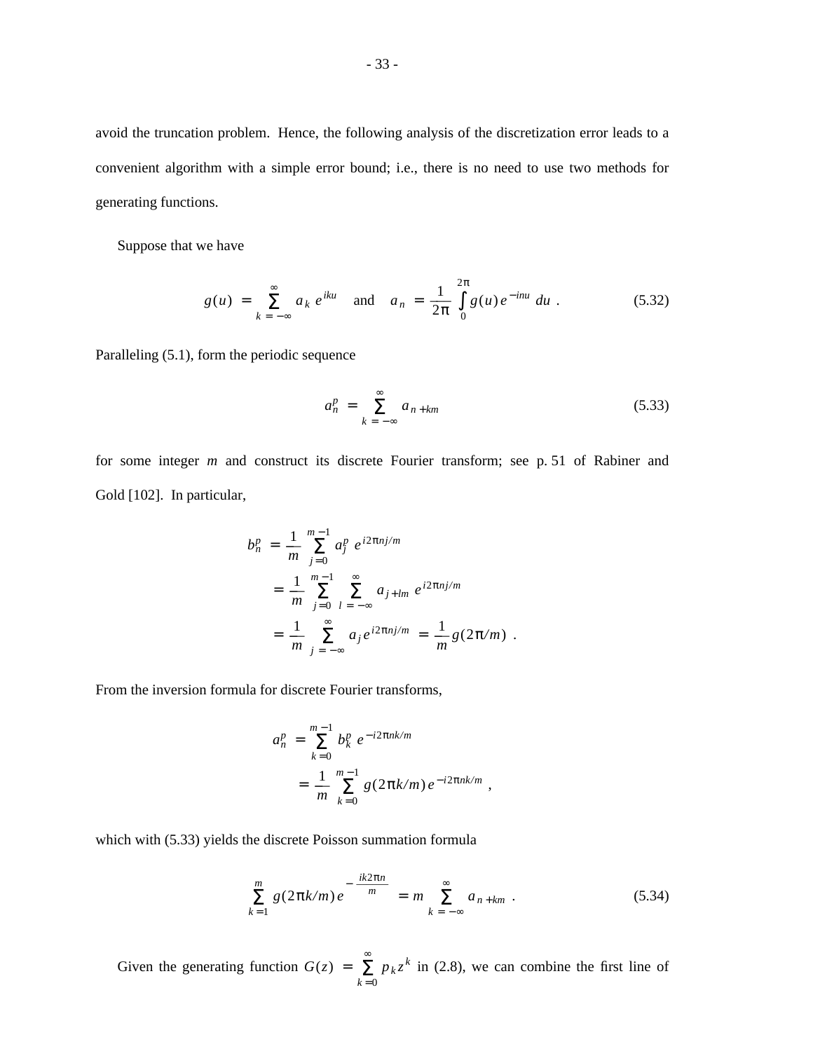avoid the truncation problem. Hence, the following analysis of the discretization error leads to a convenient algorithm with a simple error bound; i.e., there is no need to use two methods for generating functions.

Suppose that we have

$$g(u) = \sum_{k=-\infty}^{\infty} a_k e^{iku} \quad \text{and} \quad a_n = \frac{1}{2\pi} \int_0^{2\pi} g(u) e^{-inu} \, du \ . \tag{5.32}$$

Paralleling (5.1), form the periodic sequence

$$a_n^p = \sum_{k=-\infty}^{\infty} a_{n+km} \tag{5.33}$$

for some integer $m$ and construct its discrete Fourier transform; see p. 51 of Rabiner and Gold [102]. In particular,

$$\begin{aligned} b_n^p &= \frac{1}{m} \sum_{j=0}^{m-1} a_j^p \, e^{i2\pi nj/m} \\ &= \frac{1}{m} \sum_{j=0}^{m-1} \sum_{l=-\infty}^{\infty} a_{j+lm} \, e^{i2\pi nj/m} \\ &= \frac{1}{m} \sum_{j=-\infty}^{\infty} a_j e^{i2\pi nj/m} = \frac{1}{m} g(2\pi/m) \ . \end{aligned}$$

From the inversion formula for discrete Fourier transforms,

$$\begin{aligned} a_n^p &= \sum_{k=0}^{m-1} b_k^p \, e^{-i2\pi nk/m} \\ &= \frac{1}{m} \sum_{k=0}^{m-1} g(2\pi k/m) e^{-i2\pi nk/m} \ , \end{aligned}$$

which with (5.33) yields the discrete Poisson summation formula

$$\sum_{k=1}^{m} g(2\pi k/m) e^{-\frac{ik2\pi n}{m}} = m \sum_{k=-\infty}^{\infty} a_{n+km} \ . \tag{5.34}$$

Given the generating function $G(z) = \sum_{k=0}^{\infty} p_k z^k$ in (2.8), we can combine the first line of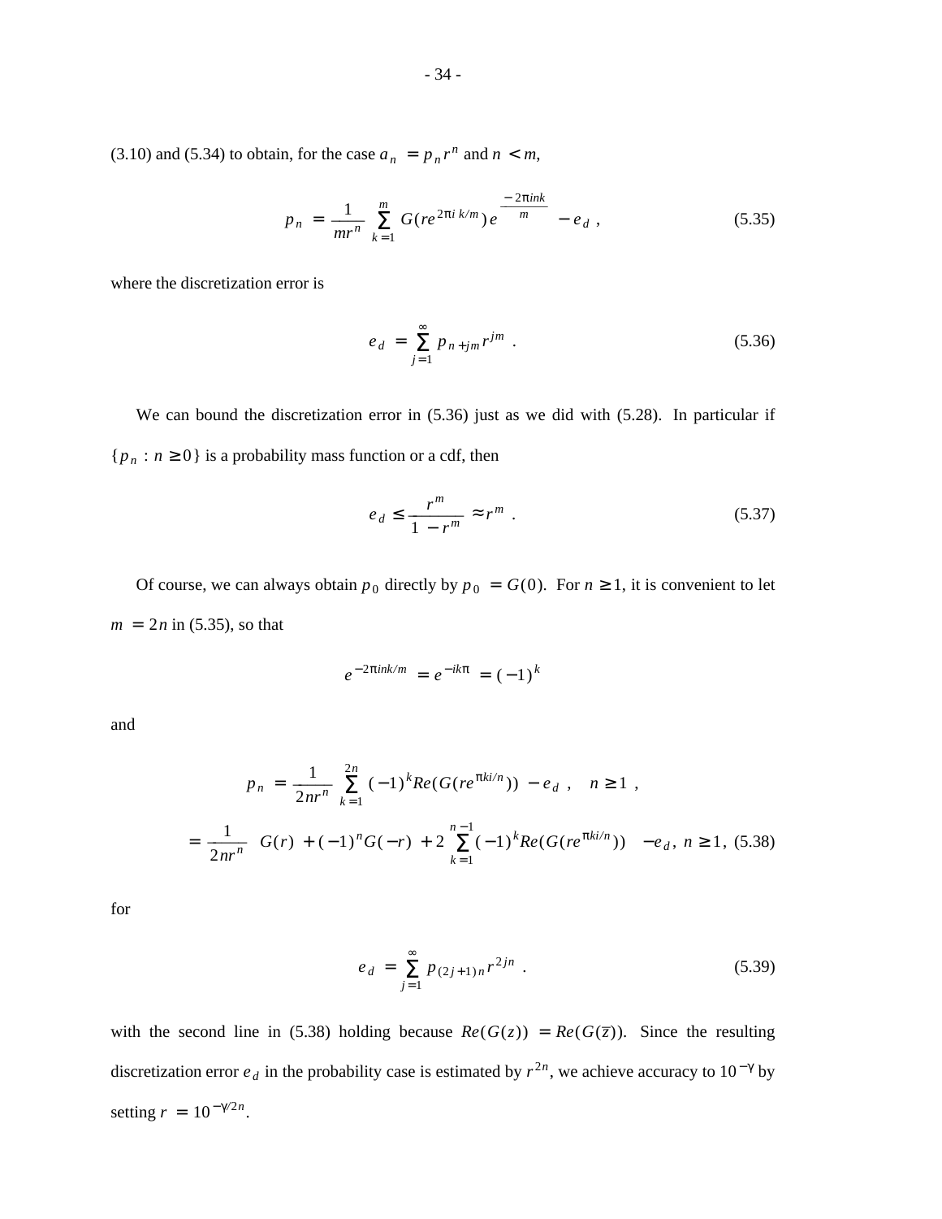(3.10) and (5.34) to obtain, for the case $a_n = p_n r^n$ and $n < m$,

$$p_n = \frac{1}{mr^n} \sum_{k=1}^{m} G(re^{2\pi i\, k/m}) e^{\frac{-2\pi ink}{m}} - e_d \ , \tag{5.35}$$

where the discretization error is

$$e_d = \sum_{j=1}^{\infty} p_{n+jm} r^{jm} \ . \tag{5.36}$$

We can bound the discretization error in (5.36) just as we did with (5.28). In particular if $\{p_n : n \geq 0\}$ is a probability mass function or a cdf, then

$$e_d \leq \frac{r^m}{1 - r^m} \approx r^m \ . \tag{5.37}$$

Of course, we can always obtain $p_0$ directly by $p_0 = G(0)$. For $n \geq 1$, it is convenient to let $m = 2n$ in (5.35), so that

$$e^{-2\pi ink/m} = e^{-ik\pi} = (-1)^k$$

and

$$p_n = \frac{1}{2nr^n} \sum_{k=1}^{2n} (-1)^k Re(G(re^{\pi ki/n})) - e_d \ , \quad n \geq 1 \ ,$$

$$= \frac{1}{2nr^n} \left[ G(r) + (-1)^n G(-r) + 2 \sum_{k=1}^{n-1} (-1)^k Re(G(re^{\pi ki/n})) \right] - e_d, \ n \geq 1, \tag{5.38}$$

for

$$e_d = \sum_{j=1}^{\infty} p_{(2j+1)n} r^{2jn} \ . \tag{5.39}$$

with the second line in (5.38) holding because $Re(G(z)) = Re(G(\overline{z}))$. Since the resulting discretization error $e_d$ in the probability case is estimated by $r^{2n}$, we achieve accuracy to $10^{-\gamma}$ by setting $r = 10^{-\gamma/2n}$.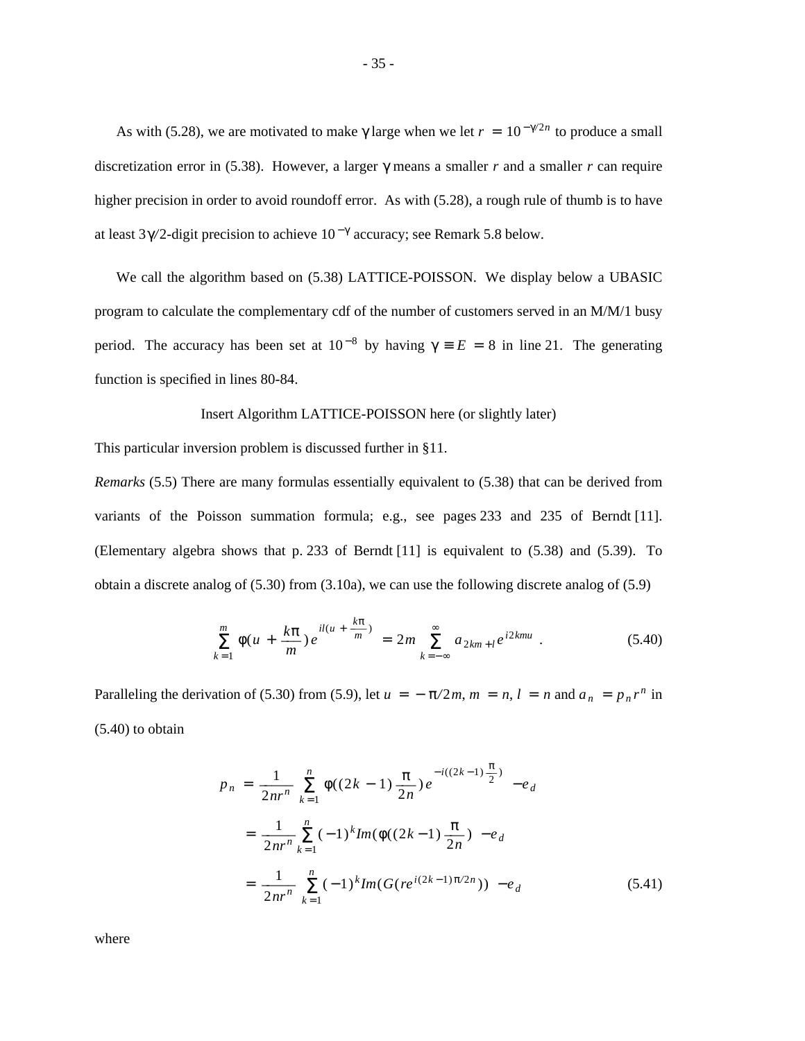As with (5.28), we are motivated to make $\gamma$ large when we let $r = 10^{-\gamma/2n}$ to produce a small discretization error in (5.38). However, a larger $\gamma$ means a smaller $r$ and a smaller $r$ can require higher precision in order to avoid roundoff error. As with (5.28), a rough rule of thumb is to have at least $3\gamma/2$-digit precision to achieve $10^{-\gamma}$ accuracy; see Remark 5.8 below.

We call the algorithm based on (5.38) LATTICE-POISSON. We display below a UBASIC program to calculate the complementary cdf of the number of customers served in an M/M/1 busy period. The accuracy has been set at $10^{-8}$ by having $\gamma \equiv E = 8$ in line 21. The generating function is specified in lines 80-84.

Insert Algorithm LATTICE-POISSON here (or slightly later)

This particular inversion problem is discussed further in §11.

*Remarks* (5.5) There are many formulas essentially equivalent to (5.38) that can be derived from variants of the Poisson summation formula; e.g., see pages 233 and 235 of Berndt [11]. (Elementary algebra shows that p. 233 of Berndt [11] is equivalent to (5.38) and (5.39). To obtain a discrete analog of (5.30) from (3.10a), we can use the following discrete analog of (5.9)

$$\sum_{k=1}^{m} \phi(u + \frac{k\pi}{m}) e^{il(u + \frac{k\pi}{m})} = 2m \sum_{k=-\infty}^{\infty} a_{2km+l} e^{i2kmu} \ . \tag{5.40}$$

Paralleling the derivation of (5.30) from (5.9), let $u = -\pi/2m$, $m = n$, $l = n$ and $a_n = p_n r^n$ in (5.40) to obtain

$$\begin{aligned}
p_n &= \frac{1}{2nr^n} \sum_{k=1}^{n} \phi((2k-1)\frac{\pi}{2n}) e^{-i((2k-1)\frac{\pi}{2})} - e_d \\
&= \frac{1}{2nr^n} \sum_{k=1}^{n} (-1)^k Im(\phi((2k-1)\frac{\pi}{2n}) - e_d \\
&= \frac{1}{2nr^n} \sum_{k=1}^{n} (-1)^k Im(G(re^{i(2k-1)\pi/2n})) - e_d
\end{aligned} \tag{5.41}$$

where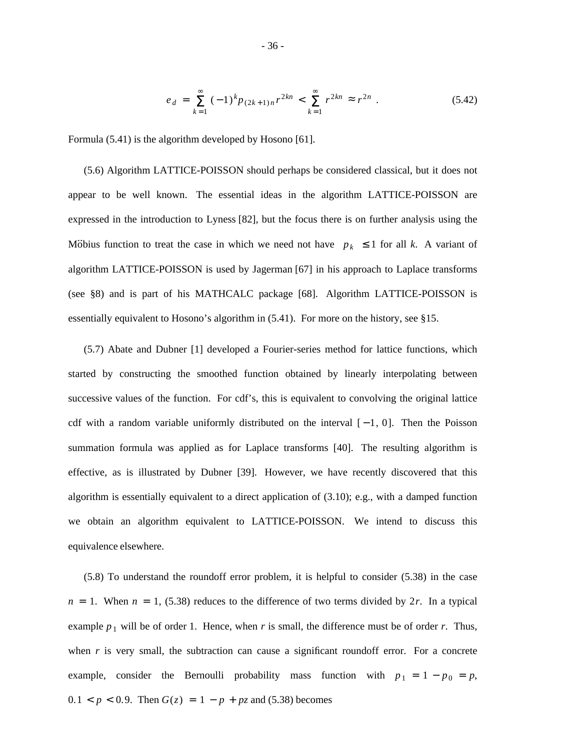$$e_d = \sum_{k=1}^{\infty} (-1)^k p_{(2k+1)n} r^{2kn} < \sum_{k=1}^{\infty} r^{2kn} \approx r^{2n} \ . \tag{5.42}$$

Formula (5.41) is the algorithm developed by Hosono [61].

(5.6) Algorithm LATTICE-POISSON should perhaps be considered classical, but it does not appear to be well known. The essential ideas in the algorithm LATTICE-POISSON are expressed in the introduction to Lyness [82], but the focus there is on further analysis using the Möbius function to treat the case in which we need not have $|p_k| \leq 1$ for all $k$. A variant of algorithm LATTICE-POISSON is used by Jagerman [67] in his approach to Laplace transforms (see §8) and is part of his MATHCALC package [68]. Algorithm LATTICE-POISSON is essentially equivalent to Hosono's algorithm in (5.41). For more on the history, see §15.

(5.7) Abate and Dubner [1] developed a Fourier-series method for lattice functions, which started by constructing the smoothed function obtained by linearly interpolating between successive values of the function. For cdf's, this is equivalent to convolving the original lattice cdf with a random variable uniformly distributed on the interval $[-1, 0]$. Then the Poisson summation formula was applied as for Laplace transforms [40]. The resulting algorithm is effective, as is illustrated by Dubner [39]. However, we have recently discovered that this algorithm is essentially equivalent to a direct application of (3.10); e.g., with a damped function we obtain an algorithm equivalent to LATTICE-POISSON. We intend to discuss this equivalence elsewhere.

(5.8) To understand the roundoff error problem, it is helpful to consider (5.38) in the case $n = 1$. When $n = 1$, (5.38) reduces to the difference of two terms divided by $2r$. In a typical example $p_1$ will be of order 1. Hence, when $r$ is small, the difference must be of order $r$. Thus, when $r$ is very small, the subtraction can cause a significant roundoff error. For a concrete example, consider the Bernoulli probability mass function with $p_1 = 1 - p_0 = p$, $0.1 < p < 0.9$. Then $G(z) = 1 - p + pz$ and (5.38) becomes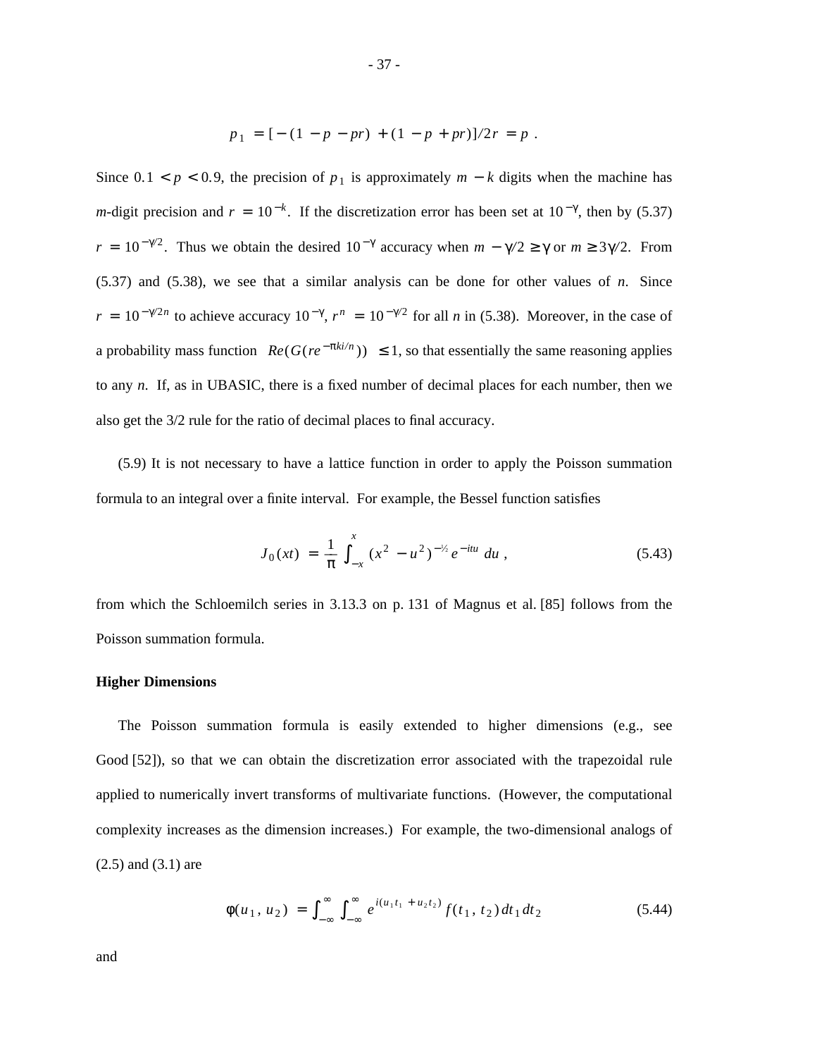$$p_1 = [-(1 - p - pr) + (1 - p + pr)]/2r = p \ .$$

Since $0.1 < p < 0.9$, the precision of $p_1$ is approximately $m - k$ digits when the machine has $m$-digit precision and $r = 10^{-k}$. If the discretization error has been set at $10^{-\gamma}$, then by (5.37) $r = 10^{-\gamma/2}$. Thus we obtain the desired $10^{-\gamma}$ accuracy when $m - \gamma/2 \geq \gamma$ or $m \geq 3\gamma/2$. From (5.37) and (5.38), we see that a similar analysis can be done for other values of $n$. Since $r = 10^{-\gamma/2n}$ to achieve accuracy $10^{-\gamma}$, $r^n = 10^{-\gamma/2}$ for all $n$ in (5.38). Moreover, in the case of a probability mass function $Re(G(re^{-\pi ki/n})) \leq 1$, so that essentially the same reasoning applies to any $n$. If, as in UBASIC, there is a fixed number of decimal places for each number, then we also get the 3/2 rule for the ratio of decimal places to final accuracy.

(5.9) It is not necessary to have a lattice function in order to apply the Poisson summation formula to an integral over a finite interval. For example, the Bessel function satisfies

$$J_0(xt) = \frac{1}{\pi} \int_{-x}^{x} (x^2 - u^2)^{-1/2} e^{-itu} \, du \ , \tag{5.43}$$

from which the Schloemilch series in 3.13.3 on p. 131 of Magnus et al. [85] follows from the Poisson summation formula.

**Higher Dimensions**

The Poisson summation formula is easily extended to higher dimensions (e.g., see Good [52]), so that we can obtain the discretization error associated with the trapezoidal rule applied to numerically invert transforms of multivariate functions. (However, the computational complexity increases as the dimension increases.) For example, the two-dimensional analogs of (2.5) and (3.1) are

$$\phi(u_1, u_2) = \int_{-\infty}^{\infty} \int_{-\infty}^{\infty} e^{i(u_1 t_1 + u_2 t_2)} f(t_1, t_2) \, dt_1 \, dt_2 \tag{5.44}$$

and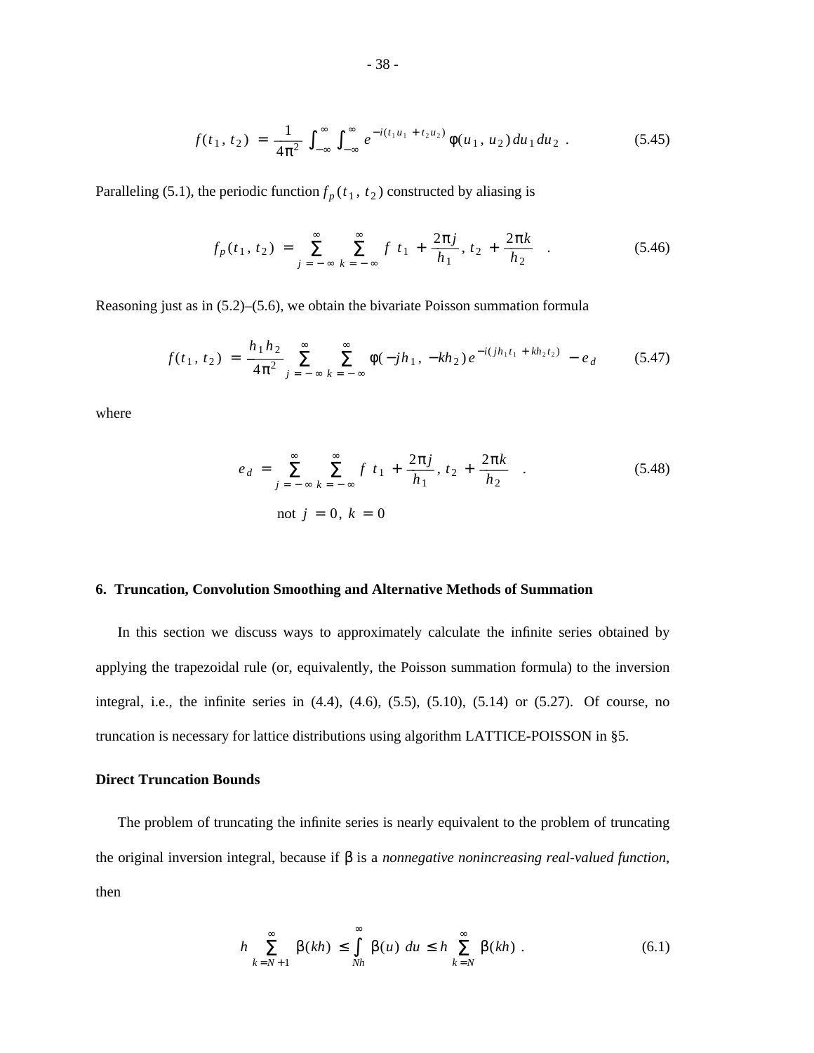$$f(t_1, t_2) = \frac{1}{4\pi^2} \int_{-\infty}^{\infty} \int_{-\infty}^{\infty} e^{-i(t_1 u_1 + t_2 u_2)} \phi(u_1, u_2)\, du_1 du_2 \ . \tag{5.45}$$

Paralleling (5.1), the periodic function $f_p(t_1, t_2)$ constructed by aliasing is

$$f_p(t_1, t_2) = \sum_{j=-\infty}^{\infty} \sum_{k=-\infty}^{\infty} f\left(t_1 + \frac{2\pi j}{h_1},\, t_2 + \frac{2\pi k}{h_2}\right) \ . \tag{5.46}$$

Reasoning just as in (5.2)–(5.6), we obtain the bivariate Poisson summation formula

$$f(t_1, t_2) = \frac{h_1 h_2}{4\pi^2} \sum_{j=-\infty}^{\infty} \sum_{k=-\infty}^{\infty} \phi(-jh_1, -kh_2)\, e^{-i(jh_1 t_1 + kh_2 t_2)} - e_d \tag{5.47}$$

where

$$e_d = \sum_{\substack{j=-\infty \\ \text{not } j=0,\ k=0}}^{\infty} \sum_{k=-\infty}^{\infty} f\left(t_1 + \frac{2\pi j}{h_1},\, t_2 + \frac{2\pi k}{h_2}\right) \ . \tag{5.48}$$

## 6. Truncation, Convolution Smoothing and Alternative Methods of Summation

In this section we discuss ways to approximately calculate the infinite series obtained by applying the trapezoidal rule (or, equivalently, the Poisson summation formula) to the inversion integral, i.e., the infinite series in (4.4), (4.6), (5.5), (5.10), (5.14) or (5.27). Of course, no truncation is necessary for lattice distributions using algorithm LATTICE-POISSON in §5.

### Direct Truncation Bounds

The problem of truncating the infinite series is nearly equivalent to the problem of truncating the original inversion integral, because if $\beta$ is a *nonnegative nonincreasing real-valued function*, then

$$h \sum_{k=N+1}^{\infty} \beta(kh) \le \int_{Nh}^{\infty} \beta(u)\, du \le h \sum_{k=N}^{\infty} \beta(kh) \ . \tag{6.1}$$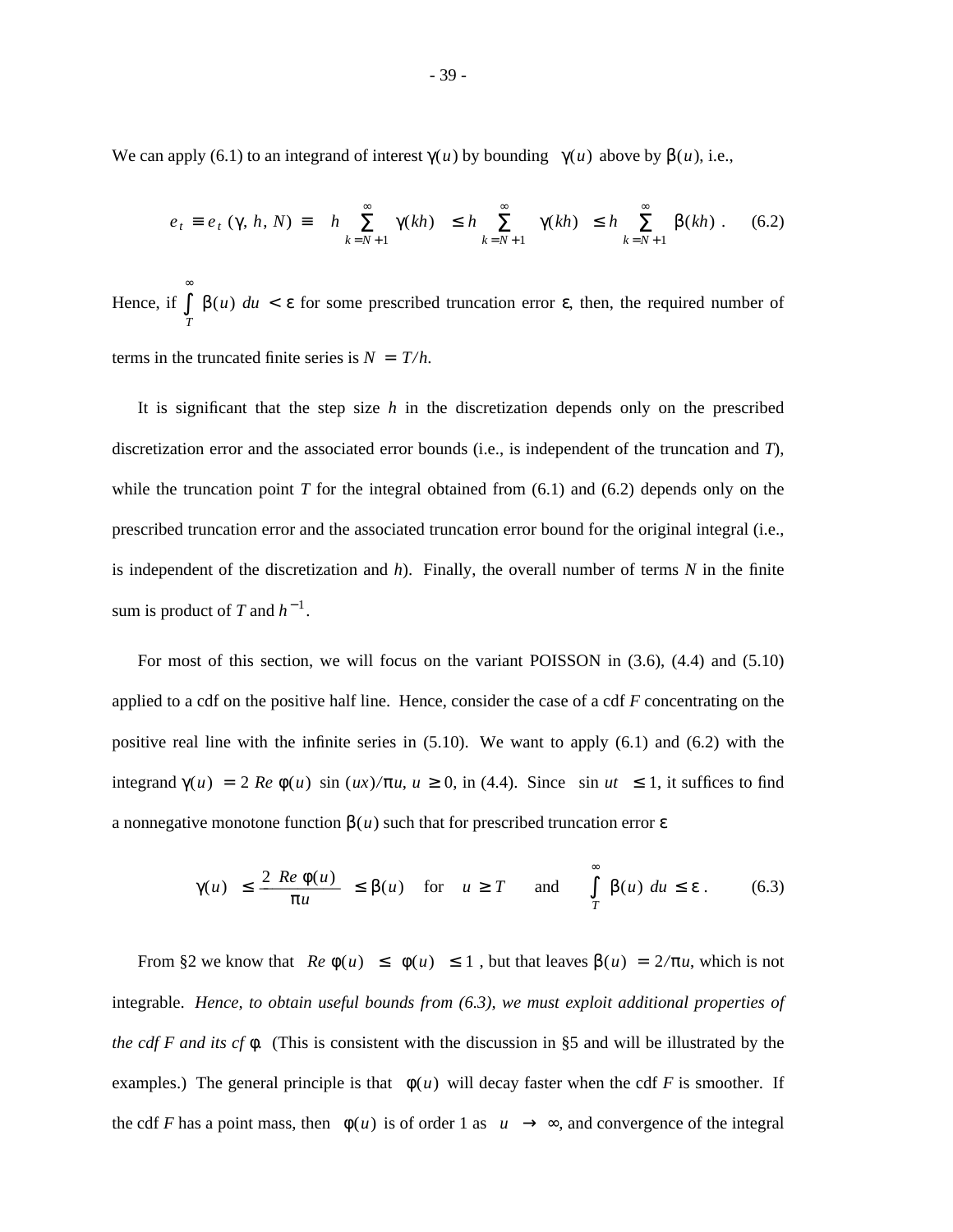We can apply (6.1) to an integrand of interest $\gamma(u)$ by bounding $|\gamma(u)|$ above by $\beta(u)$, i.e.,

$$e_t \equiv e_t(\gamma, h, N) \equiv \left| h \sum_{k=N+1}^{\infty} \gamma(kh) \right| \leq h \sum_{k=N+1}^{\infty} |\gamma(kh)| \leq h \sum_{k=N+1}^{\infty} \beta(kh) \, . \qquad (6.2)$$

Hence, if $\int_T^{\infty} \beta(u) \, du < \varepsilon$ for some prescribed truncation error $\varepsilon$, then, the required number of terms in the truncated finite series is $N = T/h$.

It is significant that the step size $h$ in the discretization depends only on the prescribed discretization error and the associated error bounds (i.e., is independent of the truncation and $T$), while the truncation point $T$ for the integral obtained from (6.1) and (6.2) depends only on the prescribed truncation error and the associated truncation error bound for the original integral (i.e., is independent of the discretization and $h$). Finally, the overall number of terms $N$ in the finite sum is product of $T$ and $h^{-1}$.

For most of this section, we will focus on the variant POISSON in (3.6), (4.4) and (5.10) applied to a cdf on the positive half line. Hence, consider the case of a cdf $F$ concentrating on the positive real line with the infinite series in (5.10). We want to apply (6.1) and (6.2) with the integrand $\gamma(u) = 2 \, Re \, \phi(u) \, \sin(ux)/\pi u$, $u \geq 0$, in (4.4). Since $|\sin ut| \leq 1$, it suffices to find a nonnegative monotone function $\beta(u)$ such that for prescribed truncation error $\varepsilon$

$$|\gamma(u)| \leq \frac{2 \, |Re \, \phi(u)|}{\pi u} \leq \beta(u) \quad \text{for} \quad u \geq T \qquad \text{and} \qquad \int_T^{\infty} \beta(u) \, du \leq \varepsilon \, . \qquad (6.3)$$

From §2 we know that $|Re \, \phi(u)| \leq |\phi(u)| \leq 1$, but that leaves $\beta(u) = 2/\pi u$, which is not integrable. *Hence, to obtain useful bounds from (6.3), we must exploit additional properties of the cdf F and its cf* $\phi$. (This is consistent with the discussion in §5 and will be illustrated by the examples.) The general principle is that $|\phi(u)|$ will decay faster when the cdf $F$ is smoother. If the cdf $F$ has a point mass, then $|\phi(u)|$ is of order 1 as $|u| \to \infty$, and convergence of the integral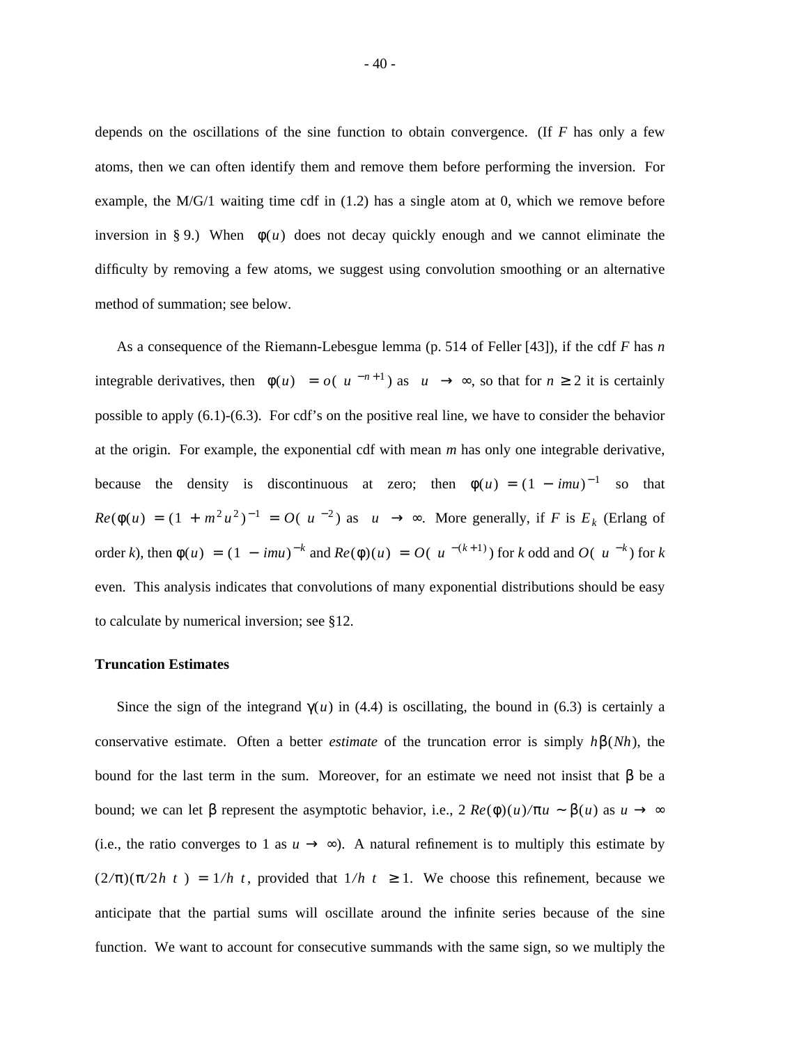depends on the oscillations of the sine function to obtain convergence. (If $F$ has only a few atoms, then we can often identify them and remove them before performing the inversion. For example, the M/G/1 waiting time cdf in (1.2) has a single atom at 0, which we remove before inversion in § 9.) When $| \phi(u) |$ does not decay quickly enough and we cannot eliminate the difficulty by removing a few atoms, we suggest using convolution smoothing or an alternative method of summation; see below.

As a consequence of the Riemann-Lebesgue lemma (p. 514 of Feller [43]), if the cdf $F$ has $n$ integrable derivatives, then $| \phi(u) | = o( | u |^{-n+1})$ as $| u | \to \infty$, so that for $n \geq 2$ it is certainly possible to apply (6.1)-(6.3). For cdf's on the positive real line, we have to consider the behavior at the origin. For example, the exponential cdf with mean $m$ has only one integrable derivative, because the density is discontinuous at zero; then $\phi(u) = (1 - imu)^{-1}$ so that $Re(\phi(u)) = (1 + m^2 u^2)^{-1} = O( | u |^{-2})$ as $| u | \to \infty$. More generally, if $F$ is $E_k$ (Erlang of order $k$), then $\phi(u) = (1 - imu)^{-k}$ and $Re(\phi)(u) = O( | u |^{-(k+1)})$ for $k$ odd and $O( | u |^{-k})$ for $k$ even. This analysis indicates that convolutions of many exponential distributions should be easy to calculate by numerical inversion; see §12.

**Truncation Estimates**

Since the sign of the integrand $\gamma(u)$ in (4.4) is oscillating, the bound in (6.3) is certainly a conservative estimate. Often a better *estimate* of the truncation error is simply $h\beta(Nh)$, the bound for the last term in the sum. Moreover, for an estimate we need not insist that $\beta$ be a bound; we can let $\beta$ represent the asymptotic behavior, i.e., $2\, Re(\phi)(u)/\pi u \sim \beta(u)$ as $u \to \infty$ (i.e., the ratio converges to 1 as $u \to \infty$). A natural refinement is to multiply this estimate by $(2/\pi)(\pi/2h\, t\,) = 1/h\, t$, provided that $1/h\, t \geq 1$. We choose this refinement, because we anticipate that the partial sums will oscillate around the infinite series because of the sine function. We want to account for consecutive summands with the same sign, so we multiply the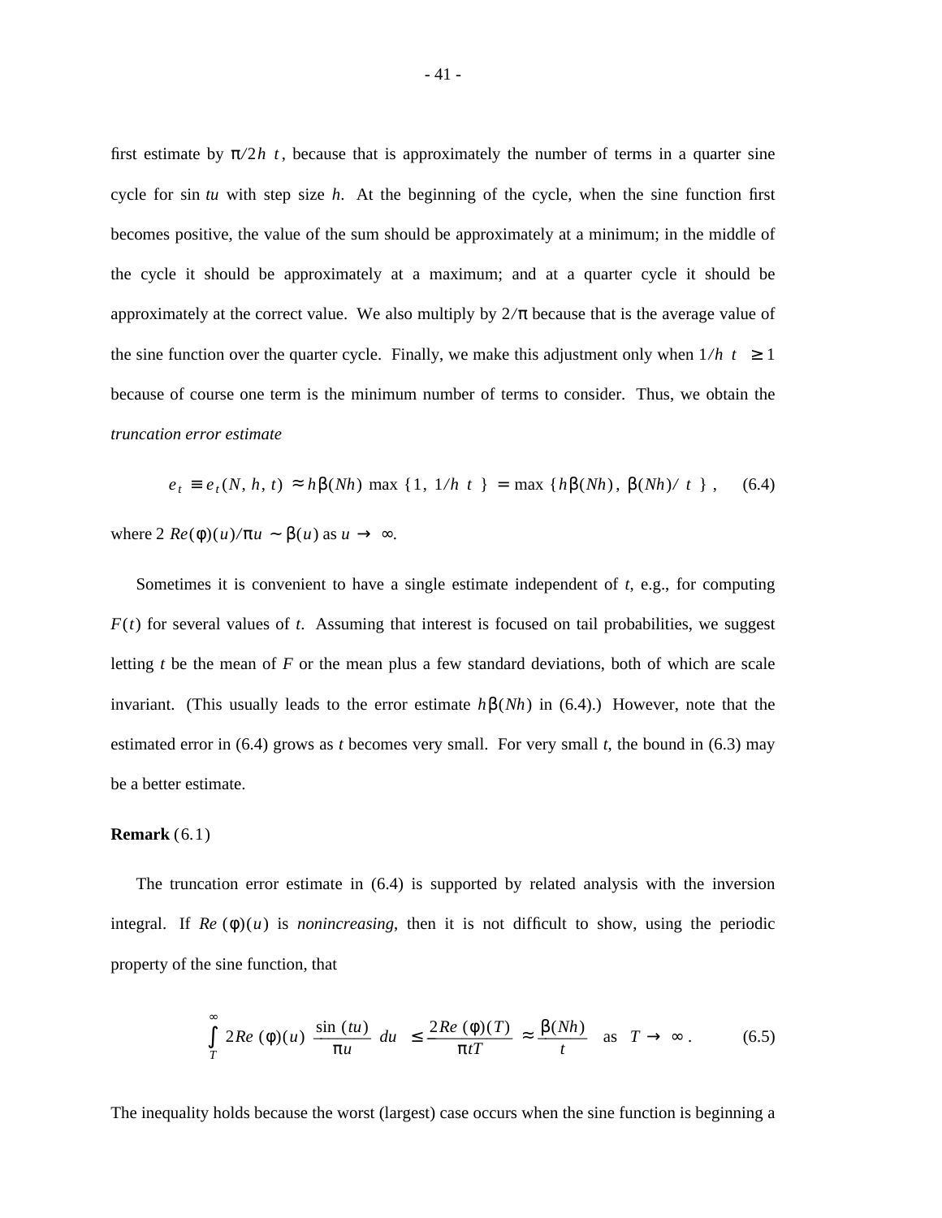first estimate by $\pi/2h|t|$, because that is approximately the number of terms in a quarter sine cycle for sin $tu$ with step size $h$. At the beginning of the cycle, when the sine function first becomes positive, the value of the sum should be approximately at a minimum; in the middle of the cycle it should be approximately at a maximum; and at a quarter cycle it should be approximately at the correct value. We also multiply by $2/\pi$ because that is the average value of the sine function over the quarter cycle. Finally, we make this adjustment only when $1/h|t| \geq 1$ because of course one term is the minimum number of terms to consider. Thus, we obtain the *truncation error estimate*

$$e_t \equiv e_t(N, h, t) \approx h\beta(Nh) \max\{1, 1/h|t|\} = \max\{h\beta(Nh), \beta(Nh)/|t|\}, \quad (6.4)$$

where $2|Re(\phi)(u)/\pi u| \sim \beta(u)$ as $u \to \infty$.

Sometimes it is convenient to have a single estimate independent of $t$, e.g., for computing $F(t)$ for several values of $t$. Assuming that interest is focused on tail probabilities, we suggest letting $t$ be the mean of $F$ or the mean plus a few standard deviations, both of which are scale invariant. (This usually leads to the error estimate $h\beta(Nh)$ in (6.4).) However, note that the estimated error in (6.4) grows as $t$ becomes very small. For very small $t$, the bound in (6.3) may be a better estimate.

**Remark** (6.1)

The truncation error estimate in (6.4) is supported by related analysis with the inversion integral. If $Re(\phi)(u)$ is *nonincreasing*, then it is not difficult to show, using the periodic property of the sine function, that

$$\left| \int_T^\infty 2Re(\phi)(u) \frac{\sin(tu)}{\pi u} du \right| \leq \frac{2Re(\phi)(T)}{\pi t T} \approx \frac{\beta(Nh)}{t} \quad \text{as} \quad T \to \infty. \quad (6.5)$$

The inequality holds because the worst (largest) case occurs when the sine function is beginning a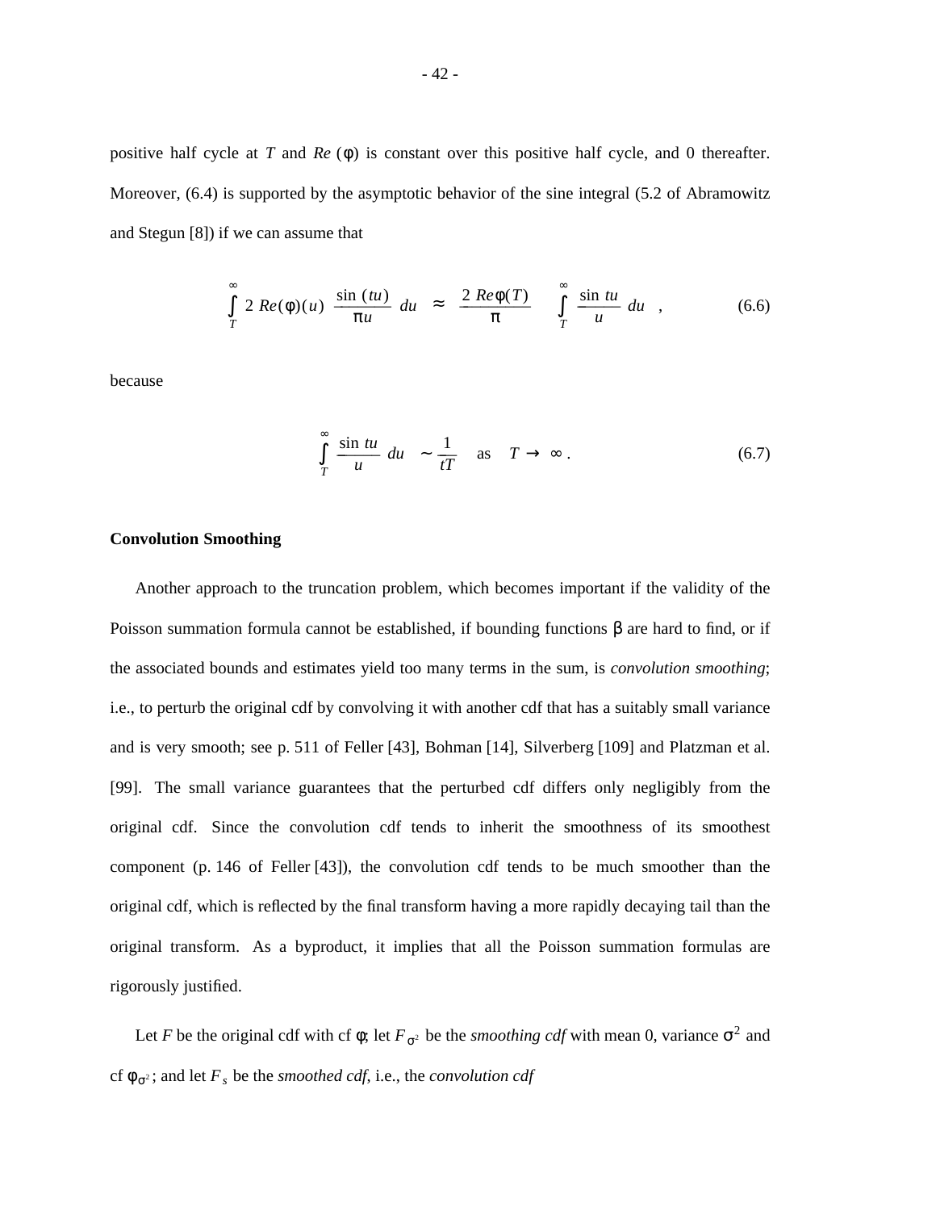positive half cycle at $T$ and $Re\,(\phi)$ is constant over this positive half cycle, and 0 thereafter. Moreover, (6.4) is supported by the asymptotic behavior of the sine integral (5.2 of Abramowitz and Stegun [8]) if we can assume that

$$\int_T^\infty 2\,Re(\phi)(u)\,\frac{\sin\,(tu)}{\pi u}\,du \;\approx\; \frac{2\,Re\phi(T)}{\pi}\int_T^\infty \frac{\sin\,tu}{u}\,du \quad , \tag{6.6}$$

because

$$\int_T^\infty \frac{\sin\,tu}{u}\,du \;\sim \frac{1}{tT} \quad \text{as} \quad T \to \infty\,. \tag{6.7}$$

**Convolution Smoothing**

Another approach to the truncation problem, which becomes important if the validity of the Poisson summation formula cannot be established, if bounding functions $\beta$ are hard to find, or if the associated bounds and estimates yield too many terms in the sum, is *convolution smoothing*; i.e., to perturb the original cdf by convolving it with another cdf that has a suitably small variance and is very smooth; see p. 511 of Feller [43], Bohman [14], Silverberg [109] and Platzman et al. [99]. The small variance guarantees that the perturbed cdf differs only negligibly from the original cdf. Since the convolution cdf tends to inherit the smoothness of its smoothest component (p. 146 of Feller [43]), the convolution cdf tends to be much smoother than the original cdf, which is reflected by the final transform having a more rapidly decaying tail than the original transform. As a byproduct, it implies that all the Poisson summation formulas are rigorously justified.

Let $F$ be the original cdf with cf $\phi$; let $F_{\sigma^2}$ be the *smoothing cdf* with mean 0, variance $\sigma^2$ and cf $\phi_{\sigma^2}$; and let $F_s$ be the *smoothed cdf*, i.e., the *convolution cdf*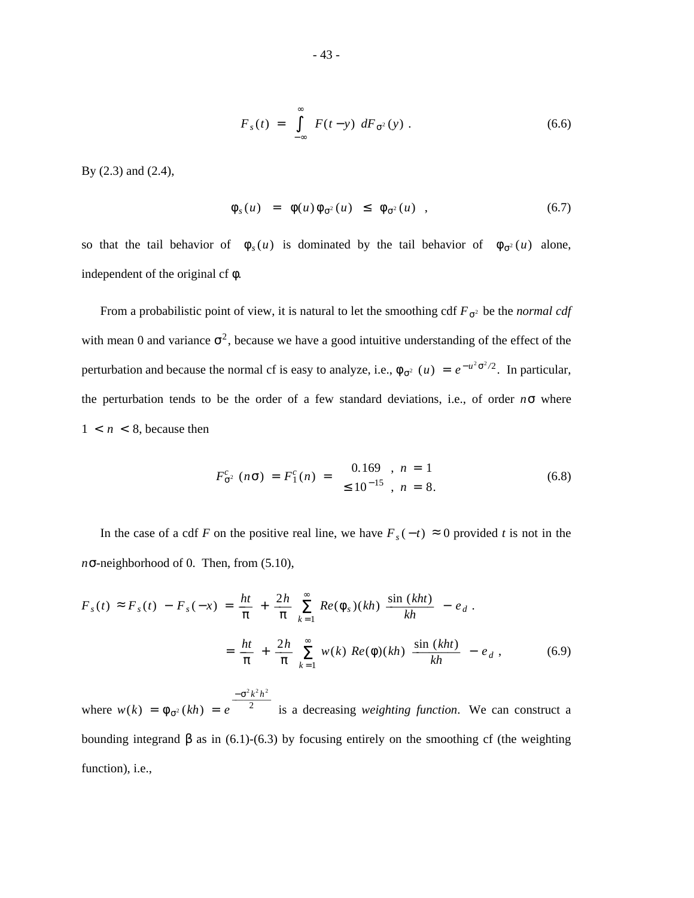$$F_s(t) = \int_{-\infty}^{\infty} F(t-y)\ dF_{\sigma^2}(y)\ . \tag{6.6}$$

By (2.3) and (2.4),

$$\phi_s(u) \ = \ \phi(u)\phi_{\sigma^2}(u) \ \leq \ \phi_{\sigma^2}(u)\ \ , \tag{6.7}$$

so that the tail behavior of $\phi_s(u)$ is dominated by the tail behavior of $\phi_{\sigma^2}(u)$ alone, independent of the original cf $\phi$.

From a probabilistic point of view, it is natural to let the smoothing cdf $F_{\sigma^2}$ be the *normal cdf* with mean 0 and variance $\sigma^2$, because we have a good intuitive understanding of the effect of the perturbation and because the normal cf is easy to analyze, i.e., $\phi_{\sigma^2}(u) = e^{-u^2\sigma^2/2}$. In particular, the perturbation tends to be the order of a few standard deviations, i.e., of order $n\sigma$ where $1 < n < 8$, because then

$$F^c_{\sigma^2}(n\sigma) = F^c_1(n) = \begin{cases} 0.169 & , \ n = 1 \\ \leq 10^{-15} & , \ n = 8. \end{cases} \tag{6.8}$$

In the case of a cdf $F$ on the positive real line, we have $F_s(-t) \approx 0$ provided $t$ is not in the $n\sigma$-neighborhood of 0. Then, from (5.10),

$$\begin{aligned} F_s(t) \approx F_s(t) - F_s(-x) &= \frac{ht}{\pi} + \frac{2h}{\pi}\sum_{k=1}^{\infty} Re(\phi_s)(kh)\ \frac{\sin(kht)}{kh} - e_d\ . \\ &= \frac{ht}{\pi} + \frac{2h}{\pi}\sum_{k=1}^{\infty} w(k)\ Re(\phi)(kh)\ \frac{\sin(kht)}{kh} - e_d\ , \end{aligned} \tag{6.9}$$

where $w(k) = \phi_{\sigma^2}(kh) = e^{\frac{-\sigma^2 k^2 h^2}{2}}$ is a decreasing *weighting function*. We can construct a bounding integrand $\beta$ as in (6.1)-(6.3) by focusing entirely on the smoothing cf (the weighting function), i.e.,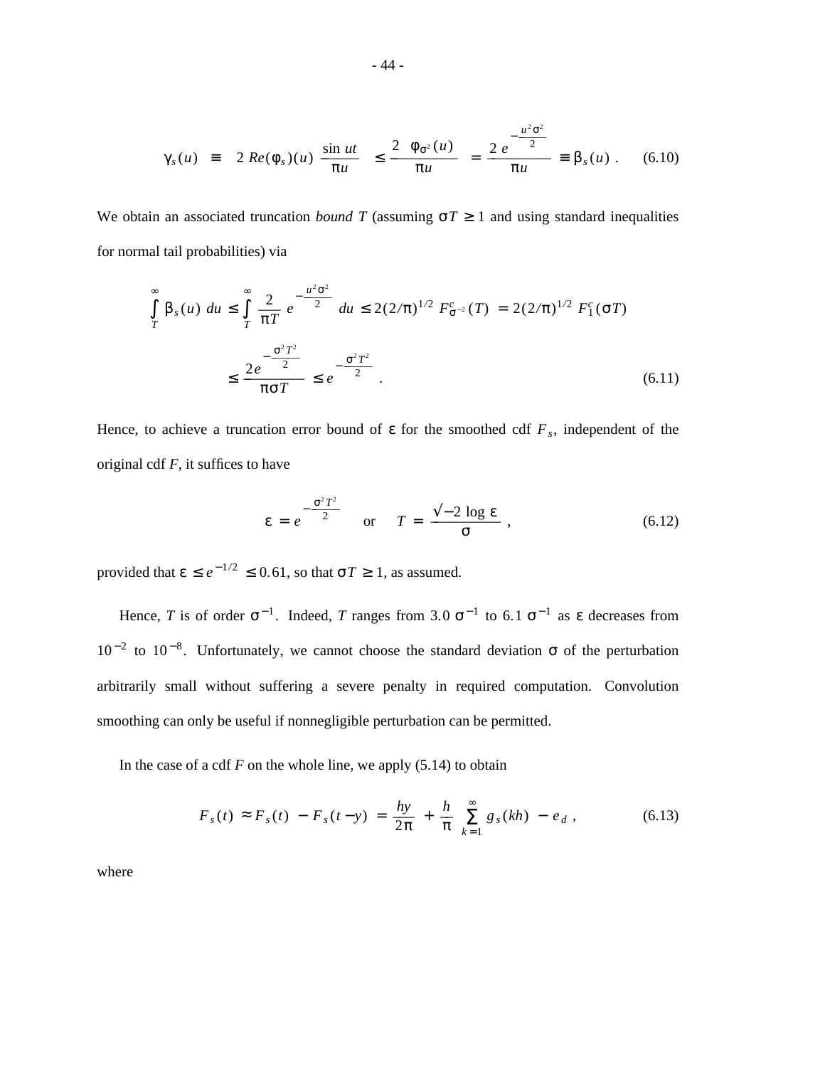$$\gamma_s(u) \;\equiv\; 2\, Re(\varphi_s)(u)\, \frac{\sin ut}{\pi u} \;\le \frac{2\;\;\varphi_{\sigma^2}(u)}{\pi u} \;=\; \frac{2\, e^{-\frac{u^2\sigma^2}{2}}}{\pi u} \;\equiv \beta_s(u)\;. \qquad (6.10)$$

We obtain an associated truncation *bound* $T$ (assuming $\sigma T \ge 1$ and using standard inequalities for normal tail probabilities) via

$$\int_T^\infty \beta_s(u)\, du \;\le \int_T^\infty \frac{2}{\pi T}\, e^{-\frac{u^2\sigma^2}{2}}\, du \;\le 2(2/\pi)^{1/2}\, F^c_{\sigma^{-2}}(T) \;= 2(2/\pi)^{1/2}\, F^c_1(\sigma T)$$

$$\le \frac{2e^{-\frac{\sigma^2 T^2}{2}}}{\pi\sigma T} \;\le e^{-\frac{\sigma^2 T^2}{2}}\;. \qquad (6.11)$$

Hence, to achieve a truncation error bound of $\varepsilon$ for the smoothed cdf $F_s$, independent of the original cdf $F$, it suffices to have

$$\varepsilon \;= e^{-\frac{\sigma^2 T^2}{2}} \qquad \text{or} \qquad T \;=\; \frac{\sqrt{-2\,\log\,\varepsilon}}{\sigma}\;, \qquad (6.12)$$

provided that $\varepsilon \le e^{-1/2} \le 0.61$, so that $\sigma T \ge 1$, as assumed.

Hence, $T$ is of order $\sigma^{-1}$. Indeed, $T$ ranges from $3.0\,\sigma^{-1}$ to $6.1\,\sigma^{-1}$ as $\varepsilon$ decreases from $10^{-2}$ to $10^{-8}$. Unfortunately, we cannot choose the standard deviation $\sigma$ of the perturbation arbitrarily small without suffering a severe penalty in required computation. Convolution smoothing can only be useful if nonnegligible perturbation can be permitted.

In the case of a cdf $F$ on the whole line, we apply (5.14) to obtain

$$F_s(t) \approx F_s(t) \;- F_s(t-y) \;= \frac{hy}{2\pi} \;+ \frac{h}{\pi}\, \sum_{k=1}^{\infty} g_s(kh) \;- e_d\;, \qquad (6.13)$$

where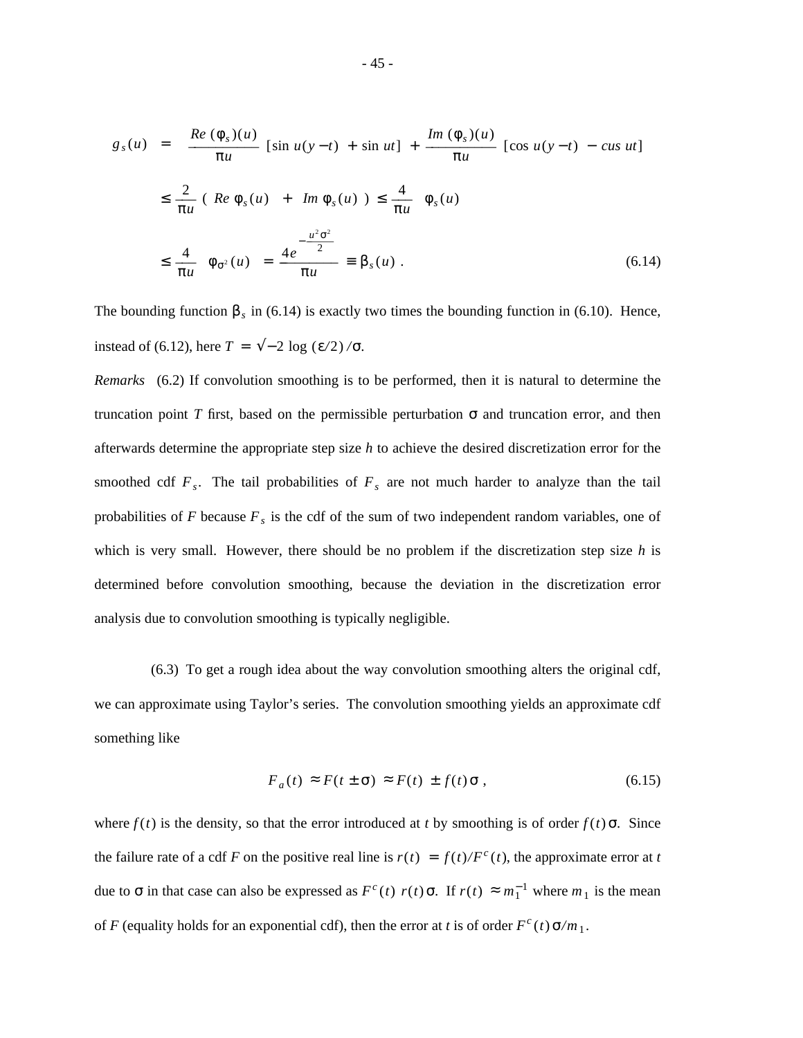$$
\begin{aligned}
g_s(u) &= \frac{Re\,(\phi_s)(u)}{\pi u}\,[\sin u(y-t) + \sin ut] + \frac{Im\,(\phi_s)(u)}{\pi u}\,[\cos u(y-t) - cus\; ut] \\
&\le \frac{2}{\pi u}\,(\,|Re\,\phi_s(u)| + |Im\,\phi_s(u)|\,) \le \frac{4}{\pi u}\,|\phi_s(u)| \\
&\le \frac{4}{\pi u}\,|\phi_{\sigma^2}(u)| = \frac{4e^{-\frac{u^2\sigma^2}{2}}}{\pi u} \equiv \beta_s(u)\ .
\end{aligned}
\tag{6.14}
$$

The bounding function $\beta_s$ in (6.14) is exactly two times the bounding function in (6.10). Hence, instead of (6.12), here $T = \sqrt{-2\log(\varepsilon/2)}\,/\sigma$.

*Remarks* (6.2) If convolution smoothing is to be performed, then it is natural to determine the truncation point $T$ first, based on the permissible perturbation $\sigma$ and truncation error, and then afterwards determine the appropriate step size $h$ to achieve the desired discretization error for the smoothed cdf $F_s$. The tail probabilities of $F_s$ are not much harder to analyze than the tail probabilities of $F$ because $F_s$ is the cdf of the sum of two independent random variables, one of which is very small. However, there should be no problem if the discretization step size $h$ is determined before convolution smoothing, because the deviation in the discretization error analysis due to convolution smoothing is typically negligible.

(6.3) To get a rough idea about the way convolution smoothing alters the original cdf, we can approximate using Taylor's series. The convolution smoothing yields an approximate cdf something like

$$
F_a(t) \approx F(t \pm \sigma) \approx F(t) \pm f(t)\sigma\ , \tag{6.15}
$$

where $f(t)$ is the density, so that the error introduced at $t$ by smoothing is of order $f(t)\sigma$. Since the failure rate of a cdf $F$ on the positive real line is $r(t) = f(t)/F^c(t)$, the approximate error at $t$ due to $\sigma$ in that case can also be expressed as $F^c(t)\ r(t)\sigma$. If $r(t) \approx m_1^{-1}$ where $m_1$ is the mean of $F$ (equality holds for an exponential cdf), then the error at $t$ is of order $F^c(t)\sigma/m_1$.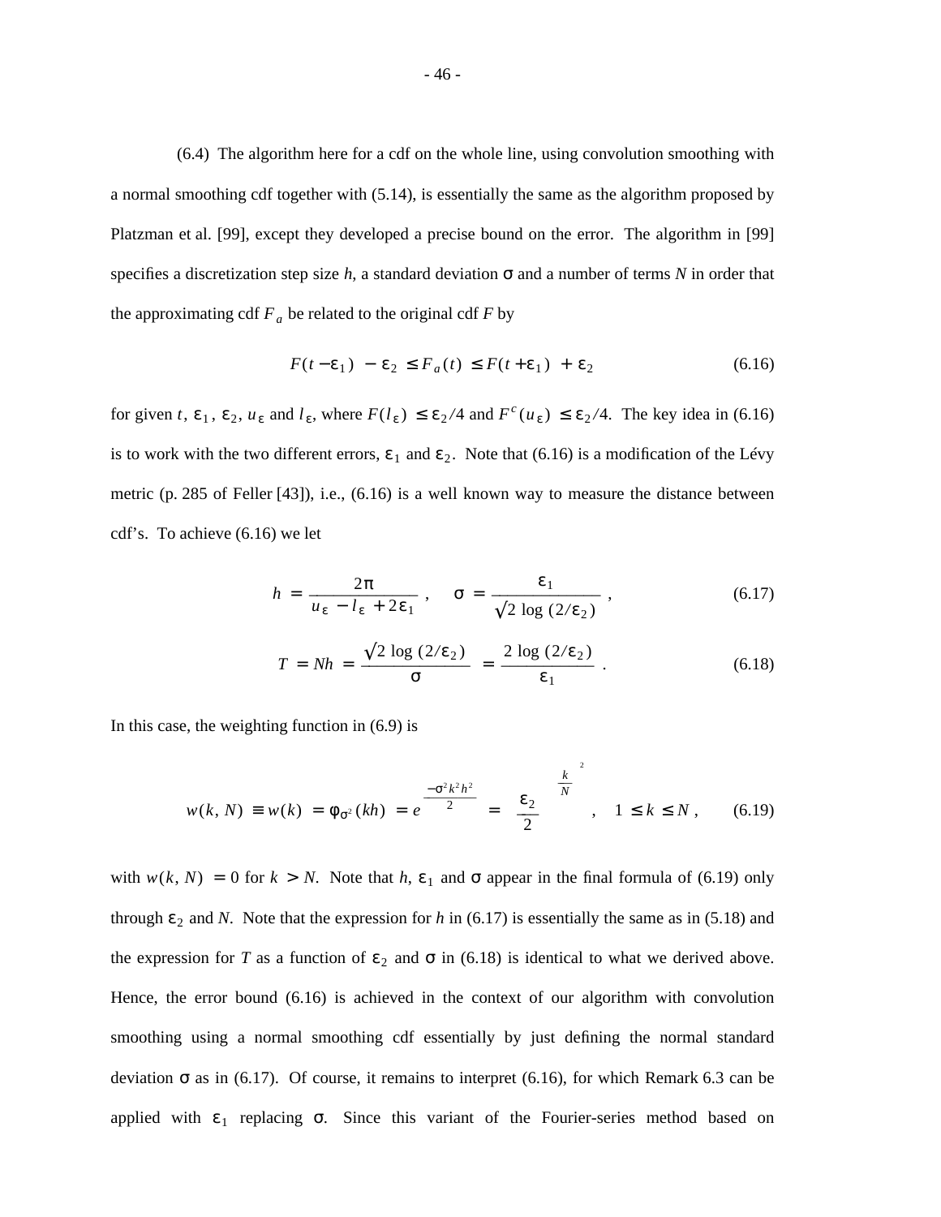(6.4) The algorithm here for a cdf on the whole line, using convolution smoothing with a normal smoothing cdf together with (5.14), is essentially the same as the algorithm proposed by Platzman et al. [99], except they developed a precise bound on the error. The algorithm in [99] specifies a discretization step size $h$, a standard deviation $\sigma$ and a number of terms $N$ in order that the approximating cdf $F_a$ be related to the original cdf $F$ by

$$F(t - \varepsilon_1) - \varepsilon_2 \le F_a(t) \le F(t + \varepsilon_1) + \varepsilon_2 \tag{6.16}$$

for given $t$, $\varepsilon_1$, $\varepsilon_2$, $u_\varepsilon$ and $l_\varepsilon$, where $F(l_\varepsilon) \le \varepsilon_2/4$ and $F^c(u_\varepsilon) \le \varepsilon_2/4$. The key idea in (6.16) is to work with the two different errors, $\varepsilon_1$ and $\varepsilon_2$. Note that (6.16) is a modification of the Lévy metric (p. 285 of Feller [43]), i.e., (6.16) is a well known way to measure the distance between cdf's. To achieve (6.16) we let

$$h = \frac{2\pi}{u_\varepsilon - l_\varepsilon + 2\varepsilon_1}\ , \quad \sigma = \frac{\varepsilon_1}{\sqrt{2\log(2/\varepsilon_2)}}\ , \tag{6.17}$$

$$T = Nh = \frac{\sqrt{2\log(2/\varepsilon_2)}}{\sigma} = \frac{2\log(2/\varepsilon_2)}{\varepsilon_1}\ . \tag{6.18}$$

In this case, the weighting function in (6.9) is

$$w(k, N) \equiv w(k) = \phi_{\sigma^2}(kh) = e^{\frac{-\sigma^2 k^2 h^2}{2}} = \left(\frac{\varepsilon_2}{2}\right)^{\left(\frac{k}{N}\right)^2}, \quad 1 \le k \le N\ , \tag{6.19}$$

with $w(k, N) = 0$ for $k > N$. Note that $h$, $\varepsilon_1$ and $\sigma$ appear in the final formula of (6.19) only through $\varepsilon_2$ and $N$. Note that the expression for $h$ in (6.17) is essentially the same as in (5.18) and the expression for $T$ as a function of $\varepsilon_2$ and $\sigma$ in (6.18) is identical to what we derived above. Hence, the error bound (6.16) is achieved in the context of our algorithm with convolution smoothing using a normal smoothing cdf essentially by just defining the normal standard deviation $\sigma$ as in (6.17). Of course, it remains to interpret (6.16), for which Remark 6.3 can be applied with $\varepsilon_1$ replacing $\sigma$. Since this variant of the Fourier-series method based on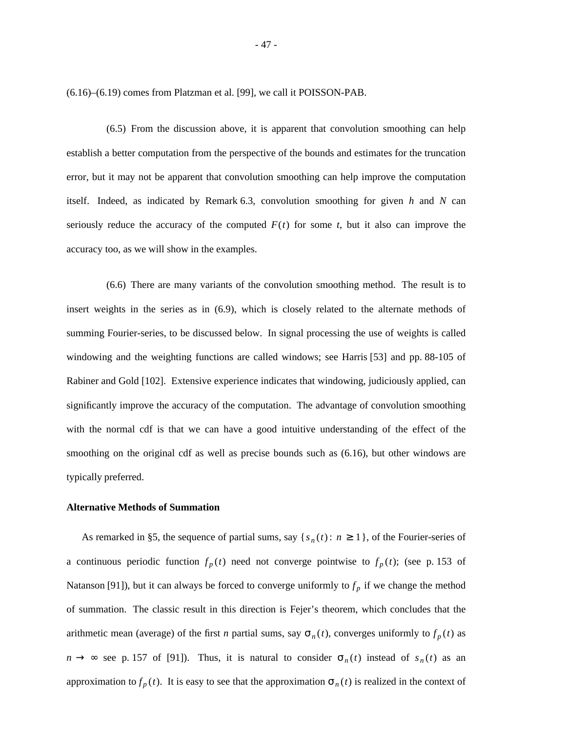(6.16)–(6.19) comes from Platzman et al. [99], we call it POISSON-PAB.

(6.5) From the discussion above, it is apparent that convolution smoothing can help establish a better computation from the perspective of the bounds and estimates for the truncation error, but it may not be apparent that convolution smoothing can help improve the computation itself. Indeed, as indicated by Remark 6.3, convolution smoothing for given $h$ and $N$ can seriously reduce the accuracy of the computed $F(t)$ for some $t$, but it also can improve the accuracy too, as we will show in the examples.

(6.6) There are many variants of the convolution smoothing method. The result is to insert weights in the series as in (6.9), which is closely related to the alternate methods of summing Fourier-series, to be discussed below. In signal processing the use of weights is called windowing and the weighting functions are called windows; see Harris [53] and pp. 88-105 of Rabiner and Gold [102]. Extensive experience indicates that windowing, judiciously applied, can significantly improve the accuracy of the computation. The advantage of convolution smoothing with the normal cdf is that we can have a good intuitive understanding of the effect of the smoothing on the original cdf as well as precise bounds such as (6.16), but other windows are typically preferred.

**Alternative Methods of Summation**

As remarked in §5, the sequence of partial sums, say $\{ s_n(t) : n \geq 1 \}$, of the Fourier-series of a continuous periodic function $f_p(t)$ need not converge pointwise to $f_p(t)$; (see p. 153 of Natanson [91]), but it can always be forced to converge uniformly to $f_p$ if we change the method of summation. The classic result in this direction is Fejer's theorem, which concludes that the arithmetic mean (average) of the first $n$ partial sums, say $\sigma_n(t)$, converges uniformly to $f_p(t)$ as $n \to \infty$ see p. 157 of [91]). Thus, it is natural to consider $\sigma_n(t)$ instead of $s_n(t)$ as an approximation to $f_p(t)$. It is easy to see that the approximation $\sigma_n(t)$ is realized in the context of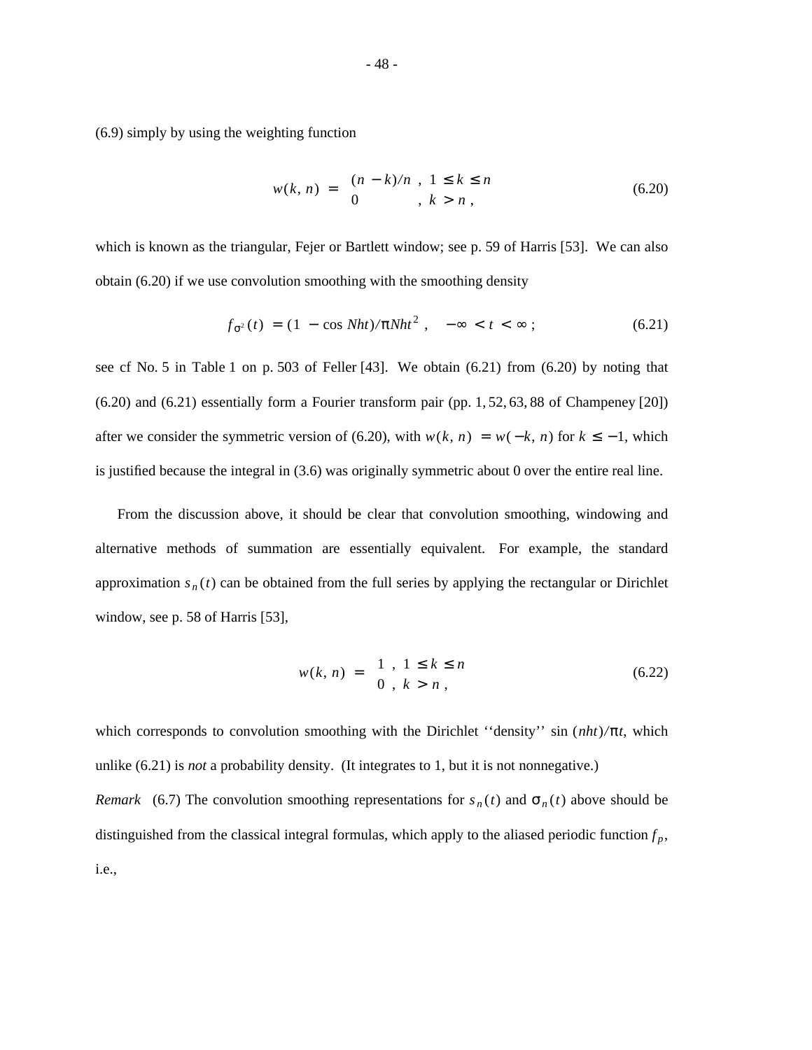(6.9) simply by using the weighting function

$$w(k, n) = \begin{cases} (n - k)/n , & 1 \le k \le n \\ 0 , & k > n , \end{cases} \tag{6.20}$$

which is known as the triangular, Fejer or Bartlett window; see p. 59 of Harris [53]. We can also obtain (6.20) if we use convolution smoothing with the smoothing density

$$f_{\sigma^2}(t) = (1 - \cos Nht)/\pi Nht^2 , \quad -\infty < t < \infty ; \tag{6.21}$$

see cf No. 5 in Table 1 on p. 503 of Feller [43]. We obtain (6.21) from (6.20) by noting that (6.20) and (6.21) essentially form a Fourier transform pair (pp. 1, 52, 63, 88 of Champeney [20]) after we consider the symmetric version of (6.20), with $w(k, n) = w(-k, n)$ for $k \le -1$, which is justified because the integral in (3.6) was originally symmetric about 0 over the entire real line.

From the discussion above, it should be clear that convolution smoothing, windowing and alternative methods of summation are essentially equivalent. For example, the standard approximation $s_n(t)$ can be obtained from the full series by applying the rectangular or Dirichlet window, see p. 58 of Harris [53],

$$w(k, n) = \begin{cases} 1 , & 1 \le k \le n \\ 0 , & k > n , \end{cases} \tag{6.22}$$

which corresponds to convolution smoothing with the Dirichlet ''density'' $\sin (nht)/\pi t$, which unlike (6.21) is *not* a probability density. (It integrates to 1, but it is not nonnegative.)

*Remark* (6.7) The convolution smoothing representations for $s_n(t)$ and $\sigma_n(t)$ above should be distinguished from the classical integral formulas, which apply to the aliased periodic function $f_p$, i.e.,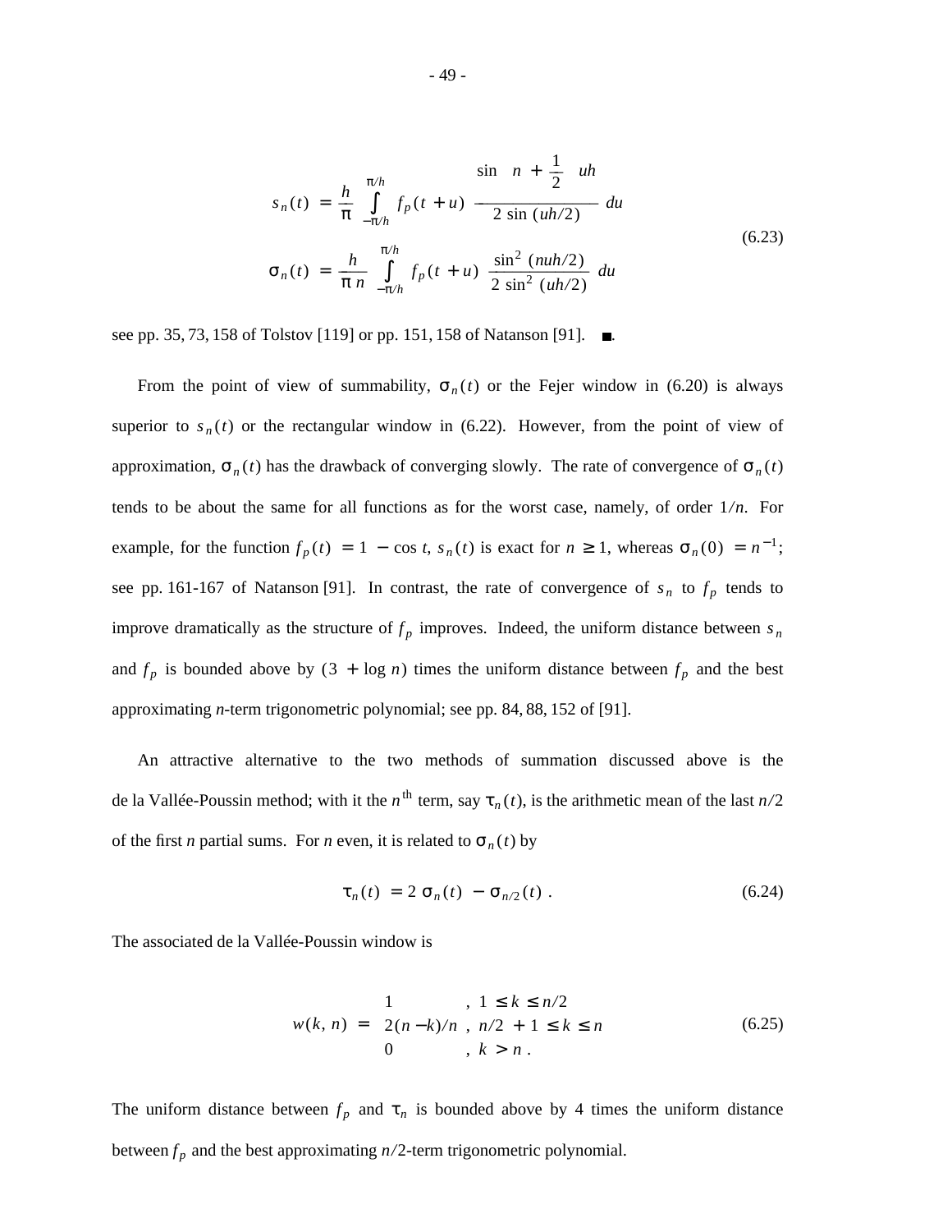$$
\begin{aligned}
s_n(t) &= \frac{h}{\pi} \int_{-\pi/h}^{\pi/h} f_p(t+u) \, \frac{\sin\left(n + \frac{1}{2}\right) uh}{2 \sin (uh/2)} \, du \\
\sigma_n(t) &= \frac{h}{\pi n} \int_{-\pi/h}^{\pi/h} f_p(t+u) \, \frac{\sin^2 (nuh/2)}{2 \sin^2 (uh/2)} \, du
\end{aligned}
\tag{6.23}
$$

see pp. 35, 73, 158 of Tolstov [119] or pp. 151, 158 of Natanson [91]. ■.

From the point of view of summability, $\sigma_n(t)$ or the Fejer window in (6.20) is always superior to $s_n(t)$ or the rectangular window in (6.22). However, from the point of view of approximation, $\sigma_n(t)$ has the drawback of converging slowly. The rate of convergence of $\sigma_n(t)$ tends to be about the same for all functions as for the worst case, namely, of order $1/n$. For example, for the function $f_p(t) = 1 - \cos t$, $s_n(t)$ is exact for $n \geq 1$, whereas $\sigma_n(0) = n^{-1}$; see pp. 161-167 of Natanson [91]. In contrast, the rate of convergence of $s_n$ to $f_p$ tends to improve dramatically as the structure of $f_p$ improves. Indeed, the uniform distance between $s_n$ and $f_p$ is bounded above by $(3 + \log n)$ times the uniform distance between $f_p$ and the best approximating $n$-term trigonometric polynomial; see pp. 84, 88, 152 of [91].

An attractive alternative to the two methods of summation discussed above is the de la Vallée-Poussin method; with it the $n^{\text{th}}$ term, say $\tau_n(t)$, is the arithmetic mean of the last $n/2$ of the first $n$ partial sums. For $n$ even, it is related to $\sigma_n(t)$ by

$$
\tau_n(t) = 2\, \sigma_n(t) - \sigma_{n/2}(t) \; . \tag{6.24}
$$

The associated de la Vallée-Poussin window is

$$
w(k, n) = \begin{cases} 1 & , \; 1 \leq k \leq n/2 \\ 2(n-k)/n & , \; n/2 + 1 \leq k \leq n \\ 0 & , \; k > n \; . \end{cases} \tag{6.25}
$$

The uniform distance between $f_p$ and $\tau_n$ is bounded above by 4 times the uniform distance between $f_p$ and the best approximating $n/2$-term trigonometric polynomial.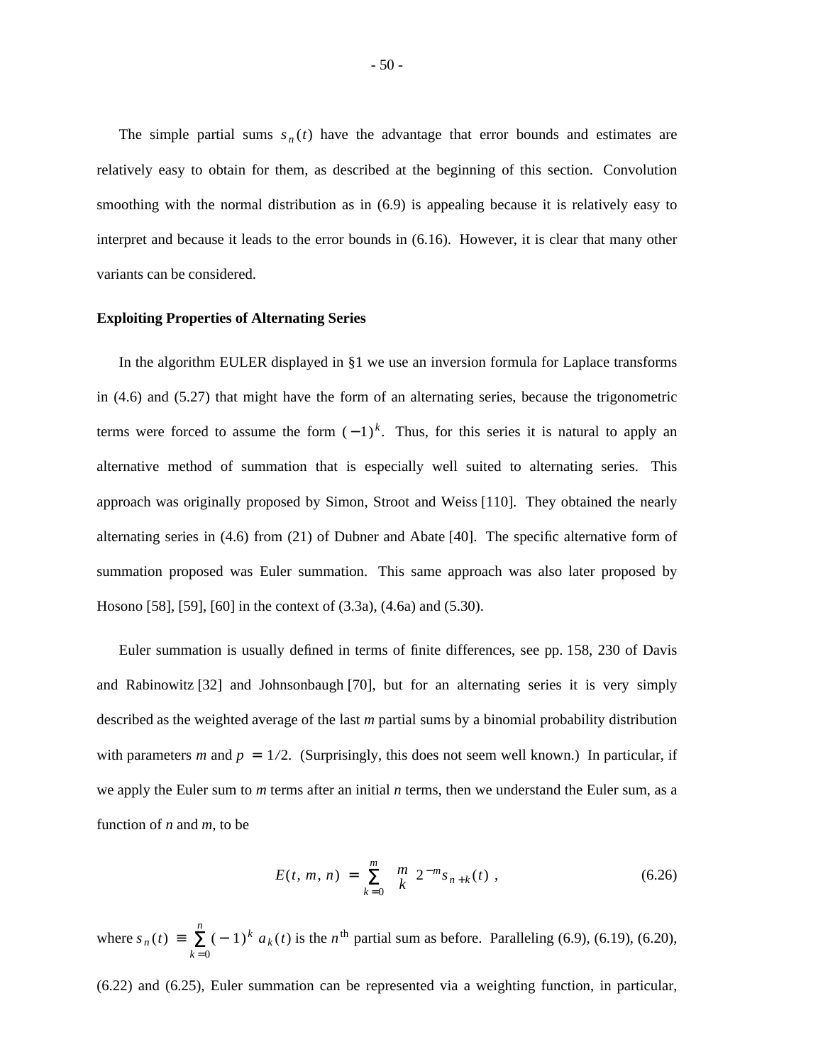The simple partial sums $s_n(t)$ have the advantage that error bounds and estimates are relatively easy to obtain for them, as described at the beginning of this section. Convolution smoothing with the normal distribution as in (6.9) is appealing because it is relatively easy to interpret and because it leads to the error bounds in (6.16). However, it is clear that many other variants can be considered.

**Exploiting Properties of Alternating Series**

In the algorithm EULER displayed in §1 we use an inversion formula for Laplace transforms in (4.6) and (5.27) that might have the form of an alternating series, because the trigonometric terms were forced to assume the form $(-1)^k$. Thus, for this series it is natural to apply an alternative method of summation that is especially well suited to alternating series. This approach was originally proposed by Simon, Stroot and Weiss [110]. They obtained the nearly alternating series in (4.6) from (21) of Dubner and Abate [40]. The specific alternative form of summation proposed was Euler summation. This same approach was also later proposed by Hosono [58], [59], [60] in the context of (3.3a), (4.6a) and (5.30).

Euler summation is usually defined in terms of finite differences, see pp. 158, 230 of Davis and Rabinowitz [32] and Johnsonbaugh [70], but for an alternating series it is very simply described as the weighted average of the last *m* partial sums by a binomial probability distribution with parameters *m* and $p = 1/2$. (Surprisingly, this does not seem well known.) In particular, if we apply the Euler sum to *m* terms after an initial *n* terms, then we understand the Euler sum, as a function of *n* and *m*, to be

$$E(t, m, n) = \sum_{k=0}^{m} \binom{m}{k} 2^{-m} s_{n+k}(t) \ , \tag{6.26}$$

where $s_n(t) \equiv \sum_{k=0}^{n} (-1)^k a_k(t)$ is the $n^{\text{th}}$ partial sum as before. Paralleling (6.9), (6.19), (6.20), (6.22) and (6.25), Euler summation can be represented via a weighting function, in particular,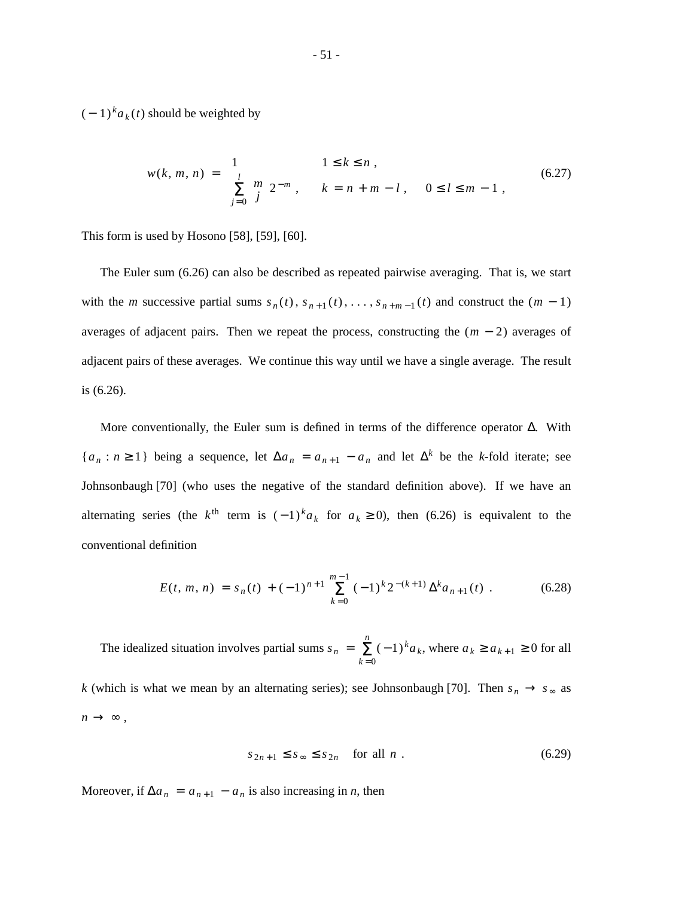$(-1)^k a_k(t)$ should be weighted by

$$w(k, m, n) = \begin{cases} 1 & 1 \le k \le n , \\ \sum_{j=0}^{l} \binom{m}{j} 2^{-m} , & k = n + m - l , \quad 0 \le l \le m - 1 , \end{cases} \tag{6.27}$$

This form is used by Hosono [58], [59], [60].

The Euler sum (6.26) can also be described as repeated pairwise averaging. That is, we start with the $m$ successive partial sums $s_n(t), s_{n+1}(t), \ldots, s_{n+m-1}(t)$ and construct the $(m-1)$ averages of adjacent pairs. Then we repeat the process, constructing the $(m-2)$ averages of adjacent pairs of these averages. We continue this way until we have a single average. The result is (6.26).

More conventionally, the Euler sum is defined in terms of the difference operator $\Delta$. With $\{a_n : n \ge 1\}$ being a sequence, let $\Delta a_n = a_{n+1} - a_n$ and let $\Delta^k$ be the $k$-fold iterate; see Johnsonbaugh [70] (who uses the negative of the standard definition above). If we have an alternating series (the $k^{\text{th}}$ term is $(-1)^k a_k$ for $a_k \ge 0$), then (6.26) is equivalent to the conventional definition

$$E(t, m, n) = s_n(t) + (-1)^{n+1} \sum_{k=0}^{m-1} (-1)^k 2^{-(k+1)} \Delta^k a_{n+1}(t) \ . \tag{6.28}$$

The idealized situation involves partial sums $s_n = \sum_{k=0}^{n} (-1)^k a_k$, where $a_k \ge a_{k+1} \ge 0$ for all $k$ (which is what we mean by an alternating series); see Johnsonbaugh [70]. Then $s_n \rightarrow s_\infty$ as $n \rightarrow \infty$,

$$s_{2n+1} \le s_\infty \le s_{2n} \quad \text{for all } n \ . \tag{6.29}$$

Moreover, if $\Delta a_n = a_{n+1} - a_n$ is also increasing in $n$, then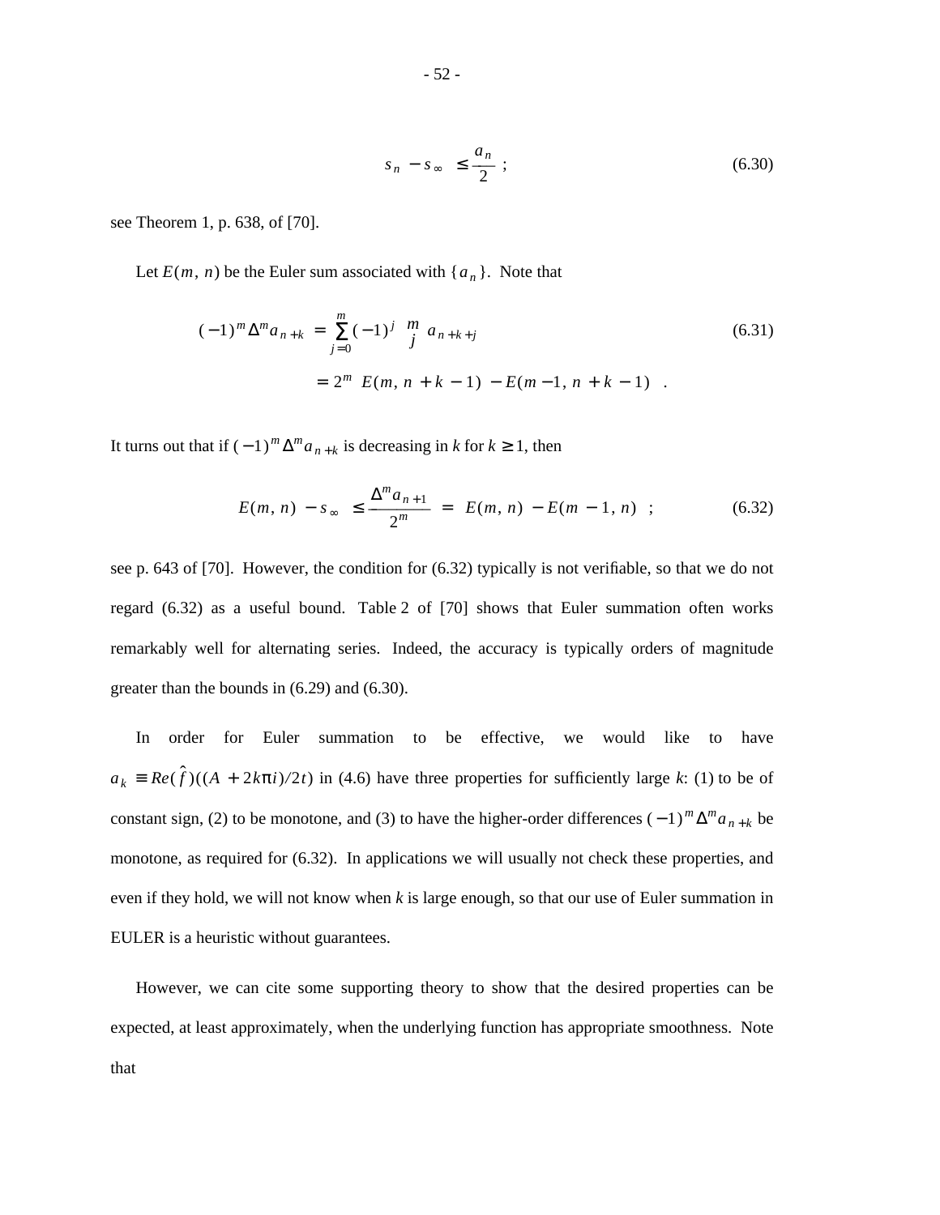$$|s_n - s_\infty| \leq \frac{a_n}{2} \; ; \tag{6.30}$$

see Theorem 1, p. 638, of [70].

Let $E(m, n)$ be the Euler sum associated with $\{a_n\}$. Note that

$$\begin{aligned}(-1)^m \Delta^m a_{n+k} &= \sum_{j=0}^{m} (-1)^j \binom{m}{j} a_{n+k+j} \\ &= 2^m \left[ E(m, n+k-1) - E(m-1, n+k-1) \right] .\end{aligned} \tag{6.31}$$

It turns out that if $(-1)^m \Delta^m a_{n+k}$ is decreasing in $k$ for $k \geq 1$, then

$$|E(m, n) - s_\infty| \leq \frac{|\Delta^m a_{n+1}|}{2^m} = |E(m, n) - E(m-1, n)| \; ; \tag{6.32}$$

see p. 643 of [70]. However, the condition for (6.32) typically is not verifiable, so that we do not regard (6.32) as a useful bound. Table 2 of [70] shows that Euler summation often works remarkably well for alternating series. Indeed, the accuracy is typically orders of magnitude greater than the bounds in (6.29) and (6.30).

In order for Euler summation to be effective, we would like to have $a_k \equiv Re(\hat{f})((A + 2k\pi i)/2t)$ in (4.6) have three properties for sufficiently large $k$: (1) to be of constant sign, (2) to be monotone, and (3) to have the higher-order differences $(-1)^m \Delta^m a_{n+k}$ be monotone, as required for (6.32). In applications we will usually not check these properties, and even if they hold, we will not know when $k$ is large enough, so that our use of Euler summation in EULER is a heuristic without guarantees.

However, we can cite some supporting theory to show that the desired properties can be expected, at least approximately, when the underlying function has appropriate smoothness. Note that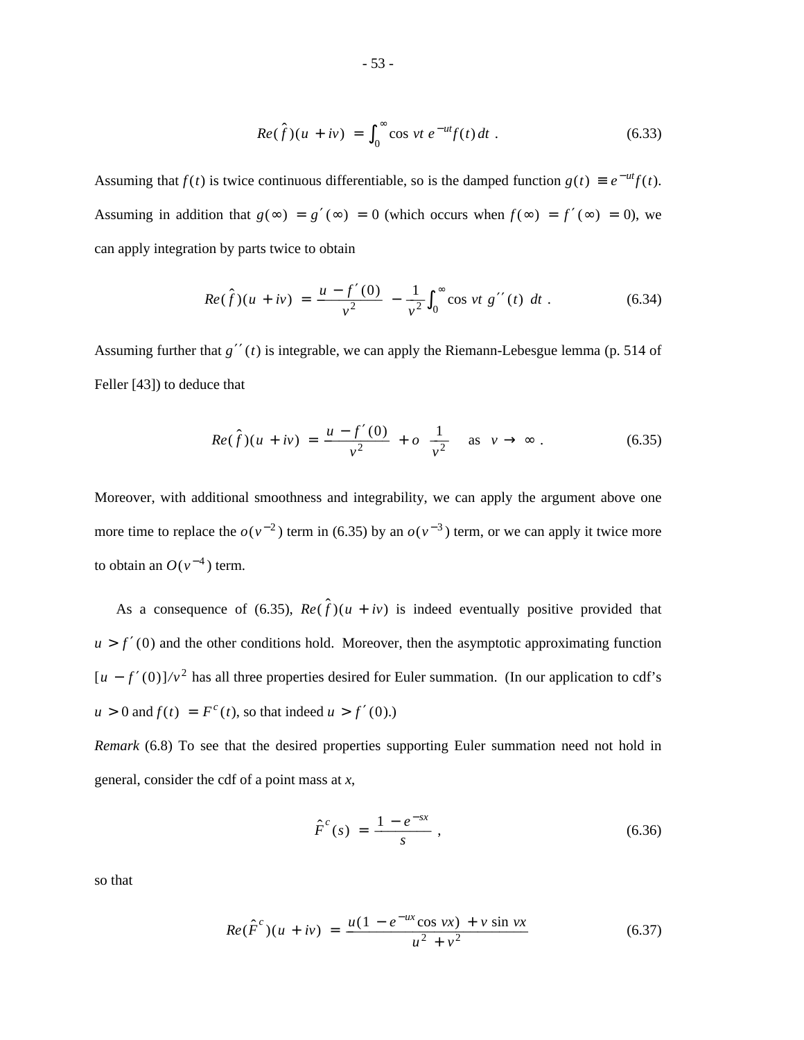$$Re(\hat{f})(u + iv) = \int_0^\infty \cos vt \, e^{-ut} f(t) \, dt \, . \tag{6.33}$$

Assuming that $f(t)$ is twice continuous differentiable, so is the damped function $g(t) \equiv e^{-ut} f(t)$. Assuming in addition that $g(\infty) = g'(\infty) = 0$ (which occurs when $f(\infty) = f'(\infty) = 0$), we can apply integration by parts twice to obtain

$$Re(\hat{f})(u + iv) = \frac{u - f'(0)}{v^2} - \frac{1}{v^2} \int_0^\infty \cos vt \; g''(t) \; dt \, . \tag{6.34}$$

Assuming further that $g''(t)$ is integrable, we can apply the Riemann-Lebesgue lemma (p. 514 of Feller [43]) to deduce that

$$Re(\hat{f})(u + iv) = \frac{u - f'(0)}{v^2} + o\left(\frac{1}{v^2}\right) \quad \text{as} \quad v \to \infty \, . \tag{6.35}$$

Moreover, with additional smoothness and integrability, we can apply the argument above one more time to replace the $o(v^{-2})$ term in (6.35) by an $o(v^{-3})$ term, or we can apply it twice more to obtain an $O(v^{-4})$ term.

As a consequence of (6.35), $Re(\hat{f})(u + iv)$ is indeed eventually positive provided that $u > f'(0)$ and the other conditions hold. Moreover, then the asymptotic approximating function $[u - f'(0)]/v^2$ has all three properties desired for Euler summation. (In our application to cdf's $u > 0$ and $f(t) = F^c(t)$, so that indeed $u > f'(0)$.)

*Remark* (6.8) To see that the desired properties supporting Euler summation need not hold in general, consider the cdf of a point mass at *x*,

$$\hat{F}^c(s) = \frac{1 - e^{-sx}}{s} \, , \tag{6.36}$$

so that

$$Re(\hat{F}^c)(u + iv) = \frac{u(1 - e^{-ux} \cos vx) + v \sin vx}{u^2 + v^2} \tag{6.37}$$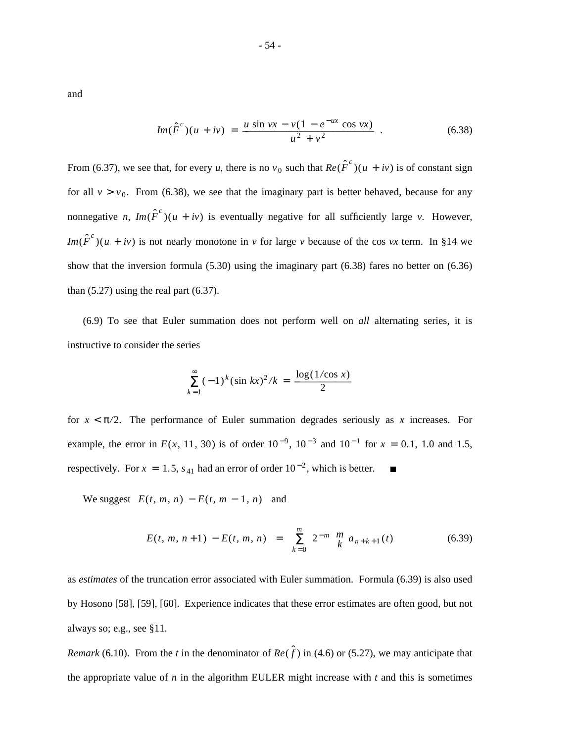and

$$Im(\hat{F}^c)(u + iv) = \frac{u \sin vx - v(1 - e^{-ux} \cos vx)}{u^2 + v^2} . \tag{6.38}$$

From (6.37), we see that, for every $u$, there is no $v_0$ such that $Re(\hat{F}^c)(u + iv)$ is of constant sign for all $v > v_0$. From (6.38), we see that the imaginary part is better behaved, because for any nonnegative $n$, $Im(\hat{F}^c)(u + iv)$ is eventually negative for all sufficiently large $v$. However, $Im(\hat{F}^c)(u + iv)$ is not nearly monotone in $v$ for large $v$ because of the cos $vx$ term. In §14 we show that the inversion formula (5.30) using the imaginary part (6.38) fares no better on (6.36) than (5.27) using the real part (6.37).

(6.9) To see that Euler summation does not perform well on *all* alternating series, it is instructive to consider the series

$$\sum_{k=1}^{\infty} (-1)^k (\sin kx)^2 / k = -\frac{\log(1/\cos x)}{2}$$

for $x < \pi/2$. The performance of Euler summation degrades seriously as $x$ increases. For example, the error in $E(x, 11, 30)$ is of order $10^{-9}$, $10^{-3}$ and $10^{-1}$ for $x = 0.1$, 1.0 and 1.5, respectively. For $x = 1.5$, $s_{41}$ had an error of order $10^{-2}$, which is better. ∎

We suggest $E(t, m, n) - E(t, m-1, n)$ and

$$E(t, m, n+1) - E(t, m, n) = \sum_{k=0}^{m} 2^{-m} \binom{m}{k} a_{n+k+1}(t) \tag{6.39}$$

as *estimates* of the truncation error associated with Euler summation. Formula (6.39) is also used by Hosono [58], [59], [60]. Experience indicates that these error estimates are often good, but not always so; e.g., see §11.

*Remark* (6.10). From the $t$ in the denominator of $Re(\hat{f})$ in (4.6) or (5.27), we may anticipate that the appropriate value of $n$ in the algorithm EULER might increase with $t$ and this is sometimes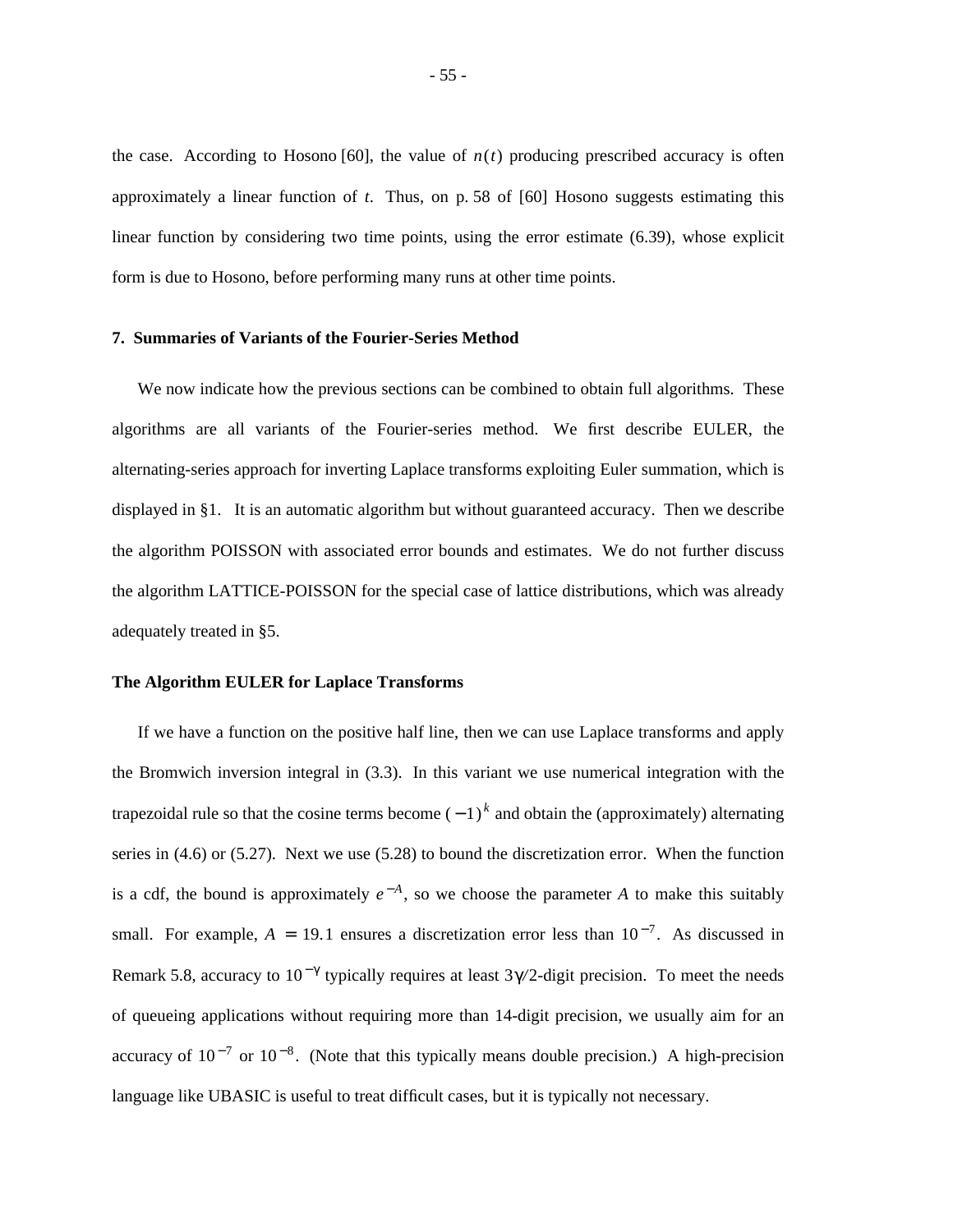the case. According to Hosono [60], the value of $n(t)$ producing prescribed accuracy is often approximately a linear function of $t$. Thus, on p. 58 of [60] Hosono suggests estimating this linear function by considering two time points, using the error estimate (6.39), whose explicit form is due to Hosono, before performing many runs at other time points.

## 7. Summaries of Variants of the Fourier-Series Method

We now indicate how the previous sections can be combined to obtain full algorithms. These algorithms are all variants of the Fourier-series method. We first describe EULER, the alternating-series approach for inverting Laplace transforms exploiting Euler summation, which is displayed in §1. It is an automatic algorithm but without guaranteed accuracy. Then we describe the algorithm POISSON with associated error bounds and estimates. We do not further discuss the algorithm LATTICE-POISSON for the special case of lattice distributions, which was already adequately treated in §5.

### The Algorithm EULER for Laplace Transforms

If we have a function on the positive half line, then we can use Laplace transforms and apply the Bromwich inversion integral in (3.3). In this variant we use numerical integration with the trapezoidal rule so that the cosine terms become $(-1)^k$ and obtain the (approximately) alternating series in (4.6) or (5.27). Next we use (5.28) to bound the discretization error. When the function is a cdf, the bound is approximately $e^{-A}$, so we choose the parameter $A$ to make this suitably small. For example, $A = 19.1$ ensures a discretization error less than $10^{-7}$. As discussed in Remark 5.8, accuracy to $10^{-\gamma}$ typically requires at least $3\gamma/2$-digit precision. To meet the needs of queueing applications without requiring more than 14-digit precision, we usually aim for an accuracy of $10^{-7}$ or $10^{-8}$. (Note that this typically means double precision.) A high-precision language like UBASIC is useful to treat difficult cases, but it is typically not necessary.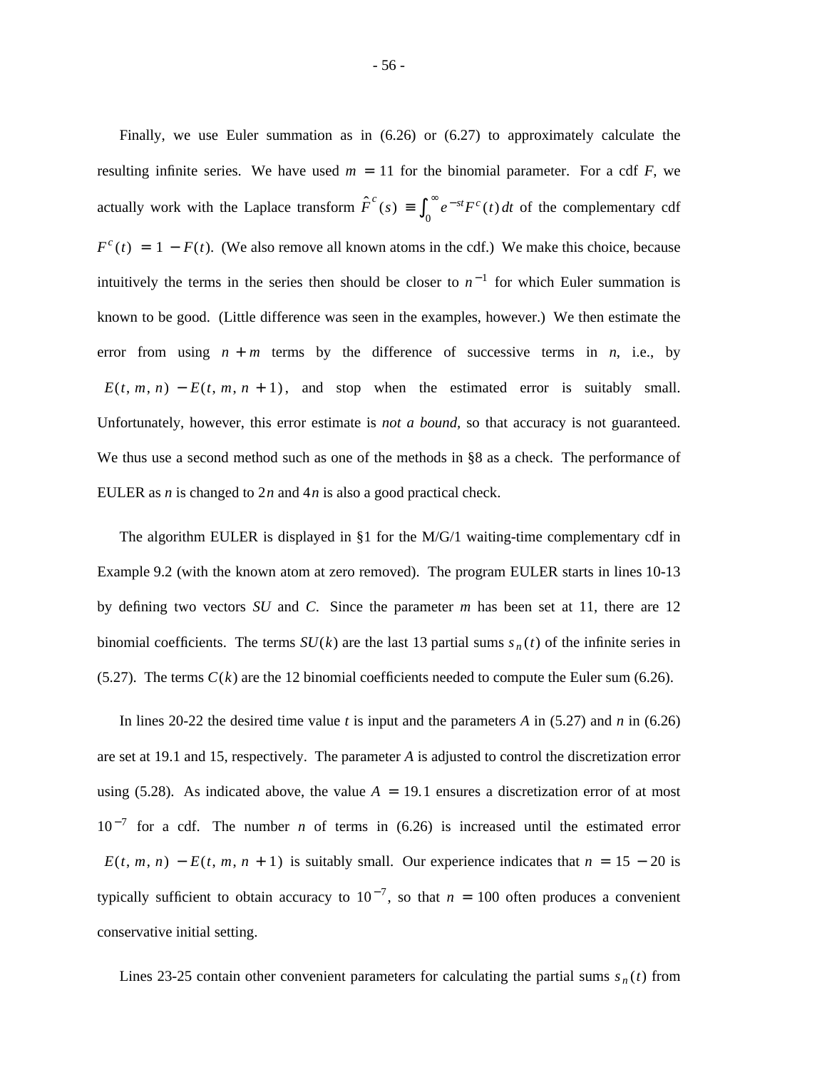Finally, we use Euler summation as in (6.26) or (6.27) to approximately calculate the resulting infinite series. We have used $m = 11$ for the binomial parameter. For a cdf $F$, we actually work with the Laplace transform $\hat{F}^c(s) \equiv \int_0^\infty e^{-st} F^c(t)\, dt$ of the complementary cdf $F^c(t) = 1 - F(t)$. (We also remove all known atoms in the cdf.) We make this choice, because intuitively the terms in the series then should be closer to $n^{-1}$ for which Euler summation is known to be good. (Little difference was seen in the examples, however.) We then estimate the error from using $n + m$ terms by the difference of successive terms in $n$, i.e., by $E(t, m, n) - E(t, m, n + 1)$, and stop when the estimated error is suitably small. Unfortunately, however, this error estimate is *not a bound*, so that accuracy is not guaranteed. We thus use a second method such as one of the methods in §8 as a check. The performance of EULER as $n$ is changed to $2n$ and $4n$ is also a good practical check.

The algorithm EULER is displayed in §1 for the M/G/1 waiting-time complementary cdf in Example 9.2 (with the known atom at zero removed). The program EULER starts in lines 10-13 by defining two vectors *SU* and *C*. Since the parameter $m$ has been set at 11, there are 12 binomial coefficients. The terms $SU(k)$ are the last 13 partial sums $s_n(t)$ of the infinite series in (5.27). The terms $C(k)$ are the 12 binomial coefficients needed to compute the Euler sum (6.26).

In lines 20-22 the desired time value $t$ is input and the parameters $A$ in (5.27) and $n$ in (6.26) are set at 19.1 and 15, respectively. The parameter $A$ is adjusted to control the discretization error using (5.28). As indicated above, the value $A = 19.1$ ensures a discretization error of at most $10^{-7}$ for a cdf. The number $n$ of terms in (6.26) is increased until the estimated error $E(t, m, n) - E(t, m, n + 1)$ is suitably small. Our experience indicates that $n = 15 - 20$ is typically sufficient to obtain accuracy to $10^{-7}$, so that $n = 100$ often produces a convenient conservative initial setting.

Lines 23-25 contain other convenient parameters for calculating the partial sums $s_n(t)$ from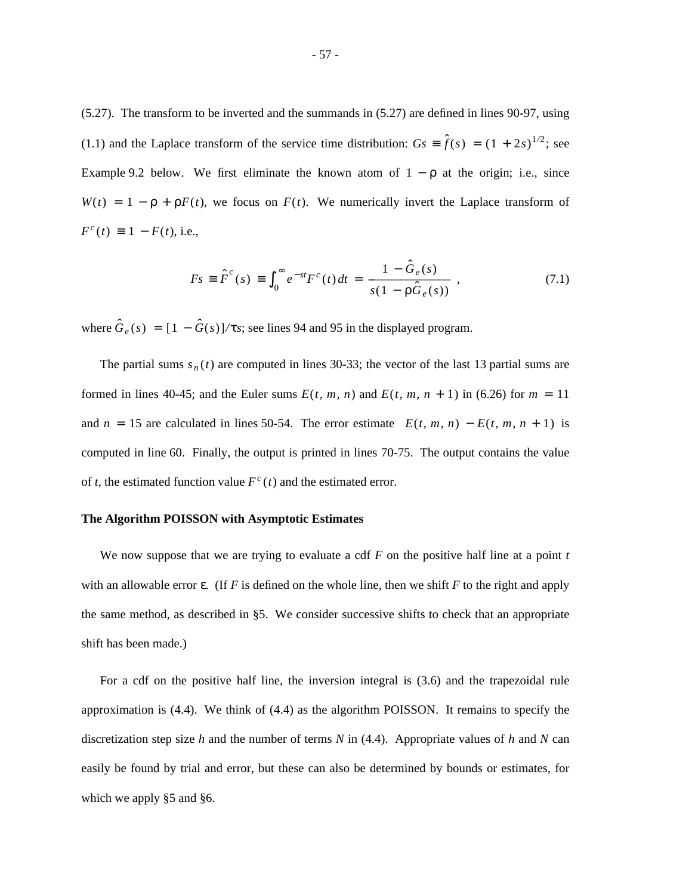(5.27). The transform to be inverted and the summands in (5.27) are defined in lines 90-97, using (1.1) and the Laplace transform of the service time distribution: $Gs \equiv \hat{f}(s) = (1 + 2s)^{1/2}$; see Example 9.2 below. We first eliminate the known atom of $1 - \rho$ at the origin; i.e., since $W(t) = 1 - \rho + \rho F(t)$, we focus on $F(t)$. We numerically invert the Laplace transform of $F^c(t) \equiv 1 - F(t)$, i.e.,

$$Fs \equiv \hat{F}^c(s) \equiv \int_0^\infty e^{-st} F^c(t)\, dt = \frac{1 - \hat{G}_e(s)}{s(1 - \rho \hat{G}_e(s))} \;, \tag{7.1}$$

where $\hat{G}_e(s) = [1 - \hat{G}(s)]/\tau s$; see lines 94 and 95 in the displayed program.

The partial sums $s_n(t)$ are computed in lines 30-33; the vector of the last 13 partial sums are formed in lines 40-45; and the Euler sums $E(t, m, n)$ and $E(t, m, n + 1)$ in (6.26) for $m = 11$ and $n = 15$ are calculated in lines 50-54. The error estimate $E(t, m, n) - E(t, m, n + 1)$ is computed in line 60. Finally, the output is printed in lines 70-75. The output contains the value of $t$, the estimated function value $F^c(t)$ and the estimated error.

**The Algorithm POISSON with Asymptotic Estimates**

We now suppose that we are trying to evaluate a cdf $F$ on the positive half line at a point $t$ with an allowable error $\epsilon$. (If $F$ is defined on the whole line, then we shift $F$ to the right and apply the same method, as described in §5. We consider successive shifts to check that an appropriate shift has been made.)

For a cdf on the positive half line, the inversion integral is (3.6) and the trapezoidal rule approximation is (4.4). We think of (4.4) as the algorithm POISSON. It remains to specify the discretization step size $h$ and the number of terms $N$ in (4.4). Appropriate values of $h$ and $N$ can easily be found by trial and error, but these can also be determined by bounds or estimates, for which we apply §5 and §6.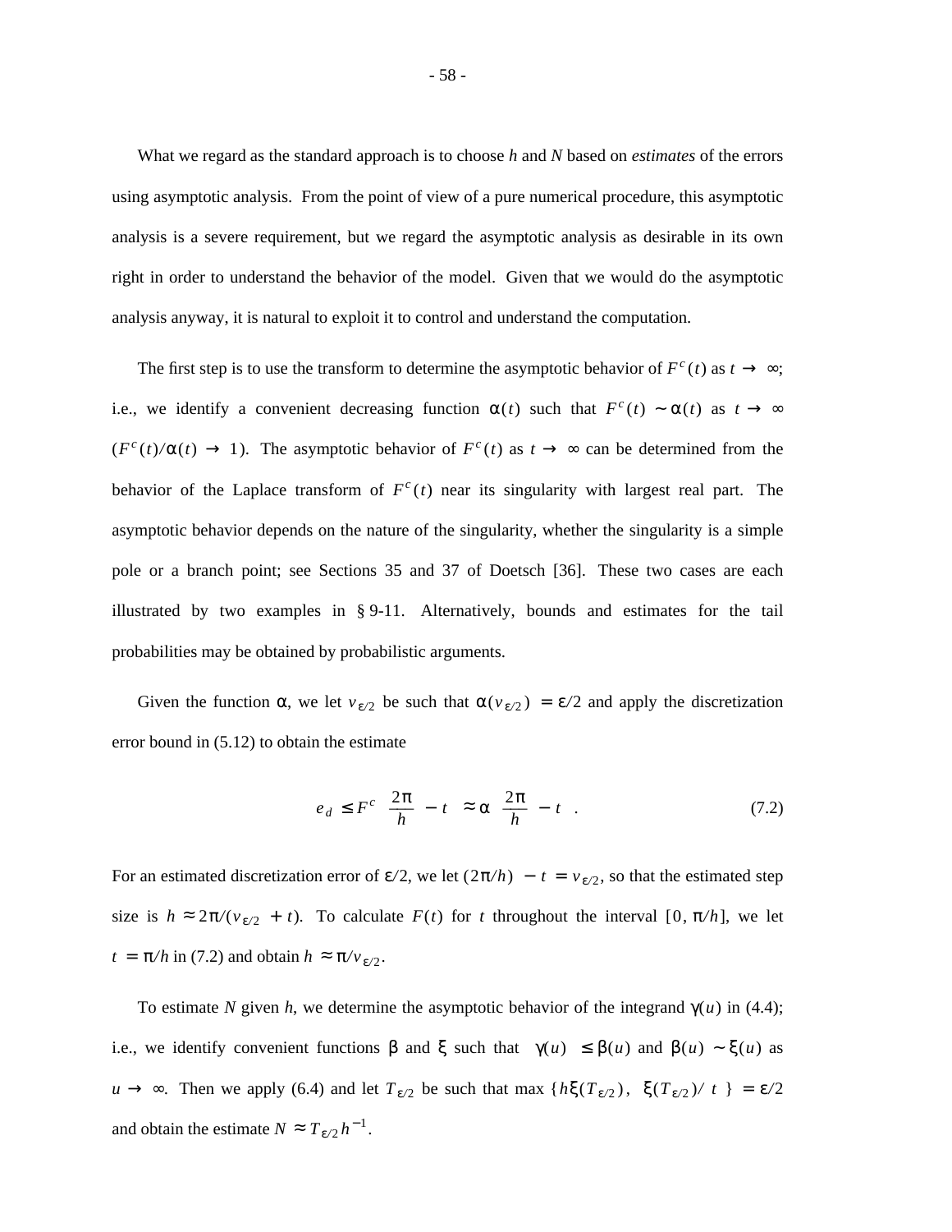What we regard as the standard approach is to choose $h$ and $N$ based on *estimates* of the errors using asymptotic analysis. From the point of view of a pure numerical procedure, this asymptotic analysis is a severe requirement, but we regard the asymptotic analysis as desirable in its own right in order to understand the behavior of the model. Given that we would do the asymptotic analysis anyway, it is natural to exploit it to control and understand the computation.

The first step is to use the transform to determine the asymptotic behavior of $F^c(t)$ as $t \to \infty$; i.e., we identify a convenient decreasing function $\alpha(t)$ such that $F^c(t) \sim \alpha(t)$ as $t \to \infty$ ($F^c(t)/\alpha(t) \to 1$). The asymptotic behavior of $F^c(t)$ as $t \to \infty$ can be determined from the behavior of the Laplace transform of $F^c(t)$ near its singularity with largest real part. The asymptotic behavior depends on the nature of the singularity, whether the singularity is a simple pole or a branch point; see Sections 35 and 37 of Doetsch [36]. These two cases are each illustrated by two examples in § 9-11. Alternatively, bounds and estimates for the tail probabilities may be obtained by probabilistic arguments.

Given the function $\alpha$, we let $v_{\varepsilon/2}$ be such that $\alpha(v_{\varepsilon/2}) = \varepsilon/2$ and apply the discretization error bound in (5.12) to obtain the estimate

$$e_d \le F^c\left(\frac{2\pi}{h} - t\right) \approx \alpha\left(\frac{2\pi}{h} - t\right). \tag{7.2}$$

For an estimated discretization error of $\varepsilon/2$, we let $(2\pi/h) - t = v_{\varepsilon/2}$, so that the estimated step size is $h \approx 2\pi/(v_{\varepsilon/2} + t)$. To calculate $F(t)$ for $t$ throughout the interval $[0, \pi/h]$, we let $t = \pi/h$ in (7.2) and obtain $h \approx \pi/v_{\varepsilon/2}$.

To estimate $N$ given $h$, we determine the asymptotic behavior of the integrand $\gamma(u)$ in (4.4); i.e., we identify convenient functions $\beta$ and $\xi$ such that $|\gamma(u)| \le \beta(u)$ and $\beta(u) \sim \xi(u)$ as $u \to \infty$. Then we apply (6.4) and let $T_{\varepsilon/2}$ be such that $\max\{h\xi(T_{\varepsilon/2}),\ \xi(T_{\varepsilon/2})/t\} = \varepsilon/2$ and obtain the estimate $N \approx T_{\varepsilon/2} h^{-1}$.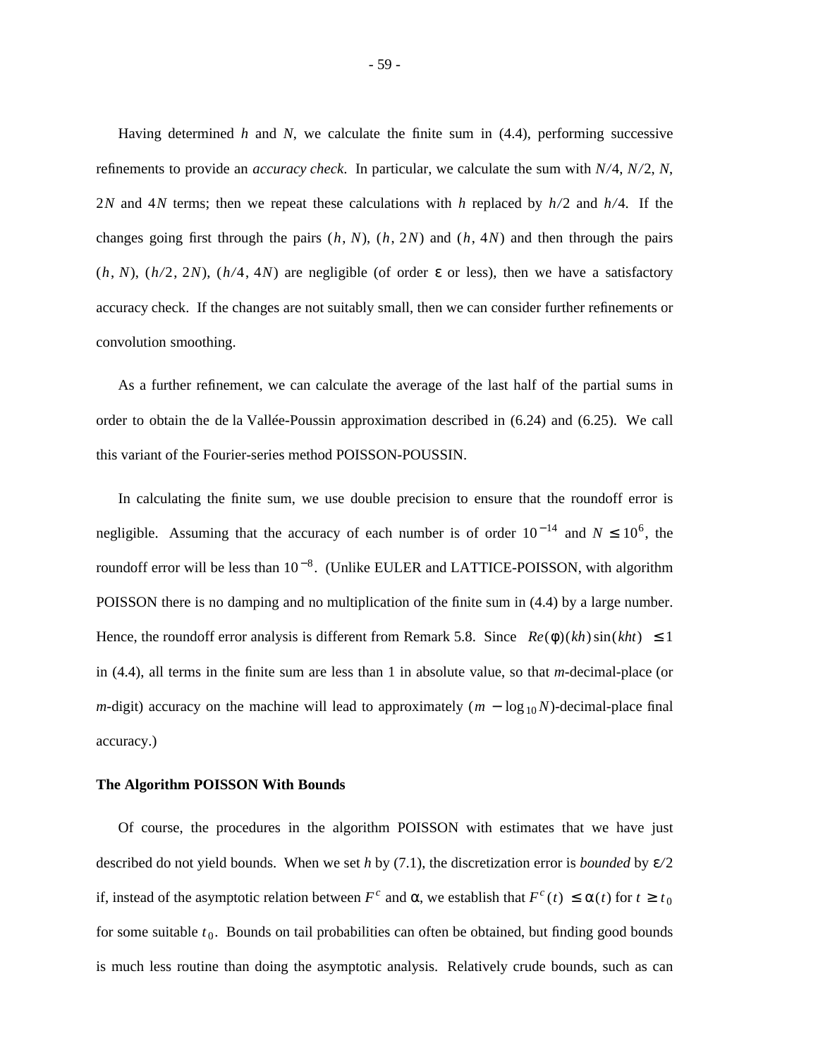Having determined $h$ and $N$, we calculate the finite sum in (4.4), performing successive refinements to provide an *accuracy check*. In particular, we calculate the sum with $N/4$, $N/2$, $N$, $2N$ and $4N$ terms; then we repeat these calculations with $h$ replaced by $h/2$ and $h/4$. If the changes going first through the pairs $(h, N)$, $(h, 2N)$ and $(h, 4N)$ and then through the pairs $(h, N)$, $(h/2, 2N)$, $(h/4, 4N)$ are negligible (of order $\varepsilon$ or less), then we have a satisfactory accuracy check. If the changes are not suitably small, then we can consider further refinements or convolution smoothing.

As a further refinement, we can calculate the average of the last half of the partial sums in order to obtain the de la Vallée-Poussin approximation described in (6.24) and (6.25). We call this variant of the Fourier-series method POISSON-POUSSIN.

In calculating the finite sum, we use double precision to ensure that the roundoff error is negligible. Assuming that the accuracy of each number is of order $10^{-14}$ and $N \leq 10^6$, the roundoff error will be less than $10^{-8}$. (Unlike EULER and LATTICE-POISSON, with algorithm POISSON there is no damping and no multiplication of the finite sum in (4.4) by a large number. Hence, the roundoff error analysis is different from Remark 5.8. Since $| Re(\phi)(kh) \sin(kht) | \leq 1$ in (4.4), all terms in the finite sum are less than 1 in absolute value, so that $m$-decimal-place (or $m$-digit) accuracy on the machine will lead to approximately $(m - \log_{10} N)$-decimal-place final accuracy.)

**The Algorithm POISSON With Bounds**

Of course, the procedures in the algorithm POISSON with estimates that we have just described do not yield bounds. When we set $h$ by (7.1), the discretization error is *bounded* by $\varepsilon/2$ if, instead of the asymptotic relation between $F^c$ and $\alpha$, we establish that $F^c(t) \leq \alpha(t)$ for $t \geq t_0$ for some suitable $t_0$. Bounds on tail probabilities can often be obtained, but finding good bounds is much less routine than doing the asymptotic analysis. Relatively crude bounds, such as can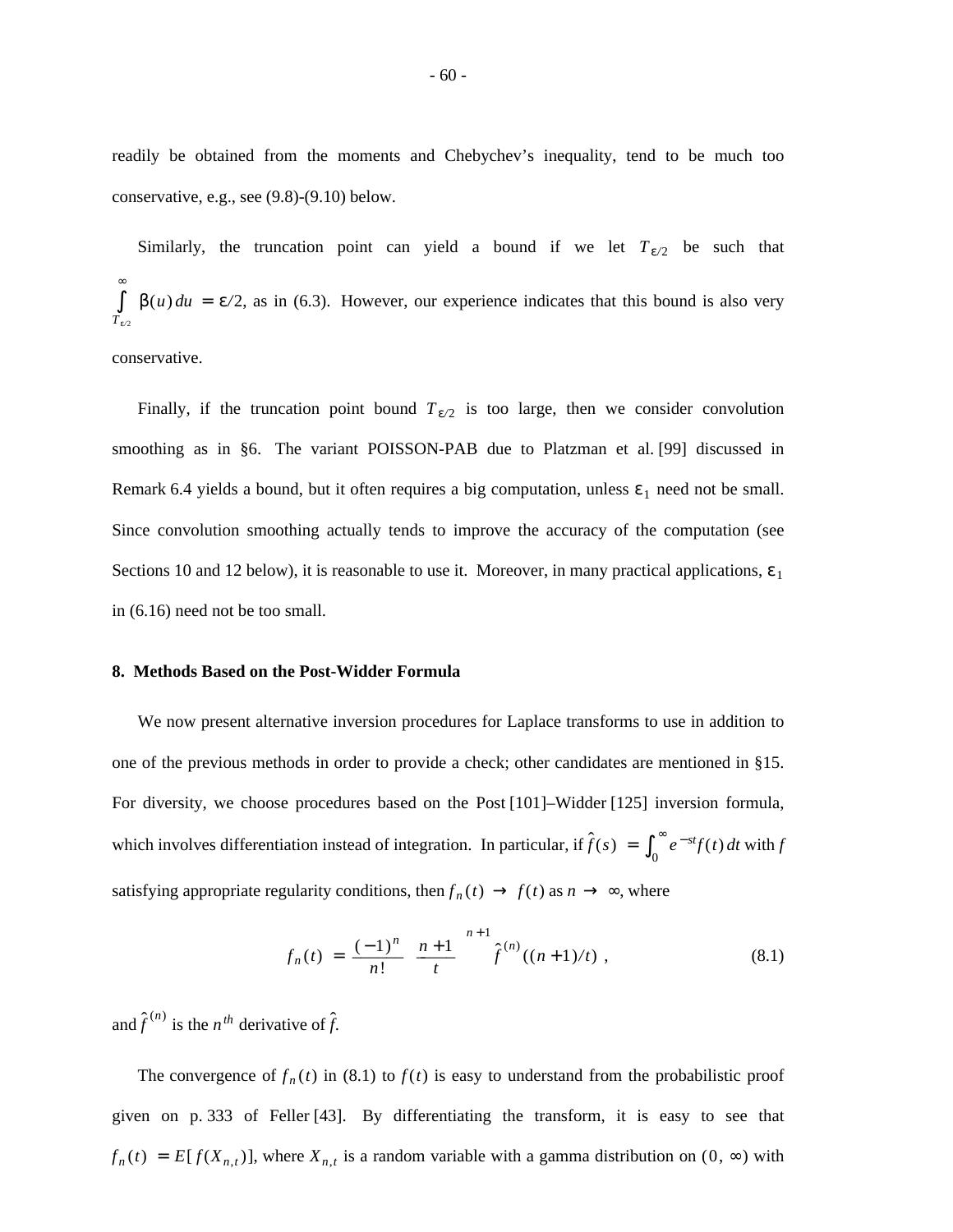readily be obtained from the moments and Chebychev's inequality, tend to be much too conservative, e.g., see (9.8)-(9.10) below.

Similarly, the truncation point can yield a bound if we let $T_{\epsilon/2}$ be such that $\int_{T_{\epsilon/2}}^{\infty} \beta(u)\, du = \epsilon/2$, as in (6.3). However, our experience indicates that this bound is also very conservative.

Finally, if the truncation point bound $T_{\epsilon/2}$ is too large, then we consider convolution smoothing as in §6. The variant POISSON-PAB due to Platzman et al. [99] discussed in Remark 6.4 yields a bound, but it often requires a big computation, unless $\epsilon_1$ need not be small. Since convolution smoothing actually tends to improve the accuracy of the computation (see Sections 10 and 12 below), it is reasonable to use it. Moreover, in many practical applications, $\epsilon_1$ in (6.16) need not be too small.

## 8. Methods Based on the Post-Widder Formula

We now present alternative inversion procedures for Laplace transforms to use in addition to one of the previous methods in order to provide a check; other candidates are mentioned in §15. For diversity, we choose procedures based on the Post [101]–Widder [125] inversion formula, which involves differentiation instead of integration. In particular, if $\hat{f}(s) = \int_0^{\infty} e^{-st} f(t)\, dt$ with $f$ satisfying appropriate regularity conditions, then $f_n(t) \rightarrow f(t)$ as $n \rightarrow \infty$, where

$$f_n(t) = \frac{(-1)^n}{n!} \left( \frac{n+1}{t} \right)^{n+1} \hat{f}^{(n)}((n+1)/t) \ , \tag{8.1}$$

and $\hat{f}^{(n)}$ is the $n^{th}$ derivative of $\hat{f}$.

The convergence of $f_n(t)$ in (8.1) to $f(t)$ is easy to understand from the probabilistic proof given on p. 333 of Feller [43]. By differentiating the transform, it is easy to see that $f_n(t) = E[f(X_{n,t})]$, where $X_{n,t}$ is a random variable with a gamma distribution on $(0, \infty)$ with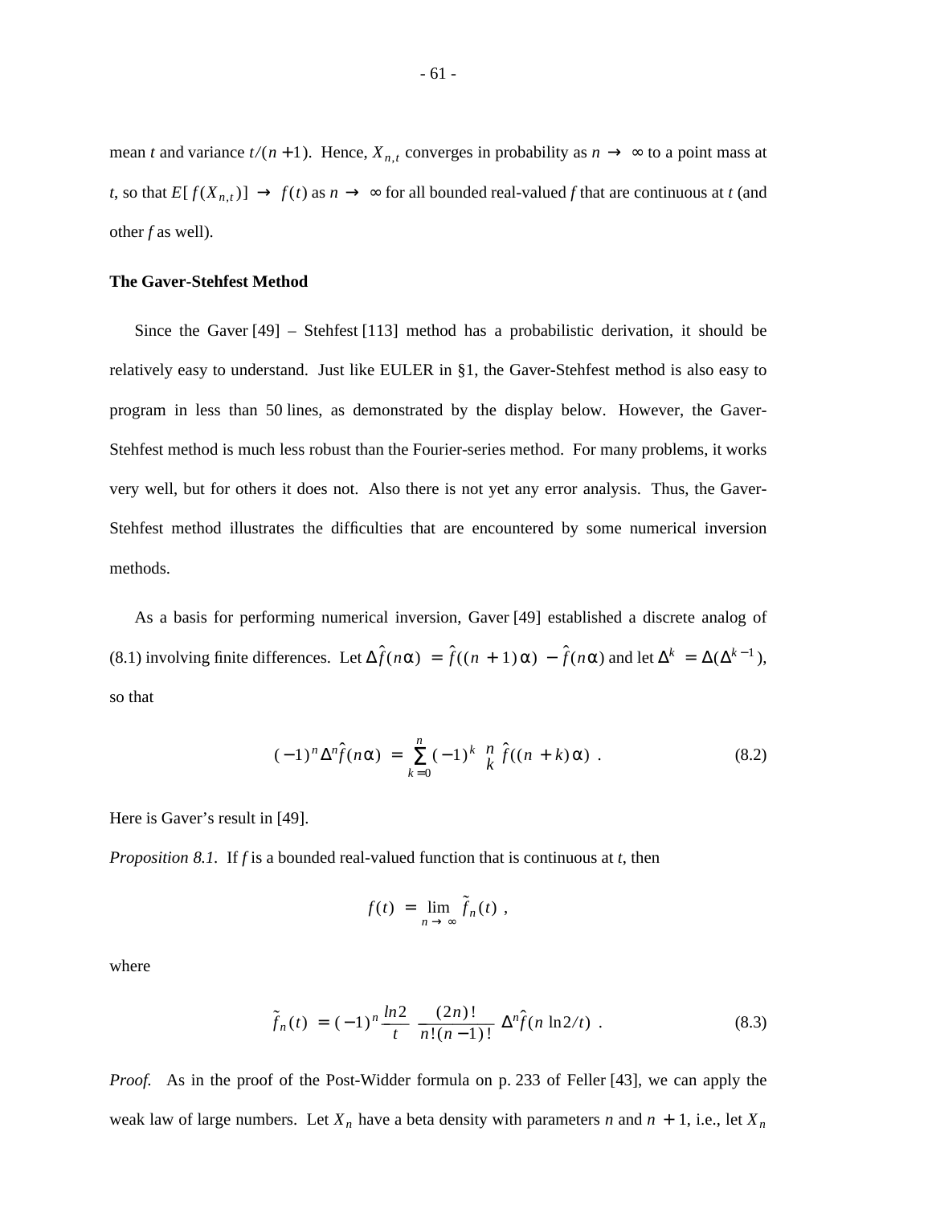mean $t$ and variance $t/(n+1)$. Hence, $X_{n,t}$ converges in probability as $n \to \infty$ to a point mass at $t$, so that $E[f(X_{n,t})] \to f(t)$ as $n \to \infty$ for all bounded real-valued $f$ that are continuous at $t$ (and other $f$ as well).

**The Gaver-Stehfest Method**

Since the Gaver [49] – Stehfest [113] method has a probabilistic derivation, it should be relatively easy to understand. Just like EULER in §1, the Gaver-Stehfest method is also easy to program in less than 50 lines, as demonstrated by the display below. However, the Gaver-Stehfest method is much less robust than the Fourier-series method. For many problems, it works very well, but for others it does not. Also there is not yet any error analysis. Thus, the Gaver-Stehfest method illustrates the difficulties that are encountered by some numerical inversion methods.

As a basis for performing numerical inversion, Gaver [49] established a discrete analog of (8.1) involving finite differences. Let $\Delta \hat{f}(n\alpha) = \hat{f}((n+1)\alpha) - \hat{f}(n\alpha)$ and let $\Delta^k = \Delta(\Delta^{k-1})$, so that

$$(-1)^n \Delta^n \hat{f}(n\alpha) = \sum_{k=0}^{n} (-1)^k \binom{n}{k} \hat{f}((n+k)\alpha) \ . \tag{8.2}$$

Here is Gaver's result in [49].

*Proposition 8.1.* If $f$ is a bounded real-valued function that is continuous at $t$, then

$$f(t) = \lim_{n \to \infty} \tilde{f}_n(t) \ ,$$

where

$$\tilde{f}_n(t) = (-1)^n \frac{\ln 2}{t} \frac{(2n)!}{n!(n-1)!} \Delta^n \hat{f}(n \ln 2/t) \ . \tag{8.3}$$

*Proof.* As in the proof of the Post-Widder formula on p. 233 of Feller [43], we can apply the weak law of large numbers. Let $X_n$ have a beta density with parameters $n$ and $n+1$, i.e., let $X_n$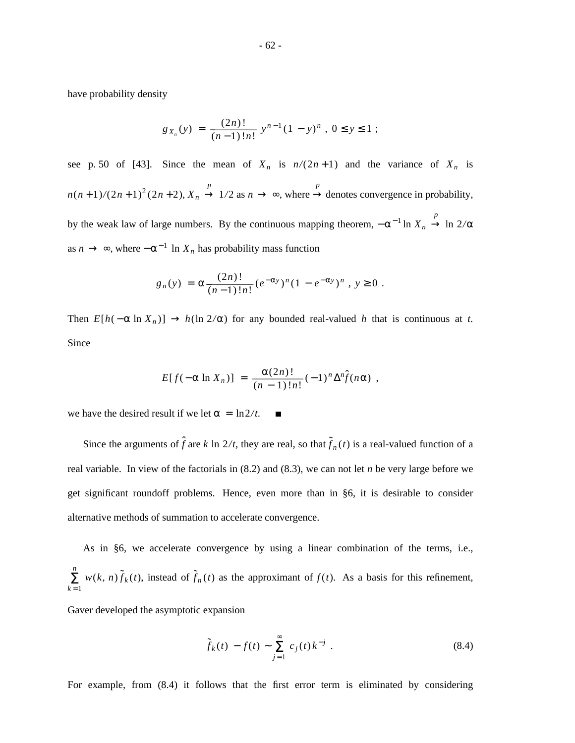have probability density

$$g_{X_n}(y) = \frac{(2n)!}{(n-1)!n!} y^{n-1}(1-y)^n \ , \ 0 \le y \le 1 \ ;$$

see p. 50 of [43]. Since the mean of $X_n$ is $n/(2n+1)$ and the variance of $X_n$ is $n(n+1)/(2n+1)^2(2n+2)$, $X_n \overset{p}{\to} 1/2$ as $n \to \infty$, where $\overset{p}{\to}$ denotes convergence in probability, by the weak law of large numbers. By the continuous mapping theorem, $-\alpha^{-1} \ln X_n \overset{p}{\to} \ln 2/\alpha$ as $n \to \infty$, where $-\alpha^{-1} \ln X_n$ has probability mass function

$$g_n(y) = \alpha \frac{(2n)!}{(n-1)!n!} (e^{-\alpha y})^n (1-e^{-\alpha y})^n \ , \ y \ge 0 \ .$$

Then $E[h(-\alpha \ln X_n)] \to h(\ln 2/\alpha)$ for any bounded real-valued $h$ that is continuous at $t$. Since

$$E[f(-\alpha \ln X_n)] = \frac{\alpha(2n)!}{(n-1)!n!} (-1)^n \Delta^n \hat{f}(n\alpha) \ ,$$

we have the desired result if we let $\alpha = \ln 2/t$. ■

Since the arguments of $\hat{f}$ are $k \ln 2/t$, they are real, so that $\tilde{f}_n(t)$ is a real-valued function of a real variable. In view of the factorials in (8.2) and (8.3), we can not let $n$ be very large before we get significant roundoff problems. Hence, even more than in §6, it is desirable to consider alternative methods of summation to accelerate convergence.

As in §6, we accelerate convergence by using a linear combination of the terms, i.e., $\sum_{k=1}^{n} w(k, n) \tilde{f}_k(t)$, instead of $\tilde{f}_n(t)$ as the approximant of $f(t)$. As a basis for this refinement, Gaver developed the asymptotic expansion

$$\tilde{f}_k(t) - f(t) \sim \sum_{j=1}^{\infty} c_j(t) k^{-j} \ . \tag{8.4}$$

For example, from (8.4) it follows that the first error term is eliminated by considering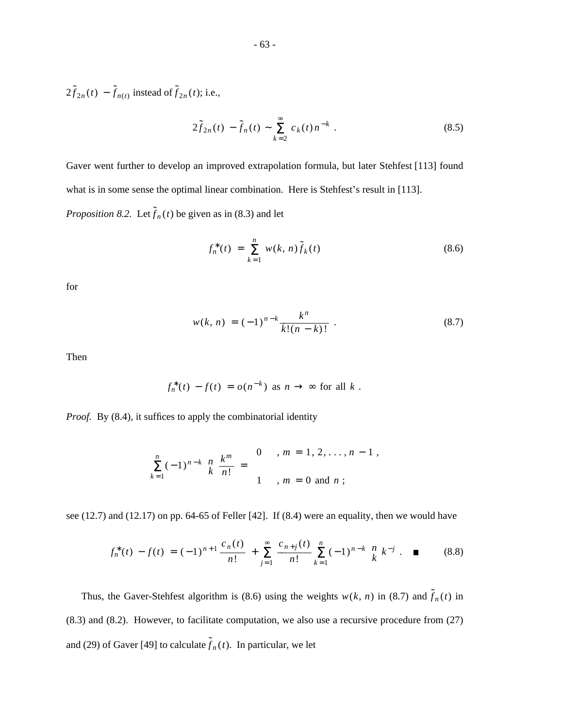$2\tilde{f}_{2n}(t) - \tilde{f}_{n(t)}$ instead of $\tilde{f}_{2n}(t)$; i.e.,

$$2\tilde{f}_{2n}(t) - \tilde{f}_n(t) \sim \sum_{k=2}^{\infty} c_k(t) n^{-k} \; . \tag{8.5}$$

Gaver went further to develop an improved extrapolation formula, but later Stehfest [113] found what is in some sense the optimal linear combination. Here is Stehfest's result in [113].

*Proposition 8.2.* Let $\tilde{f}_n(t)$ be given as in (8.3) and let

$$f_n^*(t) = \sum_{k=1}^{n} w(k, n) \tilde{f}_k(t) \tag{8.6}$$

for

$$w(k, n) = (-1)^{n-k} \frac{k^n}{k!(n-k)!} \; . \tag{8.7}$$

Then

$$f_n^*(t) - f(t) = o(n^{-k}) \text{ as } n \to \infty \text{ for all } k \; .$$

*Proof.* By (8.4), it suffices to apply the combinatorial identity

$$\sum_{k=1}^{n} (-1)^{n-k} \binom{n}{k} \frac{k^m}{n!} = \begin{cases} 0 & , m = 1, 2, \ldots, n-1 \; , \\ 1 & , m = 0 \text{ and } n \; ; \end{cases}$$

see (12.7) and (12.17) on pp. 64-65 of Feller [42]. If (8.4) were an equality, then we would have

$$f_n^*(t) - f(t) = (-1)^{n+1} \frac{c_n(t)}{n!} + \sum_{j=1}^{\infty} \frac{c_{n+j}(t)}{n!} \sum_{k=1}^{n} (-1)^{n-k} \binom{n}{k} k^{-j} \; . \quad \blacksquare \tag{8.8}$$

Thus, the Gaver-Stehfest algorithm is (8.6) using the weights $w(k, n)$ in (8.7) and $\tilde{f}_n(t)$ in (8.3) and (8.2). However, to facilitate computation, we also use a recursive procedure from (27) and (29) of Gaver [49] to calculate $\tilde{f}_n(t)$. In particular, we let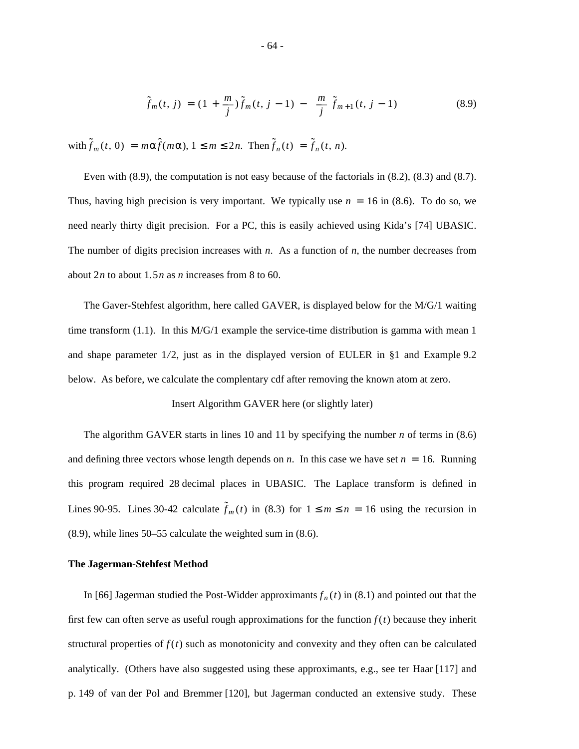$$\tilde{f}_m(t, j) = (1 + \frac{m}{j}) \tilde{f}_m(t, j-1) - \frac{m}{j} \tilde{f}_{m+1}(t, j-1) \tag{8.9}$$

with $\tilde{f}_m(t, 0) = m\alpha \hat{f}(m\alpha)$, $1 \le m \le 2n$. Then $\tilde{f}_n(t) = \tilde{f}_n(t, n)$.

Even with (8.9), the computation is not easy because of the factorials in (8.2), (8.3) and (8.7). Thus, having high precision is very important. We typically use $n = 16$ in (8.6). To do so, we need nearly thirty digit precision. For a PC, this is easily achieved using Kida's [74] UBASIC. The number of digits precision increases with $n$. As a function of $n$, the number decreases from about $2n$ to about $1.5n$ as $n$ increases from 8 to 60.

The Gaver-Stehfest algorithm, here called GAVER, is displayed below for the M/G/1 waiting time transform (1.1). In this M/G/1 example the service-time distribution is gamma with mean 1 and shape parameter $1/2$, just as in the displayed version of EULER in §1 and Example 9.2 below. As before, we calculate the complentary cdf after removing the known atom at zero.

Insert Algorithm GAVER here (or slightly later)

The algorithm GAVER starts in lines 10 and 11 by specifying the number $n$ of terms in (8.6) and defining three vectors whose length depends on $n$. In this case we have set $n = 16$. Running this program required 28 decimal places in UBASIC. The Laplace transform is defined in Lines 90-95. Lines 30-42 calculate $\tilde{f}_m(t)$ in (8.3) for $1 \le m \le n = 16$ using the recursion in (8.9), while lines 50–55 calculate the weighted sum in (8.6).

**The Jagerman-Stehfest Method**

In [66] Jagerman studied the Post-Widder approximants $f_n(t)$ in (8.1) and pointed out that the first few can often serve as useful rough approximations for the function $f(t)$ because they inherit structural properties of $f(t)$ such as monotonicity and convexity and they often can be calculated analytically. (Others have also suggested using these approximants, e.g., see ter Haar [117] and p. 149 of van der Pol and Bremmer [120], but Jagerman conducted an extensive study. These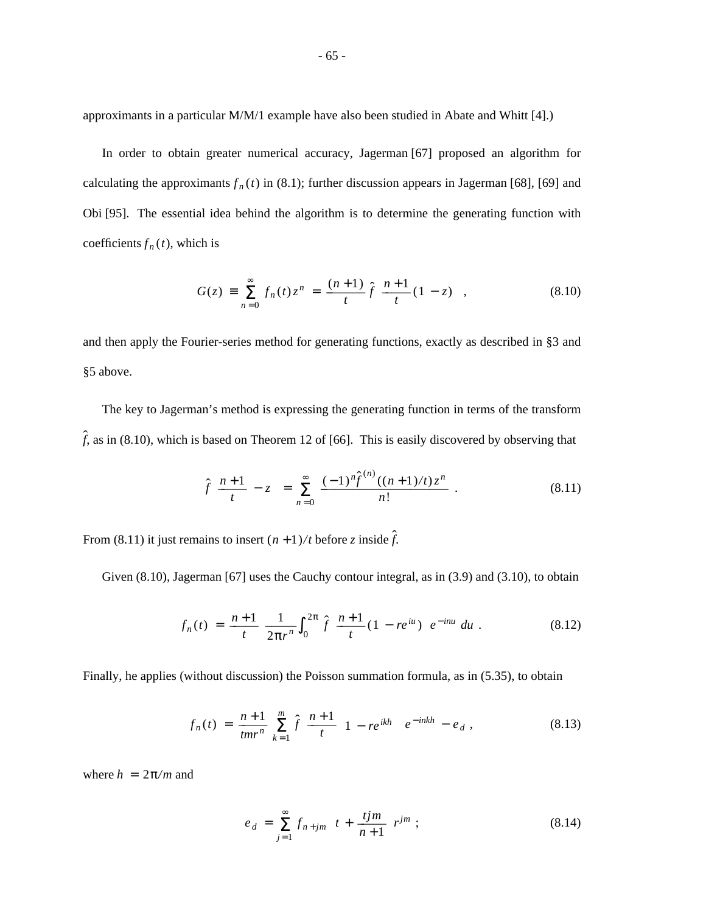approximants in a particular M/M/1 example have also been studied in Abate and Whitt [4].)

In order to obtain greater numerical accuracy, Jagerman [67] proposed an algorithm for calculating the approximants $f_n(t)$ in (8.1); further discussion appears in Jagerman [68], [69] and Obi [95]. The essential idea behind the algorithm is to determine the generating function with coefficients $f_n(t)$, which is

$$G(z) \equiv \sum_{n=0}^{\infty} f_n(t) z^n = \frac{(n+1)}{t} \hat{f}\left(\frac{n+1}{t}(1-z)\right) , \tag{8.10}$$

and then apply the Fourier-series method for generating functions, exactly as described in §3 and §5 above.

The key to Jagerman's method is expressing the generating function in terms of the transform $\hat{f}$, as in (8.10), which is based on Theorem 12 of [66]. This is easily discovered by observing that

$$\hat{f}\left(\frac{n+1}{t} - z\right) = \sum_{n=0}^{\infty} \frac{(-1)^n \hat{f}^{(n)}((n+1)/t) z^n}{n!} . \tag{8.11}$$

From (8.11) it just remains to insert $(n+1)/t$ before $z$ inside $\hat{f}$.

Given (8.10), Jagerman [67] uses the Cauchy contour integral, as in (3.9) and (3.10), to obtain

$$f_n(t) = \frac{n+1}{t} \frac{1}{2\pi r^n} \int_0^{2\pi} \hat{f}\left(\frac{n+1}{t}(1-re^{iu})\right) e^{-inu} \, du . \tag{8.12}$$

Finally, he applies (without discussion) the Poisson summation formula, as in (5.35), to obtain

$$f_n(t) = \frac{n+1}{tmr^n} \sum_{k=1}^{m} \hat{f}\left(\frac{n+1}{t}\left(1-re^{ikh}\right)\right) e^{-inkh} - e_d , \tag{8.13}$$

where $h = 2\pi/m$ and

$$e_d = \sum_{j=1}^{\infty} f_{n+jm}\left(t + \frac{tjm}{n+1}\right) r^{jm} ; \tag{8.14}$$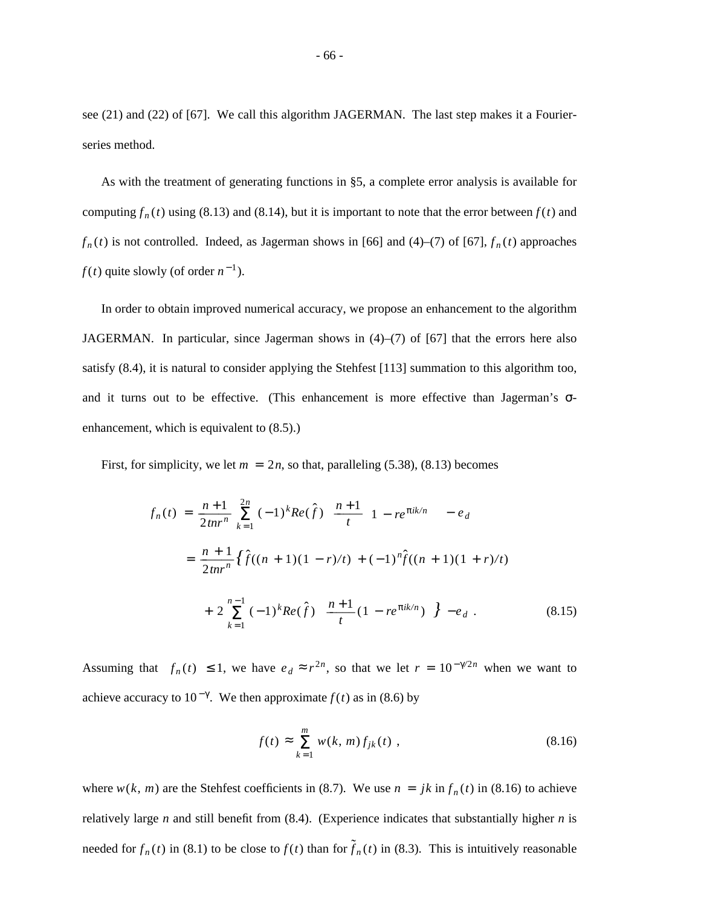see (21) and (22) of [67]. We call this algorithm JAGERMAN. The last step makes it a Fourier-series method.

As with the treatment of generating functions in §5, a complete error analysis is available for computing $f_n(t)$ using (8.13) and (8.14), but it is important to note that the error between $f(t)$ and $f_n(t)$ is not controlled. Indeed, as Jagerman shows in [66] and (4)–(7) of [67], $f_n(t)$ approaches $f(t)$ quite slowly (of order $n^{-1}$).

In order to obtain improved numerical accuracy, we propose an enhancement to the algorithm JAGERMAN. In particular, since Jagerman shows in (4)–(7) of [67] that the errors here also satisfy (8.4), it is natural to consider applying the Stehfest [113] summation to this algorithm too, and it turns out to be effective. (This enhancement is more effective than Jagerman's $\sigma$-enhancement, which is equivalent to (8.5).)

First, for simplicity, we let $m = 2n$, so that, paralleling (5.38), (8.13) becomes

$$
\begin{aligned}
f_n(t) &= \frac{n+1}{2tnr^n} \sum_{k=1}^{2n} (-1)^k Re(\hat{f})\left(\frac{n+1}{t}\left(1 - re^{\pi ik/n}\right)\right) - e_d \\
&= \frac{n+1}{2tnr^n} \Big\{ \hat{f}((n+1)(1-r)/t) + (-1)^n \hat{f}((n+1)(1+r)/t) \\
&\quad + 2\sum_{k=1}^{n-1} (-1)^k Re(\hat{f})\left(\frac{n+1}{t}(1 - re^{\pi ik/n})\right) \Big\} - e_d \ . \qquad (8.15)
\end{aligned}
$$

Assuming that $|f_n(t)| \le 1$, we have $e_d \approx r^{2n}$, so that we let $r = 10^{-\gamma/2n}$ when we want to achieve accuracy to $10^{-\gamma}$. We then approximate $f(t)$ as in (8.6) by

$$
f(t) \approx \sum_{k=1}^{m} w(k, m) f_{jk}(t) \ , \qquad (8.16)
$$

where $w(k, m)$ are the Stehfest coefficients in (8.7). We use $n = jk$ in $f_n(t)$ in (8.16) to achieve relatively large $n$ and still benefit from (8.4). (Experience indicates that substantially higher $n$ is needed for $f_n(t)$ in (8.1) to be close to $f(t)$ than for $\tilde{f}_n(t)$ in (8.3). This is intuitively reasonable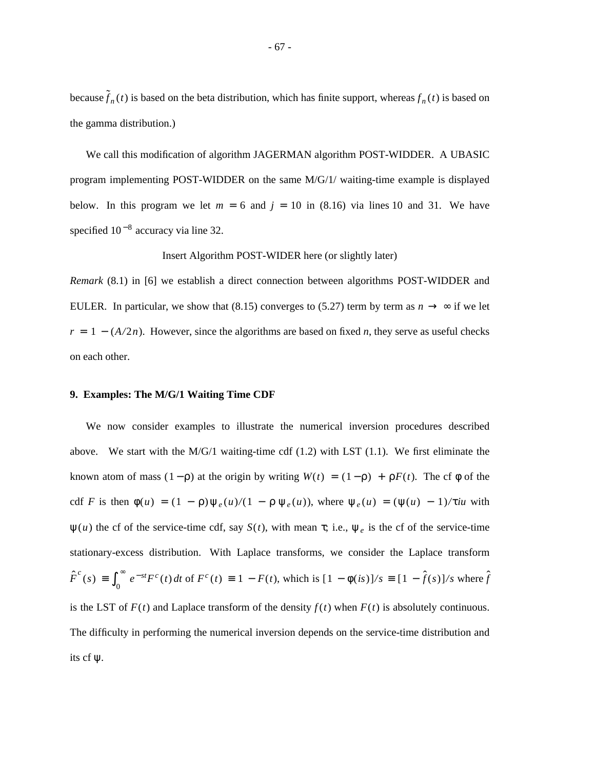because $\tilde{f}_n(t)$ is based on the beta distribution, which has finite support, whereas $f_n(t)$ is based on the gamma distribution.)

We call this modification of algorithm JAGERMAN algorithm POST-WIDDER. A UBASIC program implementing POST-WIDDER on the same M/G/1/ waiting-time example is displayed below. In this program we let $m = 6$ and $j = 10$ in (8.16) via lines 10 and 31. We have specified $10^{-8}$ accuracy via line 32.

Insert Algorithm POST-WIDER here (or slightly later)

*Remark* (8.1) in [6] we establish a direct connection between algorithms POST-WIDDER and EULER. In particular, we show that (8.15) converges to (5.27) term by term as $n \to \infty$ if we let $r = 1 - (A/2n)$. However, since the algorithms are based on fixed $n$, they serve as useful checks on each other.

## 9. Examples: The M/G/1 Waiting Time CDF

We now consider examples to illustrate the numerical inversion procedures described above. We start with the M/G/1 waiting-time cdf (1.2) with LST (1.1). We first eliminate the known atom of mass $(1-\rho)$ at the origin by writing $W(t) = (1-\rho) + \rho F(t)$. The cf $\phi$ of the cdf $F$ is then $\phi(u) = (1 - \rho)\psi_e(u)/(1 - \rho\,\psi_e(u))$, where $\psi_e(u) = (\psi(u) - 1)/\tau iu$ with $\psi(u)$ the cf of the service-time cdf, say $S(t)$, with mean $\tau$; i.e., $\psi_e$ is the cf of the service-time stationary-excess distribution. With Laplace transforms, we consider the Laplace transform $\hat{F}^c(s) \equiv \int_0^\infty e^{-st} F^c(t)\,dt$ of $F^c(t) \equiv 1 - F(t)$, which is $[1 - \phi(is)]/s \equiv [1 - \hat{f}(s)]/s$ where $\hat{f}$ is the LST of $F(t)$ and Laplace transform of the density $f(t)$ when $F(t)$ is absolutely continuous. The difficulty in performing the numerical inversion depends on the service-time distribution and its cf $\psi$.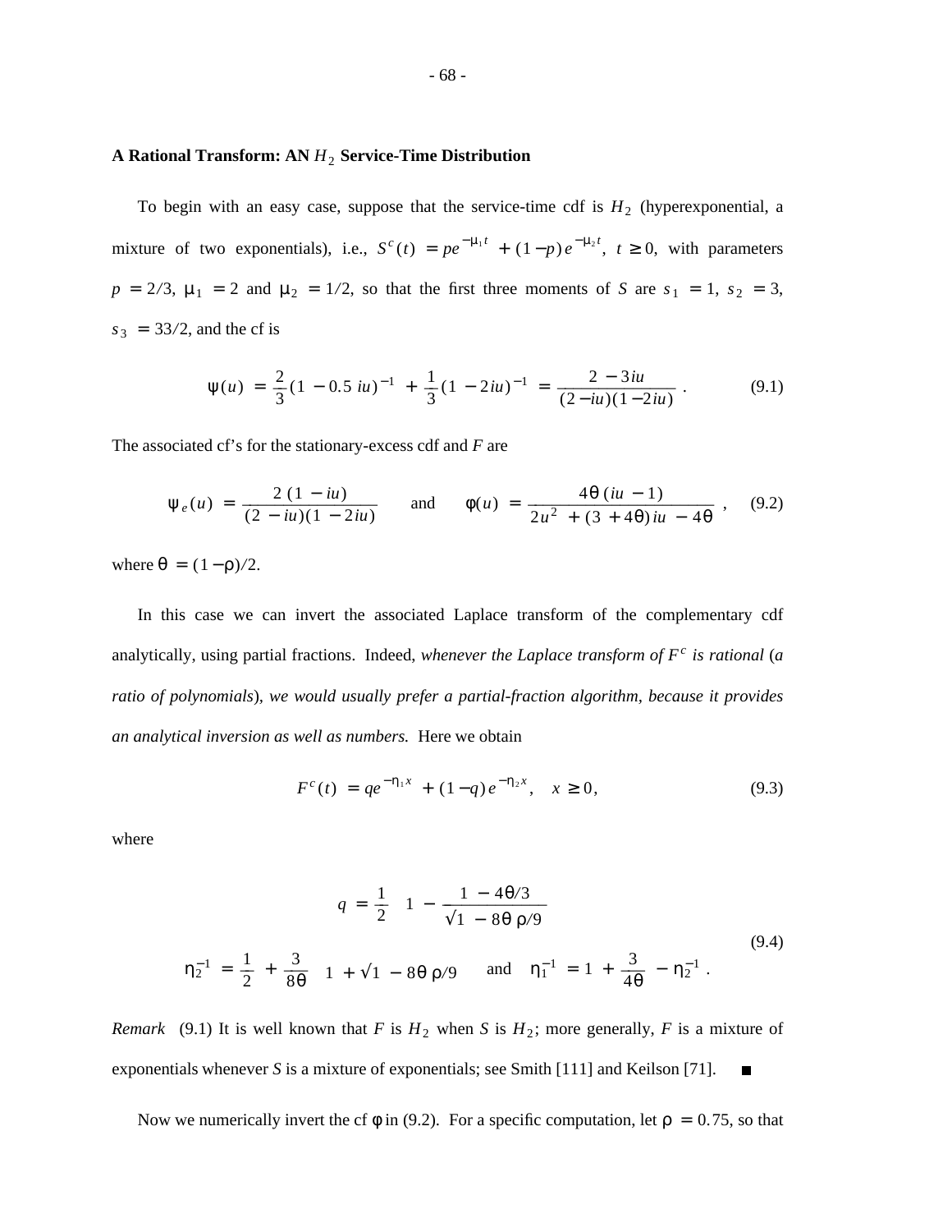**A Rational Transform: AN $H_2$ Service-Time Distribution**

To begin with an easy case, suppose that the service-time cdf is $H_2$ (hyperexponential, a mixture of two exponentials), i.e., $S^c(t) = pe^{-\mu_1 t} + (1-p)e^{-\mu_2 t}$, $t \geq 0$, with parameters $p = 2/3$, $\mu_1 = 2$ and $\mu_2 = 1/2$, so that the first three moments of $S$ are $s_1 = 1$, $s_2 = 3$, $s_3 = 33/2$, and the cf is

$$\psi(u) = \frac{2}{3}(1 - 0.5\, iu)^{-1} + \frac{1}{3}(1 - 2iu)^{-1} = \frac{2 - 3iu}{(2-iu)(1-2iu)} . \tag{9.1}$$

The associated cf's for the stationary-excess cdf and $F$ are

$$\psi_e(u) = \frac{2\,(1 - iu)}{(2 - iu)(1 - 2iu)} \qquad \text{and} \qquad \phi(u) = \frac{4\theta\,(iu - 1)}{2u^2 + (3 + 4\theta)\, iu - 4\theta} , \tag{9.2}$$

where $\theta = (1-\rho)/2$.

In this case we can invert the associated Laplace transform of the complementary cdf analytically, using partial fractions. Indeed, *whenever the Laplace transform of $F^c$ is rational* (*a ratio of polynomials*), *we would usually prefer a partial-fraction algorithm, because it provides an analytical inversion as well as numbers.* Here we obtain

$$F^c(t) = qe^{-\eta_1 x} + (1-q)e^{-\eta_2 x}, \quad x \geq 0 , \tag{9.3}$$

where

$$q = \frac{1}{2}\left[1 - \frac{1 - 4\theta/3}{\sqrt{1 - 8\theta\,\rho/9}}\right]$$

$$\eta_2^{-1} = \frac{1}{2} + \frac{3}{8\theta}\left[1 + \sqrt{1 - 8\theta\,\rho/9}\right] \quad \text{and} \quad \eta_1^{-1} = 1 + \frac{3}{4\theta} - \eta_2^{-1} . \tag{9.4}$$

*Remark* (9.1) It is well known that $F$ is $H_2$ when $S$ is $H_2$; more generally, $F$ is a mixture of exponentials whenever $S$ is a mixture of exponentials; see Smith [111] and Keilson [71]. ■

Now we numerically invert the cf $\phi$ in (9.2). For a specific computation, let $\rho = 0.75$, so that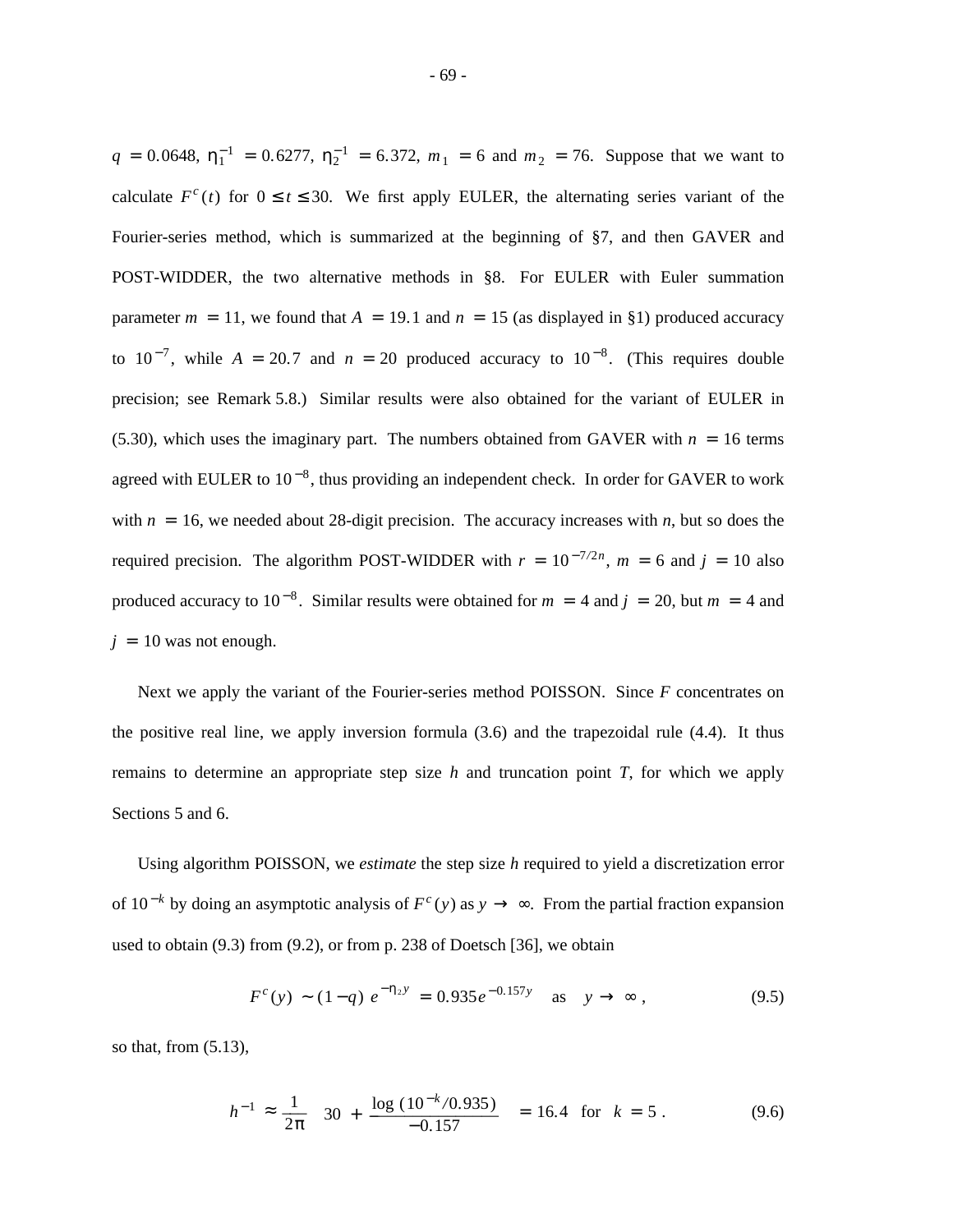$q = 0.0648$, $\eta_1^{-1} = 0.6277$, $\eta_2^{-1} = 6.372$, $m_1 = 6$ and $m_2 = 76$. Suppose that we want to calculate $F^c(t)$ for $0 \leq t \leq 30$. We first apply EULER, the alternating series variant of the Fourier-series method, which is summarized at the beginning of §7, and then GAVER and POST-WIDDER, the two alternative methods in §8. For EULER with Euler summation parameter $m = 11$, we found that $A = 19.1$ and $n = 15$ (as displayed in §1) produced accuracy to $10^{-7}$, while $A = 20.7$ and $n = 20$ produced accuracy to $10^{-8}$. (This requires double precision; see Remark 5.8.) Similar results were also obtained for the variant of EULER in (5.30), which uses the imaginary part. The numbers obtained from GAVER with $n = 16$ terms agreed with EULER to $10^{-8}$, thus providing an independent check. In order for GAVER to work with $n = 16$, we needed about 28-digit precision. The accuracy increases with $n$, but so does the required precision. The algorithm POST-WIDDER with $r = 10^{-7/2n}$, $m = 6$ and $j = 10$ also produced accuracy to $10^{-8}$. Similar results were obtained for $m = 4$ and $j = 20$, but $m = 4$ and $j = 10$ was not enough.

Next we apply the variant of the Fourier-series method POISSON. Since $F$ concentrates on the positive real line, we apply inversion formula (3.6) and the trapezoidal rule (4.4). It thus remains to determine an appropriate step size $h$ and truncation point $T$, for which we apply Sections 5 and 6.

Using algorithm POISSON, we *estimate* the step size $h$ required to yield a discretization error of $10^{-k}$ by doing an asymptotic analysis of $F^c(y)$ as $y \to \infty$. From the partial fraction expansion used to obtain (9.3) from (9.2), or from p. 238 of Doetsch [36], we obtain

$$F^c(y) \sim (1-q)\, e^{-\eta_2 y} = 0.935 e^{-0.157y} \quad \text{as} \quad y \to \infty\,, \tag{9.5}$$

so that, from (5.13),

$$h^{-1} \approx \frac{1}{2\pi}\left( 30 + \frac{\log\,(10^{-k}/0.935)}{-0.157} \right) = 16.4 \quad \text{for} \quad k = 5\,. \tag{9.6}$$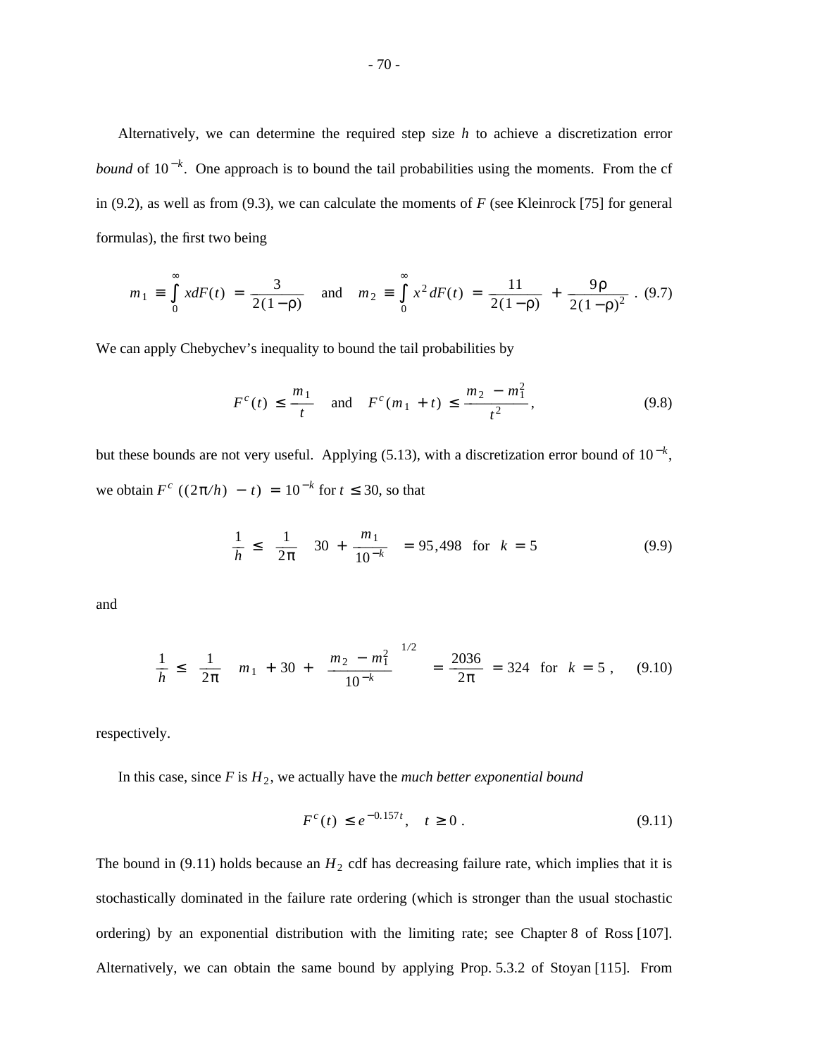Alternatively, we can determine the required step size $h$ to achieve a discretization error *bound* of $10^{-k}$. One approach is to bound the tail probabilities using the moments. From the cf in (9.2), as well as from (9.3), we can calculate the moments of $F$ (see Kleinrock [75] for general formulas), the first two being

$$m_1 \equiv \int_0^\infty x dF(t) = \frac{3}{2(1-\rho)} \quad \text{and} \quad m_2 \equiv \int_0^\infty x^2 dF(t) = \frac{11}{2(1-\rho)} + \frac{9\rho}{2(1-\rho)^2} . \quad (9.7)$$

We can apply Chebychev's inequality to bound the tail probabilities by

$$F^c(t) \le \frac{m_1}{t} \quad \text{and} \quad F^c(m_1 + t) \le \frac{m_2 - m_1^2}{t^2} , \quad (9.8)$$

but these bounds are not very useful. Applying (5.13), with a discretization error bound of $10^{-k}$, we obtain $F^c\,((2\pi/h) - t) = 10^{-k}$ for $t \le 30$, so that

$$\frac{1}{h} \le \frac{1}{2\pi}\left(30 + \frac{m_1}{10^{-k}}\right) = 95,498 \quad \text{for} \quad k = 5 \quad (9.9)$$

and

$$\frac{1}{h} \le \frac{1}{2\pi}\left(m_1 + 30 + \left(\frac{m_2 - m_1^2}{10^{-k}}\right)^{1/2}\right) = \frac{2036}{2\pi} = 324 \quad \text{for} \quad k = 5 , \quad (9.10)$$

respectively.

In this case, since $F$ is $H_2$, we actually have the *much better exponential bound*

$$F^c(t) \le e^{-0.157t} , \quad t \ge 0 . \quad (9.11)$$

The bound in (9.11) holds because an $H_2$ cdf has decreasing failure rate, which implies that it is stochastically dominated in the failure rate ordering (which is stronger than the usual stochastic ordering) by an exponential distribution with the limiting rate; see Chapter 8 of Ross [107]. Alternatively, we can obtain the same bound by applying Prop. 5.3.2 of Stoyan [115]. From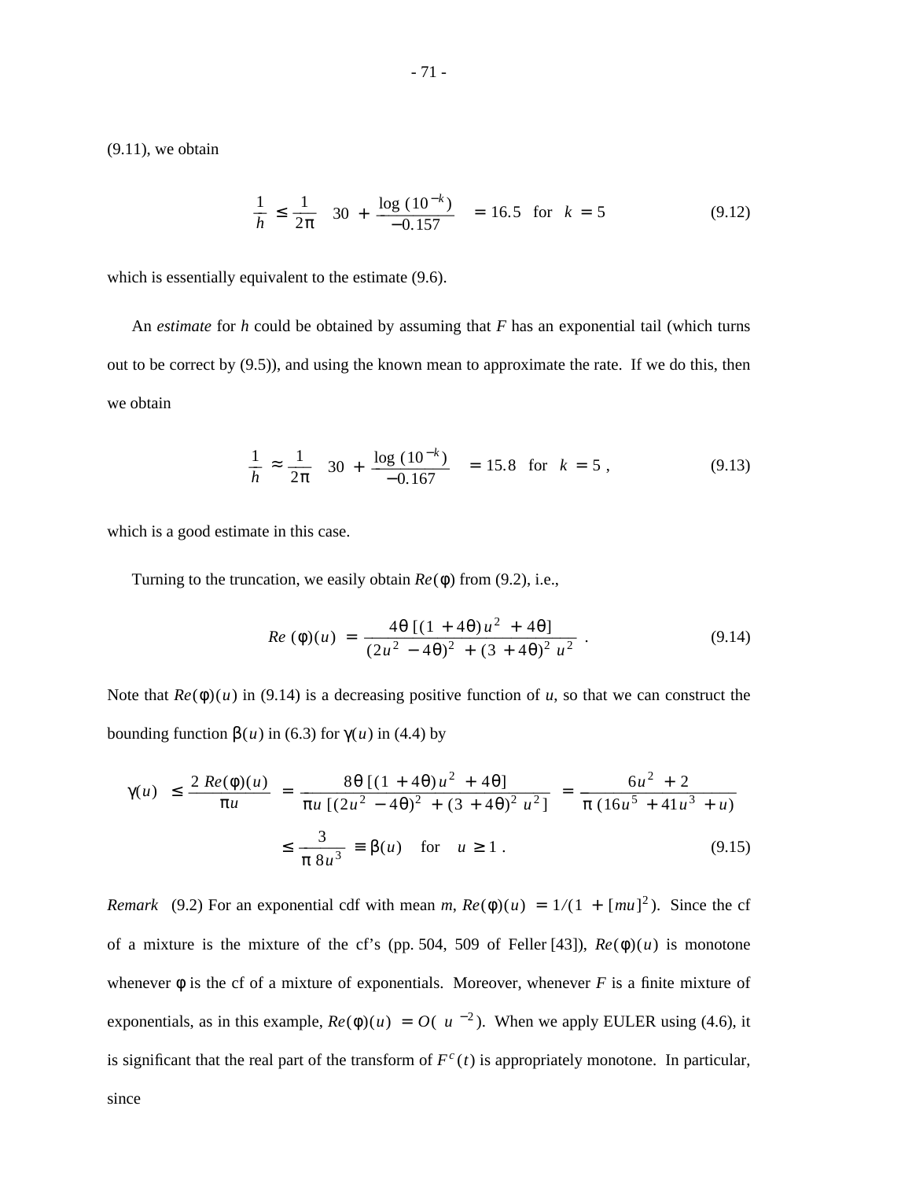(9.11), we obtain

$$\frac{1}{h} \leq \frac{1}{2\pi} \left( 30 + \frac{\log (10^{-k})}{-0.157} \right) = 16.5 \quad \text{for} \quad k = 5 \tag{9.12}$$

which is essentially equivalent to the estimate (9.6).

An *estimate* for $h$ could be obtained by assuming that $F$ has an exponential tail (which turns out to be correct by (9.5)), and using the known mean to approximate the rate. If we do this, then we obtain

$$\frac{1}{h} \approx \frac{1}{2\pi} \left( 30 + \frac{\log (10^{-k})}{-0.167} \right) = 15.8 \quad \text{for} \quad k = 5 \,, \tag{9.13}$$

which is a good estimate in this case.

Turning to the truncation, we easily obtain $Re(\phi)$ from (9.2), i.e.,

$$Re\,(\phi)(u) = \frac{4\theta\,[(1 + 4\theta)u^2 + 4\theta]}{(2u^2 - 4\theta)^2 + (3 + 4\theta)^2\, u^2} \,. \tag{9.14}$$

Note that $Re(\phi)(u)$ in (9.14) is a decreasing positive function of $u$, so that we can construct the bounding function $\beta(u)$ in (6.3) for $\gamma(u)$ in (4.4) by

$$\gamma(u) \leq \frac{2\,Re(\phi)(u)}{\pi u} = \frac{8\theta\,[(1 + 4\theta)u^2 + 4\theta]}{\pi u\,[(2u^2 - 4\theta)^2 + (3 + 4\theta)^2\, u^2]} = \frac{6u^2 + 2}{\pi\,(16u^5 + 41u^3 + u)}$$

$$\leq \frac{3}{\pi\, 8u^3} \equiv \beta(u) \quad \text{for} \quad u \geq 1 \,. \tag{9.15}$$

*Remark* (9.2) For an exponential cdf with mean $m$, $Re(\phi)(u) = 1/(1 + [mu]^2)$. Since the cf of a mixture is the mixture of the cf's (pp. 504, 509 of Feller [43]), $Re(\phi)(u)$ is monotone whenever $\phi$ is the cf of a mixture of exponentials. Moreover, whenever $F$ is a finite mixture of exponentials, as in this example, $Re(\phi)(u) = O(u^{-2})$. When we apply EULER using (4.6), it is significant that the real part of the transform of $F^c(t)$ is appropriately monotone. In particular, since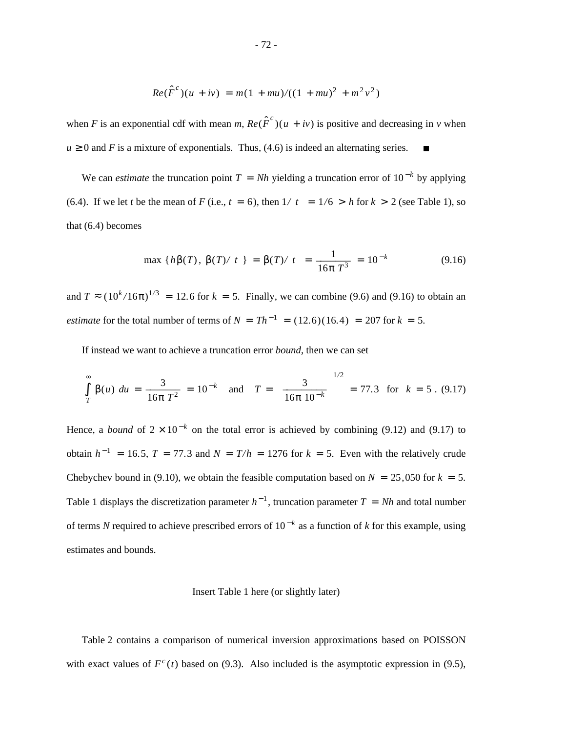$$Re(\hat{F}^c)(u+iv) = m(1+mu)/((1+mu)^2 + m^2 v^2)$$

when $F$ is an exponential cdf with mean $m$, $Re(\hat{F}^c)(u+iv)$ is positive and decreasing in $v$ when $u \geq 0$ and $F$ is a mixture of exponentials. Thus, (4.6) is indeed an alternating series. ■

We can *estimate* the truncation point $T = Nh$ yielding a truncation error of $10^{-k}$ by applying (6.4). If we let $t$ be the mean of $F$ (i.e., $t = 6$), then $1/t = 1/6 > h$ for $k > 2$ (see Table 1), so that (6.4) becomes

$$\max \{ h\beta(T),\ \beta(T)/t \} = \beta(T)/t = \frac{1}{16\pi T^3} = 10^{-k} \tag{9.16}$$

and $T \approx (10^k/16\pi)^{1/3} = 12.6$ for $k = 5$. Finally, we can combine (9.6) and (9.16) to obtain an *estimate* for the total number of terms of $N = Th^{-1} = (12.6)(16.4) = 207$ for $k = 5$.

If instead we want to achieve a truncation error *bound*, then we can set

$$\int_T^\infty \beta(u)\, du = \frac{3}{16\pi T^2} = 10^{-k} \quad \text{and} \quad T = \left( \frac{3}{16\pi\, 10^{-k}} \right)^{1/2} = 77.3 \quad \text{for} \quad k = 5\,. \tag{9.17}$$

Hence, a *bound* of $2 \times 10^{-k}$ on the total error is achieved by combining (9.12) and (9.17) to obtain $h^{-1} = 16.5$, $T = 77.3$ and $N = T/h = 1276$ for $k = 5$. Even with the relatively crude Chebychev bound in (9.10), we obtain the feasible computation based on $N = 25{,}050$ for $k = 5$. Table 1 displays the discretization parameter $h^{-1}$, truncation parameter $T = Nh$ and total number of terms $N$ required to achieve prescribed errors of $10^{-k}$ as a function of $k$ for this example, using estimates and bounds.

Insert Table 1 here (or slightly later)

Table 2 contains a comparison of numerical inversion approximations based on POISSON with exact values of $F^c(t)$ based on (9.3). Also included is the asymptotic expression in (9.5),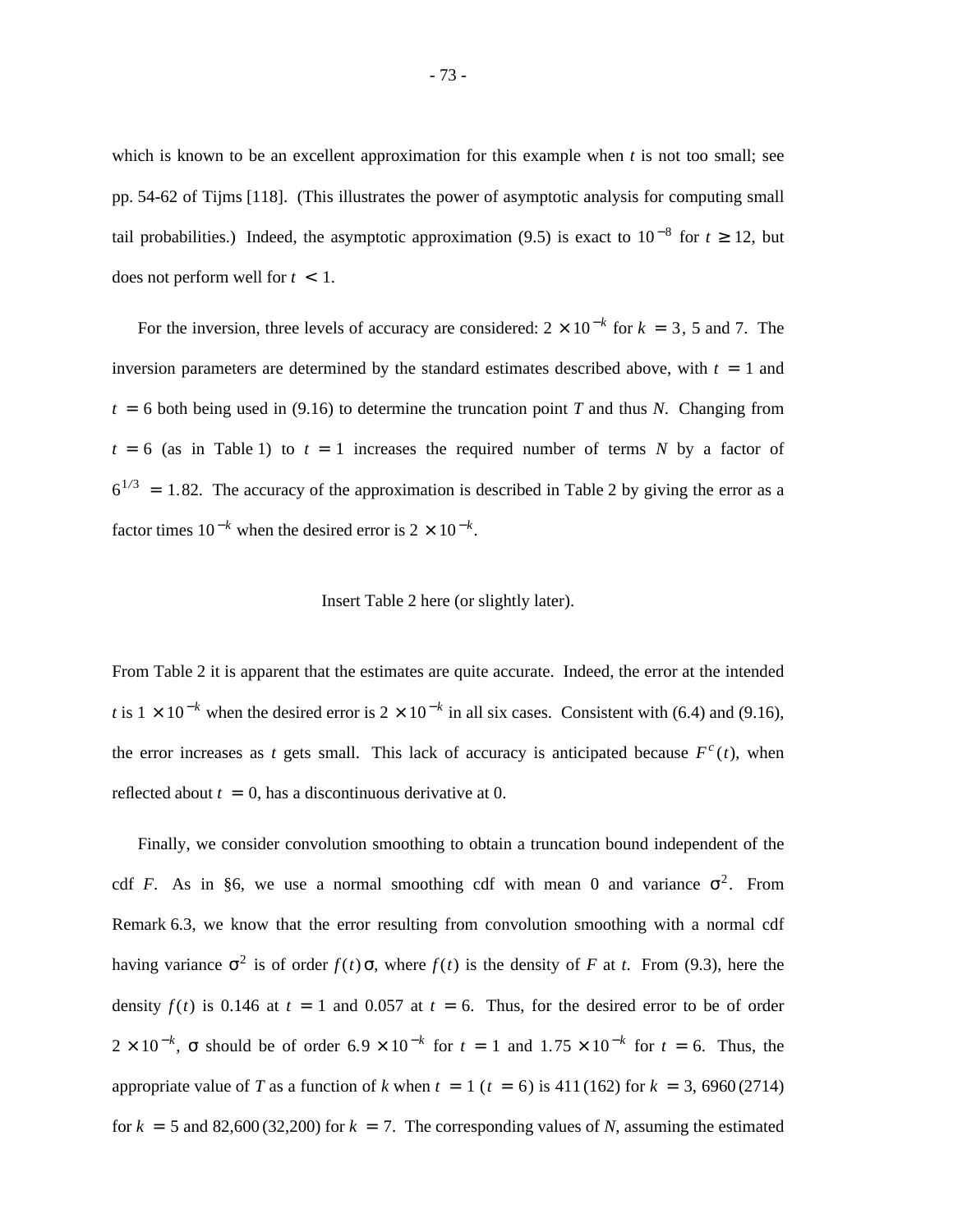which is known to be an excellent approximation for this example when $t$ is not too small; see pp. 54-62 of Tijms [118]. (This illustrates the power of asymptotic analysis for computing small tail probabilities.) Indeed, the asymptotic approximation (9.5) is exact to $10^{-8}$ for $t \geq 12$, but does not perform well for $t < 1$.

For the inversion, three levels of accuracy are considered: $2 \times 10^{-k}$ for $k = 3$, 5 and 7. The inversion parameters are determined by the standard estimates described above, with $t = 1$ and $t = 6$ both being used in (9.16) to determine the truncation point $T$ and thus $N$. Changing from $t = 6$ (as in Table 1) to $t = 1$ increases the required number of terms $N$ by a factor of $6^{1/3} = 1.82$. The accuracy of the approximation is described in Table 2 by giving the error as a factor times $10^{-k}$ when the desired error is $2 \times 10^{-k}$.

Insert Table 2 here (or slightly later).

From Table 2 it is apparent that the estimates are quite accurate. Indeed, the error at the intended $t$ is $1 \times 10^{-k}$ when the desired error is $2 \times 10^{-k}$ in all six cases. Consistent with (6.4) and (9.16), the error increases as $t$ gets small. This lack of accuracy is anticipated because $F^c(t)$, when reflected about $t = 0$, has a discontinuous derivative at 0.

Finally, we consider convolution smoothing to obtain a truncation bound independent of the cdf $F$. As in §6, we use a normal smoothing cdf with mean 0 and variance $\sigma^2$. From Remark 6.3, we know that the error resulting from convolution smoothing with a normal cdf having variance $\sigma^2$ is of order $f(t)\sigma$, where $f(t)$ is the density of $F$ at $t$. From (9.3), here the density $f(t)$ is 0.146 at $t = 1$ and 0.057 at $t = 6$. Thus, for the desired error to be of order $2 \times 10^{-k}$, $\sigma$ should be of order $6.9 \times 10^{-k}$ for $t = 1$ and $1.75 \times 10^{-k}$ for $t = 6$. Thus, the appropriate value of $T$ as a function of $k$ when $t = 1$ ($t = 6$) is 411 (162) for $k = 3$, 6960 (2714) for $k = 5$ and 82,600 (32,200) for $k = 7$. The corresponding values of $N$, assuming the estimated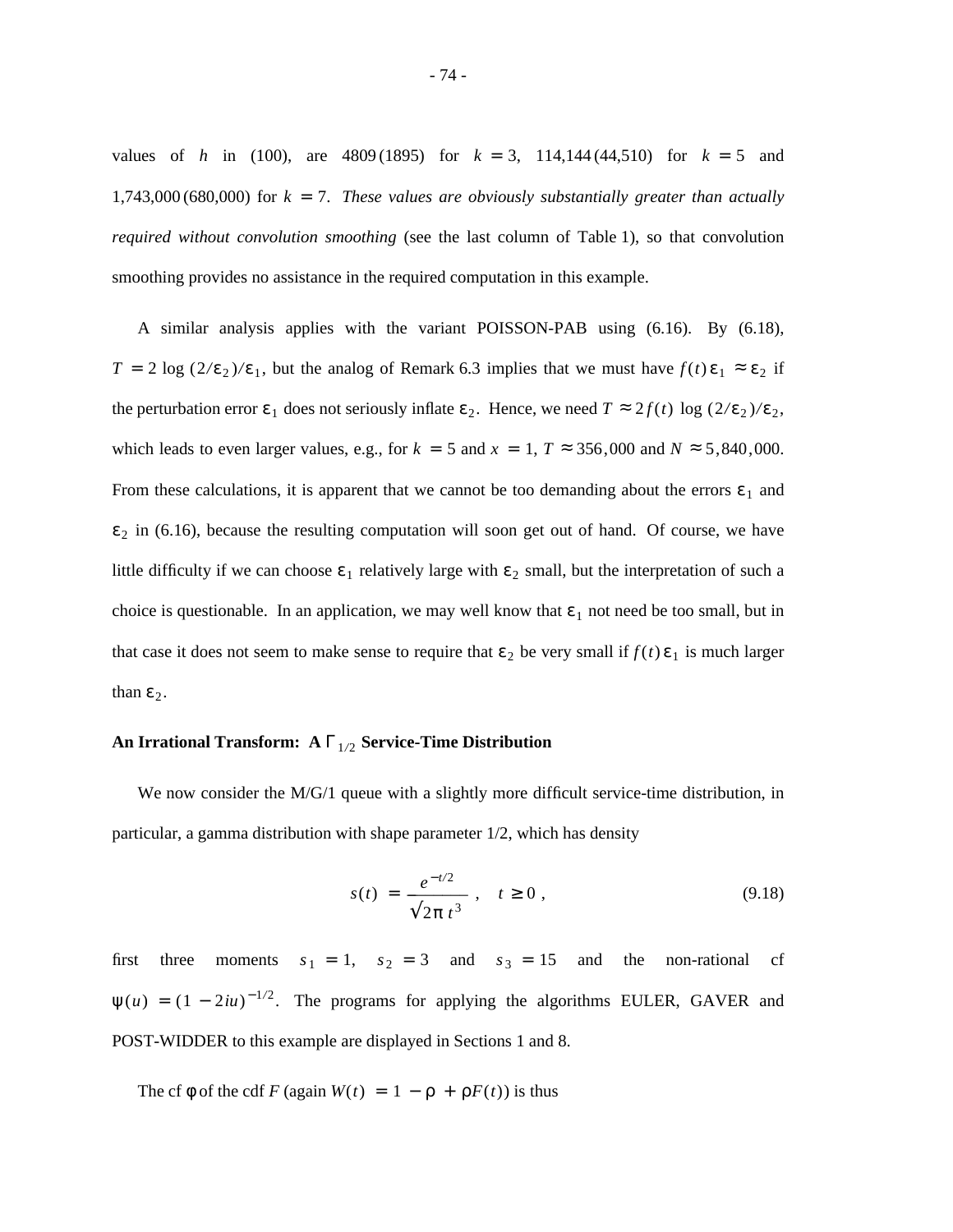values of $h$ in (100), are $4809\,(1895)$ for $k = 3$, $114{,}144\,(44{,}510)$ for $k = 5$ and $1{,}743{,}000\,(680{,}000)$ for $k = 7$. *These values are obviously substantially greater than actually required without convolution smoothing* (see the last column of Table 1), so that convolution smoothing provides no assistance in the required computation in this example.

A similar analysis applies with the variant POISSON-PAB using (6.16). By (6.18), $T = 2 \log (2/\varepsilon_2)/\varepsilon_1$, but the analog of Remark 6.3 implies that we must have $f(t)\varepsilon_1 \approx \varepsilon_2$ if the perturbation error $\varepsilon_1$ does not seriously inflate $\varepsilon_2$. Hence, we need $T \approx 2 f(t) \log (2/\varepsilon_2)/\varepsilon_2$, which leads to even larger values, e.g., for $k = 5$ and $x = 1$, $T \approx 356{,}000$ and $N \approx 5{,}840{,}000$. From these calculations, it is apparent that we cannot be too demanding about the errors $\varepsilon_1$ and $\varepsilon_2$ in (6.16), because the resulting computation will soon get out of hand. Of course, we have little difficulty if we can choose $\varepsilon_1$ relatively large with $\varepsilon_2$ small, but the interpretation of such a choice is questionable. In an application, we may well know that $\varepsilon_1$ not need be too small, but in that case it does not seem to make sense to require that $\varepsilon_2$ be very small if $f(t)\varepsilon_1$ is much larger than $\varepsilon_2$.

**An Irrational Transform: A $\Gamma_{1/2}$ Service-Time Distribution**

We now consider the M/G/1 queue with a slightly more difficult service-time distribution, in particular, a gamma distribution with shape parameter 1/2, which has density

$$s(t) = \frac{e^{-t/2}}{\sqrt{2\pi\, t^3}}\ , \quad t \geq 0\ , \tag{9.18}$$

first three moments $s_1 = 1$, $s_2 = 3$ and $s_3 = 15$ and the non-rational cf $\psi(u) = (1 - 2iu)^{-1/2}$. The programs for applying the algorithms EULER, GAVER and POST-WIDDER to this example are displayed in Sections 1 and 8.

The cf $\phi$ of the cdf $F$ (again $W(t) = 1 - \rho + \rho F(t)$) is thus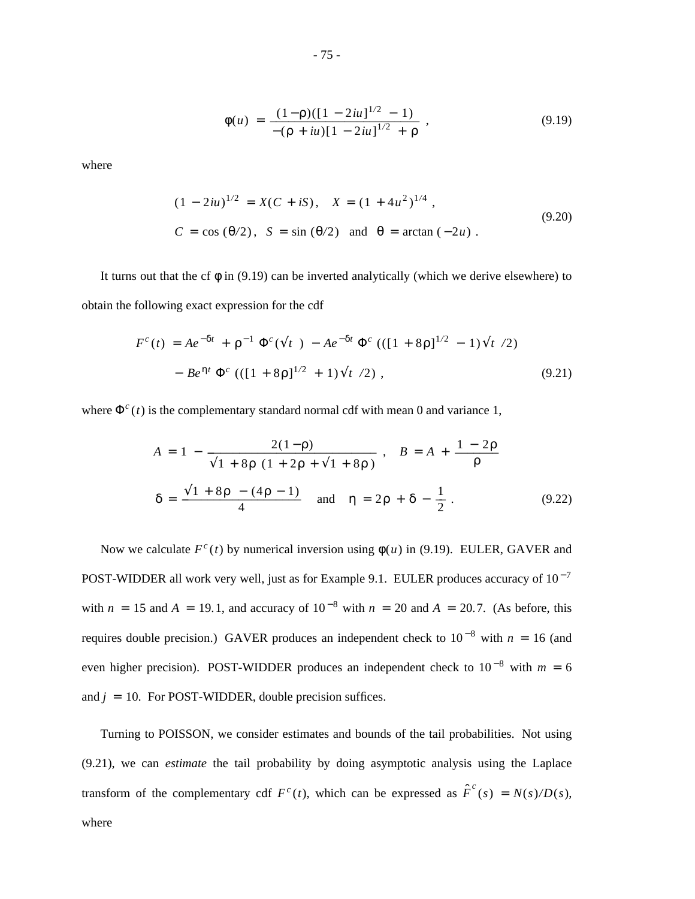$$\phi(u) = \frac{(1-\rho)([1-2iu]^{1/2}-1)}{-(\rho+iu)[1-2iu]^{1/2}+\rho} \,, \tag{9.19}$$

where

$$\begin{aligned} &(1-2iu)^{1/2} = X(C+iS)\,, \quad X = (1+4u^2)^{1/4}\,, \\ &C = \cos(\theta/2)\,, \quad S = \sin(\theta/2) \quad \text{and} \quad \theta = \arctan(-2u)\,. \end{aligned} \tag{9.20}$$

It turns out that the cf $\phi$ in (9.19) can be inverted analytically (which we derive elsewhere) to obtain the following exact expression for the cdf

$$\begin{aligned} F^c(t) &= Ae^{-\delta t} + \rho^{-1}\,\Phi^c(\sqrt{t}\,) - Ae^{-\delta t}\,\Phi^c\left(([1+8\rho]^{1/2}-1)\sqrt{t}\,/2\right) \\ &\quad - Be^{\eta t}\,\Phi^c\left(([1+8\rho]^{1/2}+1)\sqrt{t}\,/2\right)\,, \end{aligned} \tag{9.21}$$

where $\Phi^c(t)$ is the complementary standard normal cdf with mean 0 and variance 1,

$$\begin{aligned} &A = 1 - \frac{2(1-\rho)}{\sqrt{1+8\rho}\,(1+2\rho+\sqrt{1+8\rho}\,)}\,, \quad B = A + \frac{1-2\rho}{\rho} \\ &\delta = \frac{\sqrt{1+8\rho}-(4\rho-1)}{4} \quad \text{and} \quad \eta = 2\rho+\delta-\frac{1}{2}\,. \end{aligned} \tag{9.22}$$

Now we calculate $F^c(t)$ by numerical inversion using $\phi(u)$ in (9.19). EULER, GAVER and POST-WIDDER all work very well, just as for Example 9.1. EULER produces accuracy of $10^{-7}$ with $n = 15$ and $A = 19.1$, and accuracy of $10^{-8}$ with $n = 20$ and $A = 20.7$. (As before, this requires double precision.) GAVER produces an independent check to $10^{-8}$ with $n = 16$ (and even higher precision). POST-WIDDER produces an independent check to $10^{-8}$ with $m = 6$ and $j = 10$. For POST-WIDDER, double precision suffices.

Turning to POISSON, we consider estimates and bounds of the tail probabilities. Not using (9.21), we can *estimate* the tail probability by doing asymptotic analysis using the Laplace transform of the complementary cdf $F^c(t)$, which can be expressed as $\hat{F}^c(s) = N(s)/D(s)$, where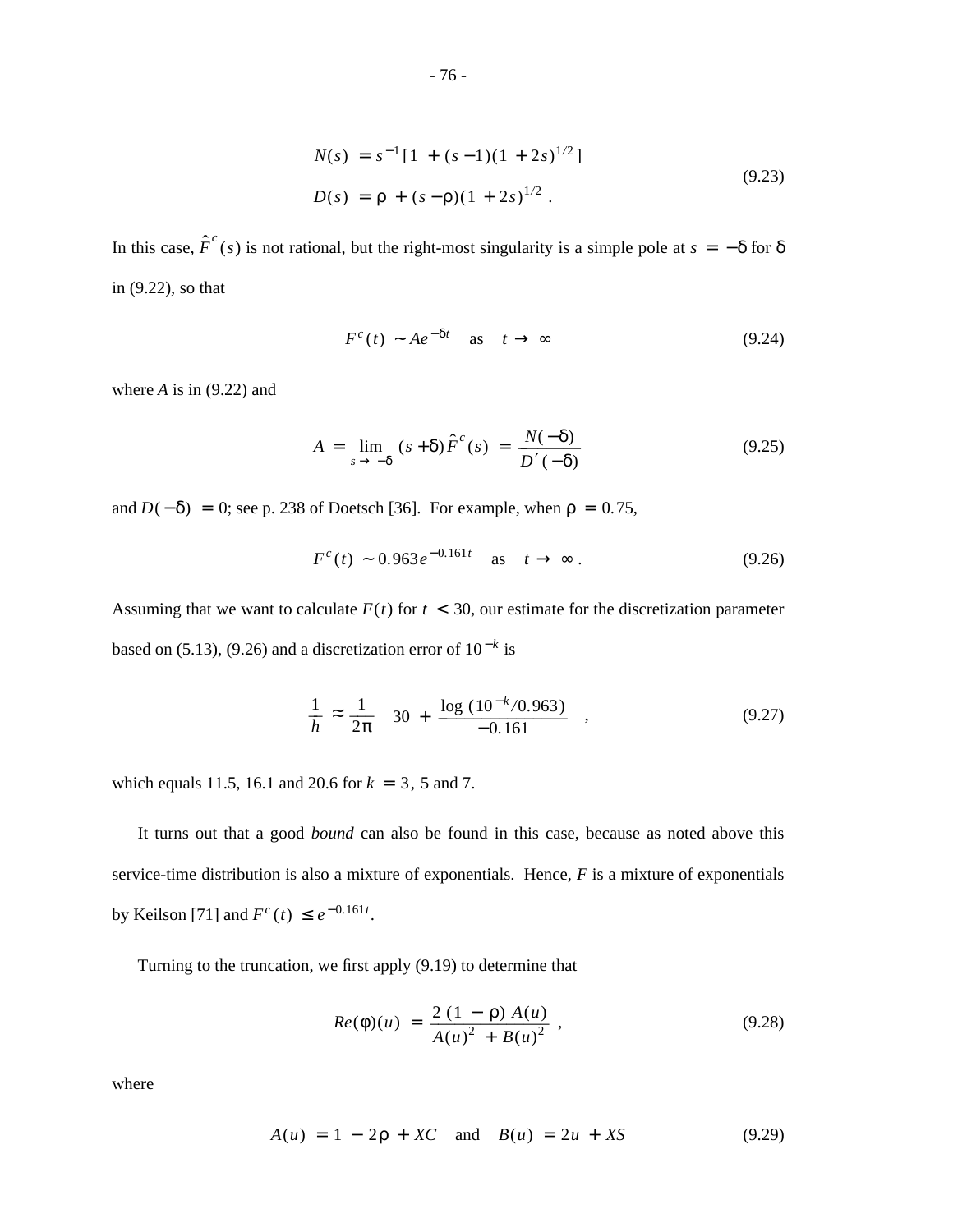$$N(s) = s^{-1} [1 + (s-1)(1+2s)^{1/2}]$$
$$D(s) = \rho + (s-\rho)(1+2s)^{1/2} \ . \tag{9.23}$$

In this case, $\hat{F}^c(s)$ is not rational, but the right-most singularity is a simple pole at $s = -\delta$ for $\delta$ in (9.22), so that

$$F^c(t) \sim A e^{-\delta t} \quad \text{as} \quad t \to \infty \tag{9.24}$$

where $A$ is in (9.22) and

$$A = \lim_{s \to -\delta} (s+\delta) \hat{F}^c(s) = \frac{N(-\delta)}{D'(-\delta)} \tag{9.25}$$

and $D(-\delta) = 0$; see p. 238 of Doetsch [36]. For example, when $\rho = 0.75$,

$$F^c(t) \sim 0.963 e^{-0.161t} \quad \text{as} \quad t \to \infty \ . \tag{9.26}$$

Assuming that we want to calculate $F(t)$ for $t < 30$, our estimate for the discretization parameter based on (5.13), (9.26) and a discretization error of $10^{-k}$ is

$$\frac{1}{h} \approx \frac{1}{2\pi} \left( 30 + \frac{\log (10^{-k}/0.963)}{-0.161} \right) , \tag{9.27}$$

which equals 11.5, 16.1 and 20.6 for $k = 3$, 5 and 7.

It turns out that a good *bound* can also be found in this case, because as noted above this service-time distribution is also a mixture of exponentials. Hence, $F$ is a mixture of exponentials by Keilson [71] and $F^c(t) \le e^{-0.161t}$.

Turning to the truncation, we first apply (9.19) to determine that

$$Re(\phi)(u) = \frac{2\,(1-\rho)\,A(u)}{A(u)^2 + B(u)^2} \ , \tag{9.28}$$

where

$$A(u) = 1 - 2\rho + XC \quad \text{and} \quad B(u) = 2u + XS \tag{9.29}$$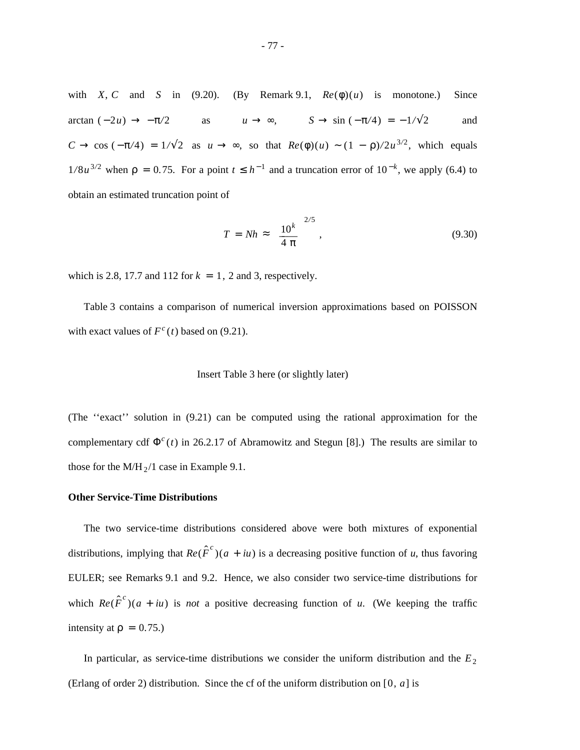with $X, C$ and $S$ in (9.20). (By Remark 9.1, $Re(\phi)(u)$ is monotone.) Since $\arctan(-2u) \to -\pi/2$ as $u \to \infty$, $S \to \sin(-\pi/4) = -1/\sqrt{2}$ and $C \to \cos(-\pi/4) = 1/\sqrt{2}$ as $u \to \infty$, so that $Re(\phi)(u) \sim (1-\rho)/2u^{3/2}$, which equals $1/8u^{3/2}$ when $\rho = 0.75$. For a point $t \leq h^{-1}$ and a truncation error of $10^{-k}$, we apply (6.4) to obtain an estimated truncation point of

$$T = Nh \approx \left( \frac{10^k}{4\pi} \right)^{2/5} , \tag{9.30}$$

which is 2.8, 17.7 and 112 for $k = 1$, 2 and 3, respectively.

Table 3 contains a comparison of numerical inversion approximations based on POISSON with exact values of $F^c(t)$ based on (9.21).

Insert Table 3 here (or slightly later)

(The ‘‘exact’’ solution in (9.21) can be computed using the rational approximation for the complementary cdf $\Phi^c(t)$ in 26.2.17 of Abramowitz and Stegun [8].) The results are similar to those for the $M/H_2/1$ case in Example 9.1.

**Other Service-Time Distributions**

The two service-time distributions considered above were both mixtures of exponential distributions, implying that $Re(\hat{F}^c)(a+iu)$ is a decreasing positive function of *u*, thus favoring EULER; see Remarks 9.1 and 9.2. Hence, we also consider two service-time distributions for which $Re(\hat{F}^c)(a+iu)$ is *not* a positive decreasing function of *u*. (We keeping the traffic intensity at $\rho = 0.75$.)

In particular, as service-time distributions we consider the uniform distribution and the $E_2$ (Erlang of order 2) distribution. Since the cf of the uniform distribution on $[0, a]$ is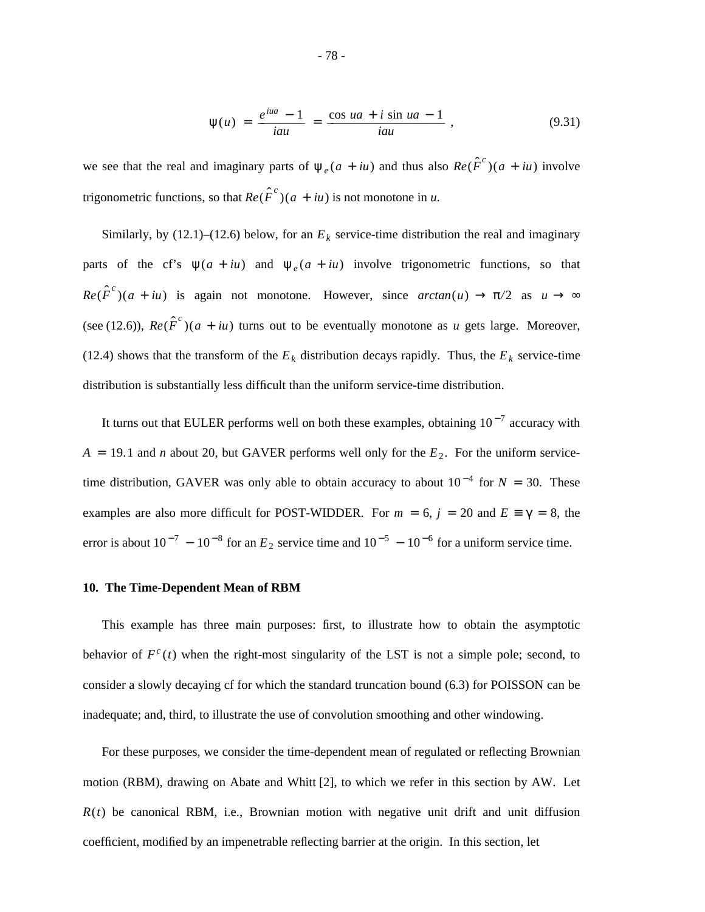$$\psi(u) = \frac{e^{iua} - 1}{iau} = \frac{\cos ua + i \sin ua - 1}{iau} , \tag{9.31}$$

we see that the real and imaginary parts of $\psi_e(a + iu)$ and thus also $Re(\hat{F}^c)(a + iu)$ involve trigonometric functions, so that $Re(\hat{F}^c)(a + iu)$ is not monotone in $u$.

Similarly, by (12.1)–(12.6) below, for an $E_k$ service-time distribution the real and imaginary parts of the cf's $\psi(a + iu)$ and $\psi_e(a + iu)$ involve trigonometric functions, so that $Re(\hat{F}^c)(a + iu)$ is again not monotone. However, since $arctan(u) \to \pi/2$ as $u \to \infty$ (see (12.6)), $Re(\hat{F}^c)(a + iu)$ turns out to be eventually monotone as $u$ gets large. Moreover, (12.4) shows that the transform of the $E_k$ distribution decays rapidly. Thus, the $E_k$ service-time distribution is substantially less difficult than the uniform service-time distribution.

It turns out that EULER performs well on both these examples, obtaining $10^{-7}$ accuracy with $A = 19.1$ and $n$ about 20, but GAVER performs well only for the $E_2$. For the uniform service-time distribution, GAVER was only able to obtain accuracy to about $10^{-4}$ for $N = 30$. These examples are also more difficult for POST-WIDDER. For $m = 6$, $j = 20$ and $E \equiv \gamma = 8$, the error is about $10^{-7} - 10^{-8}$ for an $E_2$ service time and $10^{-5} - 10^{-6}$ for a uniform service time.

## 10. The Time-Dependent Mean of RBM

This example has three main purposes: first, to illustrate how to obtain the asymptotic behavior of $F^c(t)$ when the right-most singularity of the LST is not a simple pole; second, to consider a slowly decaying cf for which the standard truncation bound (6.3) for POISSON can be inadequate; and, third, to illustrate the use of convolution smoothing and other windowing.

For these purposes, we consider the time-dependent mean of regulated or reflecting Brownian motion (RBM), drawing on Abate and Whitt [2], to which we refer in this section by AW. Let $R(t)$ be canonical RBM, i.e., Brownian motion with negative unit drift and unit diffusion coefficient, modified by an impenetrable reflecting barrier at the origin. In this section, let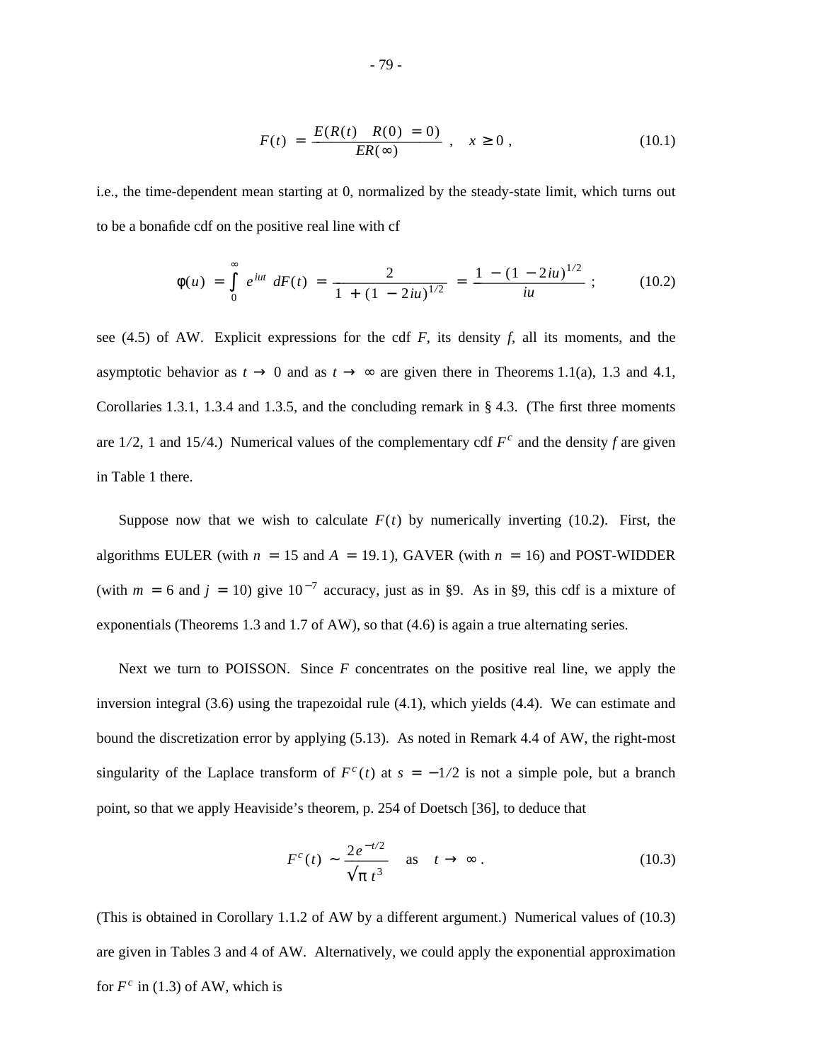$$F(t) = \frac{E(R(t) \mid R(0) = 0)}{ER(\infty)} , \quad x \geq 0 , \tag{10.1}$$

i.e., the time-dependent mean starting at 0, normalized by the steady-state limit, which turns out to be a bonafide cdf on the positive real line with cf

$$\phi(u) = \int_0^\infty e^{iut} \, dF(t) = \frac{2}{1 + (1 - 2iu)^{1/2}} = \frac{1 - (1 - 2iu)^{1/2}}{iu} ; \tag{10.2}$$

see (4.5) of AW. Explicit expressions for the cdf $F$, its density $f$, all its moments, and the asymptotic behavior as $t \to 0$ and as $t \to \infty$ are given there in Theorems 1.1(a), 1.3 and 4.1, Corollaries 1.3.1, 1.3.4 and 1.3.5, and the concluding remark in § 4.3. (The first three moments are $1/2$, 1 and $15/4$.) Numerical values of the complementary cdf $F^c$ and the density $f$ are given in Table 1 there.

Suppose now that we wish to calculate $F(t)$ by numerically inverting (10.2). First, the algorithms EULER (with $n = 15$ and $A = 19.1$), GAVER (with $n = 16$) and POST-WIDDER (with $m = 6$ and $j = 10$) give $10^{-7}$ accuracy, just as in §9. As in §9, this cdf is a mixture of exponentials (Theorems 1.3 and 1.7 of AW), so that (4.6) is again a true alternating series.

Next we turn to POISSON. Since $F$ concentrates on the positive real line, we apply the inversion integral (3.6) using the trapezoidal rule (4.1), which yields (4.4). We can estimate and bound the discretization error by applying (5.13). As noted in Remark 4.4 of AW, the right-most singularity of the Laplace transform of $F^c(t)$ at $s = -1/2$ is not a simple pole, but a branch point, so that we apply Heaviside's theorem, p. 254 of Doetsch [36], to deduce that

$$F^c(t) \sim \frac{2e^{-t/2}}{\sqrt{\pi \, t^3}} \quad \text{as} \quad t \to \infty . \tag{10.3}$$

(This is obtained in Corollary 1.1.2 of AW by a different argument.) Numerical values of (10.3) are given in Tables 3 and 4 of AW. Alternatively, we could apply the exponential approximation for $F^c$ in (1.3) of AW, which is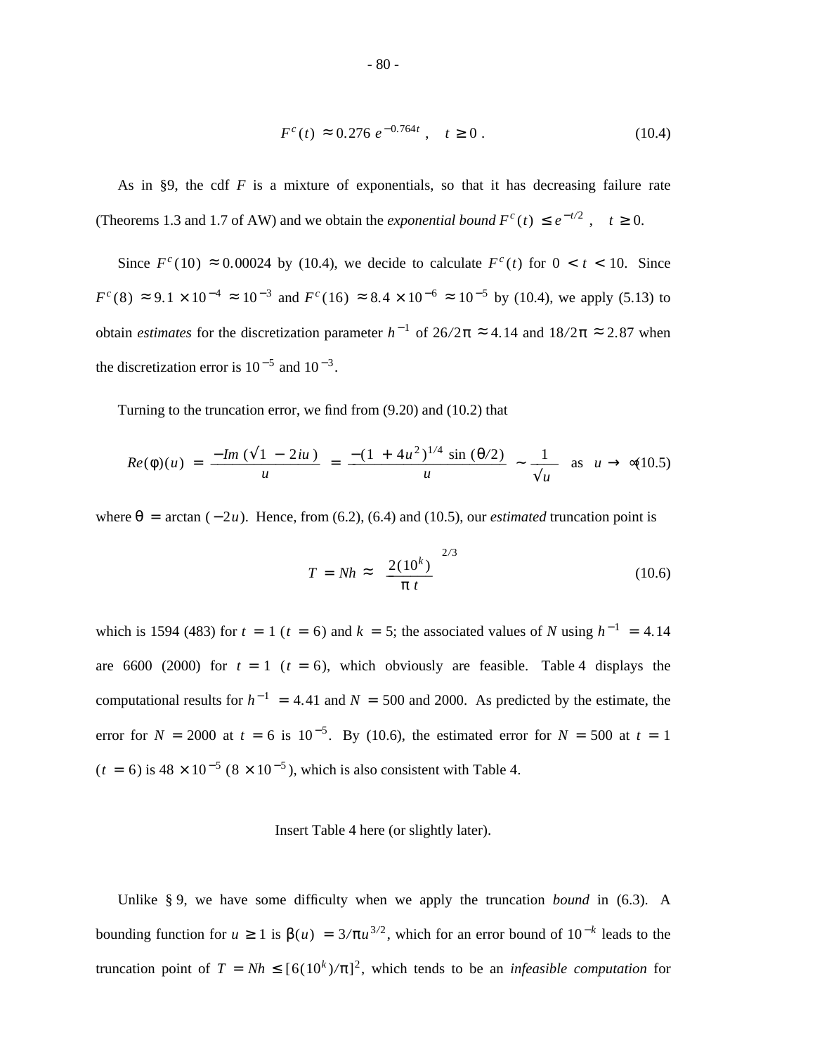$$F^c(t) \approx 0.276\, e^{-0.764t}\ , \quad t \geq 0\ . \tag{10.4}$$

As in §9, the cdf $F$ is a mixture of exponentials, so that it has decreasing failure rate (Theorems 1.3 and 1.7 of AW) and we obtain the *exponential bound* $F^c(t) \leq e^{-t/2}\ , \quad t \geq 0$.

Since $F^c(10) \approx 0.00024$ by (10.4), we decide to calculate $F^c(t)$ for $0 < t < 10$. Since $F^c(8) \approx 9.1 \times 10^{-4} \approx 10^{-3}$ and $F^c(16) \approx 8.4 \times 10^{-6} \approx 10^{-5}$ by (10.4), we apply (5.13) to obtain *estimates* for the discretization parameter $h^{-1}$ of $26/2\pi \approx 4.14$ and $18/2\pi \approx 2.87$ when the discretization error is $10^{-5}$ and $10^{-3}$.

Turning to the truncation error, we find from (9.20) and (10.2) that

$$Re(\phi)(u) = \frac{-Im\,(\sqrt{1 - 2iu}\,)}{u} = \frac{-(1 + 4u^2)^{1/4}\,\sin\,(\theta/2)}{u} \sim \frac{1}{\sqrt{u}} \quad \text{as} \quad u \to \infty \tag{10.5}$$

where $\theta = \arctan\,(-2u)$. Hence, from (6.2), (6.4) and (10.5), our *estimated* truncation point is

$$T = Nh \approx \left[\frac{2(10^k)}{\pi\, t}\right]^{2/3} \tag{10.6}$$

which is 1594 (483) for $t = 1$ ($t = 6$) and $k = 5$; the associated values of $N$ using $h^{-1} = 4.14$ are 6600 (2000) for $t = 1$ ($t = 6$), which obviously are feasible. Table 4 displays the computational results for $h^{-1} = 4.41$ and $N = 500$ and 2000. As predicted by the estimate, the error for $N = 2000$ at $t = 6$ is $10^{-5}$. By (10.6), the estimated error for $N = 500$ at $t = 1$ ($t = 6$) is $48 \times 10^{-5}$ ($8 \times 10^{-5}$), which is also consistent with Table 4.

Insert Table 4 here (or slightly later).

Unlike § 9, we have some difficulty when we apply the truncation *bound* in (6.3). A bounding function for $u \geq 1$ is $\beta(u) = 3/\pi u^{3/2}$, which for an error bound of $10^{-k}$ leads to the truncation point of $T = Nh \leq [6(10^k)/\pi]^2$, which tends to be an *infeasible computation* for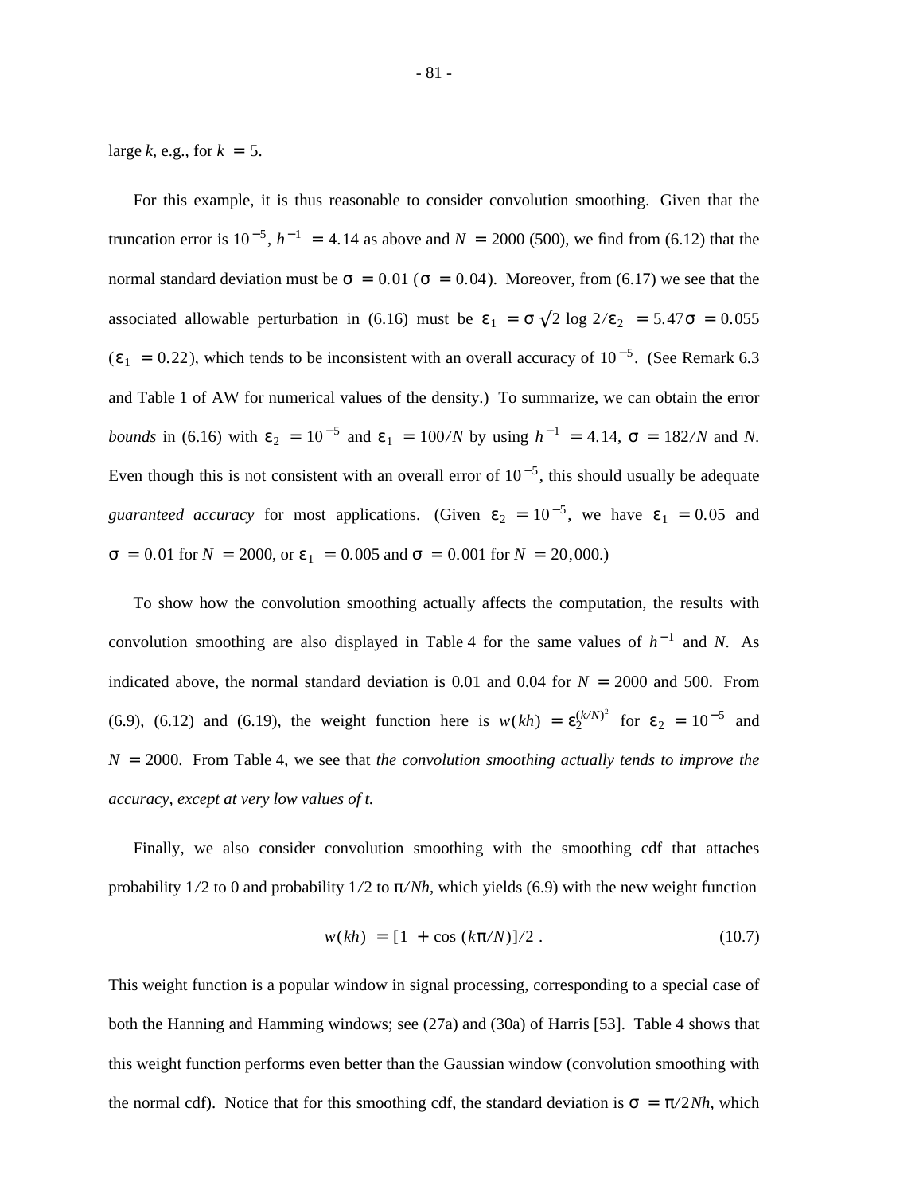large $k$, e.g., for $k = 5$.

For this example, it is thus reasonable to consider convolution smoothing. Given that the truncation error is $10^{-5}$, $h^{-1} = 4.14$ as above and $N = 2000$ (500), we find from (6.12) that the normal standard deviation must be $\sigma = 0.01$ ($\sigma = 0.04$). Moreover, from (6.17) we see that the associated allowable perturbation in (6.16) must be $\epsilon_1 = \sigma \sqrt{2 \log 2/\epsilon_2} = 5.47\sigma = 0.055$ ($\epsilon_1 = 0.22$), which tends to be inconsistent with an overall accuracy of $10^{-5}$. (See Remark 6.3 and Table 1 of AW for numerical values of the density.) To summarize, we can obtain the error *bounds* in (6.16) with $\epsilon_2 = 10^{-5}$ and $\epsilon_1 = 100/N$ by using $h^{-1} = 4.14$, $\sigma = 182/N$ and $N$. Even though this is not consistent with an overall error of $10^{-5}$, this should usually be adequate *guaranteed accuracy* for most applications. (Given $\epsilon_2 = 10^{-5}$, we have $\epsilon_1 = 0.05$ and $\sigma = 0.01$ for $N = 2000$, or $\epsilon_1 = 0.005$ and $\sigma = 0.001$ for $N = 20{,}000$.)

To show how the convolution smoothing actually affects the computation, the results with convolution smoothing are also displayed in Table 4 for the same values of $h^{-1}$ and $N$. As indicated above, the normal standard deviation is 0.01 and 0.04 for $N = 2000$ and 500. From (6.9), (6.12) and (6.19), the weight function here is $w(kh) = \epsilon_2^{(k/N)^2}$ for $\epsilon_2 = 10^{-5}$ and $N = 2000$. From Table 4, we see that *the convolution smoothing actually tends to improve the accuracy, except at very low values of t.*

Finally, we also consider convolution smoothing with the smoothing cdf that attaches probability $1/2$ to 0 and probability $1/2$ to $\pi/Nh$, which yields (6.9) with the new weight function

$$w(kh) = [1 + \cos(k\pi/N)]/2 \; . \tag{10.7}$$

This weight function is a popular window in signal processing, corresponding to a special case of both the Hanning and Hamming windows; see (27a) and (30a) of Harris [53]. Table 4 shows that this weight function performs even better than the Gaussian window (convolution smoothing with the normal cdf). Notice that for this smoothing cdf, the standard deviation is $\sigma = \pi/2Nh$, which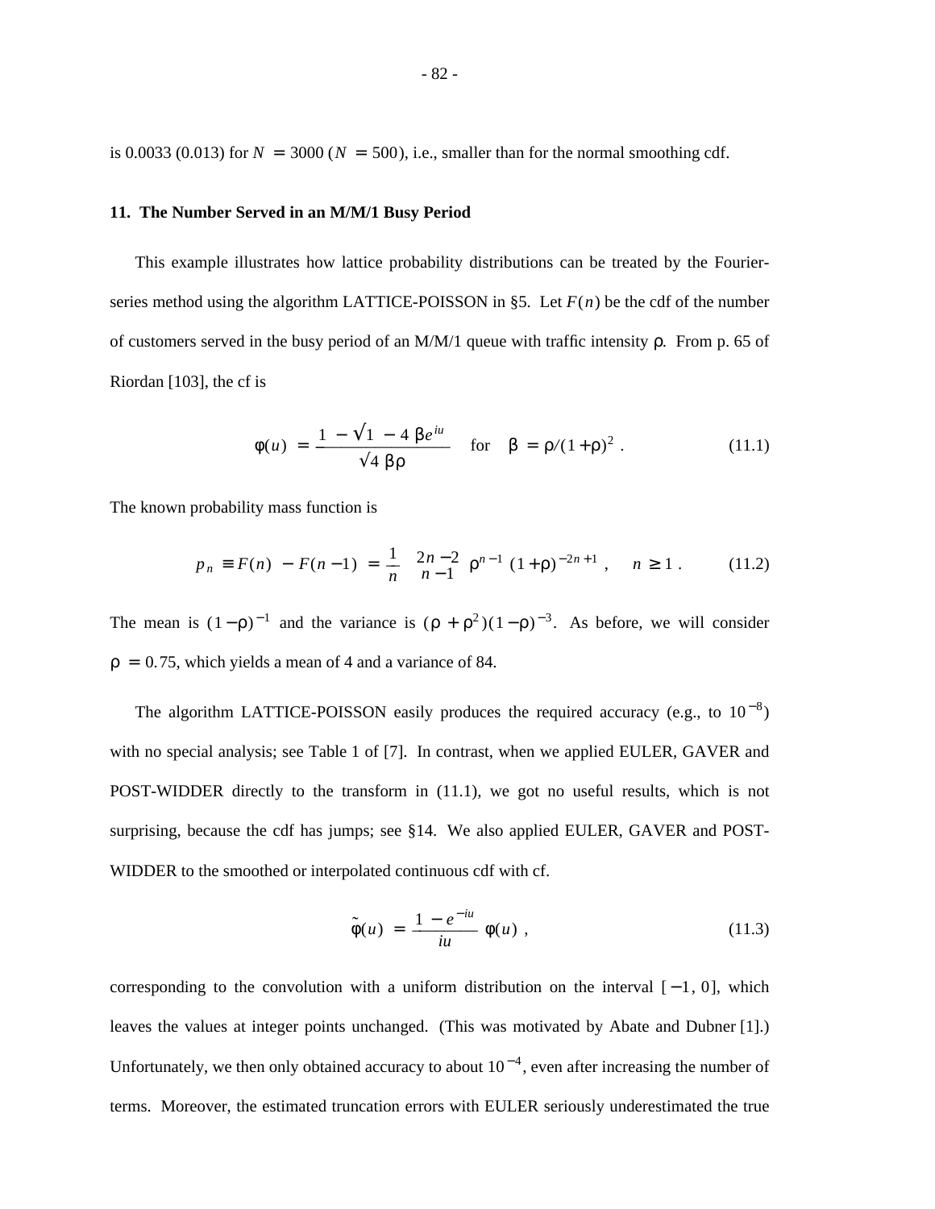is 0.0033 (0.013) for $N = 3000$ ($N = 500$), i.e., smaller than for the normal smoothing cdf.

## 11. The Number Served in an M/M/1 Busy Period

This example illustrates how lattice probability distributions can be treated by the Fourier-series method using the algorithm LATTICE-POISSON in §5. Let $F(n)$ be the cdf of the number of customers served in the busy period of an M/M/1 queue with traffic intensity $\rho$. From p. 65 of Riordan [103], the cf is

$$\phi(u) = \frac{1 - \sqrt{1 - 4\beta e^{iu}}}{\sqrt{4\beta\rho}} \quad \text{for} \quad \beta = \rho/(1+\rho)^2 . \tag{11.1}$$

The known probability mass function is

$$p_n \equiv F(n) - F(n-1) = \frac{1}{n} \binom{2n-2}{n-1} \rho^{n-1} (1+\rho)^{-2n+1} , \quad n \geq 1 . \tag{11.2}$$

The mean is $(1-\rho)^{-1}$ and the variance is $(\rho + \rho^2)(1-\rho)^{-3}$. As before, we will consider $\rho = 0.75$, which yields a mean of 4 and a variance of 84.

The algorithm LATTICE-POISSON easily produces the required accuracy (e.g., to $10^{-8}$) with no special analysis; see Table 1 of [7]. In contrast, when we applied EULER, GAVER and POST-WIDDER directly to the transform in (11.1), we got no useful results, which is not surprising, because the cdf has jumps; see §14. We also applied EULER, GAVER and POST-WIDDER to the smoothed or interpolated continuous cdf with cf.

$$\tilde{\phi}(u) = \frac{1 - e^{-iu}}{iu} \phi(u) , \tag{11.3}$$

corresponding to the convolution with a uniform distribution on the interval $[-1, 0]$, which leaves the values at integer points unchanged. (This was motivated by Abate and Dubner [1].) Unfortunately, we then only obtained accuracy to about $10^{-4}$, even after increasing the number of terms. Moreover, the estimated truncation errors with EULER seriously underestimated the true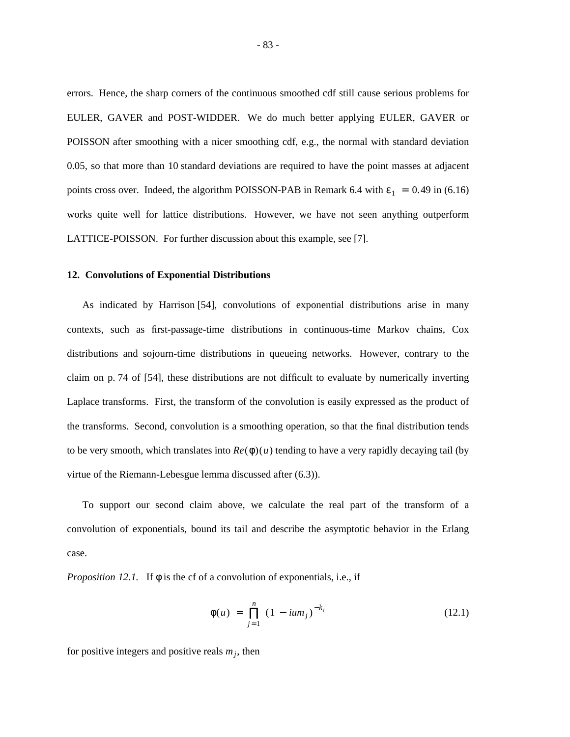errors. Hence, the sharp corners of the continuous smoothed cdf still cause serious problems for EULER, GAVER and POST-WIDDER. We do much better applying EULER, GAVER or POISSON after smoothing with a nicer smoothing cdf, e.g., the normal with standard deviation 0.05, so that more than 10 standard deviations are required to have the point masses at adjacent points cross over. Indeed, the algorithm POISSON-PAB in Remark 6.4 with $\epsilon_1 = 0.49$ in (6.16) works quite well for lattice distributions. However, we have not seen anything outperform LATTICE-POISSON. For further discussion about this example, see [7].

## 12. Convolutions of Exponential Distributions

As indicated by Harrison [54], convolutions of exponential distributions arise in many contexts, such as first-passage-time distributions in continuous-time Markov chains, Cox distributions and sojourn-time distributions in queueing networks. However, contrary to the claim on p. 74 of [54], these distributions are not difficult to evaluate by numerically inverting Laplace transforms. First, the transform of the convolution is easily expressed as the product of the transforms. Second, convolution is a smoothing operation, so that the final distribution tends to be very smooth, which translates into $Re(\phi)(u)$ tending to have a very rapidly decaying tail (by virtue of the Riemann-Lebesgue lemma discussed after (6.3)).

To support our second claim above, we calculate the real part of the transform of a convolution of exponentials, bound its tail and describe the asymptotic behavior in the Erlang case.

*Proposition 12.1.* If $\phi$ is the cf of a convolution of exponentials, i.e., if

$$\phi(u) = \prod_{j=1}^{n} (1 - ium_j)^{-k_j} \tag{12.1}$$

for positive integers and positive reals $m_j$, then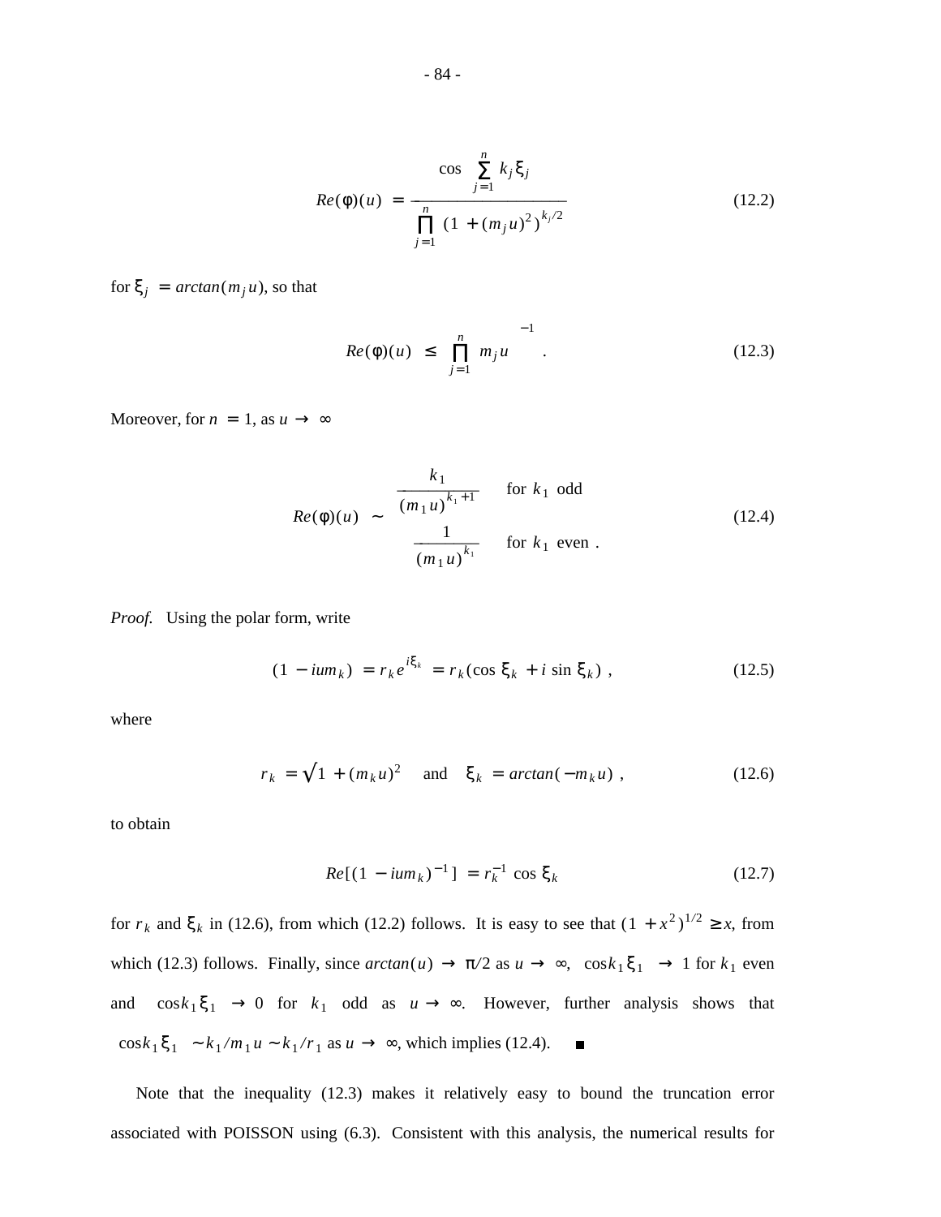$$Re(\phi)(u) = \frac{\cos \sum_{j=1}^{n} k_j \xi_j}{\prod_{j=1}^{n} (1 + (m_j u)^2)^{k_j/2}} \tag{12.2}$$

for $\xi_j = arctan(m_j u)$, so that

$$Re(\phi)(u) \le \left( \prod_{j=1}^{n} m_j u \right)^{-1} . \tag{12.3}$$

Moreover, for $n = 1$, as $u \to \infty$

$$Re(\phi)(u) \sim \begin{cases} -\dfrac{k_1}{(m_1 u)^{k_1 + 1}} & \text{for } k_1 \text{ odd} \\[2ex] -\dfrac{1}{(m_1 u)^{k_1}} & \text{for } k_1 \text{ even} . \end{cases} \tag{12.4}$$

*Proof.* Using the polar form, write

$$(1 - ium_k) = r_k e^{i\xi_k} = r_k(\cos \xi_k + i \sin \xi_k) , \tag{12.5}$$

where

$$r_k = \sqrt{1 + (m_k u)^2} \quad \text{and} \quad \xi_k = arctan(-m_k u) , \tag{12.6}$$

to obtain

$$Re[(1 - ium_k)^{-1}] = r_k^{-1} \cos \xi_k \tag{12.7}$$

for $r_k$ and $\xi_k$ in (12.6), from which (12.2) follows. It is easy to see that $(1 + x^2)^{1/2} \ge x$, from which (12.3) follows. Finally, since $arctan(u) \to \pi/2$ as $u \to \infty$, $\cos k_1 \xi_1 \to 1$ for $k_1$ even and $\cos k_1 \xi_1 \to 0$ for $k_1$ odd as $u \to \infty$. However, further analysis shows that $\cos k_1 \xi_1 \sim k_1 / m_1 u \sim k_1 / r_1$ as $u \to \infty$, which implies (12.4). ∎

Note that the inequality (12.3) makes it relatively easy to bound the truncation error associated with POISSON using (6.3). Consistent with this analysis, the numerical results for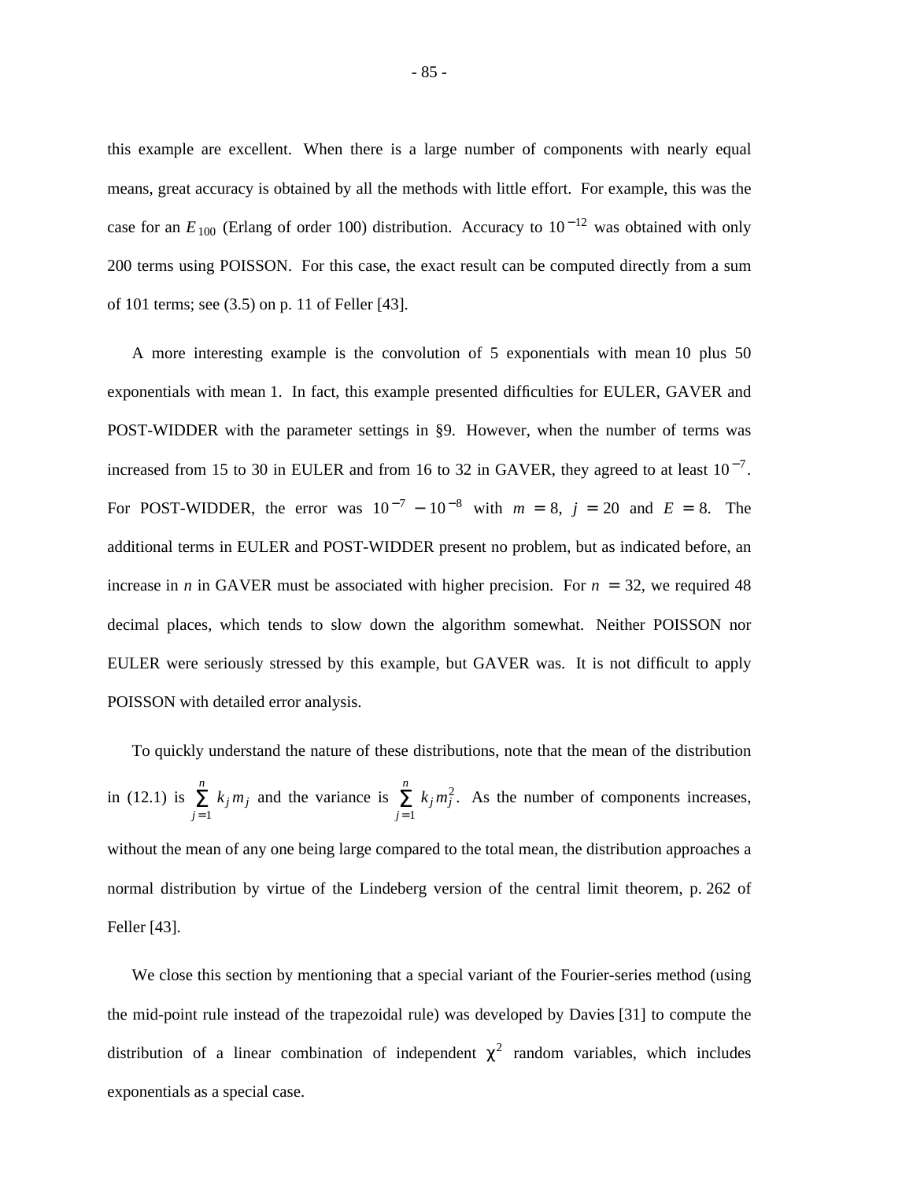this example are excellent. When there is a large number of components with nearly equal means, great accuracy is obtained by all the methods with little effort. For example, this was the case for an $E_{100}$ (Erlang of order 100) distribution. Accuracy to $10^{-12}$ was obtained with only 200 terms using POISSON. For this case, the exact result can be computed directly from a sum of 101 terms; see (3.5) on p. 11 of Feller [43].

A more interesting example is the convolution of 5 exponentials with mean 10 plus 50 exponentials with mean 1. In fact, this example presented difficulties for EULER, GAVER and POST-WIDDER with the parameter settings in §9. However, when the number of terms was increased from 15 to 30 in EULER and from 16 to 32 in GAVER, they agreed to at least $10^{-7}$. For POST-WIDDER, the error was $10^{-7} - 10^{-8}$ with $m = 8$, $j = 20$ and $E = 8$. The additional terms in EULER and POST-WIDDER present no problem, but as indicated before, an increase in $n$ in GAVER must be associated with higher precision. For $n = 32$, we required 48 decimal places, which tends to slow down the algorithm somewhat. Neither POISSON nor EULER were seriously stressed by this example, but GAVER was. It is not difficult to apply POISSON with detailed error analysis.

To quickly understand the nature of these distributions, note that the mean of the distribution in (12.1) is $\sum_{j=1}^{n} k_j m_j$ and the variance is $\sum_{j=1}^{n} k_j m_j^2$. As the number of components increases, without the mean of any one being large compared to the total mean, the distribution approaches a normal distribution by virtue of the Lindeberg version of the central limit theorem, p. 262 of Feller [43].

We close this section by mentioning that a special variant of the Fourier-series method (using the mid-point rule instead of the trapezoidal rule) was developed by Davies [31] to compute the distribution of a linear combination of independent $\chi^2$ random variables, which includes exponentials as a special case.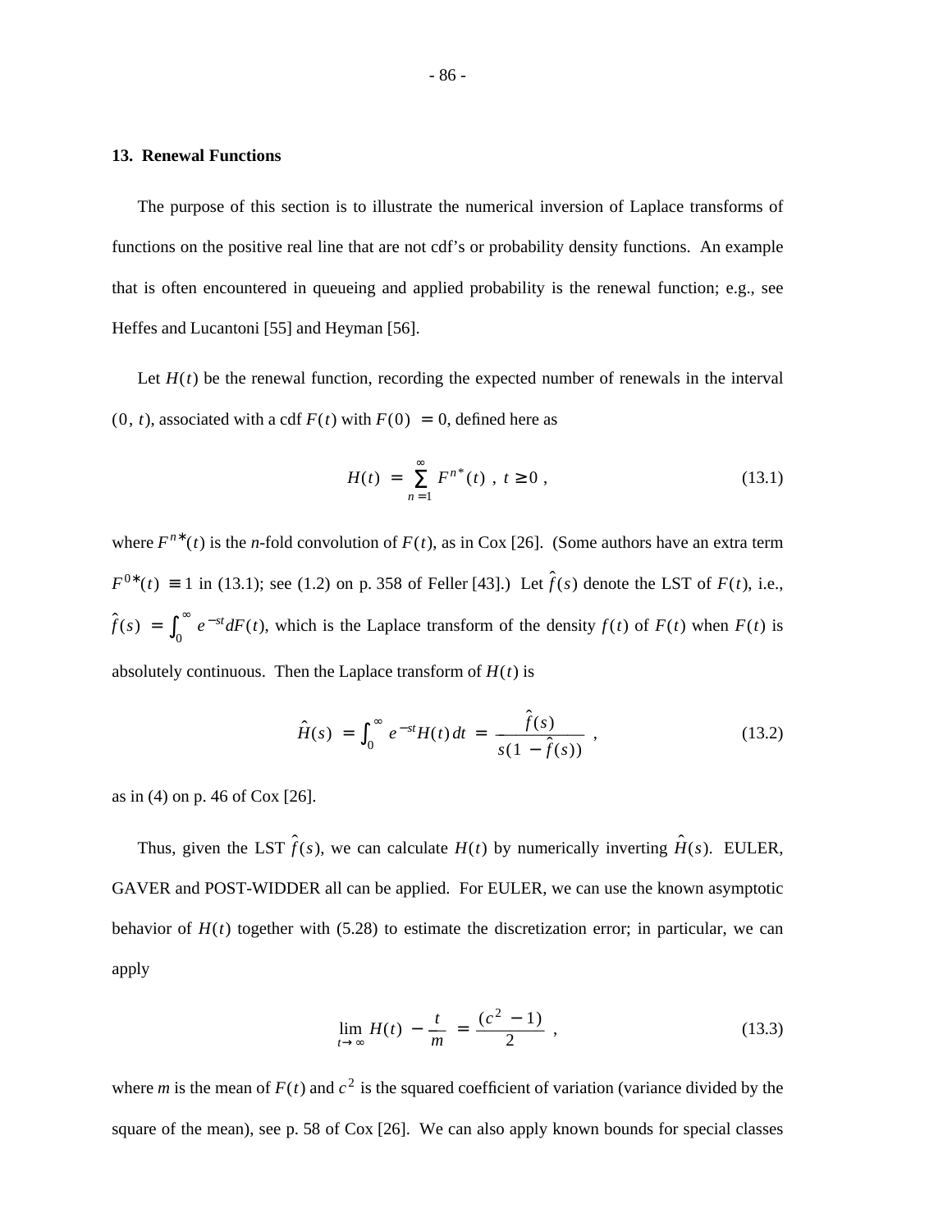## 13. Renewal Functions

The purpose of this section is to illustrate the numerical inversion of Laplace transforms of functions on the positive real line that are not cdf's or probability density functions. An example that is often encountered in queueing and applied probability is the renewal function; e.g., see Heffes and Lucantoni [55] and Heyman [56].

Let $H(t)$ be the renewal function, recording the expected number of renewals in the interval $(0,\ t)$, associated with a cdf $F(t)$ with $F(0) = 0$, defined here as

$$H(t) = \sum_{n=1}^{\infty} F^{n*}(t) \ , \ t \geq 0 \ , \tag{13.1}$$

where $F^{n*}(t)$ is the $n$-fold convolution of $F(t)$, as in Cox [26]. (Some authors have an extra term $F^{0*}(t) \equiv 1$ in (13.1); see (1.2) on p. 358 of Feller [43].) Let $\hat{f}(s)$ denote the LST of $F(t)$, i.e., $\hat{f}(s) = \int_0^{\infty} e^{-st} dF(t)$, which is the Laplace transform of the density $f(t)$ of $F(t)$ when $F(t)$ is absolutely continuous. Then the Laplace transform of $H(t)$ is

$$\hat{H}(s) = \int_0^{\infty} e^{-st} H(t)\, dt = \frac{\hat{f}(s)}{s(1 - \hat{f}(s))} \ , \tag{13.2}$$

as in (4) on p. 46 of Cox [26].

Thus, given the LST $\hat{f}(s)$, we can calculate $H(t)$ by numerically inverting $\hat{H}(s)$. EULER, GAVER and POST-WIDDER all can be applied. For EULER, we can use the known asymptotic behavior of $H(t)$ together with (5.28) to estimate the discretization error; in particular, we can apply

$$\lim_{t \to \infty} H(t) - \frac{t}{m} = \frac{(c^2 - 1)}{2} \ , \tag{13.3}$$

where $m$ is the mean of $F(t)$ and $c^2$ is the squared coefficient of variation (variance divided by the square of the mean), see p. 58 of Cox [26]. We can also apply known bounds for special classes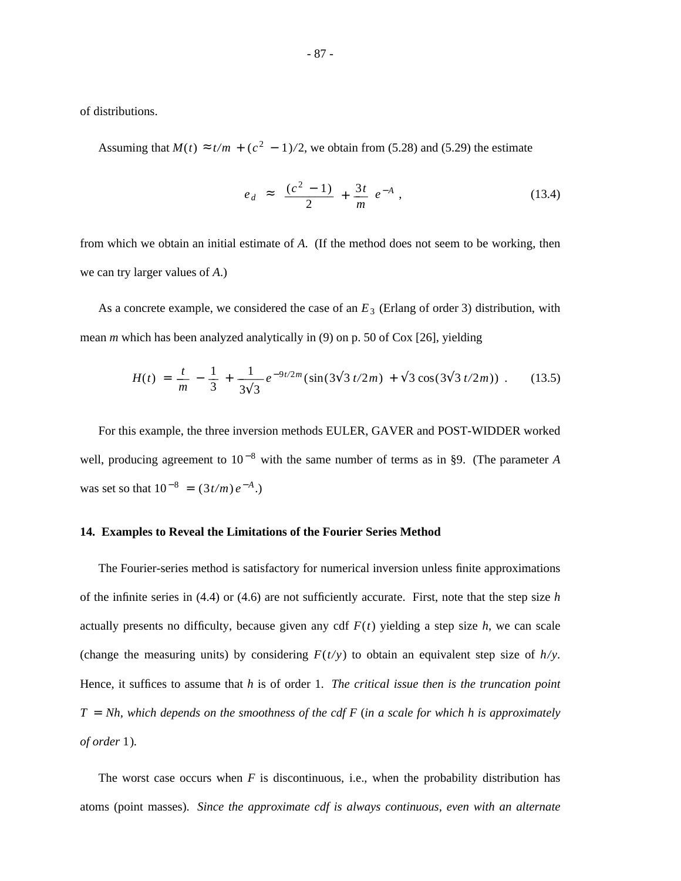of distributions.

Assuming that $M(t) \approx t/m + (c^2 - 1)/2$, we obtain from (5.28) and (5.29) the estimate

$$e_d \approx \frac{(c^2 - 1)}{2} + \frac{3t}{m} e^{-A} , \tag{13.4}$$

from which we obtain an initial estimate of $A$. (If the method does not seem to be working, then we can try larger values of $A$.)

As a concrete example, we considered the case of an $E_3$ (Erlang of order 3) distribution, with mean $m$ which has been analyzed analytically in (9) on p. 50 of Cox [26], yielding

$$H(t) = \frac{t}{m} - \frac{1}{3} + \frac{1}{3\sqrt{3}} e^{-9t/2m} (\sin(3\sqrt{3}\, t/2m) + \sqrt{3} \cos(3\sqrt{3}\, t/2m)) . \tag{13.5}$$

For this example, the three inversion methods EULER, GAVER and POST-WIDDER worked well, producing agreement to $10^{-8}$ with the same number of terms as in §9. (The parameter $A$ was set so that $10^{-8} = (3t/m) e^{-A}$.)

## 14. Examples to Reveal the Limitations of the Fourier Series Method

The Fourier-series method is satisfactory for numerical inversion unless finite approximations of the infinite series in (4.4) or (4.6) are not sufficiently accurate. First, note that the step size $h$ actually presents no difficulty, because given any cdf $F(t)$ yielding a step size $h$, we can scale (change the measuring units) by considering $F(t/y)$ to obtain an equivalent step size of $h/y$. Hence, it suffices to assume that $h$ is of order 1. *The critical issue then is the truncation point $T = Nh$, which depends on the smoothness of the cdf $F$ (in a scale for which $h$ is approximately of order 1).*

The worst case occurs when $F$ is discontinuous, i.e., when the probability distribution has atoms (point masses). *Since the approximate cdf is always continuous, even with an alternate*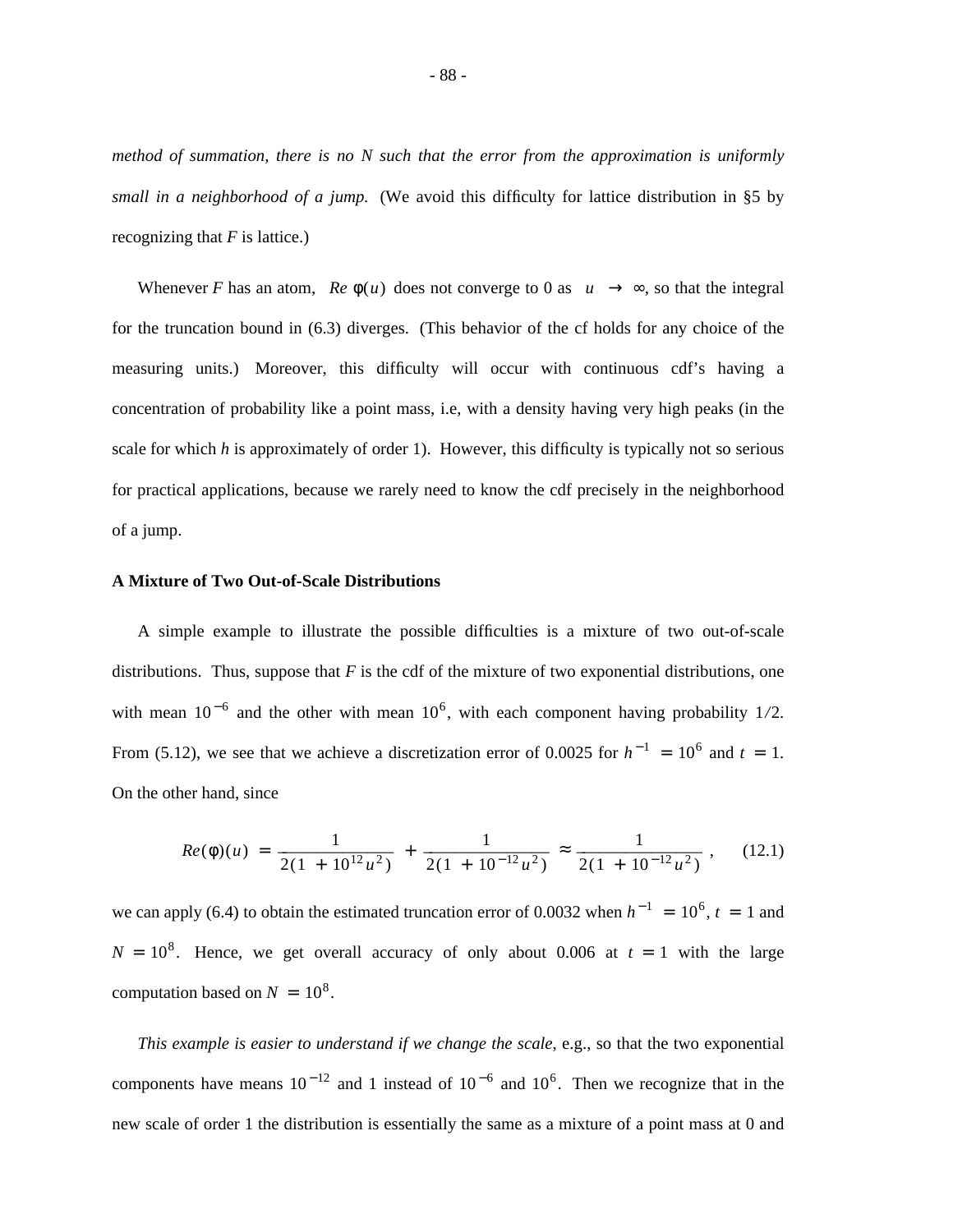*method of summation, there is no N such that the error from the approximation is uniformly small in a neighborhood of a jump.* (We avoid this difficulty for lattice distribution in §5 by recognizing that $F$ is lattice.)

Whenever $F$ has an atom, $Re\ \phi(u)$ does not converge to 0 as $u \to \infty$, so that the integral for the truncation bound in (6.3) diverges. (This behavior of the cf holds for any choice of the measuring units.) Moreover, this difficulty will occur with continuous cdf's having a concentration of probability like a point mass, i.e, with a density having very high peaks (in the scale for which $h$ is approximately of order 1). However, this difficulty is typically not so serious for practical applications, because we rarely need to know the cdf precisely in the neighborhood of a jump.

**A Mixture of Two Out-of-Scale Distributions**

A simple example to illustrate the possible difficulties is a mixture of two out-of-scale distributions. Thus, suppose that $F$ is the cdf of the mixture of two exponential distributions, one with mean $10^{-6}$ and the other with mean $10^6$, with each component having probability $1/2$. From (5.12), we see that we achieve a discretization error of 0.0025 for $h^{-1} = 10^6$ and $t = 1$. On the other hand, since

$$Re(\phi)(u) = \frac{1}{2(1 + 10^{12} u^2)} + \frac{1}{2(1 + 10^{-12} u^2)} \approx \frac{1}{2(1 + 10^{-12} u^2)}\ , \qquad (12.1)$$

we can apply (6.4) to obtain the estimated truncation error of 0.0032 when $h^{-1} = 10^6$, $t = 1$ and $N = 10^8$. Hence, we get overall accuracy of only about 0.006 at $t = 1$ with the large computation based on $N = 10^8$.

*This example is easier to understand if we change the scale*, e.g., so that the two exponential components have means $10^{-12}$ and 1 instead of $10^{-6}$ and $10^6$. Then we recognize that in the new scale of order 1 the distribution is essentially the same as a mixture of a point mass at 0 and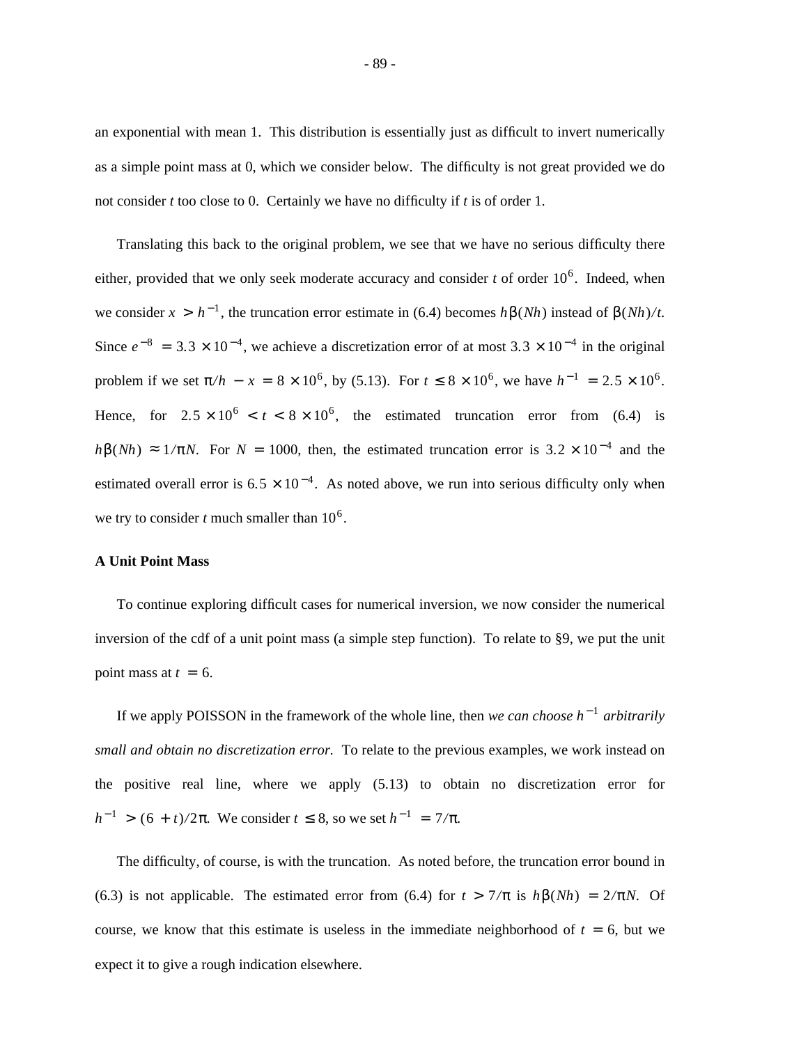an exponential with mean 1. This distribution is essentially just as difficult to invert numerically as a simple point mass at 0, which we consider below. The difficulty is not great provided we do not consider $t$ too close to 0. Certainly we have no difficulty if $t$ is of order 1.

Translating this back to the original problem, we see that we have no serious difficulty there either, provided that we only seek moderate accuracy and consider $t$ of order $10^6$. Indeed, when we consider $x > h^{-1}$, the truncation error estimate in (6.4) becomes $h\beta(Nh)$ instead of $\beta(Nh)/t$. Since $e^{-8} = 3.3 \times 10^{-4}$, we achieve a discretization error of at most $3.3 \times 10^{-4}$ in the original problem if we set $\pi/h - x = 8 \times 10^6$, by (5.13). For $t \leq 8 \times 10^6$, we have $h^{-1} = 2.5 \times 10^6$. Hence, for $2.5 \times 10^6 < t < 8 \times 10^6$, the estimated truncation error from (6.4) is $h\beta(Nh) \approx 1/\pi N$. For $N = 1000$, then, the estimated truncation error is $3.2 \times 10^{-4}$ and the estimated overall error is $6.5 \times 10^{-4}$. As noted above, we run into serious difficulty only when we try to consider $t$ much smaller than $10^6$.

**A Unit Point Mass**

To continue exploring difficult cases for numerical inversion, we now consider the numerical inversion of the cdf of a unit point mass (a simple step function). To relate to §9, we put the unit point mass at $t = 6$.

If we apply POISSON in the framework of the whole line, then *we can choose $h^{-1}$ arbitrarily small and obtain no discretization error.* To relate to the previous examples, we work instead on the positive real line, where we apply (5.13) to obtain no discretization error for $h^{-1} > (6 + t)/2\pi$. We consider $t \leq 8$, so we set $h^{-1} = 7/\pi$.

The difficulty, of course, is with the truncation. As noted before, the truncation error bound in (6.3) is not applicable. The estimated error from (6.4) for $t > 7/\pi$ is $h\beta(Nh) = 2/\pi N$. Of course, we know that this estimate is useless in the immediate neighborhood of $t = 6$, but we expect it to give a rough indication elsewhere.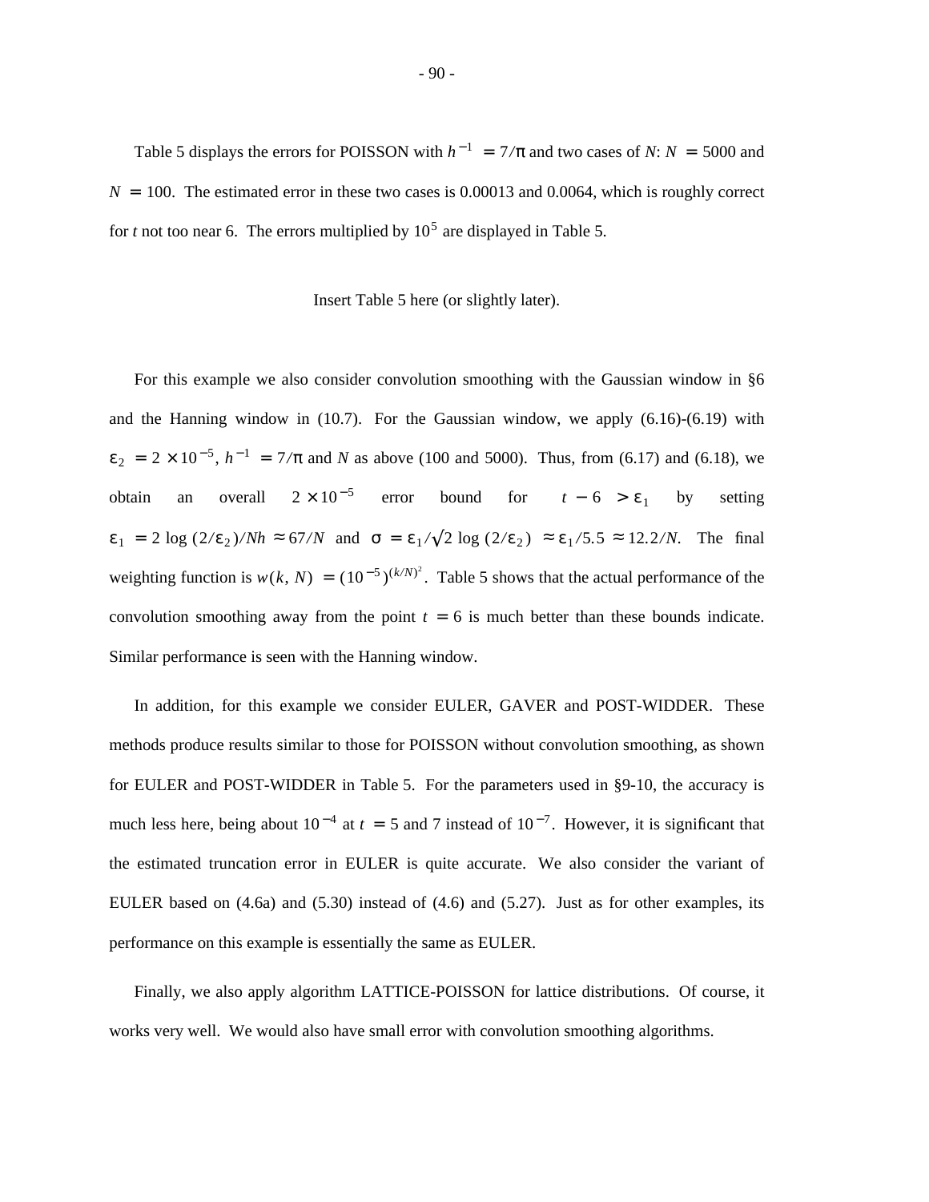Table 5 displays the errors for POISSON with $h^{-1} = 7/\pi$ and two cases of $N$: $N = 5000$ and $N = 100$. The estimated error in these two cases is 0.00013 and 0.0064, which is roughly correct for $t$ not too near 6. The errors multiplied by $10^5$ are displayed in Table 5.

Insert Table 5 here (or slightly later).

For this example we also consider convolution smoothing with the Gaussian window in §6 and the Hanning window in (10.7). For the Gaussian window, we apply (6.16)-(6.19) with $\varepsilon_2 = 2 \times 10^{-5}$, $h^{-1} = 7/\pi$ and $N$ as above (100 and 5000). Thus, from (6.17) and (6.18), we obtain an overall $2 \times 10^{-5}$ error bound for $t - 6 > \varepsilon_1$ by setting $\varepsilon_1 = 2 \log (2/\varepsilon_2)/Nh \approx 67/N$ and $\sigma = \varepsilon_1 / \sqrt{2 \log (2/\varepsilon_2)} \approx \varepsilon_1 / 5.5 \approx 12.2/N$. The final weighting function is $w(k, N) = (10^{-5})^{(k/N)^2}$. Table 5 shows that the actual performance of the convolution smoothing away from the point $t = 6$ is much better than these bounds indicate. Similar performance is seen with the Hanning window.

In addition, for this example we consider EULER, GAVER and POST-WIDDER. These methods produce results similar to those for POISSON without convolution smoothing, as shown for EULER and POST-WIDDER in Table 5. For the parameters used in §9-10, the accuracy is much less here, being about $10^{-4}$ at $t = 5$ and 7 instead of $10^{-7}$. However, it is significant that the estimated truncation error in EULER is quite accurate. We also consider the variant of EULER based on (4.6a) and (5.30) instead of (4.6) and (5.27). Just as for other examples, its performance on this example is essentially the same as EULER.

Finally, we also apply algorithm LATTICE-POISSON for lattice distributions. Of course, it works very well. We would also have small error with convolution smoothing algorithms.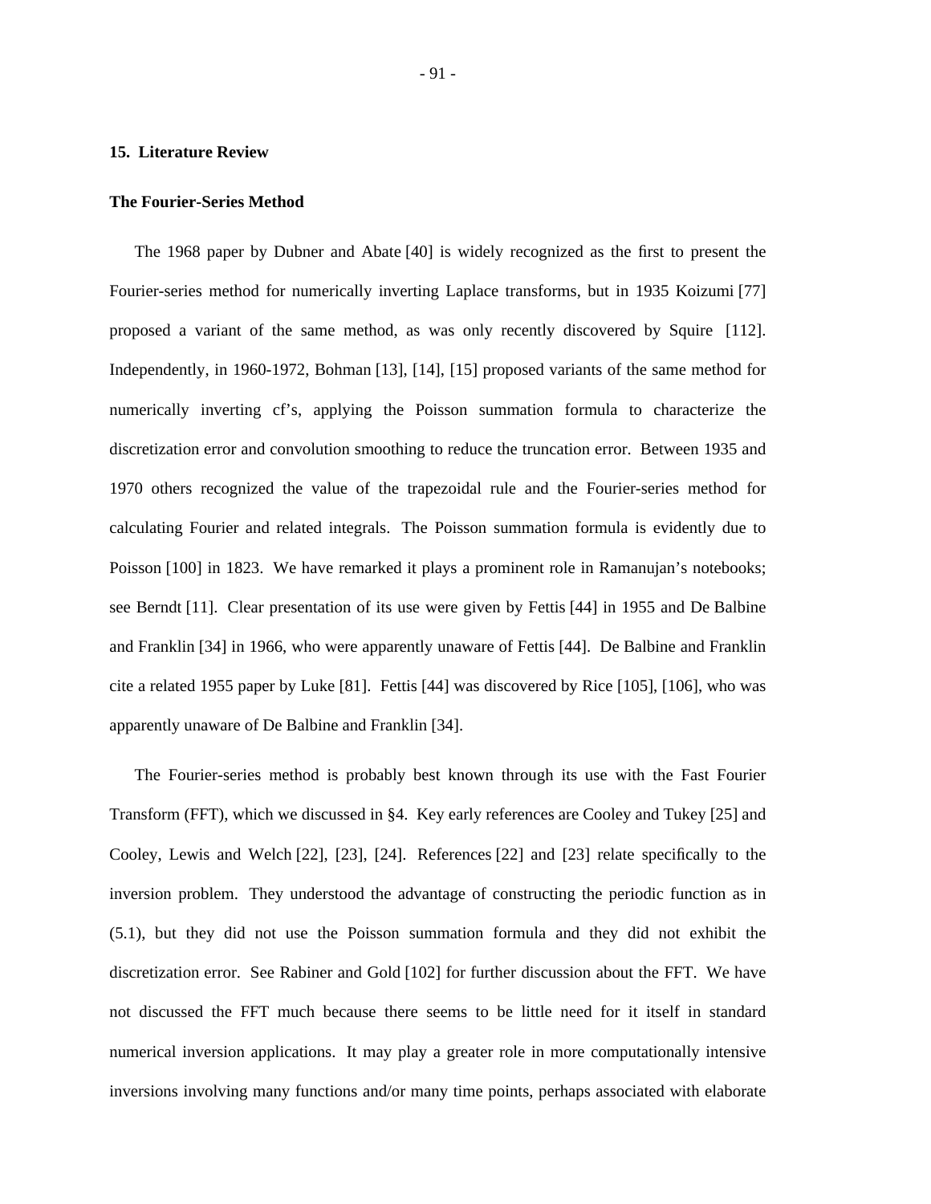## 15. Literature Review

### The Fourier-Series Method

The 1968 paper by Dubner and Abate [40] is widely recognized as the first to present the Fourier-series method for numerically inverting Laplace transforms, but in 1935 Koizumi [77] proposed a variant of the same method, as was only recently discovered by Squire [112]. Independently, in 1960-1972, Bohman [13], [14], [15] proposed variants of the same method for numerically inverting cf's, applying the Poisson summation formula to characterize the discretization error and convolution smoothing to reduce the truncation error. Between 1935 and 1970 others recognized the value of the trapezoidal rule and the Fourier-series method for calculating Fourier and related integrals. The Poisson summation formula is evidently due to Poisson [100] in 1823. We have remarked it plays a prominent role in Ramanujan's notebooks; see Berndt [11]. Clear presentation of its use were given by Fettis [44] in 1955 and De Balbine and Franklin [34] in 1966, who were apparently unaware of Fettis [44]. De Balbine and Franklin cite a related 1955 paper by Luke [81]. Fettis [44] was discovered by Rice [105], [106], who was apparently unaware of De Balbine and Franklin [34].

The Fourier-series method is probably best known through its use with the Fast Fourier Transform (FFT), which we discussed in §4. Key early references are Cooley and Tukey [25] and Cooley, Lewis and Welch [22], [23], [24]. References [22] and [23] relate specifically to the inversion problem. They understood the advantage of constructing the periodic function as in (5.1), but they did not use the Poisson summation formula and they did not exhibit the discretization error. See Rabiner and Gold [102] for further discussion about the FFT. We have not discussed the FFT much because there seems to be little need for it itself in standard numerical inversion applications. It may play a greater role in more computationally intensive inversions involving many functions and/or many time points, perhaps associated with elaborate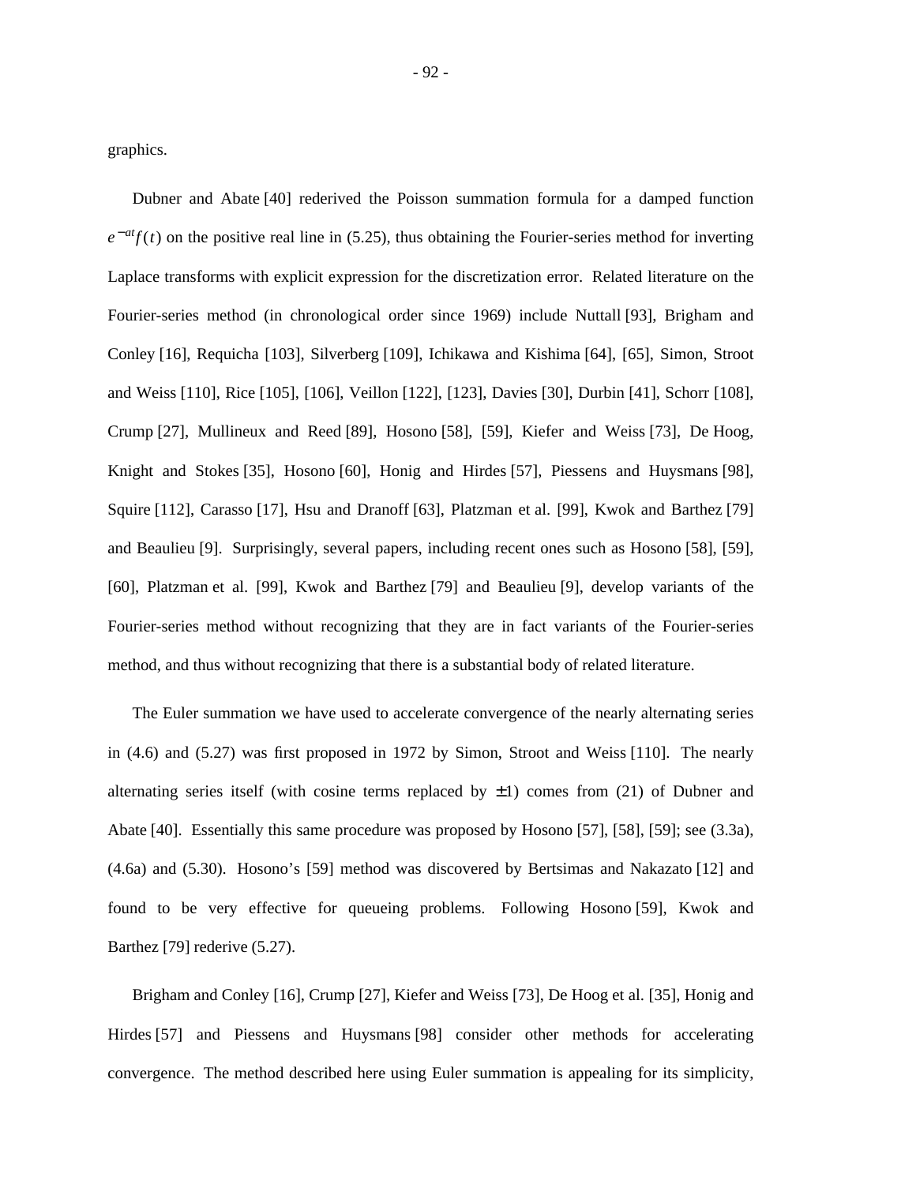graphics.

Dubner and Abate [40] rederived the Poisson summation formula for a damped function $e^{-at} f(t)$ on the positive real line in (5.25), thus obtaining the Fourier-series method for inverting Laplace transforms with explicit expression for the discretization error. Related literature on the Fourier-series method (in chronological order since 1969) include Nuttall [93], Brigham and Conley [16], Requicha [103], Silverberg [109], Ichikawa and Kishima [64], [65], Simon, Stroot and Weiss [110], Rice [105], [106], Veillon [122], [123], Davies [30], Durbin [41], Schorr [108], Crump [27], Mullineux and Reed [89], Hosono [58], [59], Kiefer and Weiss [73], De Hoog, Knight and Stokes [35], Hosono [60], Honig and Hirdes [57], Piessens and Huysmans [98], Squire [112], Carasso [17], Hsu and Dranoff [63], Platzman et al. [99], Kwok and Barthez [79] and Beaulieu [9]. Surprisingly, several papers, including recent ones such as Hosono [58], [59], [60], Platzman et al. [99], Kwok and Barthez [79] and Beaulieu [9], develop variants of the Fourier-series method without recognizing that they are in fact variants of the Fourier-series method, and thus without recognizing that there is a substantial body of related literature.

The Euler summation we have used to accelerate convergence of the nearly alternating series in (4.6) and (5.27) was first proposed in 1972 by Simon, Stroot and Weiss [110]. The nearly alternating series itself (with cosine terms replaced by $\pm 1$) comes from (21) of Dubner and Abate [40]. Essentially this same procedure was proposed by Hosono [57], [58], [59]; see (3.3a), (4.6a) and (5.30). Hosono's [59] method was discovered by Bertsimas and Nakazato [12] and found to be very effective for queueing problems. Following Hosono [59], Kwok and Barthez [79] rederive (5.27).

Brigham and Conley [16], Crump [27], Kiefer and Weiss [73], De Hoog et al. [35], Honig and Hirdes [57] and Piessens and Huysmans [98] consider other methods for accelerating convergence. The method described here using Euler summation is appealing for its simplicity,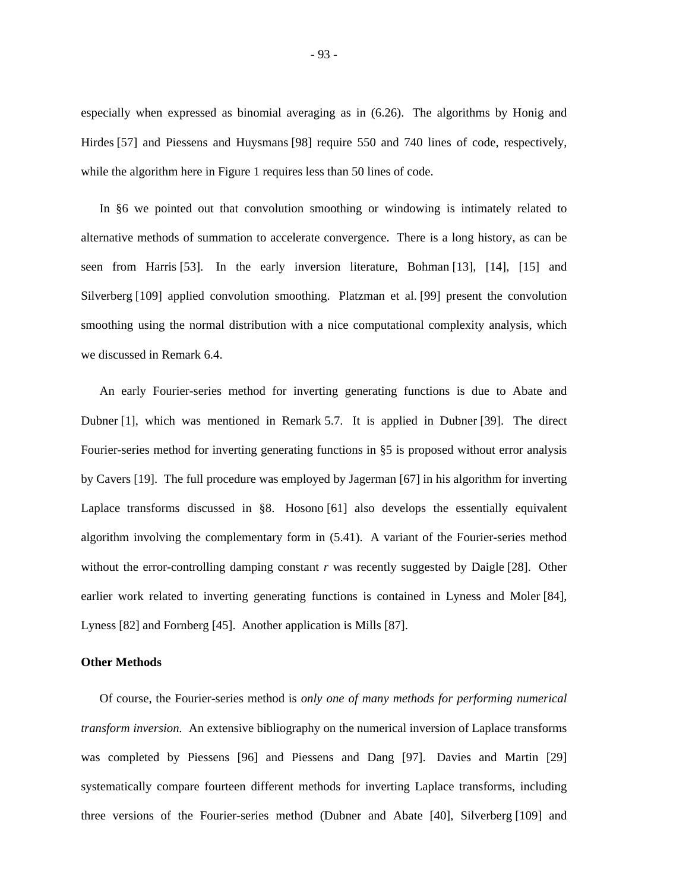especially when expressed as binomial averaging as in (6.26). The algorithms by Honig and Hirdes [57] and Piessens and Huysmans [98] require 550 and 740 lines of code, respectively, while the algorithm here in Figure 1 requires less than 50 lines of code.

In §6 we pointed out that convolution smoothing or windowing is intimately related to alternative methods of summation to accelerate convergence. There is a long history, as can be seen from Harris [53]. In the early inversion literature, Bohman [13], [14], [15] and Silverberg [109] applied convolution smoothing. Platzman et al. [99] present the convolution smoothing using the normal distribution with a nice computational complexity analysis, which we discussed in Remark 6.4.

An early Fourier-series method for inverting generating functions is due to Abate and Dubner [1], which was mentioned in Remark 5.7. It is applied in Dubner [39]. The direct Fourier-series method for inverting generating functions in §5 is proposed without error analysis by Cavers [19]. The full procedure was employed by Jagerman [67] in his algorithm for inverting Laplace transforms discussed in §8. Hosono [61] also develops the essentially equivalent algorithm involving the complementary form in (5.41). A variant of the Fourier-series method without the error-controlling damping constant $r$ was recently suggested by Daigle [28]. Other earlier work related to inverting generating functions is contained in Lyness and Moler [84], Lyness [82] and Fornberg [45]. Another application is Mills [87].

**Other Methods**

Of course, the Fourier-series method is *only one of many methods for performing numerical transform inversion.* An extensive bibliography on the numerical inversion of Laplace transforms was completed by Piessens [96] and Piessens and Dang [97]. Davies and Martin [29] systematically compare fourteen different methods for inverting Laplace transforms, including three versions of the Fourier-series method (Dubner and Abate [40], Silverberg [109] and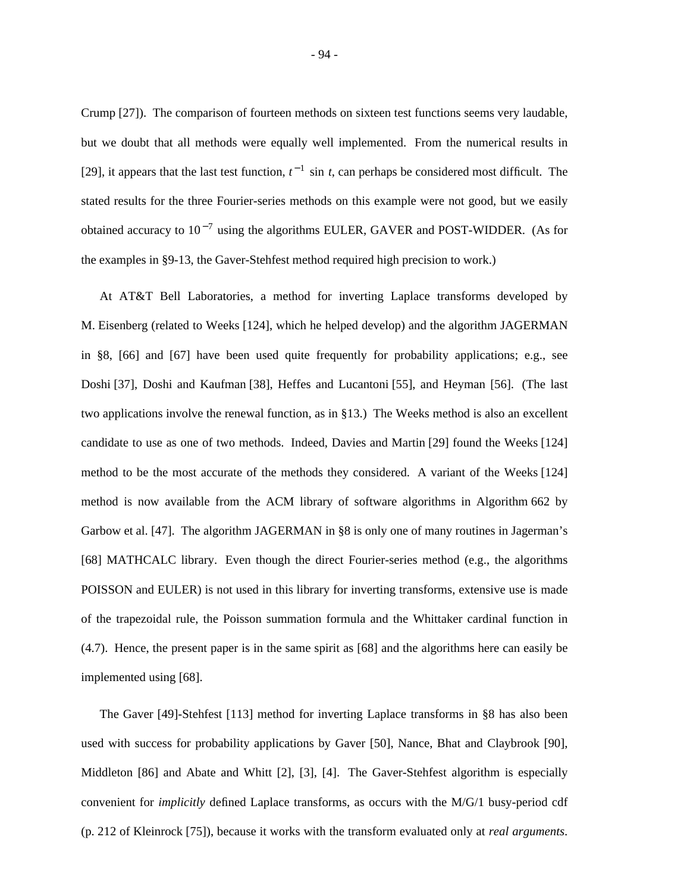Crump [27]). The comparison of fourteen methods on sixteen test functions seems very laudable, but we doubt that all methods were equally well implemented. From the numerical results in [29], it appears that the last test function, $t^{-1} \sin t$, can perhaps be considered most difficult. The stated results for the three Fourier-series methods on this example were not good, but we easily obtained accuracy to $10^{-7}$ using the algorithms EULER, GAVER and POST-WIDDER. (As for the examples in §9-13, the Gaver-Stehfest method required high precision to work.)

At AT&T Bell Laboratories, a method for inverting Laplace transforms developed by M. Eisenberg (related to Weeks [124], which he helped develop) and the algorithm JAGERMAN in §8, [66] and [67] have been used quite frequently for probability applications; e.g., see Doshi [37], Doshi and Kaufman [38], Heffes and Lucantoni [55], and Heyman [56]. (The last two applications involve the renewal function, as in §13.) The Weeks method is also an excellent candidate to use as one of two methods. Indeed, Davies and Martin [29] found the Weeks [124] method to be the most accurate of the methods they considered. A variant of the Weeks [124] method is now available from the ACM library of software algorithms in Algorithm 662 by Garbow et al. [47]. The algorithm JAGERMAN in §8 is only one of many routines in Jagerman's [68] MATHCALC library. Even though the direct Fourier-series method (e.g., the algorithms POISSON and EULER) is not used in this library for inverting transforms, extensive use is made of the trapezoidal rule, the Poisson summation formula and the Whittaker cardinal function in (4.7). Hence, the present paper is in the same spirit as [68] and the algorithms here can easily be implemented using [68].

The Gaver [49]-Stehfest [113] method for inverting Laplace transforms in §8 has also been used with success for probability applications by Gaver [50], Nance, Bhat and Claybrook [90], Middleton [86] and Abate and Whitt [2], [3], [4]. The Gaver-Stehfest algorithm is especially convenient for *implicitly* defined Laplace transforms, as occurs with the M/G/1 busy-period cdf (p. 212 of Kleinrock [75]), because it works with the transform evaluated only at *real arguments*.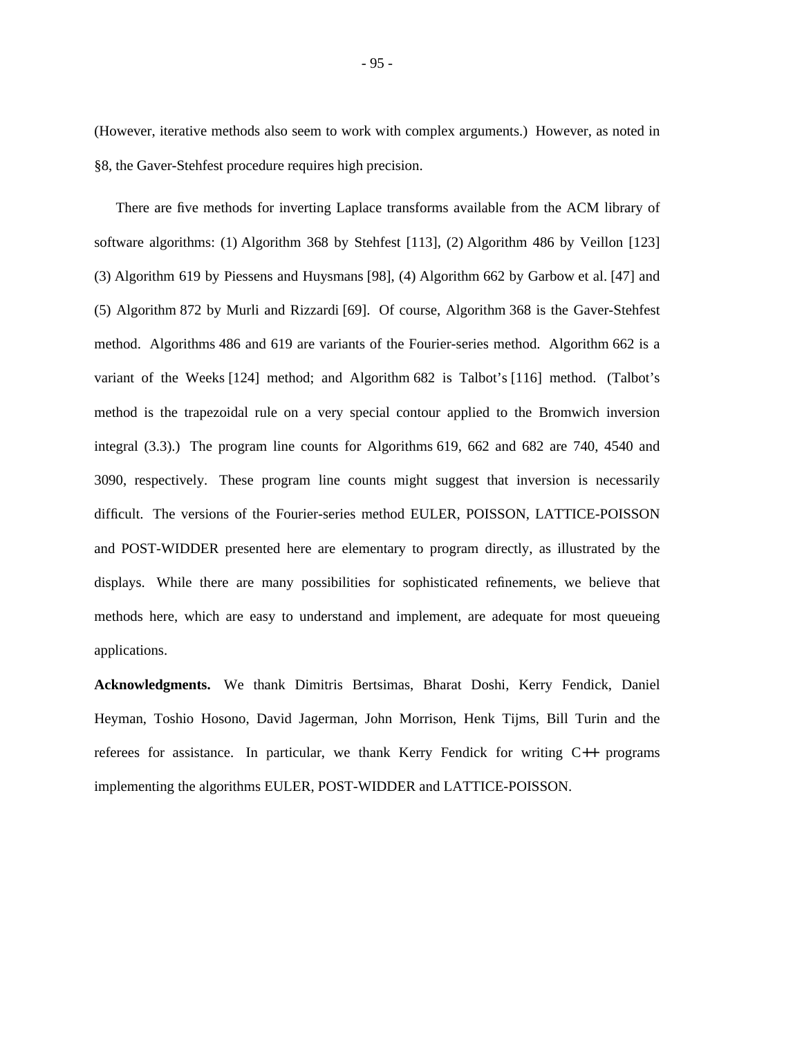(However, iterative methods also seem to work with complex arguments.) However, as noted in §8, the Gaver-Stehfest procedure requires high precision.

There are five methods for inverting Laplace transforms available from the ACM library of software algorithms: (1) Algorithm 368 by Stehfest [113], (2) Algorithm 486 by Veillon [123] (3) Algorithm 619 by Piessens and Huysmans [98], (4) Algorithm 662 by Garbow et al. [47] and (5) Algorithm 872 by Murli and Rizzardi [69]. Of course, Algorithm 368 is the Gaver-Stehfest method. Algorithms 486 and 619 are variants of the Fourier-series method. Algorithm 662 is a variant of the Weeks [124] method; and Algorithm 682 is Talbot's [116] method. (Talbot's method is the trapezoidal rule on a very special contour applied to the Bromwich inversion integral (3.3).) The program line counts for Algorithms 619, 662 and 682 are 740, 4540 and 3090, respectively. These program line counts might suggest that inversion is necessarily difficult. The versions of the Fourier-series method EULER, POISSON, LATTICE-POISSON and POST-WIDDER presented here are elementary to program directly, as illustrated by the displays. While there are many possibilities for sophisticated refinements, we believe that methods here, which are easy to understand and implement, are adequate for most queueing applications.

**Acknowledgments.** We thank Dimitris Bertsimas, Bharat Doshi, Kerry Fendick, Daniel Heyman, Toshio Hosono, David Jagerman, John Morrison, Henk Tijms, Bill Turin and the referees for assistance. In particular, we thank Kerry Fendick for writing C++ programs implementing the algorithms EULER, POST-WIDDER and LATTICE-POISSON.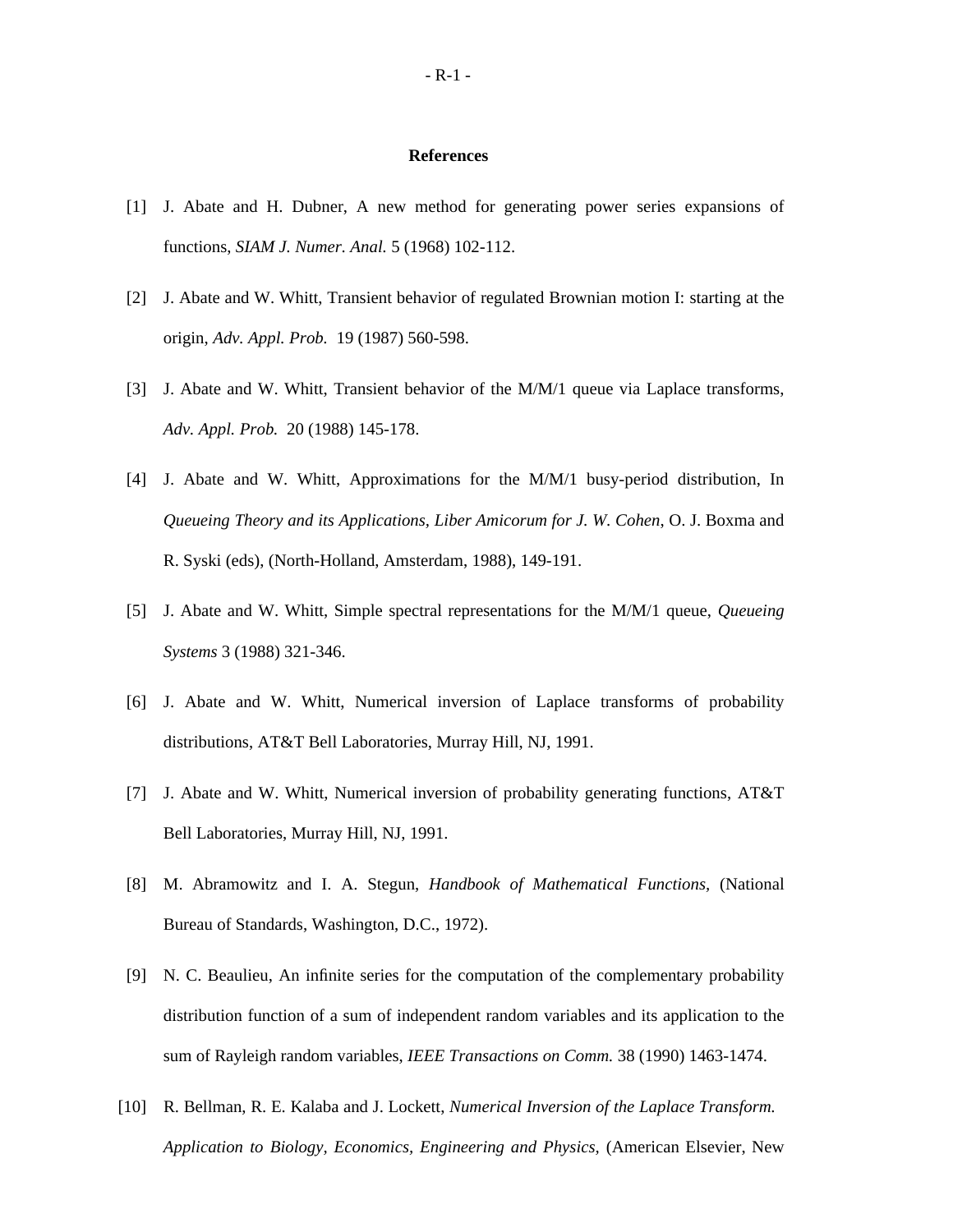## References

[1] J. Abate and H. Dubner, A new method for generating power series expansions of functions, *SIAM J. Numer. Anal.* 5 (1968) 102-112.

[2] J. Abate and W. Whitt, Transient behavior of regulated Brownian motion I: starting at the origin, *Adv. Appl. Prob.* 19 (1987) 560-598.

[3] J. Abate and W. Whitt, Transient behavior of the M/M/1 queue via Laplace transforms, *Adv. Appl. Prob.* 20 (1988) 145-178.

[4] J. Abate and W. Whitt, Approximations for the M/M/1 busy-period distribution, In *Queueing Theory and its Applications, Liber Amicorum for J. W. Cohen*, O. J. Boxma and R. Syski (eds), (North-Holland, Amsterdam, 1988), 149-191.

[5] J. Abate and W. Whitt, Simple spectral representations for the M/M/1 queue, *Queueing Systems* 3 (1988) 321-346.

[6] J. Abate and W. Whitt, Numerical inversion of Laplace transforms of probability distributions, AT&T Bell Laboratories, Murray Hill, NJ, 1991.

[7] J. Abate and W. Whitt, Numerical inversion of probability generating functions, AT&T Bell Laboratories, Murray Hill, NJ, 1991.

[8] M. Abramowitz and I. A. Stegun, *Handbook of Mathematical Functions,* (National Bureau of Standards, Washington, D.C., 1972).

[9] N. C. Beaulieu, An infinite series for the computation of the complementary probability distribution function of a sum of independent random variables and its application to the sum of Rayleigh random variables, *IEEE Transactions on Comm.* 38 (1990) 1463-1474.

[10] R. Bellman, R. E. Kalaba and J. Lockett, *Numerical Inversion of the Laplace Transform. Application to Biology, Economics, Engineering and Physics,* (American Elsevier, New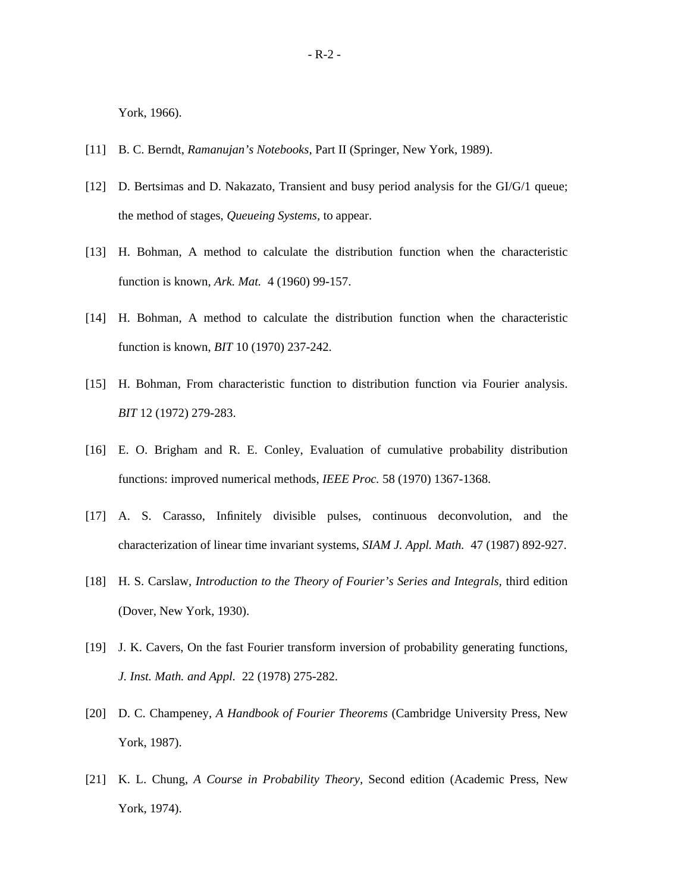York, 1966).

[11] B. C. Berndt, *Ramanujan's Notebooks*, Part II (Springer, New York, 1989).

[12] D. Bertsimas and D. Nakazato, Transient and busy period analysis for the GI/G/1 queue; the method of stages, *Queueing Systems*, to appear.

[13] H. Bohman, A method to calculate the distribution function when the characteristic function is known, *Ark. Mat.* 4 (1960) 99-157.

[14] H. Bohman, A method to calculate the distribution function when the characteristic function is known, *BIT* 10 (1970) 237-242.

[15] H. Bohman, From characteristic function to distribution function via Fourier analysis. *BIT* 12 (1972) 279-283.

[16] E. O. Brigham and R. E. Conley, Evaluation of cumulative probability distribution functions: improved numerical methods, *IEEE Proc.* 58 (1970) 1367-1368.

[17] A. S. Carasso, Infinitely divisible pulses, continuous deconvolution, and the characterization of linear time invariant systems, *SIAM J. Appl. Math.* 47 (1987) 892-927.

[18] H. S. Carslaw, *Introduction to the Theory of Fourier's Series and Integrals*, third edition (Dover, New York, 1930).

[19] J. K. Cavers, On the fast Fourier transform inversion of probability generating functions, *J. Inst. Math. and Appl.* 22 (1978) 275-282.

[20] D. C. Champeney, *A Handbook of Fourier Theorems* (Cambridge University Press, New York, 1987).

[21] K. L. Chung, *A Course in Probability Theory*, Second edition (Academic Press, New York, 1974).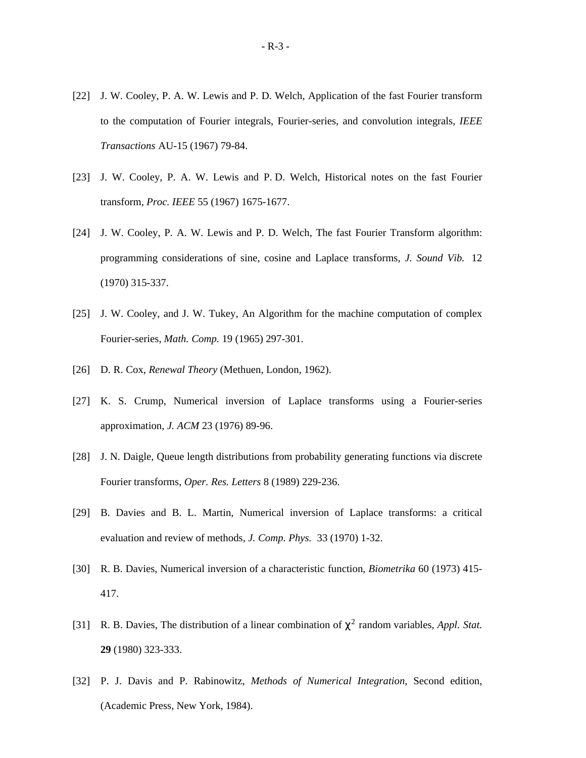[22] J. W. Cooley, P. A. W. Lewis and P. D. Welch, Application of the fast Fourier transform to the computation of Fourier integrals, Fourier-series, and convolution integrals, *IEEE Transactions* AU-15 (1967) 79-84.

[23] J. W. Cooley, P. A. W. Lewis and P. D. Welch, Historical notes on the fast Fourier transform, *Proc. IEEE* 55 (1967) 1675-1677.

[24] J. W. Cooley, P. A. W. Lewis and P. D. Welch, The fast Fourier Transform algorithm: programming considerations of sine, cosine and Laplace transforms, *J. Sound Vib.* 12 (1970) 315-337.

[25] J. W. Cooley, and J. W. Tukey, An Algorithm for the machine computation of complex Fourier-series, *Math. Comp.* 19 (1965) 297-301.

[26] D. R. Cox, *Renewal Theory* (Methuen, London, 1962).

[27] K. S. Crump, Numerical inversion of Laplace transforms using a Fourier-series approximation, *J. ACM* 23 (1976) 89-96.

[28] J. N. Daigle, Queue length distributions from probability generating functions via discrete Fourier transforms, *Oper. Res. Letters* 8 (1989) 229-236.

[29] B. Davies and B. L. Martin, Numerical inversion of Laplace transforms: a critical evaluation and review of methods, *J. Comp. Phys.* 33 (1970) 1-32.

[30] R. B. Davies, Numerical inversion of a characteristic function, *Biometrika* 60 (1973) 415-417.

[31] R. B. Davies, The distribution of a linear combination of $\chi^2$ random variables, *Appl. Stat.* **29** (1980) 323-333.

[32] P. J. Davis and P. Rabinowitz, *Methods of Numerical Integration*, Second edition, (Academic Press, New York, 1984).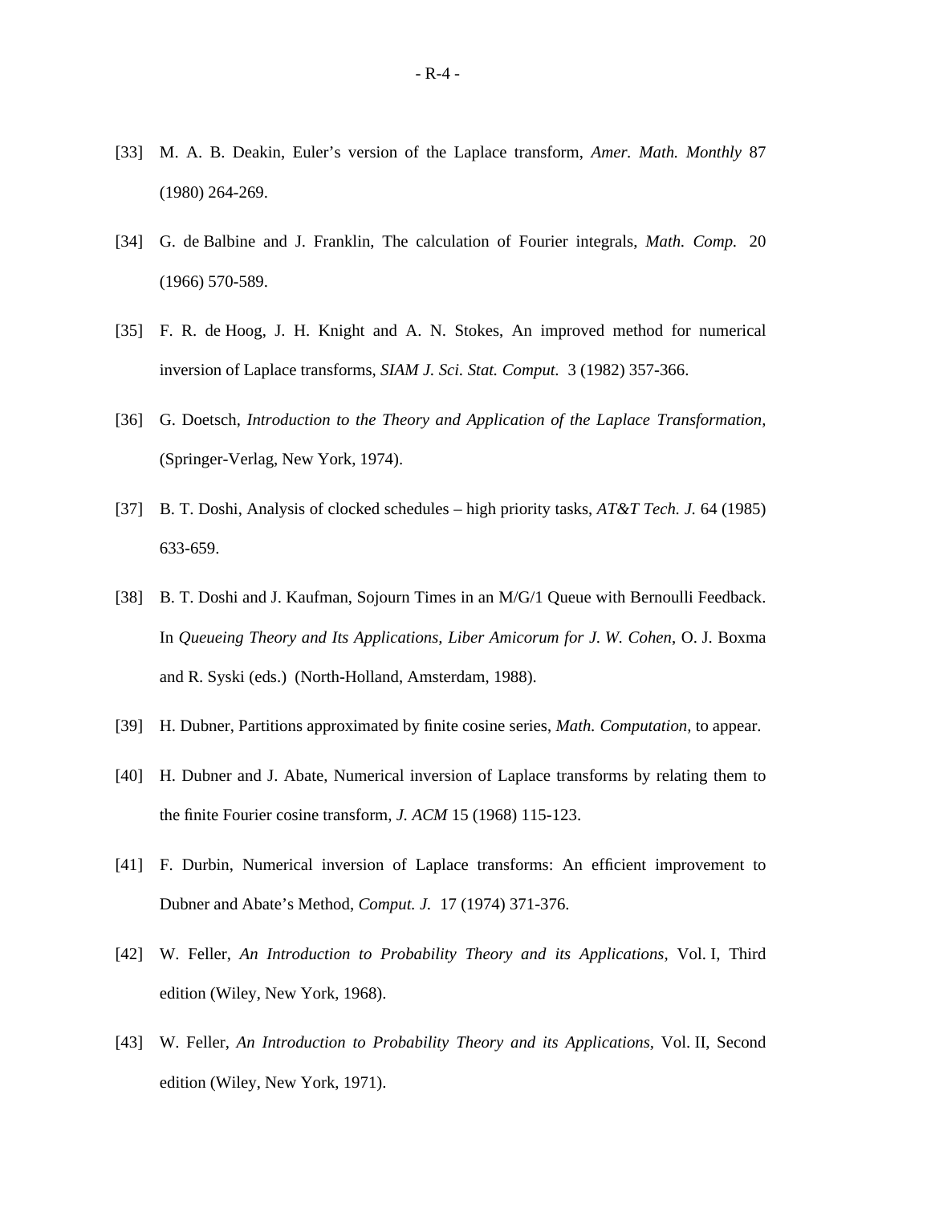[33] M. A. B. Deakin, Euler's version of the Laplace transform, *Amer. Math. Monthly* 87 (1980) 264-269.

[34] G. de Balbine and J. Franklin, The calculation of Fourier integrals, *Math. Comp.* 20 (1966) 570-589.

[35] F. R. de Hoog, J. H. Knight and A. N. Stokes, An improved method for numerical inversion of Laplace transforms, *SIAM J. Sci. Stat. Comput.* 3 (1982) 357-366.

[36] G. Doetsch, *Introduction to the Theory and Application of the Laplace Transformation*, (Springer-Verlag, New York, 1974).

[37] B. T. Doshi, Analysis of clocked schedules – high priority tasks, *AT&T Tech. J.* 64 (1985) 633-659.

[38] B. T. Doshi and J. Kaufman, Sojourn Times in an M/G/1 Queue with Bernoulli Feedback. In *Queueing Theory and Its Applications, Liber Amicorum for J. W. Cohen*, O. J. Boxma and R. Syski (eds.) (North-Holland, Amsterdam, 1988).

[39] H. Dubner, Partitions approximated by finite cosine series, *Math. Computation,* to appear.

[40] H. Dubner and J. Abate, Numerical inversion of Laplace transforms by relating them to the finite Fourier cosine transform, *J. ACM* 15 (1968) 115-123.

[41] F. Durbin, Numerical inversion of Laplace transforms: An efficient improvement to Dubner and Abate's Method, *Comput. J.* 17 (1974) 371-376.

[42] W. Feller, *An Introduction to Probability Theory and its Applications,* Vol. I, Third edition (Wiley, New York, 1968).

[43] W. Feller, *An Introduction to Probability Theory and its Applications,* Vol. II, Second edition (Wiley, New York, 1971).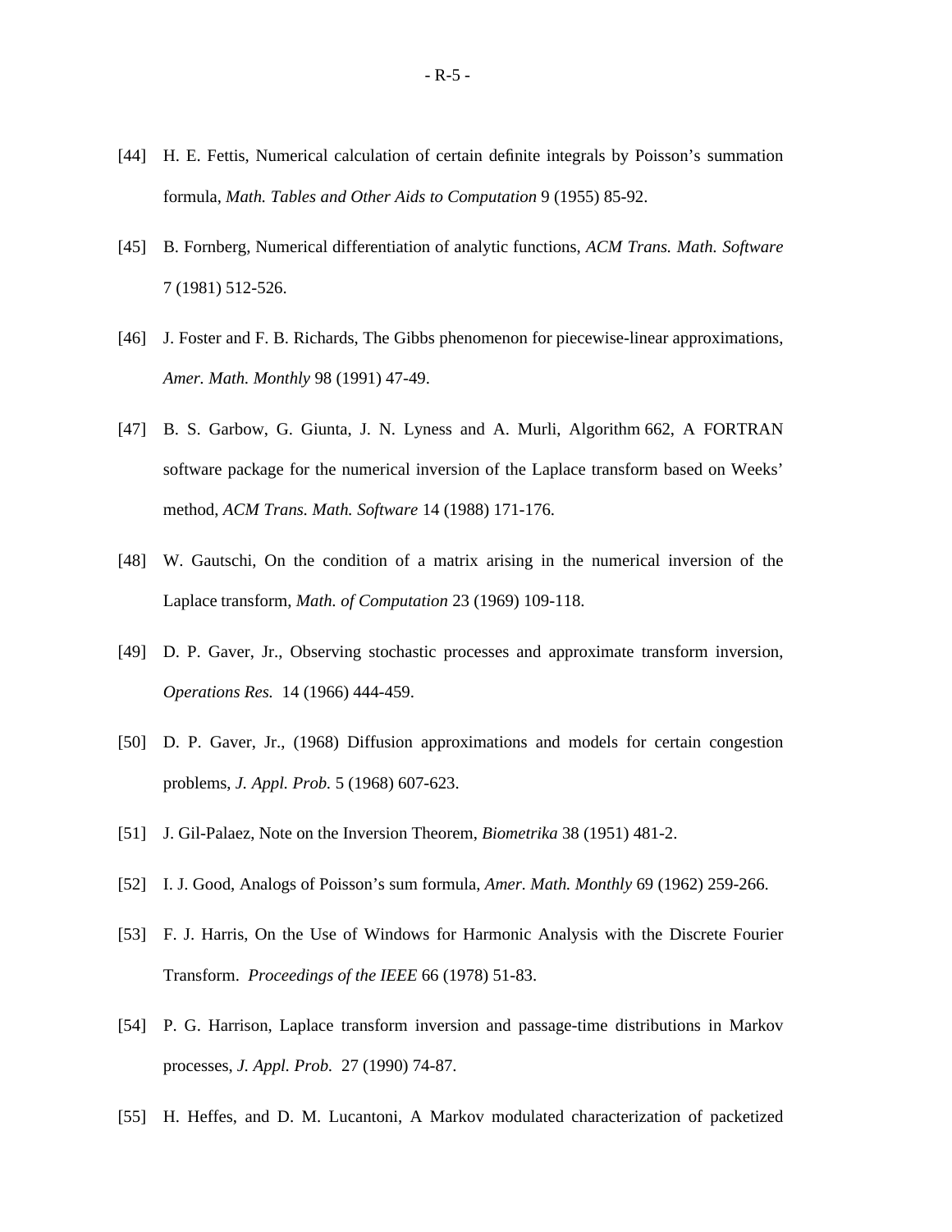[44] H. E. Fettis, Numerical calculation of certain definite integrals by Poisson's summation formula, *Math. Tables and Other Aids to Computation* 9 (1955) 85-92.

[45] B. Fornberg, Numerical differentiation of analytic functions, *ACM Trans. Math. Software* 7 (1981) 512-526.

[46] J. Foster and F. B. Richards, The Gibbs phenomenon for piecewise-linear approximations, *Amer. Math. Monthly* 98 (1991) 47-49.

[47] B. S. Garbow, G. Giunta, J. N. Lyness and A. Murli, Algorithm 662, A FORTRAN software package for the numerical inversion of the Laplace transform based on Weeks' method, *ACM Trans. Math. Software* 14 (1988) 171-176.

[48] W. Gautschi, On the condition of a matrix arising in the numerical inversion of the Laplace transform, *Math. of Computation* 23 (1969) 109-118.

[49] D. P. Gaver, Jr., Observing stochastic processes and approximate transform inversion, *Operations Res.* 14 (1966) 444-459.

[50] D. P. Gaver, Jr., (1968) Diffusion approximations and models for certain congestion problems, *J. Appl. Prob.* 5 (1968) 607-623.

[51] J. Gil-Palaez, Note on the Inversion Theorem, *Biometrika* 38 (1951) 481-2.

[52] I. J. Good, Analogs of Poisson's sum formula, *Amer. Math. Monthly* 69 (1962) 259-266.

[53] F. J. Harris, On the Use of Windows for Harmonic Analysis with the Discrete Fourier Transform. *Proceedings of the IEEE* 66 (1978) 51-83.

[54] P. G. Harrison, Laplace transform inversion and passage-time distributions in Markov processes, *J. Appl. Prob.* 27 (1990) 74-87.

[55] H. Heffes, and D. M. Lucantoni, A Markov modulated characterization of packetized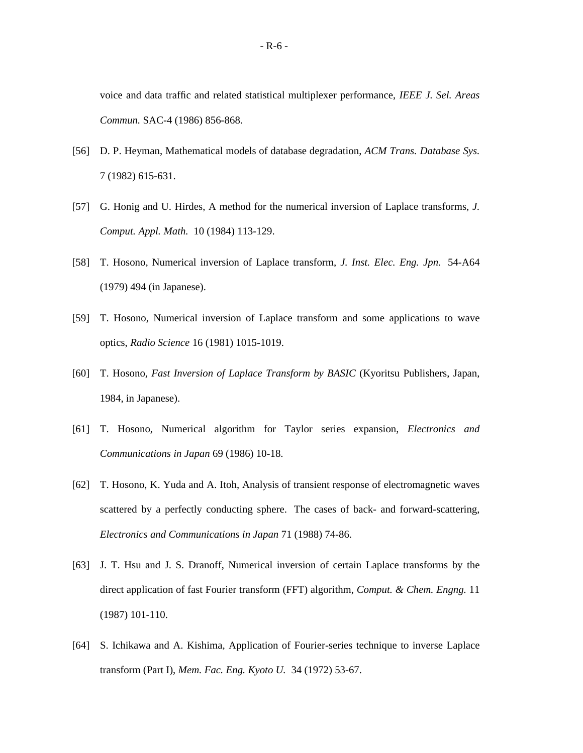voice and data traffic and related statistical multiplexer performance, *IEEE J. Sel. Areas Commun.* SAC-4 (1986) 856-868.

[56] D. P. Heyman, Mathematical models of database degradation, *ACM Trans. Database Sys.* 7 (1982) 615-631.

[57] G. Honig and U. Hirdes, A method for the numerical inversion of Laplace transforms, *J. Comput. Appl. Math.* 10 (1984) 113-129.

[58] T. Hosono, Numerical inversion of Laplace transform, *J. Inst. Elec. Eng. Jpn.* 54-A64 (1979) 494 (in Japanese).

[59] T. Hosono, Numerical inversion of Laplace transform and some applications to wave optics, *Radio Science* 16 (1981) 1015-1019.

[60] T. Hosono, *Fast Inversion of Laplace Transform by BASIC* (Kyoritsu Publishers, Japan, 1984, in Japanese).

[61] T. Hosono, Numerical algorithm for Taylor series expansion, *Electronics and Communications in Japan* 69 (1986) 10-18.

[62] T. Hosono, K. Yuda and A. Itoh, Analysis of transient response of electromagnetic waves scattered by a perfectly conducting sphere. The cases of back- and forward-scattering, *Electronics and Communications in Japan* 71 (1988) 74-86.

[63] J. T. Hsu and J. S. Dranoff, Numerical inversion of certain Laplace transforms by the direct application of fast Fourier transform (FFT) algorithm, *Comput. & Chem. Engng.* 11 (1987) 101-110.

[64] S. Ichikawa and A. Kishima, Application of Fourier-series technique to inverse Laplace transform (Part I), *Mem. Fac. Eng. Kyoto U.* 34 (1972) 53-67.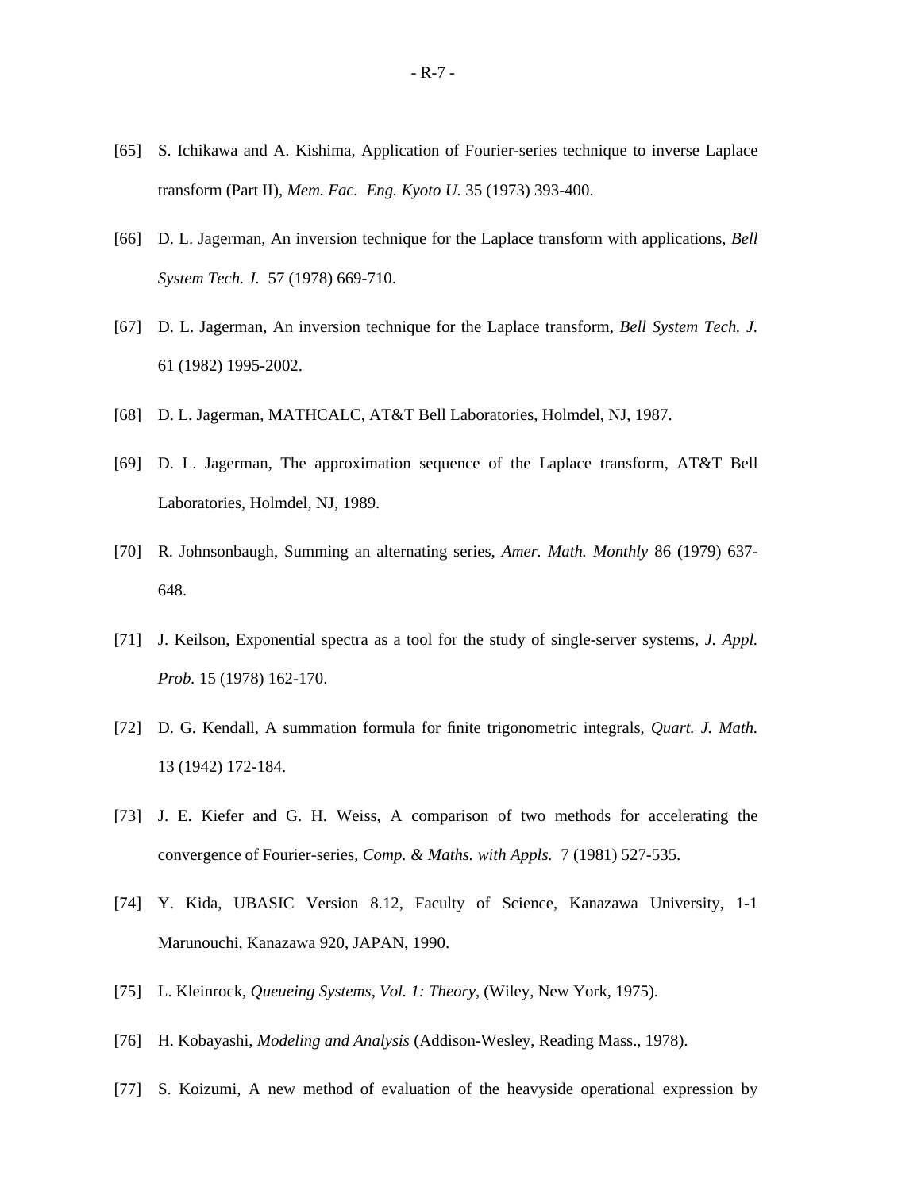[65] S. Ichikawa and A. Kishima, Application of Fourier-series technique to inverse Laplace transform (Part II), *Mem. Fac. Eng. Kyoto U.* 35 (1973) 393-400.

[66] D. L. Jagerman, An inversion technique for the Laplace transform with applications, *Bell System Tech. J.* 57 (1978) 669-710.

[67] D. L. Jagerman, An inversion technique for the Laplace transform, *Bell System Tech. J.* 61 (1982) 1995-2002.

[68] D. L. Jagerman, MATHCALC, AT&T Bell Laboratories, Holmdel, NJ, 1987.

[69] D. L. Jagerman, The approximation sequence of the Laplace transform, AT&T Bell Laboratories, Holmdel, NJ, 1989.

[70] R. Johnsonbaugh, Summing an alternating series, *Amer. Math. Monthly* 86 (1979) 637-648.

[71] J. Keilson, Exponential spectra as a tool for the study of single-server systems, *J. Appl. Prob.* 15 (1978) 162-170.

[72] D. G. Kendall, A summation formula for finite trigonometric integrals, *Quart. J. Math.* 13 (1942) 172-184.

[73] J. E. Kiefer and G. H. Weiss, A comparison of two methods for accelerating the convergence of Fourier-series, *Comp. & Maths. with Appls.* 7 (1981) 527-535.

[74] Y. Kida, UBASIC Version 8.12, Faculty of Science, Kanazawa University, 1-1 Marunouchi, Kanazawa 920, JAPAN, 1990.

[75] L. Kleinrock, *Queueing Systems, Vol. 1: Theory*, (Wiley, New York, 1975).

[76] H. Kobayashi, *Modeling and Analysis* (Addison-Wesley, Reading Mass., 1978).

[77] S. Koizumi, A new method of evaluation of the heavyside operational expression by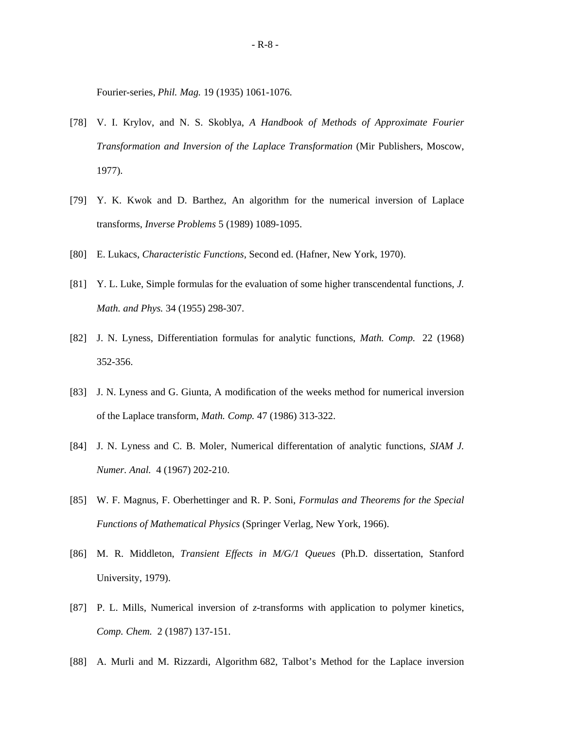Fourier-series, *Phil. Mag.* 19 (1935) 1061-1076.

[78] V. I. Krylov, and N. S. Skoblya, *A Handbook of Methods of Approximate Fourier Transformation and Inversion of the Laplace Transformation* (Mir Publishers, Moscow, 1977).

[79] Y. K. Kwok and D. Barthez, An algorithm for the numerical inversion of Laplace transforms, *Inverse Problems* 5 (1989) 1089-1095.

[80] E. Lukacs, *Characteristic Functions*, Second ed. (Hafner, New York, 1970).

[81] Y. L. Luke, Simple formulas for the evaluation of some higher transcendental functions, *J. Math. and Phys.* 34 (1955) 298-307.

[82] J. N. Lyness, Differentiation formulas for analytic functions, *Math. Comp.* 22 (1968) 352-356.

[83] J. N. Lyness and G. Giunta, A modification of the weeks method for numerical inversion of the Laplace transform, *Math. Comp.* 47 (1986) 313-322.

[84] J. N. Lyness and C. B. Moler, Numerical differentation of analytic functions, *SIAM J. Numer. Anal.* 4 (1967) 202-210.

[85] W. F. Magnus, F. Oberhettinger and R. P. Soni, *Formulas and Theorems for the Special Functions of Mathematical Physics* (Springer Verlag, New York, 1966).

[86] M. R. Middleton, *Transient Effects in M/G/1 Queues* (Ph.D. dissertation, Stanford University, 1979).

[87] P. L. Mills, Numerical inversion of *z*-transforms with application to polymer kinetics, *Comp. Chem.* 2 (1987) 137-151.

[88] A. Murli and M. Rizzardi, Algorithm 682, Talbot's Method for the Laplace inversion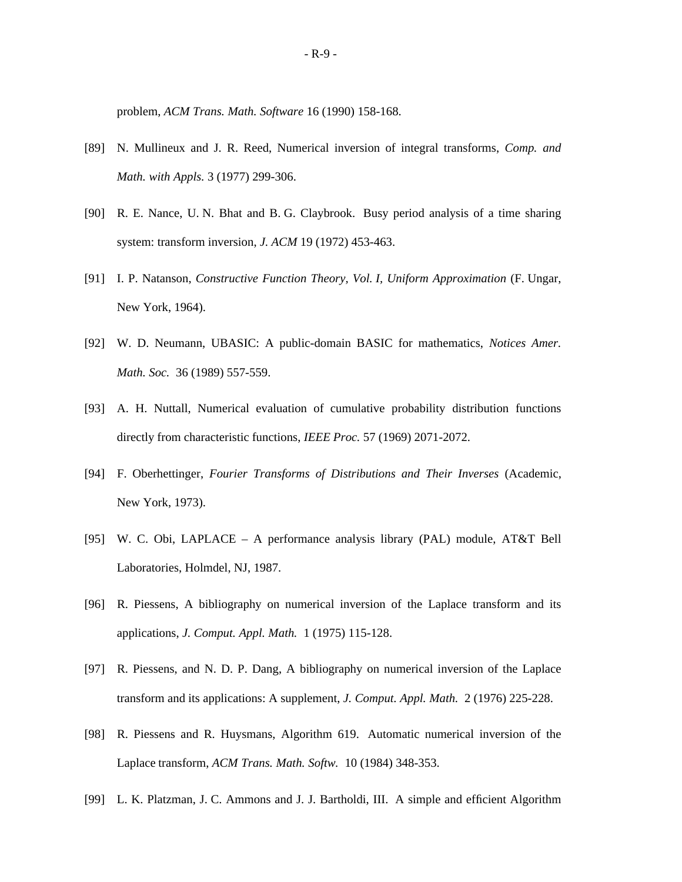problem, *ACM Trans. Math. Software* 16 (1990) 158-168.

[89] N. Mullineux and J. R. Reed, Numerical inversion of integral transforms, *Comp. and Math. with Appls.* 3 (1977) 299-306.

[90] R. E. Nance, U. N. Bhat and B. G. Claybrook. Busy period analysis of a time sharing system: transform inversion, *J. ACM* 19 (1972) 453-463.

[91] I. P. Natanson, *Constructive Function Theory, Vol. I, Uniform Approximation* (F. Ungar, New York, 1964).

[92] W. D. Neumann, UBASIC: A public-domain BASIC for mathematics, *Notices Amer. Math. Soc.* 36 (1989) 557-559.

[93] A. H. Nuttall, Numerical evaluation of cumulative probability distribution functions directly from characteristic functions, *IEEE Proc.* 57 (1969) 2071-2072.

[94] F. Oberhettinger, *Fourier Transforms of Distributions and Their Inverses* (Academic, New York, 1973).

[95] W. C. Obi, LAPLACE – A performance analysis library (PAL) module, AT&T Bell Laboratories, Holmdel, NJ, 1987.

[96] R. Piessens, A bibliography on numerical inversion of the Laplace transform and its applications, *J. Comput. Appl. Math.* 1 (1975) 115-128.

[97] R. Piessens, and N. D. P. Dang, A bibliography on numerical inversion of the Laplace transform and its applications: A supplement, *J. Comput. Appl. Math.* 2 (1976) 225-228.

[98] R. Piessens and R. Huysmans, Algorithm 619. Automatic numerical inversion of the Laplace transform, *ACM Trans. Math. Softw.* 10 (1984) 348-353.

[99] L. K. Platzman, J. C. Ammons and J. J. Bartholdi, III. A simple and efficient Algorithm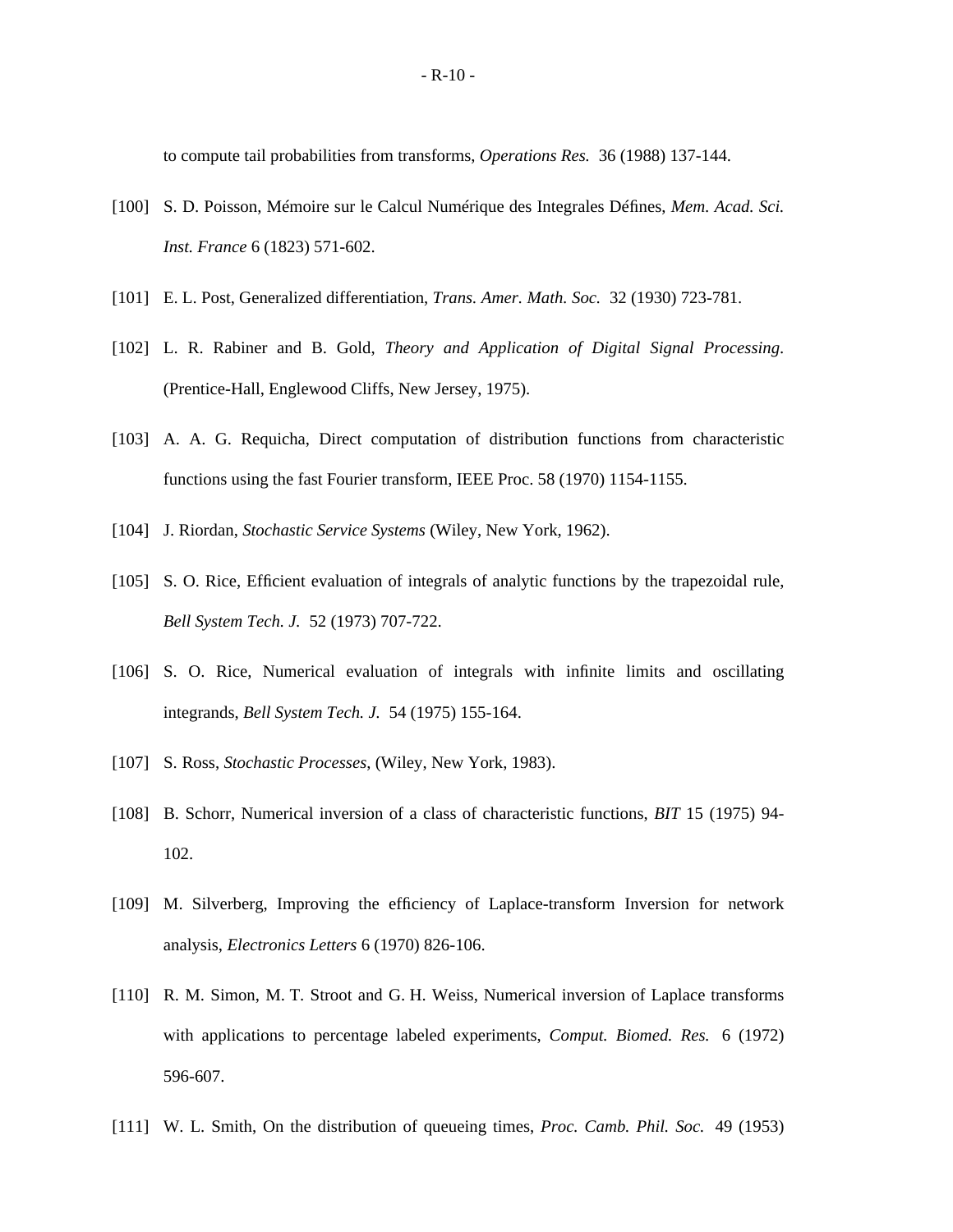to compute tail probabilities from transforms, *Operations Res.* 36 (1988) 137-144.

[100] S. D. Poisson, Mémoire sur le Calcul Numérique des Integrales Défines, *Mem. Acad. Sci. Inst. France* 6 (1823) 571-602.

[101] E. L. Post, Generalized differentiation, *Trans. Amer. Math. Soc.* 32 (1930) 723-781.

[102] L. R. Rabiner and B. Gold, *Theory and Application of Digital Signal Processing*. (Prentice-Hall, Englewood Cliffs, New Jersey, 1975).

[103] A. A. G. Requicha, Direct computation of distribution functions from characteristic functions using the fast Fourier transform, IEEE Proc. 58 (1970) 1154-1155.

[104] J. Riordan, *Stochastic Service Systems* (Wiley, New York, 1962).

[105] S. O. Rice, Efficient evaluation of integrals of analytic functions by the trapezoidal rule, *Bell System Tech. J.* 52 (1973) 707-722.

[106] S. O. Rice, Numerical evaluation of integrals with infinite limits and oscillating integrands, *Bell System Tech. J.* 54 (1975) 155-164.

[107] S. Ross, *Stochastic Processes*, (Wiley, New York, 1983).

[108] B. Schorr, Numerical inversion of a class of characteristic functions, *BIT* 15 (1975) 94-102.

[109] M. Silverberg, Improving the efficiency of Laplace-transform Inversion for network analysis, *Electronics Letters* 6 (1970) 826-106.

[110] R. M. Simon, M. T. Stroot and G. H. Weiss, Numerical inversion of Laplace transforms with applications to percentage labeled experiments, *Comput. Biomed. Res.* 6 (1972) 596-607.

[111] W. L. Smith, On the distribution of queueing times, *Proc. Camb. Phil. Soc.* 49 (1953)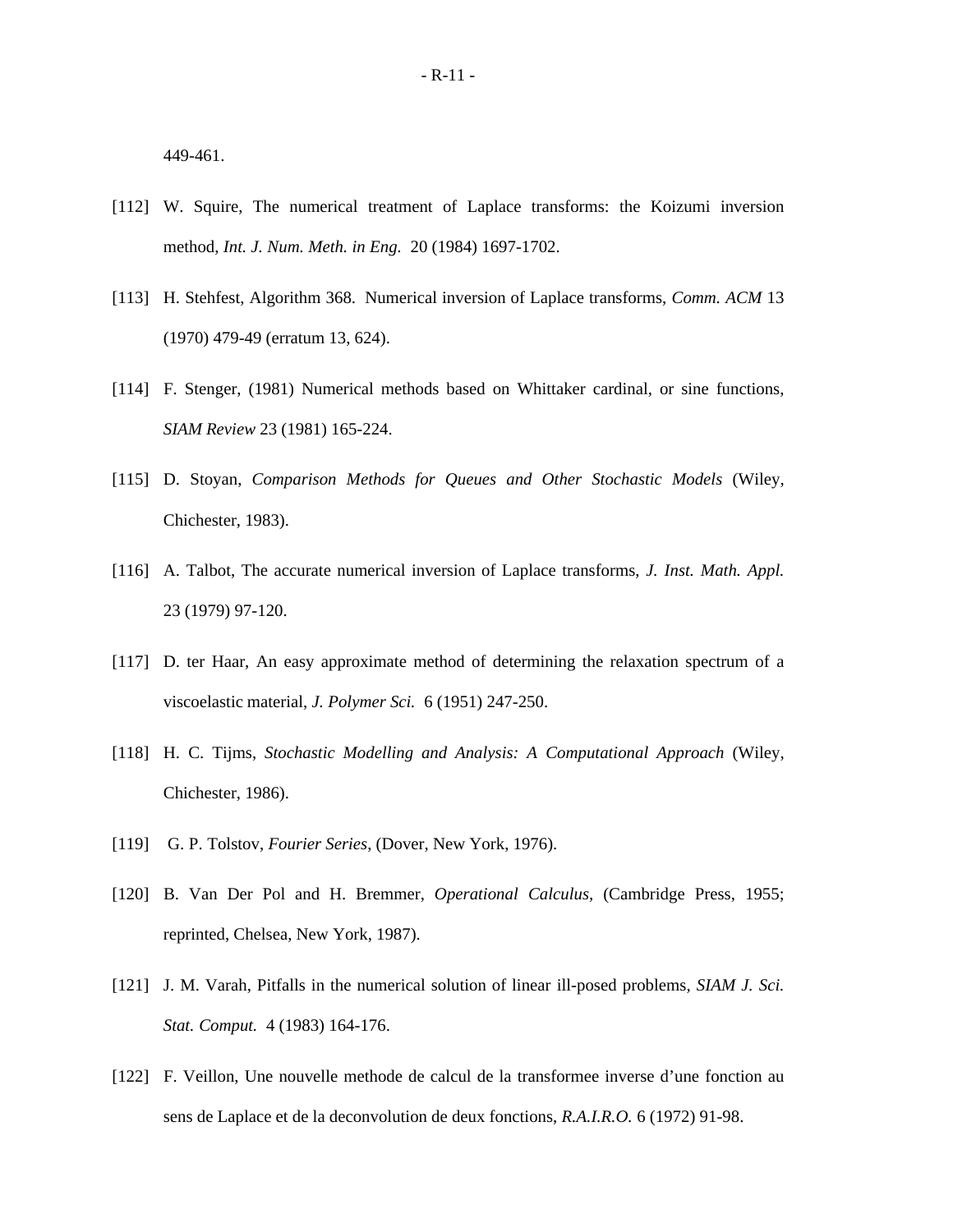449-461.

[112] W. Squire, The numerical treatment of Laplace transforms: the Koizumi inversion method, *Int. J. Num. Meth. in Eng.* 20 (1984) 1697-1702.

[113] H. Stehfest, Algorithm 368. Numerical inversion of Laplace transforms, *Comm. ACM* 13 (1970) 479-49 (erratum 13, 624).

[114] F. Stenger, (1981) Numerical methods based on Whittaker cardinal, or sine functions, *SIAM Review* 23 (1981) 165-224.

[115] D. Stoyan, *Comparison Methods for Queues and Other Stochastic Models* (Wiley, Chichester, 1983).

[116] A. Talbot, The accurate numerical inversion of Laplace transforms, *J. Inst. Math. Appl.* 23 (1979) 97-120.

[117] D. ter Haar, An easy approximate method of determining the relaxation spectrum of a viscoelastic material, *J. Polymer Sci.* 6 (1951) 247-250.

[118] H. C. Tijms, *Stochastic Modelling and Analysis: A Computational Approach* (Wiley, Chichester, 1986).

[119] G. P. Tolstov, *Fourier Series*, (Dover, New York, 1976).

[120] B. Van Der Pol and H. Bremmer, *Operational Calculus*, (Cambridge Press, 1955; reprinted, Chelsea, New York, 1987).

[121] J. M. Varah, Pitfalls in the numerical solution of linear ill-posed problems, *SIAM J. Sci. Stat. Comput.* 4 (1983) 164-176.

[122] F. Veillon, Une nouvelle methode de calcul de la transformee inverse d'une fonction au sens de Laplace et de la deconvolution de deux fonctions, *R.A.I.R.O.* 6 (1972) 91-98.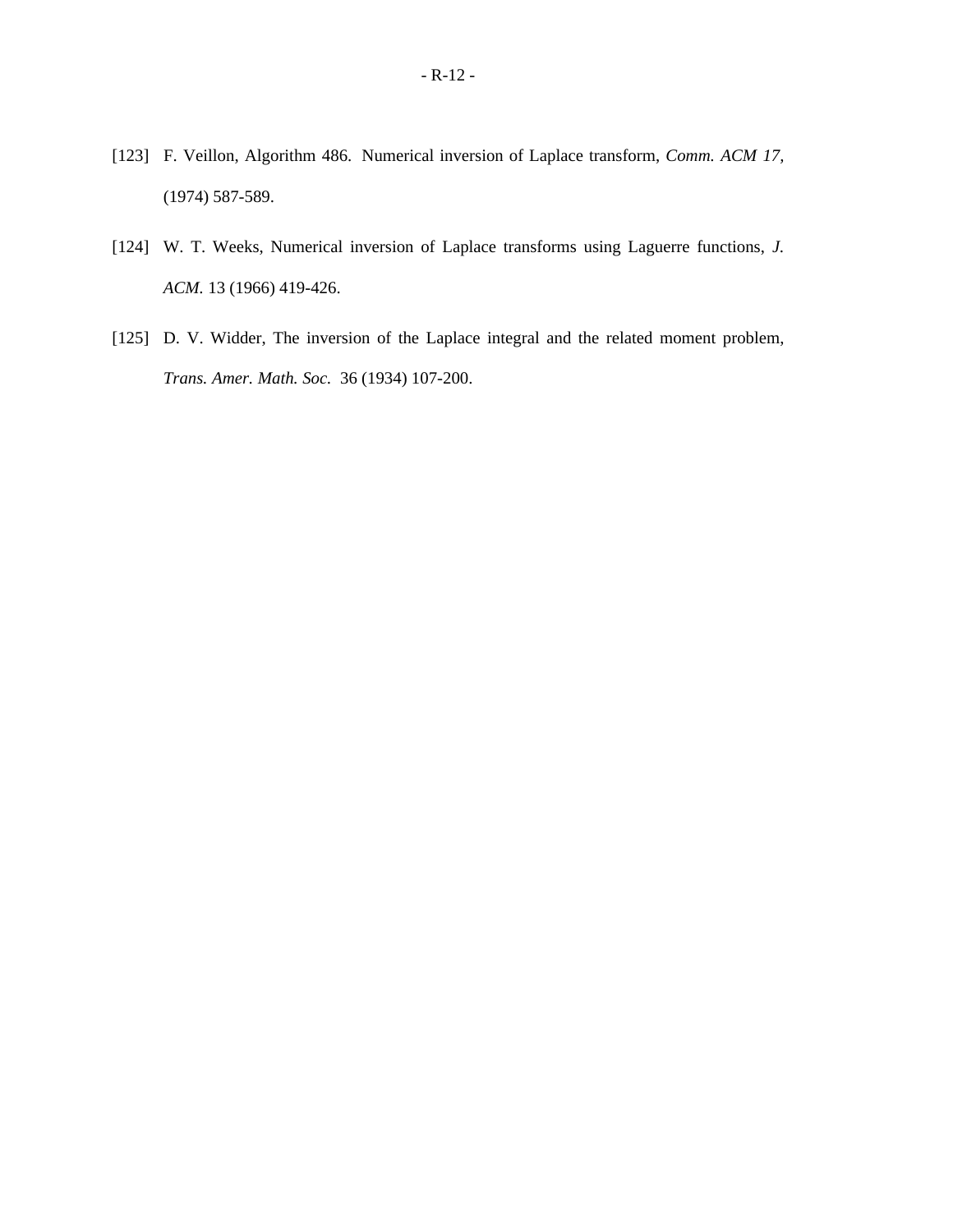[123] F. Veillon, Algorithm 486. Numerical inversion of Laplace transform, *Comm. ACM 17,* (1974) 587-589.

[124] W. T. Weeks, Numerical inversion of Laplace transforms using Laguerre functions, *J. ACM.* 13 (1966) 419-426.

[125] D. V. Widder, The inversion of the Laplace integral and the related moment problem, *Trans. Amer. Math. Soc.* 36 (1934) 107-200.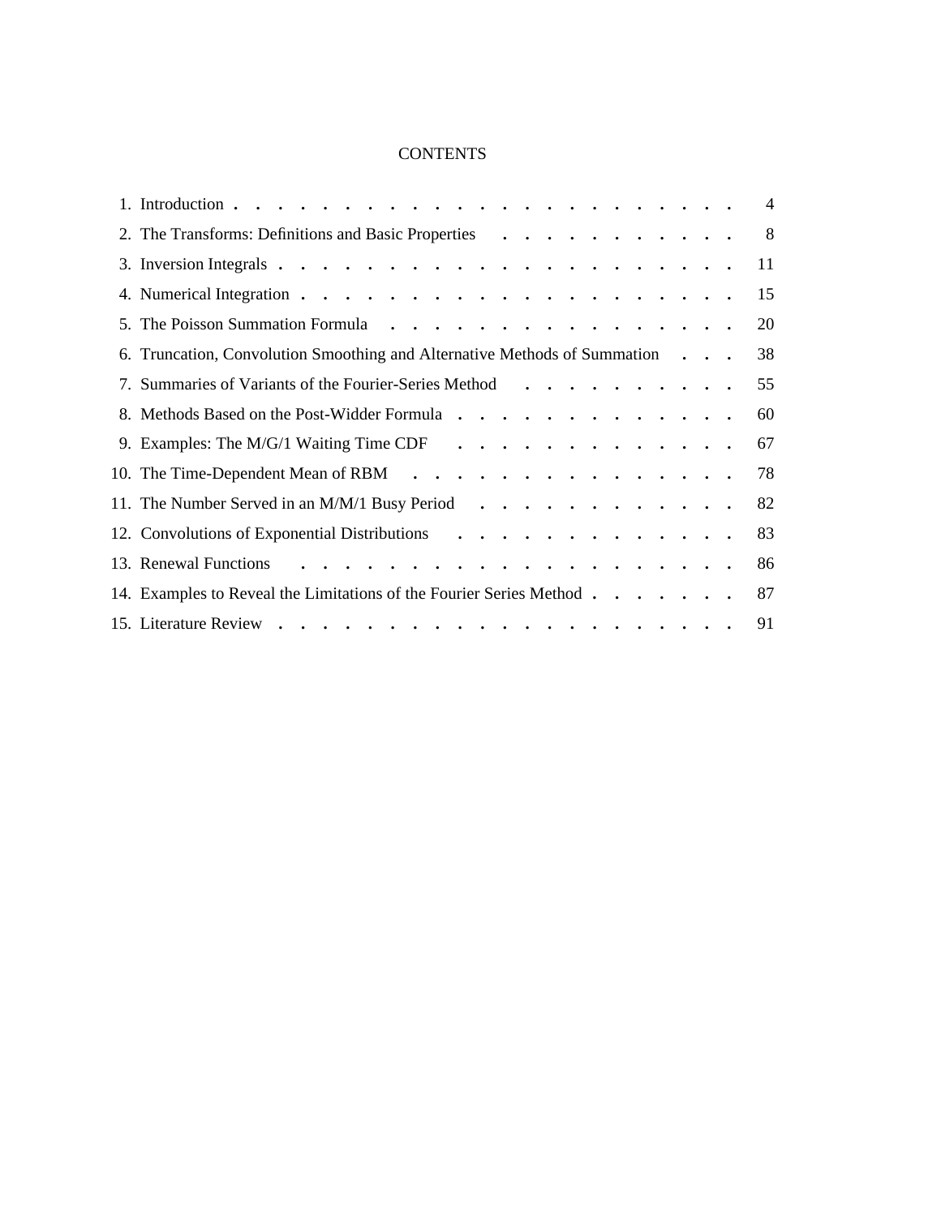# CONTENTS

| | | |
|---|---|---|
| 1. | Introduction | 4 |
| 2. | The Transforms: Definitions and Basic Properties | 8 |
| 3. | Inversion Integrals | 11 |
| 4. | Numerical Integration | 15 |
| 5. | The Poisson Summation Formula | 20 |
| 6. | Truncation, Convolution Smoothing and Alternative Methods of Summation | 38 |
| 7. | Summaries of Variants of the Fourier-Series Method | 55 |
| 8. | Methods Based on the Post-Widder Formula | 60 |
| 9. | Examples: The M/G/1 Waiting Time CDF | 67 |
| 10. | The Time-Dependent Mean of RBM | 78 |
| 11. | The Number Served in an M/M/1 Busy Period | 82 |
| 12. | Convolutions of Exponential Distributions | 83 |
| 13. | Renewal Functions | 86 |
| 14. | Examples to Reveal the Limitations of the Fourier Series Method | 87 |
| 15. | Literature Review | 91 |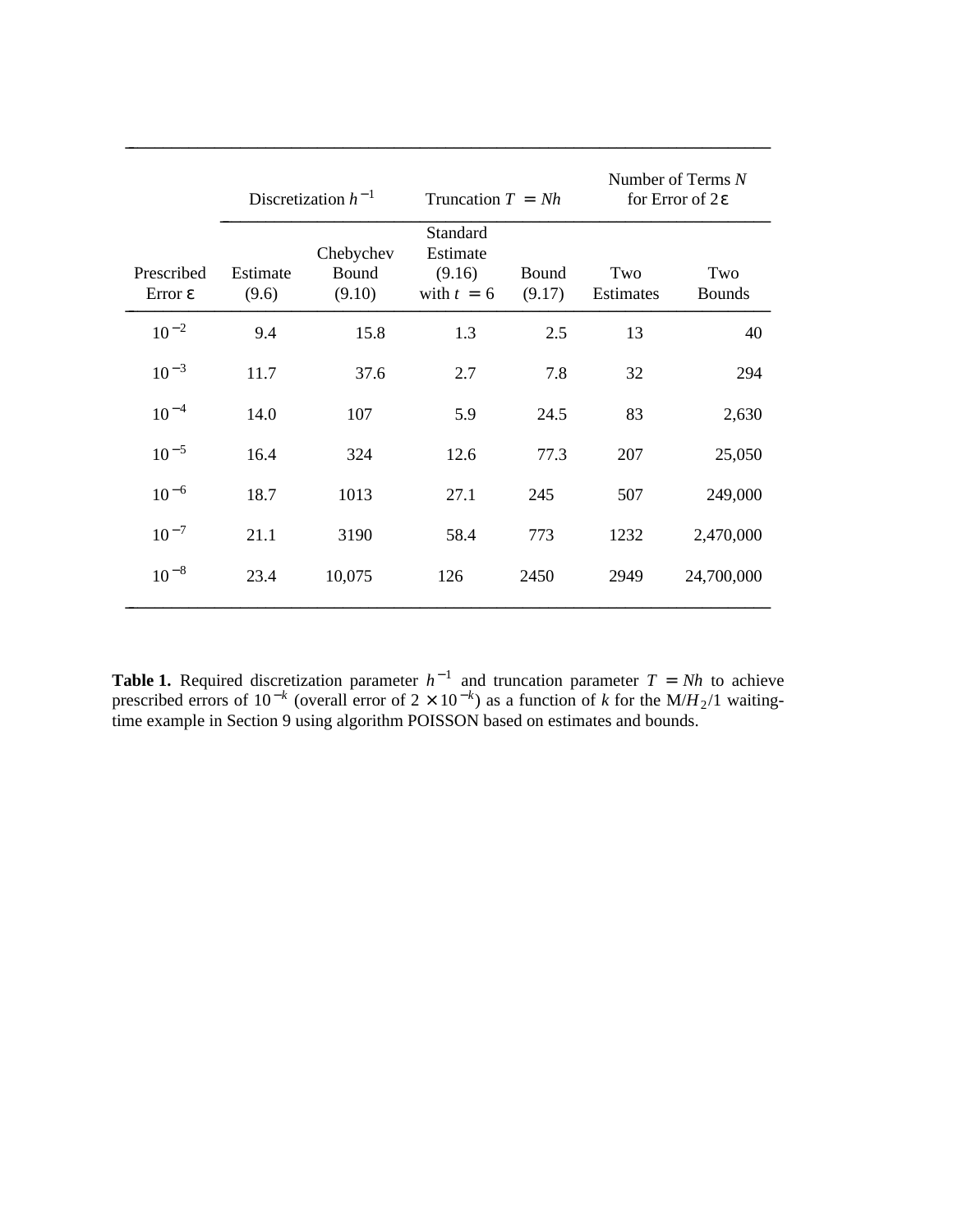| Prescribed Error $\varepsilon$ | Discretization $h^{-1}$ | | Truncation $T = Nh$ | | Number of Terms $N$ for Error of $2\varepsilon$ | |
|---|---|---|---|---|---|---|
| | Estimate (9.6) | Chebychev Bound (9.10) | Standard Estimate (9.16) with $t = 6$ | Bound (9.17) | Two Estimates | Two Bounds |
| $10^{-2}$ | 9.4 | 15.8 | 1.3 | 2.5 | 13 | 40 |
| $10^{-3}$ | 11.7 | 37.6 | 2.7 | 7.8 | 32 | 294 |
| $10^{-4}$ | 14.0 | 107 | 5.9 | 24.5 | 83 | 2,630 |
| $10^{-5}$ | 16.4 | 324 | 12.6 | 77.3 | 207 | 25,050 |
| $10^{-6}$ | 18.7 | 1013 | 27.1 | 245 | 507 | 249,000 |
| $10^{-7}$ | 21.1 | 3190 | 58.4 | 773 | 1232 | 2,470,000 |
| $10^{-8}$ | 23.4 | 10,075 | 126 | 2450 | 2949 | 24,700,000 |

**Table 1.** Required discretization parameter $h^{-1}$ and truncation parameter $T = Nh$ to achieve prescribed errors of $10^{-k}$ (overall error of $2 \times 10^{-k}$) as a function of $k$ for the $M/H_2/1$ waiting-time example in Section 9 using algorithm POISSON based on estimates and bounds.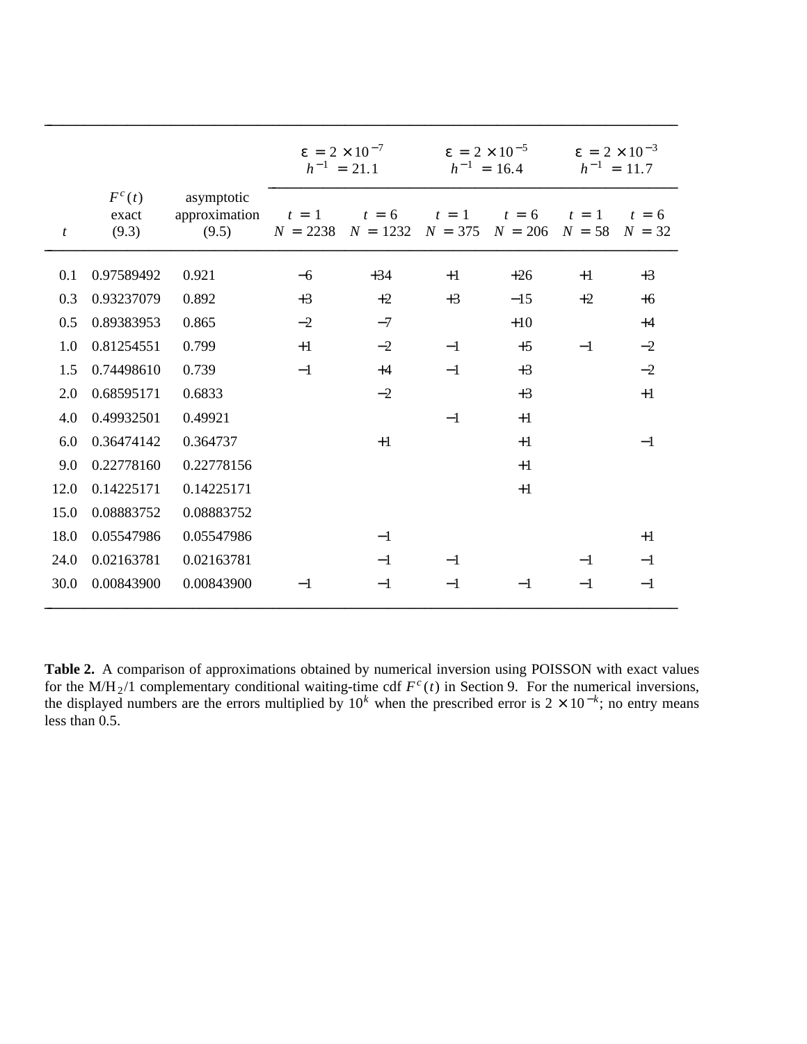| $t$ | $F^c(t)$ exact (9.3) | asymptotic approximation (9.5) | $\varepsilon = 2 \times 10^{-7}$, $h^{-1} = 21.1$ | | $\varepsilon = 2 \times 10^{-5}$, $h^{-1} = 16.4$ | | $\varepsilon = 2 \times 10^{-3}$, $h^{-1} = 11.7$ | |
|---|---|---|---|---|---|---|---|---|
| | | | $t = 1$, $N = 2238$ | $t = 6$, $N = 1232$ | $t = 1$, $N = 375$ | $t = 6$, $N = 206$ | $t = 1$, $N = 58$ | $t = 6$, $N = 32$ |
| 0.1 | 0.97589492 | 0.921 | −6 | +34 | +1 | +26 | +1 | +3 |
| 0.3 | 0.93237079 | 0.892 | +3 | +2 | +3 | −15 | +2 | +6 |
| 0.5 | 0.89383953 | 0.865 | −2 | −7 | | +10 | | +4 |
| 1.0 | 0.81254551 | 0.799 | +1 | −2 | −1 | +5 | −1 | −2 |
| 1.5 | 0.74498610 | 0.739 | −1 | +4 | −1 | +3 | | −2 |
| 2.0 | 0.68595171 | 0.6833 | | −2 | | +3 | | +1 |
| 4.0 | 0.49932501 | 0.49921 | | | −1 | +1 | | |
| 6.0 | 0.36474142 | 0.364737 | | +1 | | +1 | | −1 |
| 9.0 | 0.22778160 | 0.22778156 | | | | +1 | | |
| 12.0 | 0.14225171 | 0.14225171 | | | | +1 | | |
| 15.0 | 0.08883752 | 0.08883752 | | | | | | |
| 18.0 | 0.05547986 | 0.05547986 | | −1 | | | | +1 |
| 24.0 | 0.02163781 | 0.02163781 | | −1 | −1 | | −1 | −1 |
| 30.0 | 0.00843900 | 0.00843900 | −1 | −1 | −1 | −1 | −1 | −1 |

**Table 2.** A comparison of approximations obtained by numerical inversion using POISSON with exact values for the $M/H_2/1$ complementary conditional waiting-time cdf $F^c(t)$ in Section 9. For the numerical inversions, the displayed numbers are the errors multiplied by $10^k$ when the prescribed error is $2 \times 10^{-k}$; no entry means less than 0.5.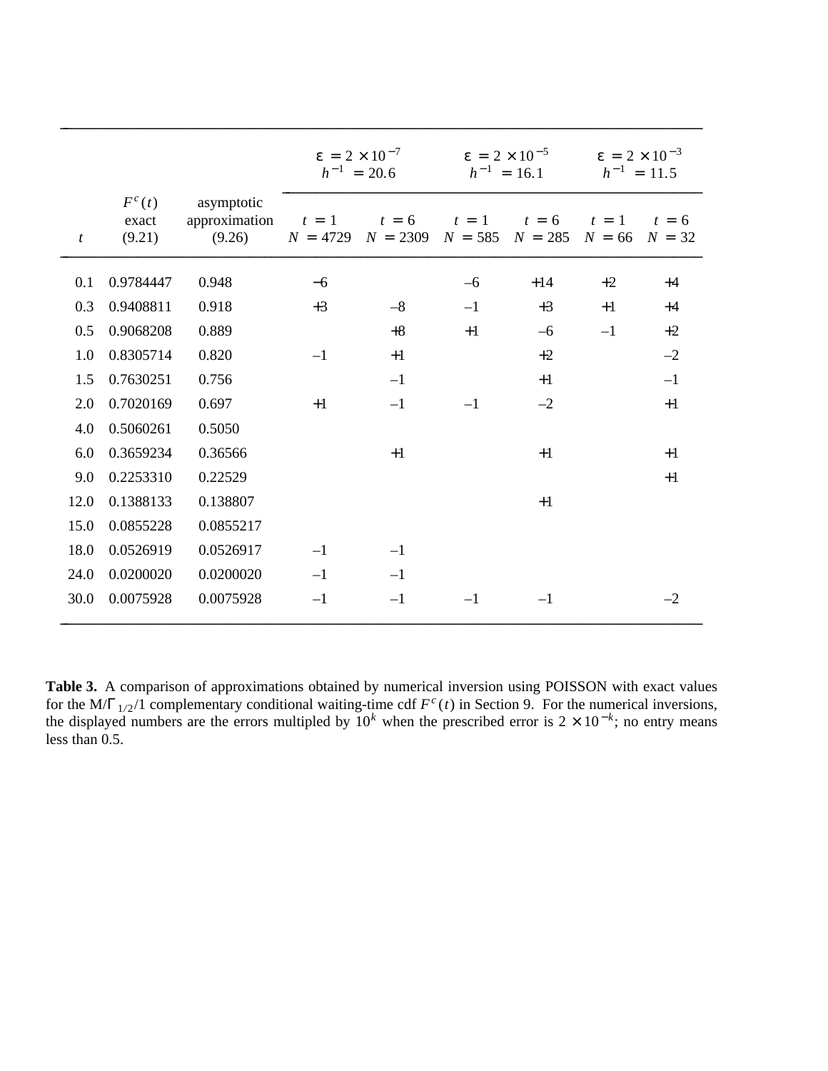|  |  |  | $\epsilon = 2 \times 10^{-7}$ $h^{-1} = 20.6$ |  | $\epsilon = 2 \times 10^{-5}$ $h^{-1} = 16.1$ |  | $\epsilon = 2 \times 10^{-3}$ $h^{-1} = 11.5$ |  |
|---|---|---|---|---|---|---|---|---|
| $t$ | $F^c(t)$ exact (9.21) | asymptotic approximation (9.26) | $t = 1$ $N = 4729$ | $t = 6$ $N = 2309$ | $t = 1$ $N = 585$ | $t = 6$ $N = 285$ | $t = 1$ $N = 66$ | $t = 6$ $N = 32$ |
| 0.1 | 0.9784447 | 0.948 | −6 |  | −6 | +14 | +2 | +4 |
| 0.3 | 0.9408811 | 0.918 | +3 | −8 | −1 | +3 | +1 | +4 |
| 0.5 | 0.9068208 | 0.889 |  | +8 | +1 | −6 | −1 | +2 |
| 1.0 | 0.8305714 | 0.820 | −1 | +1 |  | +2 |  | −2 |
| 1.5 | 0.7630251 | 0.756 |  | −1 |  | +1 |  | −1 |
| 2.0 | 0.7020169 | 0.697 | +1 | −1 | −1 | −2 |  | +1 |
| 4.0 | 0.5060261 | 0.5050 |  |  |  |  |  |  |
| 6.0 | 0.3659234 | 0.36566 |  | +1 |  | +1 |  | +1 |
| 9.0 | 0.2253310 | 0.22529 |  |  |  |  |  | +1 |
| 12.0 | 0.1388133 | 0.138807 |  |  |  | +1 |  |  |
| 15.0 | 0.0855228 | 0.0855217 |  |  |  |  |  |  |
| 18.0 | 0.0526919 | 0.0526917 | −1 | −1 |  |  |  |  |
| 24.0 | 0.0200020 | 0.0200020 | −1 | −1 |  |  |  |  |
| 30.0 | 0.0075928 | 0.0075928 | −1 | −1 | −1 | −1 |  | −2 |

**Table 3.** A comparison of approximations obtained by numerical inversion using POISSON with exact values for the $M/\Gamma_{1/2}/1$ complementary conditional waiting-time cdf $F^c(t)$ in Section 9. For the numerical inversions, the displayed numbers are the errors multipled by $10^k$ when the prescribed error is $2 \times 10^{-k}$; no entry means less than 0.5.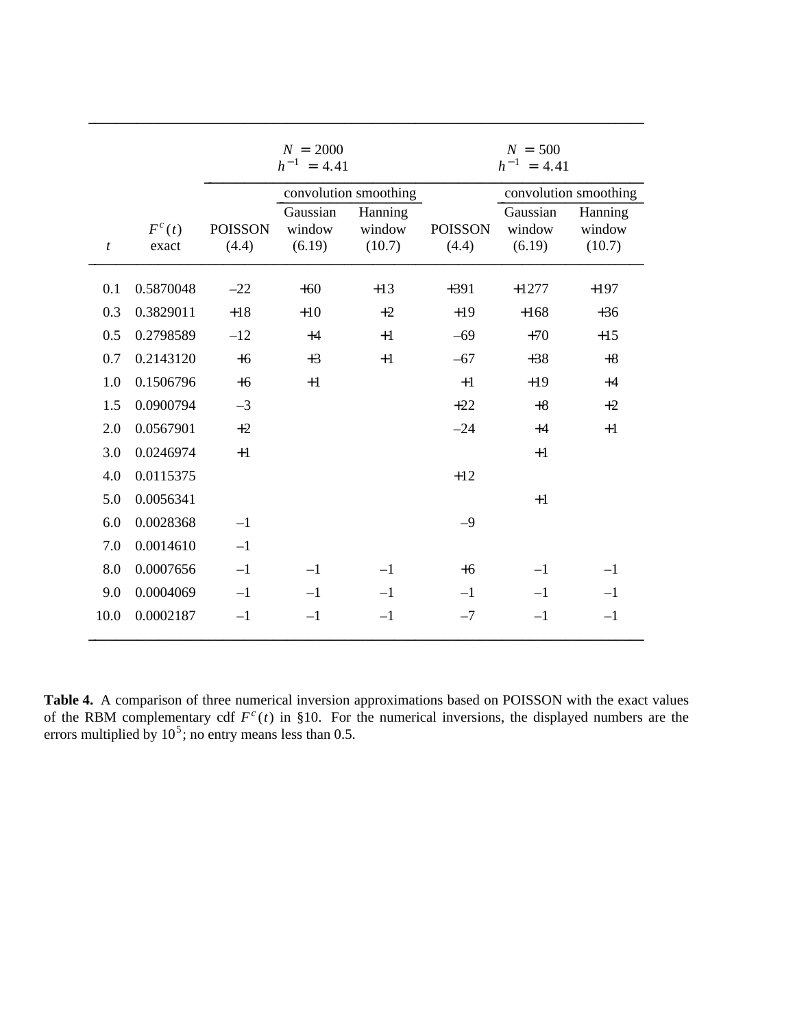| $t$ | $F^c(t)$ exact | $N = 2000$, $h^{-1} = 4.41$ | | | $N = 500$, $h^{-1} = 4.41$ | | |
|---|---|---|---|---|---|---|---|
| | | | convolution smoothing | | | convolution smoothing | |
| | | POISSON (4.4) | Gaussian window (6.19) | Hanning window (10.7) | POISSON (4.4) | Gaussian window (6.19) | Hanning window (10.7) |
| 0.1 | 0.5870048 | –22 | +60 | +13 | +391 | +1277 | +197 |
| 0.3 | 0.3829011 | +18 | +10 | +2 | +19 | +168 | +36 |
| 0.5 | 0.2798589 | –12 | +4 | +1 | –69 | +70 | +15 |
| 0.7 | 0.2143120 | +6 | +3 | +1 | –67 | +38 | +8 |
| 1.0 | 0.1506796 | +6 | +1 | | +1 | +19 | +4 |
| 1.5 | 0.0900794 | –3 | | | +22 | +8 | +2 |
| 2.0 | 0.0567901 | +2 | | | –24 | +4 | +1 |
| 3.0 | 0.0246974 | +1 | | | | +1 | |
| 4.0 | 0.0115375 | | | | +12 | | |
| 5.0 | 0.0056341 | | | | | +1 | |
| 6.0 | 0.0028368 | –1 | | | –9 | | |
| 7.0 | 0.0014610 | –1 | | | | | |
| 8.0 | 0.0007656 | –1 | –1 | –1 | +6 | –1 | –1 |
| 9.0 | 0.0004069 | –1 | –1 | –1 | –1 | –1 | –1 |
| 10.0 | 0.0002187 | –1 | –1 | –1 | –7 | –1 | –1 |

**Table 4.** A comparison of three numerical inversion approximations based on POISSON with the exact values of the RBM complementary cdf $F^c(t)$ in §10. For the numerical inversions, the displayed numbers are the errors multiplied by $10^5$; no entry means less than 0.5.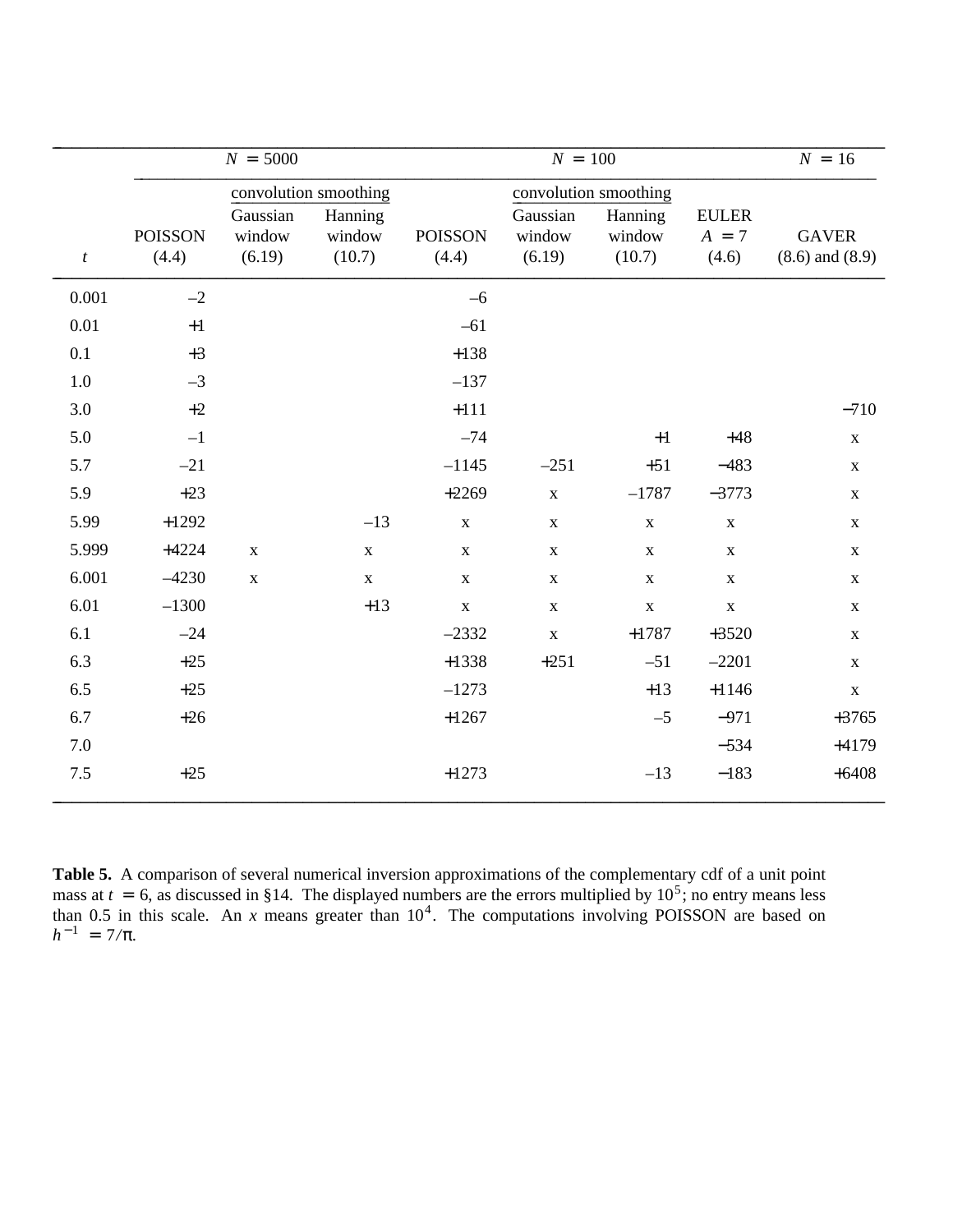| $t$ | $N = 5000$ POISSON (4.4) | $N = 5000$ convolution smoothing Gaussian window (6.19) | $N = 5000$ convolution smoothing Hanning window (10.7) | $N = 100$ POISSON (4.4) | $N = 100$ convolution smoothing Gaussian window (6.19) | $N = 100$ convolution smoothing Hanning window (10.7) | $N = 100$ EULER $A = 7$ (4.6) | $N = 16$ GAVER (8.6) and (8.9) |
|---|---|---|---|---|---|---|---|---|
| 0.001 | –2 | | | –6 | | | | |
| 0.01 | +1 | | | –61 | | | | |
| 0.1 | +3 | | | +138 | | | | |
| 1.0 | –3 | | | –137 | | | | |
| 3.0 | +2 | | | +111 | | | | –710 |
| 5.0 | –1 | | | –74 | | +1 | +48 | x |
| 5.7 | –21 | | | –1145 | –251 | +51 | –483 | x |
| 5.9 | +23 | | | +2269 | x | –1787 | –3773 | x |
| 5.99 | +1292 | | –13 | x | x | x | x | x |
| 5.999 | +4224 | x | x | x | x | x | x | x |
| 6.001 | –4230 | x | x | x | x | x | x | x |
| 6.01 | –1300 | | +13 | x | x | x | x | x |
| 6.1 | –24 | | | –2332 | x | +1787 | +3520 | x |
| 6.3 | +25 | | | +1338 | +251 | –51 | –2201 | x |
| 6.5 | +25 | | | –1273 | | +13 | +1146 | x |
| 6.7 | +26 | | | +1267 | | –5 | –971 | +3765 |
| 7.0 | | | | | | | –534 | +4179 |
| 7.5 | +25 | | | +1273 | | –13 | –183 | +6408 |

**Table 5.** A comparison of several numerical inversion approximations of the complementary cdf of a unit point mass at $t = 6$, as discussed in §14. The displayed numbers are the errors multiplied by $10^5$; no entry means less than 0.5 in this scale. An *x* means greater than $10^4$. The computations involving POISSON are based on $h^{-1} = 7/\pi$.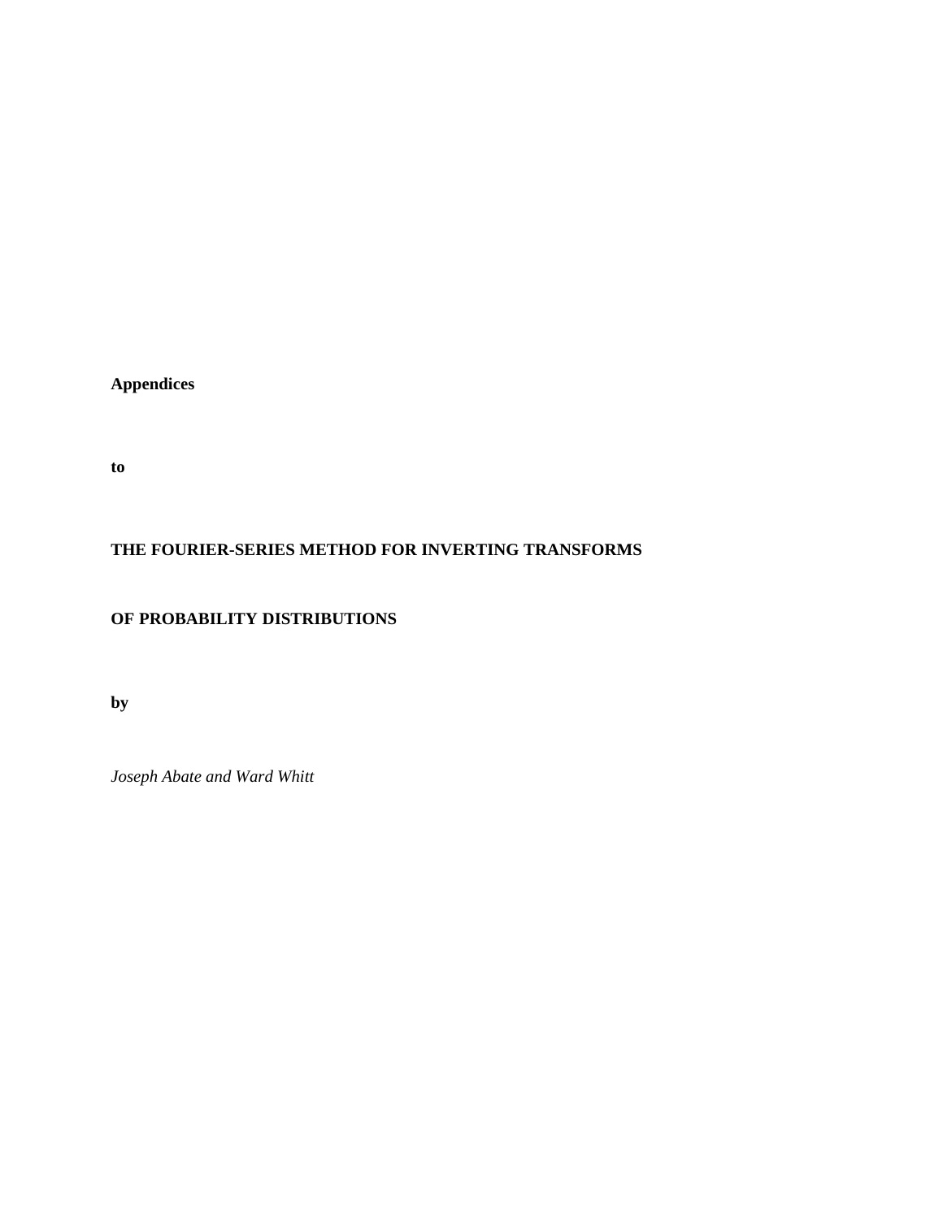**Appendices**

**to**

**THE FOURIER-SERIES METHOD FOR INVERTING TRANSFORMS**

**OF PROBABILITY DISTRIBUTIONS**

**by**

*Joseph Abate and Ward Whitt*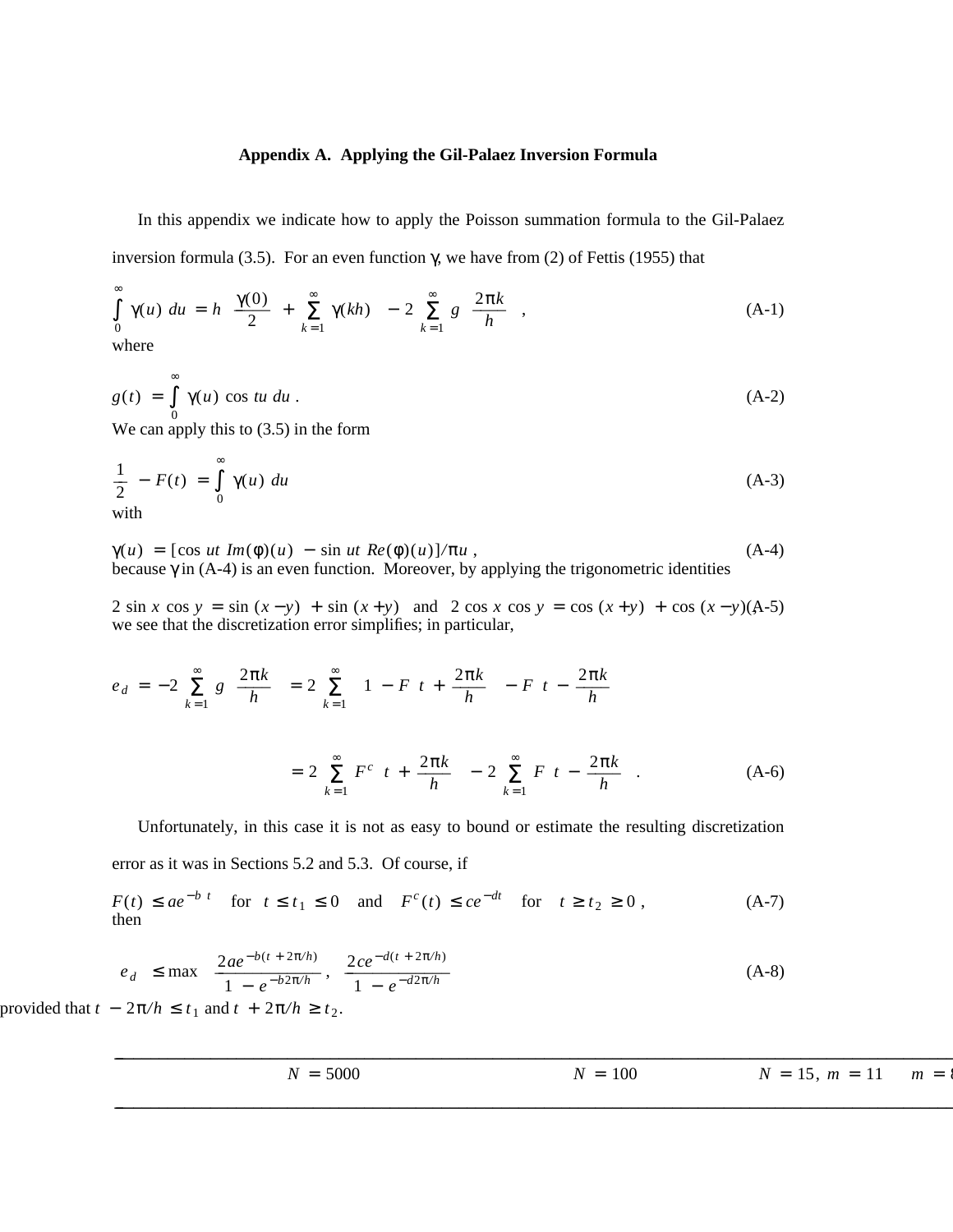### Appendix A. Applying the Gil-Palaez Inversion Formula

In this appendix we indicate how to apply the Poisson summation formula to the Gil-Palaez inversion formula (3.5). For an even function $\gamma$, we have from (2) of Fettis (1955) that

$$\int_0^\infty \gamma(u)\, du = h \left( \frac{\gamma(0)}{2} + \sum_{k=1}^\infty \gamma(kh) \right) - 2 \sum_{k=1}^\infty g\left( \frac{2\pi k}{h} \right), \tag{A-1}$$

where

$$g(t) = \int_0^\infty \gamma(u) \cos tu\, du\,. \tag{A-2}$$

We can apply this to (3.5) in the form

$$\frac{1}{2} - F(t) = \int_0^\infty \gamma(u)\, du \tag{A-3}$$

with

$$\gamma(u) = [\cos ut\, Im(\phi)(u) - \sin ut\, Re(\phi)(u)]/\pi u\,, \tag{A-4}$$

because $\gamma$ in (A-4) is an even function. Moreover, by applying the trigonometric identities

$$2 \sin x \cos y = \sin(x-y) + \sin(x+y) \quad \text{and} \quad 2\cos x \cos y = \cos(x+y) + \cos(x-y)\,, \tag{A-5}$$

we see that the discretization error simplifies; in particular,

$$e_d = -2 \sum_{k=1}^\infty g\left( \frac{2\pi k}{h} \right) = 2 \sum_{k=1}^\infty \left[ 1 - F\left( t + \frac{2\pi k}{h} \right) - F\left( t - \frac{2\pi k}{h} \right) \right]$$

$$= 2 \sum_{k=1}^\infty F^c\left( t + \frac{2\pi k}{h} \right) - 2 \sum_{k=1}^\infty F\left( t - \frac{2\pi k}{h} \right). \tag{A-6}$$

Unfortunately, in this case it is not as easy to bound or estimate the resulting discretization error as it was in Sections 5.2 and 5.3. Of course, if

$$F(t) \le a e^{-b\,t} \quad \text{for} \quad t \le t_1 \le 0 \quad \text{and} \quad F^c(t) \le c e^{-dt} \quad \text{for} \quad t \ge t_2 \ge 0\,, \tag{A-7}$$

then

$$|e_d| \le \max\left\{ \frac{2ae^{-b(t+2\pi/h)}}{1 - e^{-b2\pi/h}}, \frac{2ce^{-d(t+2\pi/h)}}{1 - e^{-d2\pi/h}} \right\} \tag{A-8}$$

provided that $t - 2\pi/h \le t_1$ and $t + 2\pi/h \ge t_2$.

| $N = 5000$ | $N = 100$ | $N = 15,\ m = 11$ | $m = 8$ |
|---|---|---|---|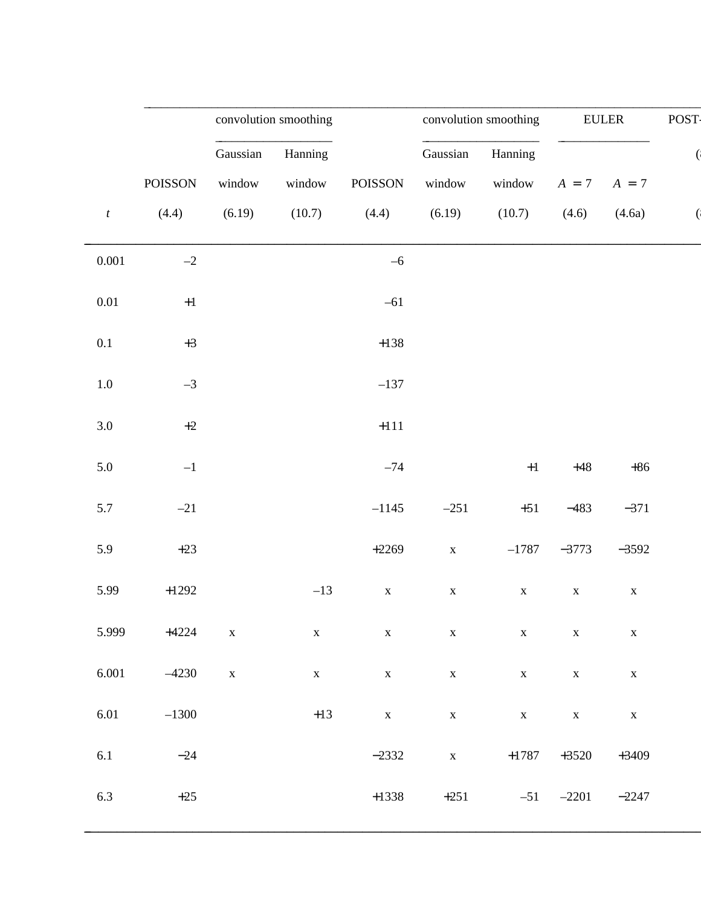| | | convolution smoothing | | | convolution smoothing | | EULER | | POST- |
|---|---|---|---|---|---|---|---|---|---|
| | | Gaussian | Hanning | | Gaussian | Hanning | | | (‍ |
| | POISSON | window | window | POISSON | window | window | $A = 7$ | $A = 7$ | |
| $t$ | (4.4) | (6.19) | (10.7) | (4.4) | (6.19) | (10.7) | (4.6) | (4.6a) | (‍ |
| 0.001 | –2 | | | –6 | | | | | |
| 0.01 | +1 | | | –61 | | | | | |
| 0.1 | +3 | | | +138 | | | | | |
| 1.0 | –3 | | | –137 | | | | | |
| 3.0 | +2 | | | +111 | | | | | |
| 5.0 | –1 | | | –74 | | +1 | +48 | +86 | |
| 5.7 | –21 | | | –1145 | –251 | +51 | –483 | –371 | |
| 5.9 | +23 | | | +2269 | x | –1787 | –3773 | –3592 | |
| 5.99 | +1292 | | –13 | x | x | x | x | x | |
| 5.999 | +4224 | x | x | x | x | x | x | x | |
| 6.001 | –4230 | x | x | x | x | x | x | x | |
| 6.01 | –1300 | | +13 | x | x | x | x | x | |
| 6.1 | –24 | | | –2332 | x | +1787 | +3520 | +3409 | |
| 6.3 | +25 | | | +1338 | +251 | –51 | –2201 | –2247 | |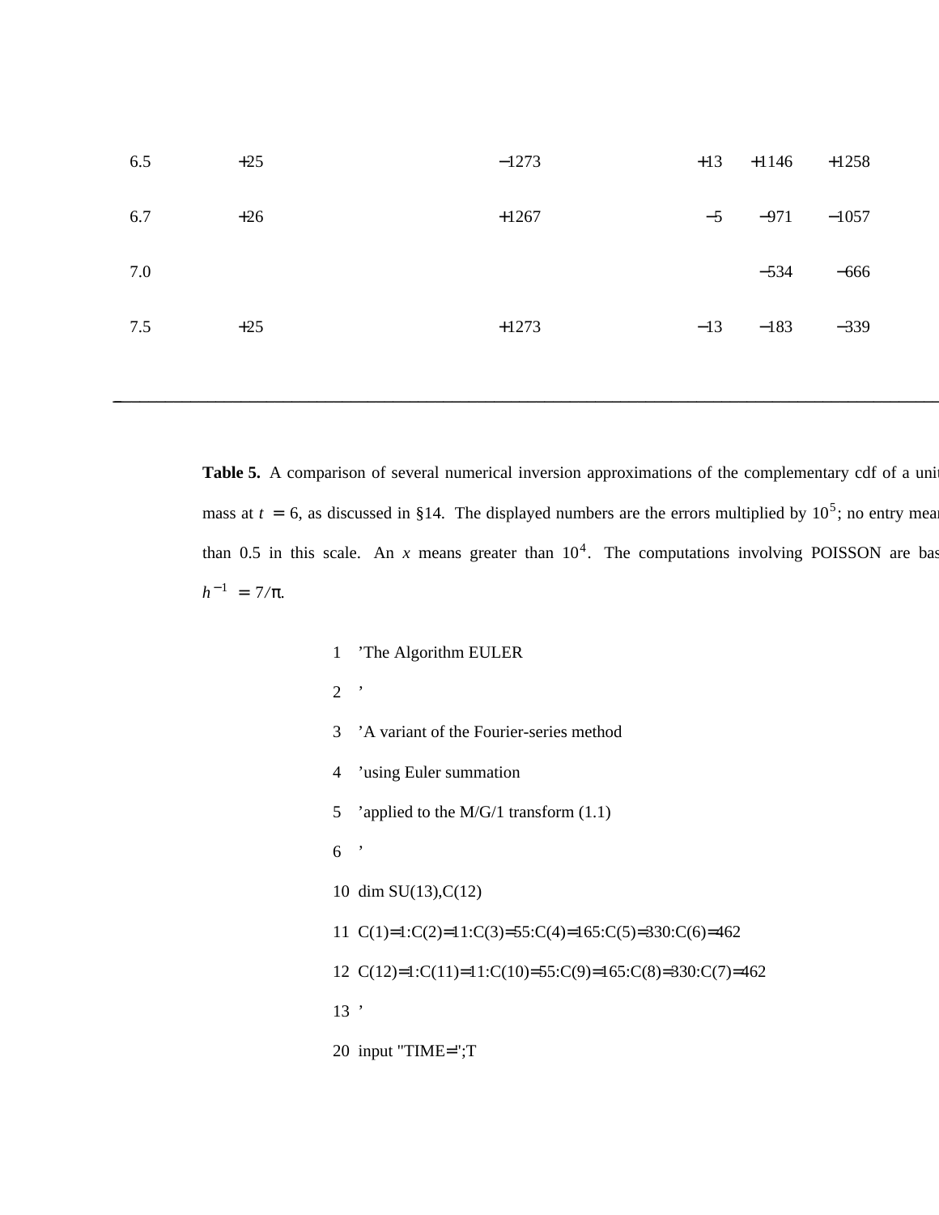| | | | | | |
|---|---|---|---|---|---|
| 6.5 | +25 | −1273 | +13 | +1146 | +1258 |
| 6.7 | +26 | +1267 | −5 | −971 | −1057 |
| 7.0 | | | | −534 | −666 |
| 7.5 | +25 | +1273 | −13 | −183 | −339 |

**Table 5.** A comparison of several numerical inversion approximations of the complementary cdf of a unit mass at $t = 6$, as discussed in §14. The displayed numbers are the errors multiplied by $10^5$; no entry mean than 0.5 in this scale. An $x$ means greater than $10^4$. The computations involving POISSON are bas $h^{-1} = 7/\pi$.

```
1   'The Algorithm EULER
2   '
3   'A variant of the Fourier-series method
4   'using Euler summation
5   'applied to the M/G/1 transform (1.1)
6   '
10  dim SU(13),C(12)
11  C(1)=1:C(2)=11:C(3)=55:C(4)=165:C(5)=330:C(6)=462
12  C(12)=1:C(11)=11:C(10)=55:C(9)=165:C(8)=330:C(7)=462
13  '
20  input "TIME=";T
```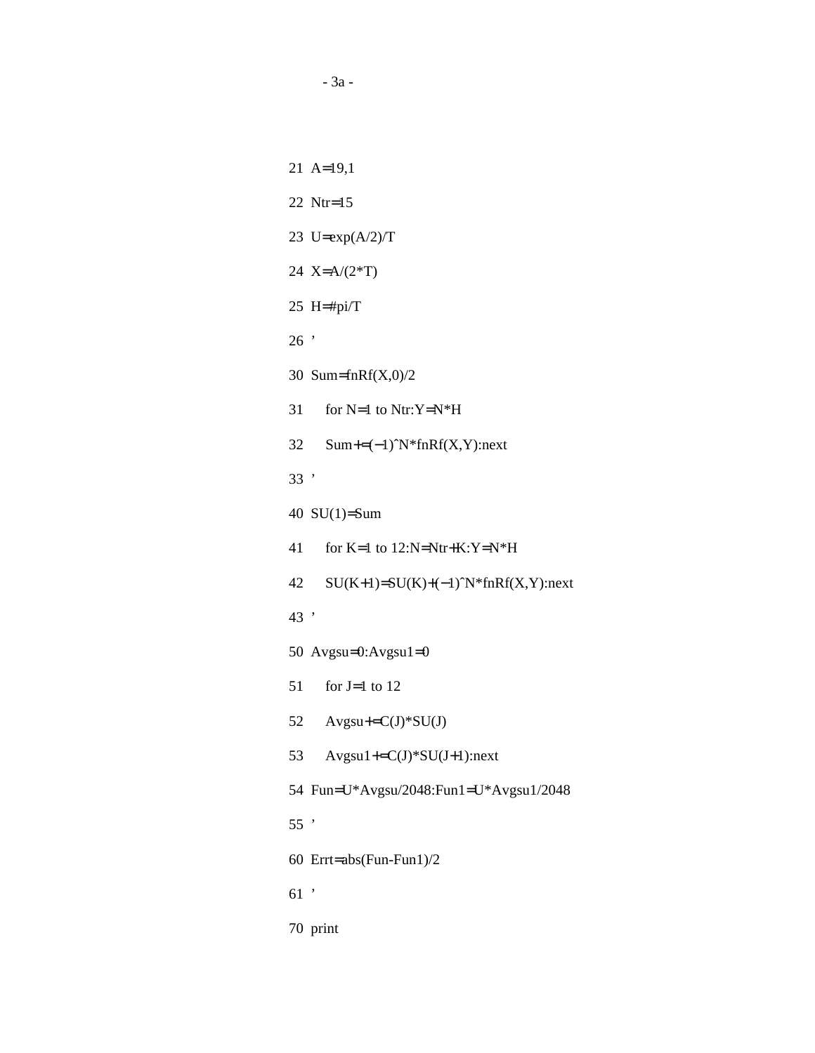```
21  A=19,1
22  Ntr=15
23  U=exp(A/2)/T
24  X=A/(2*T)
25  H=#pi/T
26  '
30  Sum=fnRf(X,0)/2
31     for N=1 to Ntr:Y=N*H
32     Sum+=(−1)ˆN*fnRf(X,Y):next
33  '
40  SU(1)=Sum
41     for K=1 to 12:N=Ntr+K:Y=N*H
42     SU(K+1)=SU(K)+(−1)ˆN*fnRf(X,Y):next
43  '
50  Avgsu=0:Avgsu1=0
51     for J=1 to 12
52     Avgsu+=C(J)*SU(J)
53     Avgsu1+=C(J)*SU(J+1):next
54  Fun=U*Avgsu/2048:Fun1=U*Avgsu1/2048
55  '
60  Errt=abs(Fun-Fun1)/2
61  '
70  print
```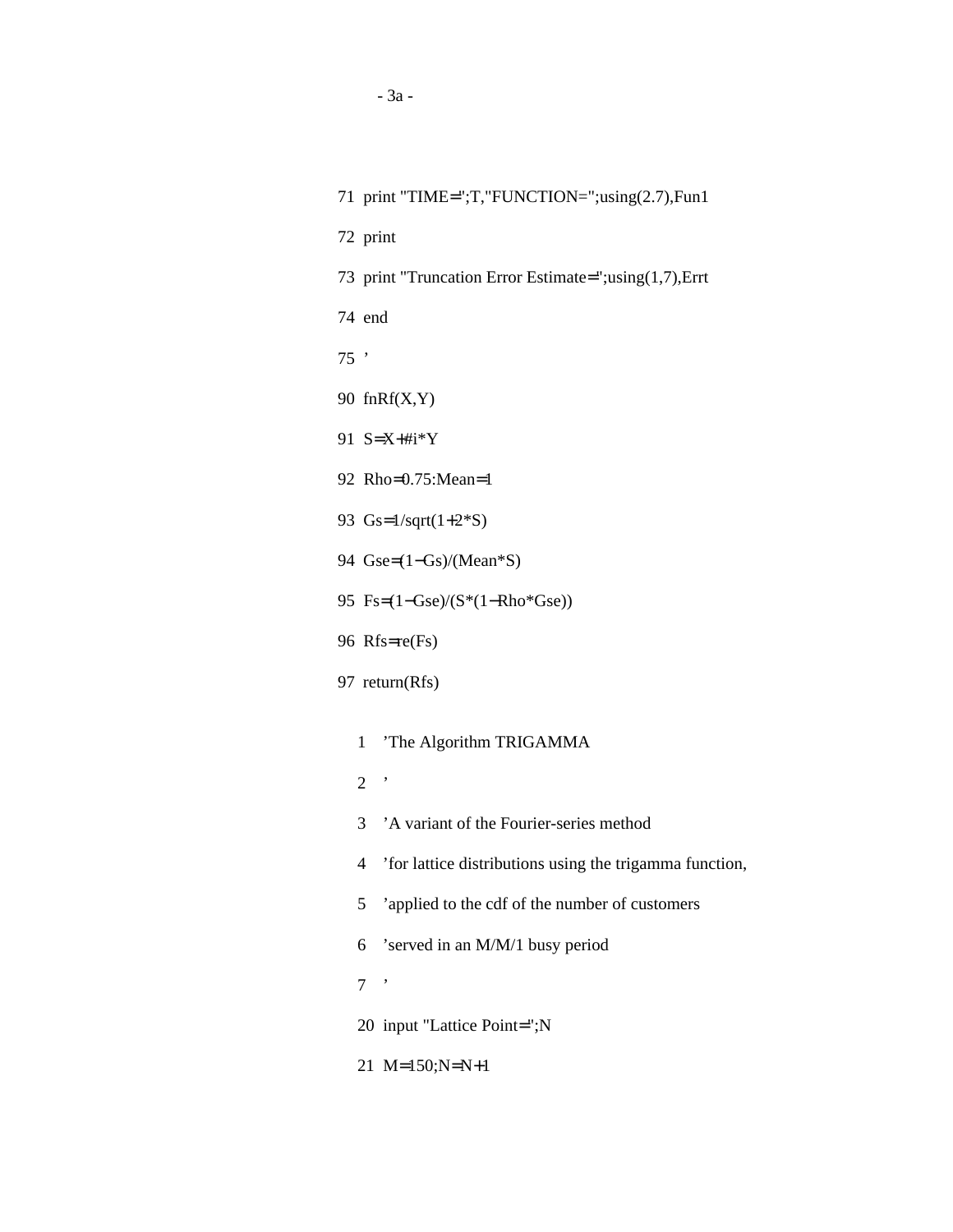```
71  print "TIME=";T,"FUNCTION=";using(2.7),Fun1
72  print
73  print "Truncation Error Estimate=";using(1,7),Errt
74  end
75  '
90  fnRf(X,Y)
91  S=X+#i*Y
92  Rho=0.75:Mean=1
93  Gs=1/sqrt(1+2*S)
94  Gse=(1−Gs)/(Mean*S)
95  Fs=(1−Gse)/(S*(1−Rho*Gse))
96  Rfs=re(Fs)
97  return(Rfs)
```

```
1    'The Algorithm TRIGAMMA
2    '
3    'A variant of the Fourier-series method
4    'for lattice distributions using the trigamma function,
5    'applied to the cdf of the number of customers
6    'served in an M/M/1 busy period
7    '
20  input "Lattice Point=";N
21  M=150;N=N+1
```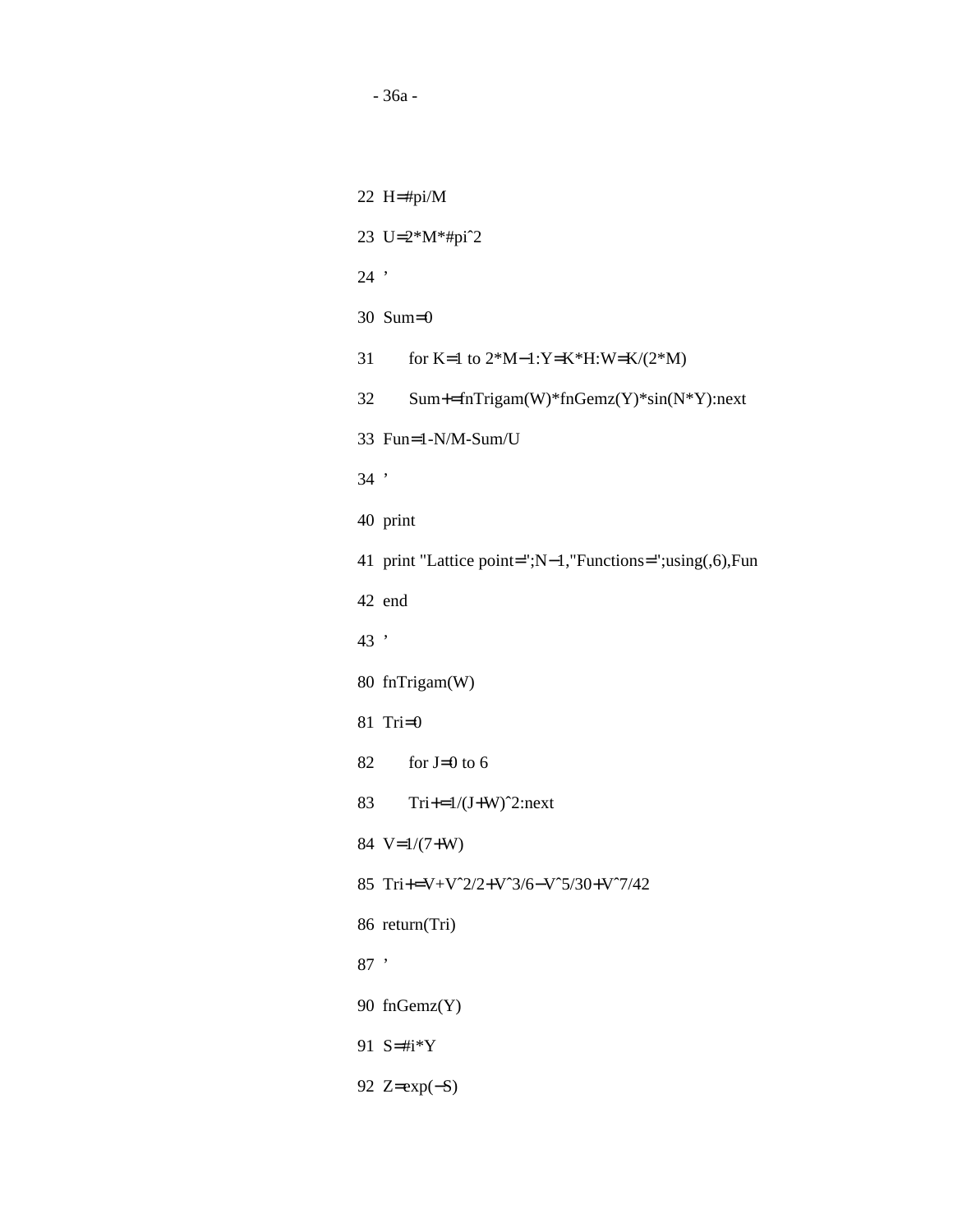```
22  H=#pi/M
23  U=2*M*#pi^2
24  '
30  Sum=0
31      for K=1 to 2*M−1:Y=K*H:W=K/(2*M)
32      Sum+=fnTrigam(W)*fnGemz(Y)*sin(N*Y):next
33  Fun=1-N/M-Sum/U
34  '
40  print
41  print "Lattice point=";N−1,"Functions=";using(,6),Fun
42  end
43  '
80  fnTrigam(W)
81  Tri=0
82      for J=0 to 6
83      Tri+=1/(J+W)^2:next
84  V=1/(7+W)
85  Tri+=V+V^2/2+V^3/6−V^5/30+V^7/42
86  return(Tri)
87  '
90  fnGemz(Y)
91  S=#i*Y
92  Z=exp(−S)
```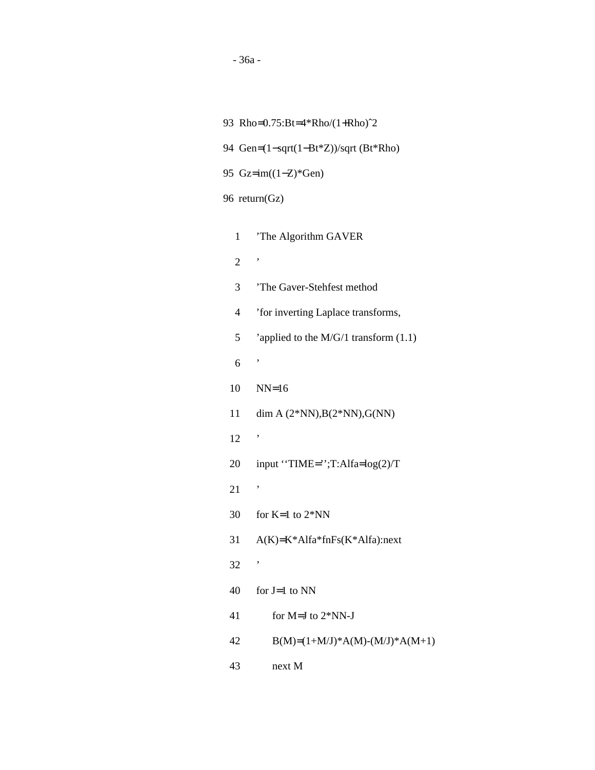```
93  Rho=0.75:Bt=4*Rho/(1+Rho)^2
94  Gen=(1−sqrt(1−Bt*Z))/sqrt (Bt*Rho)
95  Gz=im((1−Z)*Gen)
96  return(Gz)
```

```
 1    'The Algorithm GAVER
 2    '
 3    'The Gaver-Stehfest method
 4    'for inverting Laplace transforms,
 5    'applied to the M/G/1 transform (1.1)
 6    '
10    NN=16
11    dim A (2*NN),B(2*NN),G(NN)
12    '
20    input ''TIME='';T:Alfa=log(2)/T
21    '
30    for K=1 to 2*NN
31    A(K)=K*Alfa*fnFs(K*Alfa):next
32    '
40    for J=1 to NN
41         for M=J to 2*NN-J
42         B(M)=(1+M/J)*A(M)-(M/J)*A(M+1)
43         next M
```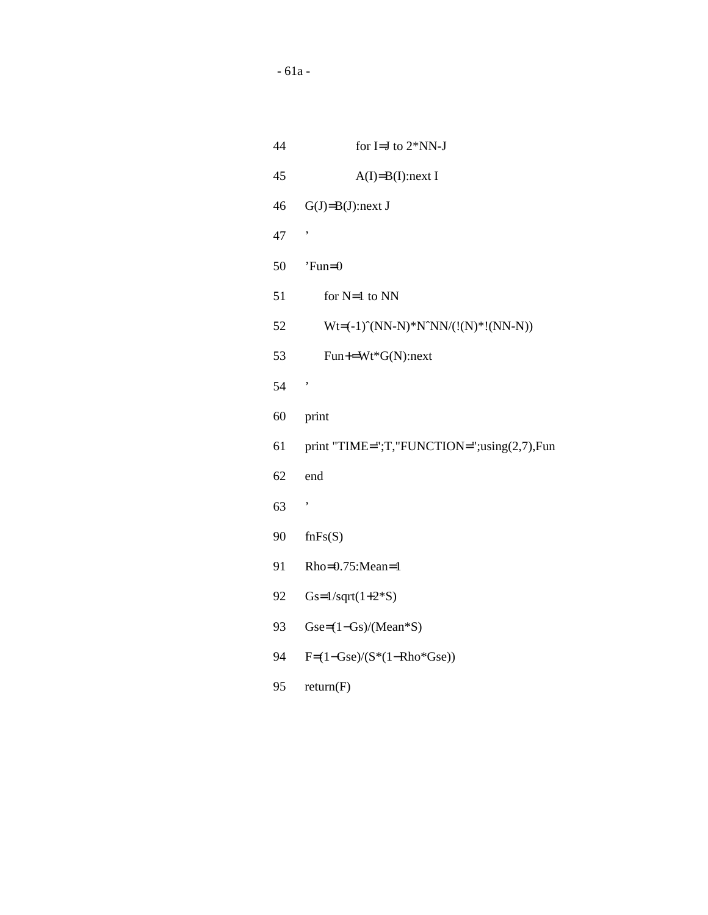```
44              for I=J to 2*NN-J
45              A(I)=B(I):next I
46     G(J)=B(J):next J
47     '
50     'Fun=0
51         for N=1 to NN
52         Wt=(-1)^(NN-N)*N^NN/(!(N)*!(NN-N))
53         Fun+=Wt*G(N):next
54     '
60     print
61     print "TIME=";T,"FUNCTION=";using(2,7),Fun
62     end
63     '
90     fnFs(S)
91     Rho=0.75:Mean=1
92     Gs=1/sqrt(1+2*S)
93     Gse=(1−Gs)/(Mean*S)
94     F=(1−Gse)/(S*(1−Rho*Gse))
95     return(F)
```